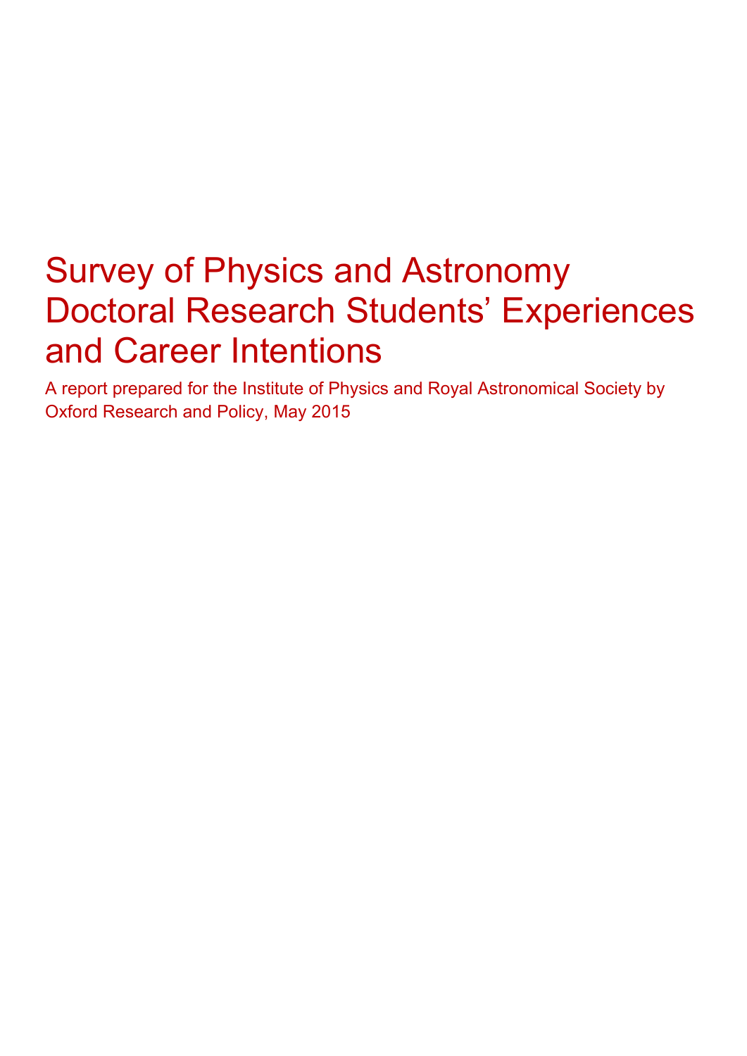# Survey of Physics and Astronomy Doctoral Research Students' Experiences and Career Intentions

A report prepared for the Institute of Physics and Royal Astronomical Society by Oxford Research and Policy, May 2015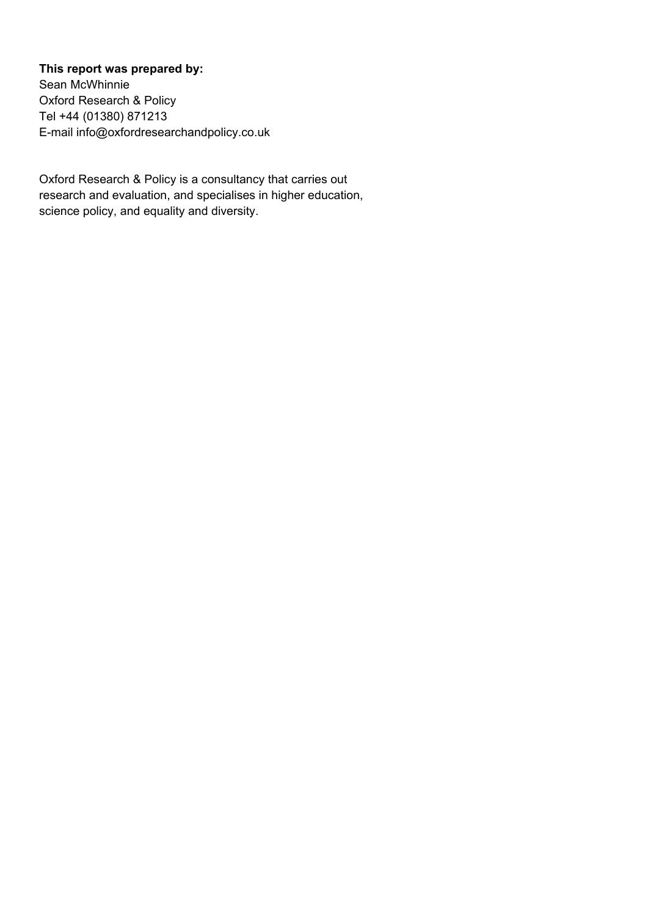**This report was prepared by:**
Sean McWhinnie
Oxford Research & Policy
Tel +44 (01380) 871213
E-mail info@oxfordresearchandpolicy.co.uk

Oxford Research & Policy is a consultancy that carries out research and evaluation, and specialises in higher education, science policy, and equality and diversity.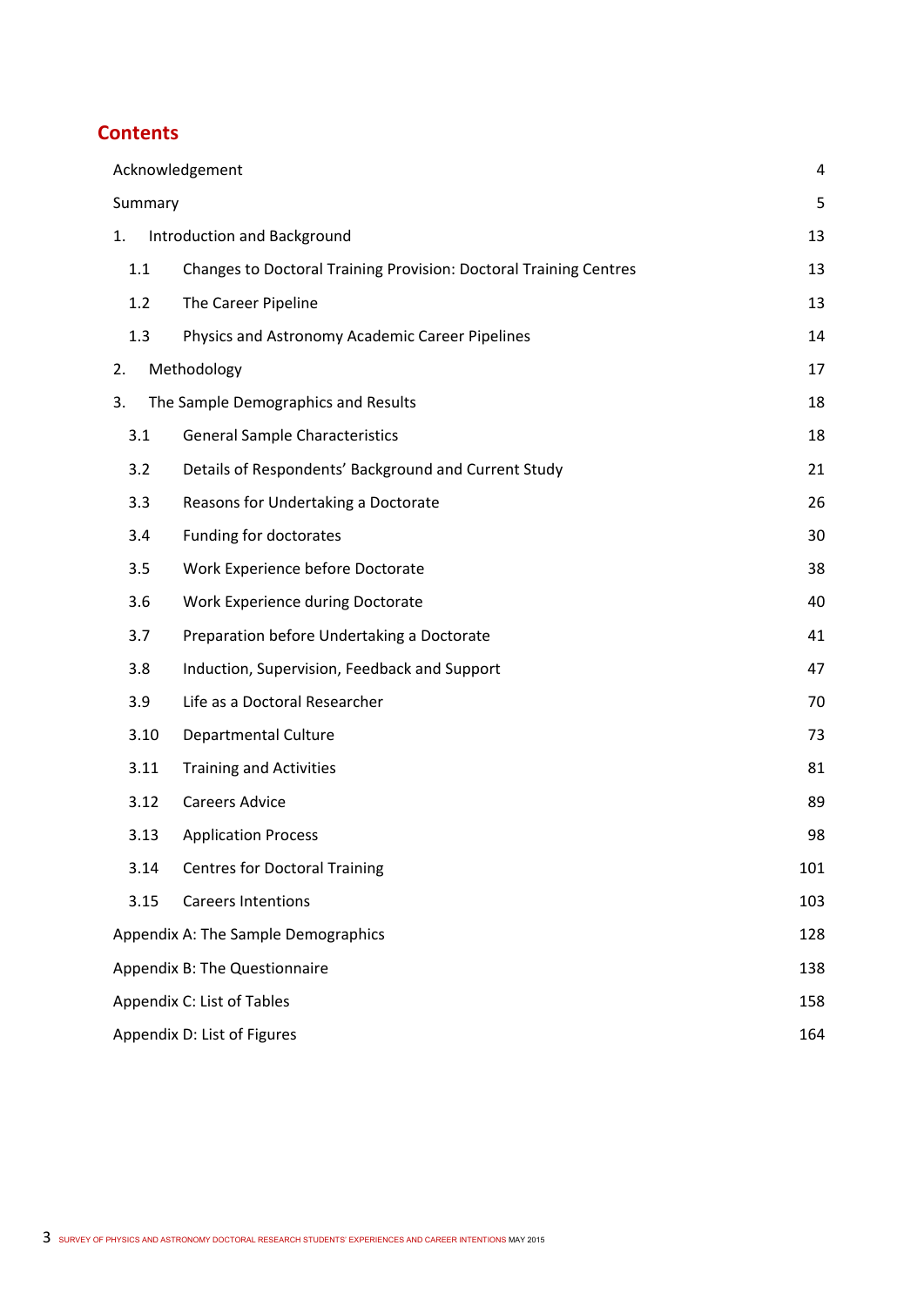## Contents

| | | |
|---|---|---|
| Acknowledgement | | 4 |
| Summary | | 5 |
| 1. | Introduction and Background | 13 |
| 1.1 | Changes to Doctoral Training Provision: Doctoral Training Centres | 13 |
| 1.2 | The Career Pipeline | 13 |
| 1.3 | Physics and Astronomy Academic Career Pipelines | 14 |
| 2. | Methodology | 17 |
| 3. | The Sample Demographics and Results | 18 |
| 3.1 | General Sample Characteristics | 18 |
| 3.2 | Details of Respondents' Background and Current Study | 21 |
| 3.3 | Reasons for Undertaking a Doctorate | 26 |
| 3.4 | Funding for doctorates | 30 |
| 3.5 | Work Experience before Doctorate | 38 |
| 3.6 | Work Experience during Doctorate | 40 |
| 3.7 | Preparation before Undertaking a Doctorate | 41 |
| 3.8 | Induction, Supervision, Feedback and Support | 47 |
| 3.9 | Life as a Doctoral Researcher | 70 |
| 3.10 | Departmental Culture | 73 |
| 3.11 | Training and Activities | 81 |
| 3.12 | Careers Advice | 89 |
| 3.13 | Application Process | 98 |
| 3.14 | Centres for Doctoral Training | 101 |
| 3.15 | Careers Intentions | 103 |
| Appendix A: The Sample Demographics | | 128 |
| Appendix B: The Questionnaire | | 138 |
| Appendix C: List of Tables | | 158 |
| Appendix D: List of Figures | | 164 |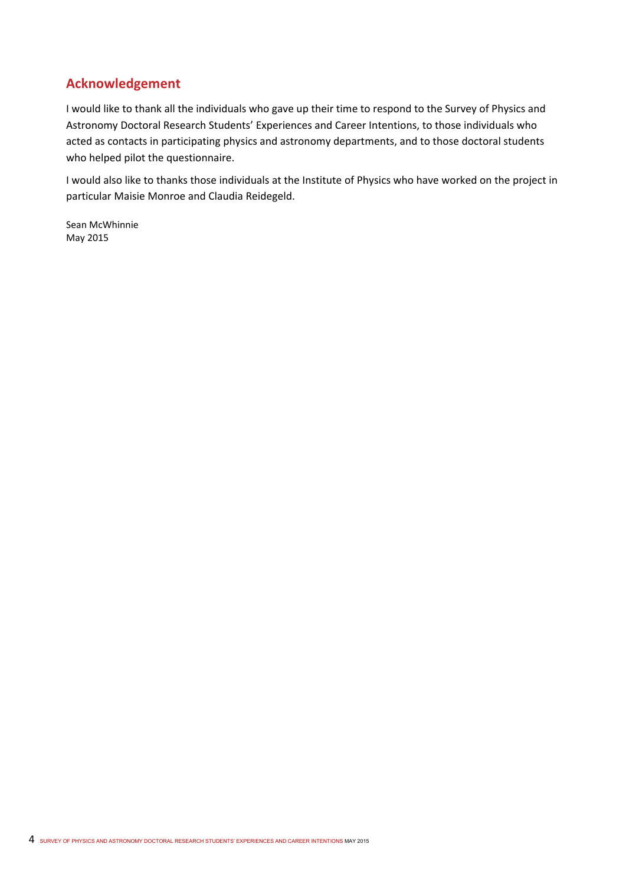## Acknowledgement

I would like to thank all the individuals who gave up their time to respond to the Survey of Physics and Astronomy Doctoral Research Students' Experiences and Career Intentions, to those individuals who acted as contacts in participating physics and astronomy departments, and to those doctoral students who helped pilot the questionnaire.

I would also like to thanks those individuals at the Institute of Physics who have worked on the project in particular Maisie Monroe and Claudia Reidegeld.

Sean McWhinnie
May 2015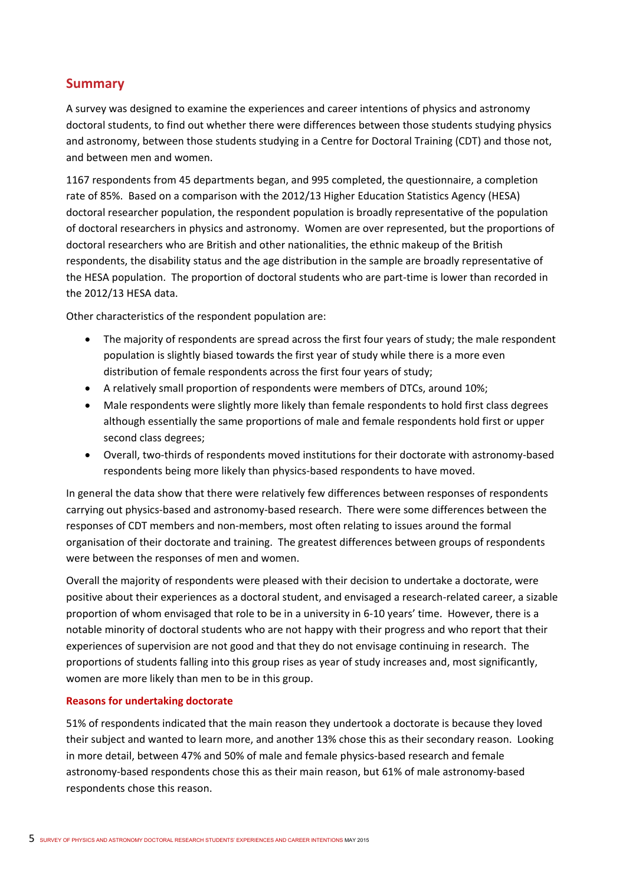## Summary

A survey was designed to examine the experiences and career intentions of physics and astronomy doctoral students, to find out whether there were differences between those students studying physics and astronomy, between those students studying in a Centre for Doctoral Training (CDT) and those not, and between men and women.

1167 respondents from 45 departments began, and 995 completed, the questionnaire, a completion rate of 85%. Based on a comparison with the 2012/13 Higher Education Statistics Agency (HESA) doctoral researcher population, the respondent population is broadly representative of the population of doctoral researchers in physics and astronomy. Women are over represented, but the proportions of doctoral researchers who are British and other nationalities, the ethnic makeup of the British respondents, the disability status and the age distribution in the sample are broadly representative of the HESA population. The proportion of doctoral students who are part-time is lower than recorded in the 2012/13 HESA data.

Other characteristics of the respondent population are:

- The majority of respondents are spread across the first four years of study; the male respondent population is slightly biased towards the first year of study while there is a more even distribution of female respondents across the first four years of study;
- A relatively small proportion of respondents were members of DTCs, around 10%;
- Male respondents were slightly more likely than female respondents to hold first class degrees although essentially the same proportions of male and female respondents hold first or upper second class degrees;
- Overall, two-thirds of respondents moved institutions for their doctorate with astronomy-based respondents being more likely than physics-based respondents to have moved.

In general the data show that there were relatively few differences between responses of respondents carrying out physics-based and astronomy-based research. There were some differences between the responses of CDT members and non-members, most often relating to issues around the formal organisation of their doctorate and training. The greatest differences between groups of respondents were between the responses of men and women.

Overall the majority of respondents were pleased with their decision to undertake a doctorate, were positive about their experiences as a doctoral student, and envisaged a research-related career, a sizable proportion of whom envisaged that role to be in a university in 6-10 years' time. However, there is a notable minority of doctoral students who are not happy with their progress and who report that their experiences of supervision are not good and that they do not envisage continuing in research. The proportions of students falling into this group rises as year of study increases and, most significantly, women are more likely than men to be in this group.

### Reasons for undertaking doctorate

51% of respondents indicated that the main reason they undertook a doctorate is because they loved their subject and wanted to learn more, and another 13% chose this as their secondary reason. Looking in more detail, between 47% and 50% of male and female physics-based research and female astronomy-based respondents chose this as their main reason, but 61% of male astronomy-based respondents chose this reason.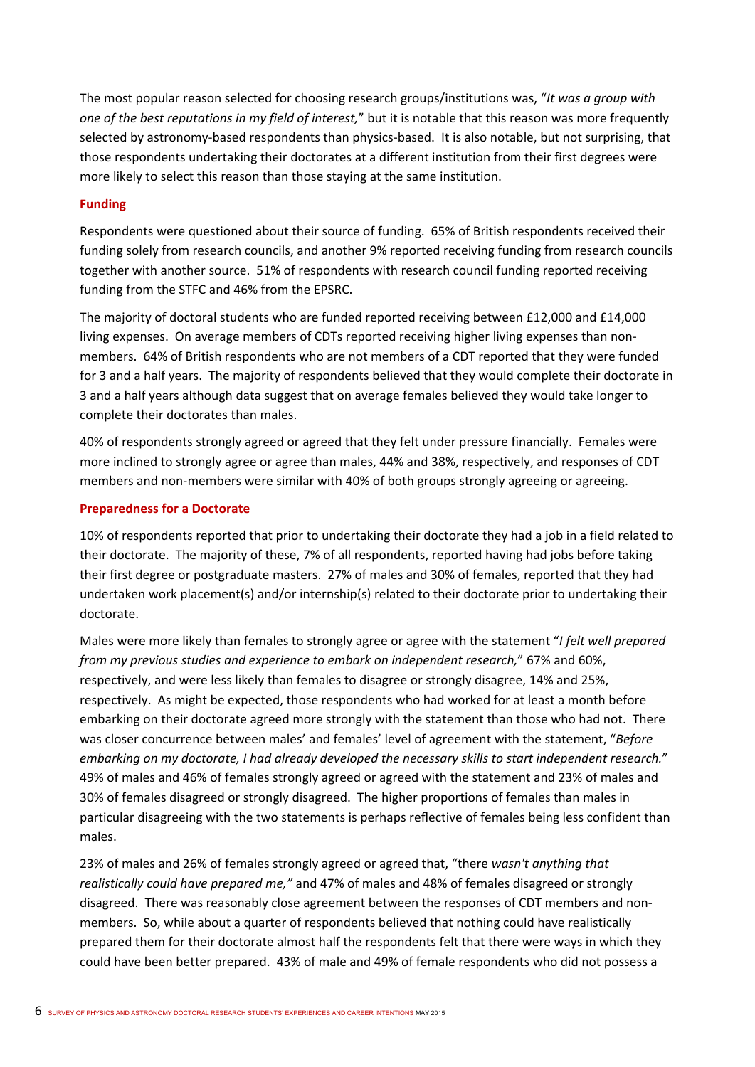The most popular reason selected for choosing research groups/institutions was, "*It was a group with one of the best reputations in my field of interest,*" but it is notable that this reason was more frequently selected by astronomy-based respondents than physics-based. It is also notable, but not surprising, that those respondents undertaking their doctorates at a different institution from their first degrees were more likely to select this reason than those staying at the same institution.

### Funding

Respondents were questioned about their source of funding. 65% of British respondents received their funding solely from research councils, and another 9% reported receiving funding from research councils together with another source. 51% of respondents with research council funding reported receiving funding from the STFC and 46% from the EPSRC.

The majority of doctoral students who are funded reported receiving between £12,000 and £14,000 living expenses. On average members of CDTs reported receiving higher living expenses than non-members. 64% of British respondents who are not members of a CDT reported that they were funded for 3 and a half years. The majority of respondents believed that they would complete their doctorate in 3 and a half years although data suggest that on average females believed they would take longer to complete their doctorates than males.

40% of respondents strongly agreed or agreed that they felt under pressure financially. Females were more inclined to strongly agree or agree than males, 44% and 38%, respectively, and responses of CDT members and non-members were similar with 40% of both groups strongly agreeing or agreeing.

### Preparedness for a Doctorate

10% of respondents reported that prior to undertaking their doctorate they had a job in a field related to their doctorate. The majority of these, 7% of all respondents, reported having had jobs before taking their first degree or postgraduate masters. 27% of males and 30% of females, reported that they had undertaken work placement(s) and/or internship(s) related to their doctorate prior to undertaking their doctorate.

Males were more likely than females to strongly agree or agree with the statement "*I felt well prepared from my previous studies and experience to embark on independent research,*" 67% and 60%, respectively, and were less likely than females to disagree or strongly disagree, 14% and 25%, respectively. As might be expected, those respondents who had worked for at least a month before embarking on their doctorate agreed more strongly with the statement than those who had not. There was closer concurrence between males' and females' level of agreement with the statement, "*Before embarking on my doctorate, I had already developed the necessary skills to start independent research.*" 49% of males and 46% of females strongly agreed or agreed with the statement and 23% of males and 30% of females disagreed or strongly disagreed. The higher proportions of females than males in particular disagreeing with the two statements is perhaps reflective of females being less confident than males.

23% of males and 26% of females strongly agreed or agreed that, "there *wasn't anything that realistically could have prepared me,"* and 47% of males and 48% of females disagreed or strongly disagreed. There was reasonably close agreement between the responses of CDT members and non-members. So, while about a quarter of respondents believed that nothing could have realistically prepared them for their doctorate almost half the respondents felt that there were ways in which they could have been better prepared. 43% of male and 49% of female respondents who did not possess a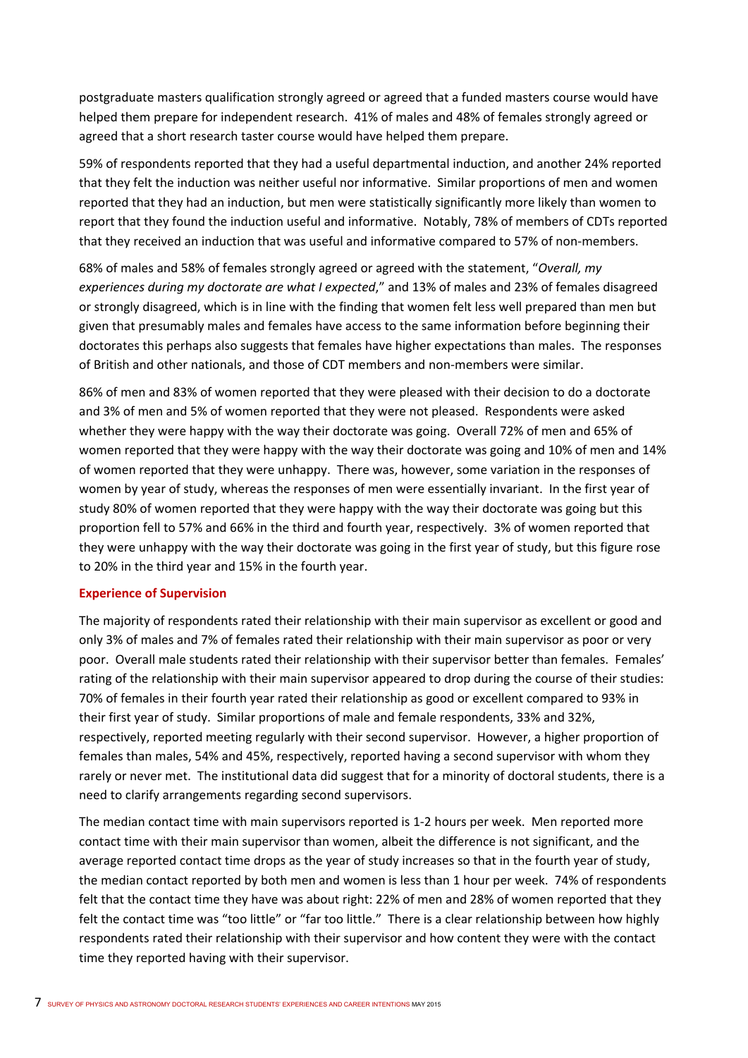postgraduate masters qualification strongly agreed or agreed that a funded masters course would have helped them prepare for independent research. 41% of males and 48% of females strongly agreed or agreed that a short research taster course would have helped them prepare.

59% of respondents reported that they had a useful departmental induction, and another 24% reported that they felt the induction was neither useful nor informative. Similar proportions of men and women reported that they had an induction, but men were statistically significantly more likely than women to report that they found the induction useful and informative. Notably, 78% of members of CDTs reported that they received an induction that was useful and informative compared to 57% of non-members.

68% of males and 58% of females strongly agreed or agreed with the statement, "*Overall, my experiences during my doctorate are what I expected*," and 13% of males and 23% of females disagreed or strongly disagreed, which is in line with the finding that women felt less well prepared than men but given that presumably males and females have access to the same information before beginning their doctorates this perhaps also suggests that females have higher expectations than males. The responses of British and other nationals, and those of CDT members and non-members were similar.

86% of men and 83% of women reported that they were pleased with their decision to do a doctorate and 3% of men and 5% of women reported that they were not pleased. Respondents were asked whether they were happy with the way their doctorate was going. Overall 72% of men and 65% of women reported that they were happy with the way their doctorate was going and 10% of men and 14% of women reported that they were unhappy. There was, however, some variation in the responses of women by year of study, whereas the responses of men were essentially invariant. In the first year of study 80% of women reported that they were happy with the way their doctorate was going but this proportion fell to 57% and 66% in the third and fourth year, respectively. 3% of women reported that they were unhappy with the way their doctorate was going in the first year of study, but this figure rose to 20% in the third year and 15% in the fourth year.

## Experience of Supervision

The majority of respondents rated their relationship with their main supervisor as excellent or good and only 3% of males and 7% of females rated their relationship with their main supervisor as poor or very poor. Overall male students rated their relationship with their supervisor better than females. Females' rating of the relationship with their main supervisor appeared to drop during the course of their studies: 70% of females in their fourth year rated their relationship as good or excellent compared to 93% in their first year of study. Similar proportions of male and female respondents, 33% and 32%, respectively, reported meeting regularly with their second supervisor. However, a higher proportion of females than males, 54% and 45%, respectively, reported having a second supervisor with whom they rarely or never met. The institutional data did suggest that for a minority of doctoral students, there is a need to clarify arrangements regarding second supervisors.

The median contact time with main supervisors reported is 1-2 hours per week. Men reported more contact time with their main supervisor than women, albeit the difference is not significant, and the average reported contact time drops as the year of study increases so that in the fourth year of study, the median contact reported by both men and women is less than 1 hour per week. 74% of respondents felt that the contact time they have was about right: 22% of men and 28% of women reported that they felt the contact time was "too little" or "far too little." There is a clear relationship between how highly respondents rated their relationship with their supervisor and how content they were with the contact time they reported having with their supervisor.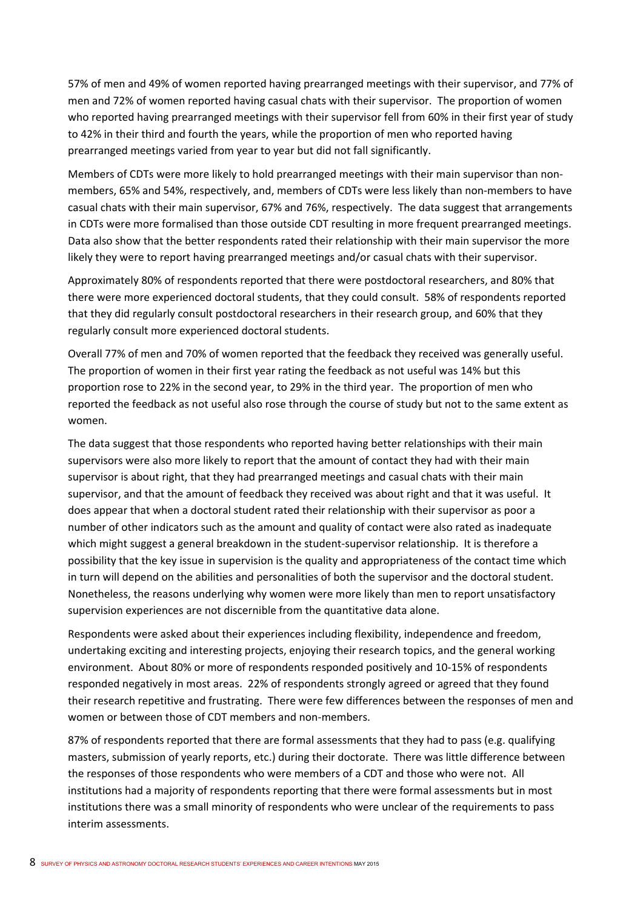57% of men and 49% of women reported having prearranged meetings with their supervisor, and 77% of men and 72% of women reported having casual chats with their supervisor. The proportion of women who reported having prearranged meetings with their supervisor fell from 60% in their first year of study to 42% in their third and fourth the years, while the proportion of men who reported having prearranged meetings varied from year to year but did not fall significantly.

Members of CDTs were more likely to hold prearranged meetings with their main supervisor than non-members, 65% and 54%, respectively, and, members of CDTs were less likely than non-members to have casual chats with their main supervisor, 67% and 76%, respectively. The data suggest that arrangements in CDTs were more formalised than those outside CDT resulting in more frequent prearranged meetings. Data also show that the better respondents rated their relationship with their main supervisor the more likely they were to report having prearranged meetings and/or casual chats with their supervisor.

Approximately 80% of respondents reported that there were postdoctoral researchers, and 80% that there were more experienced doctoral students, that they could consult. 58% of respondents reported that they did regularly consult postdoctoral researchers in their research group, and 60% that they regularly consult more experienced doctoral students.

Overall 77% of men and 70% of women reported that the feedback they received was generally useful. The proportion of women in their first year rating the feedback as not useful was 14% but this proportion rose to 22% in the second year, to 29% in the third year. The proportion of men who reported the feedback as not useful also rose through the course of study but not to the same extent as women.

The data suggest that those respondents who reported having better relationships with their main supervisors were also more likely to report that the amount of contact they had with their main supervisor is about right, that they had prearranged meetings and casual chats with their main supervisor, and that the amount of feedback they received was about right and that it was useful. It does appear that when a doctoral student rated their relationship with their supervisor as poor a number of other indicators such as the amount and quality of contact were also rated as inadequate which might suggest a general breakdown in the student-supervisor relationship. It is therefore a possibility that the key issue in supervision is the quality and appropriateness of the contact time which in turn will depend on the abilities and personalities of both the supervisor and the doctoral student. Nonetheless, the reasons underlying why women were more likely than men to report unsatisfactory supervision experiences are not discernible from the quantitative data alone.

Respondents were asked about their experiences including flexibility, independence and freedom, undertaking exciting and interesting projects, enjoying their research topics, and the general working environment. About 80% or more of respondents responded positively and 10-15% of respondents responded negatively in most areas. 22% of respondents strongly agreed or agreed that they found their research repetitive and frustrating. There were few differences between the responses of men and women or between those of CDT members and non-members.

87% of respondents reported that there are formal assessments that they had to pass (e.g. qualifying masters, submission of yearly reports, etc.) during their doctorate. There was little difference between the responses of those respondents who were members of a CDT and those who were not. All institutions had a majority of respondents reporting that there were formal assessments but in most institutions there was a small minority of respondents who were unclear of the requirements to pass interim assessments.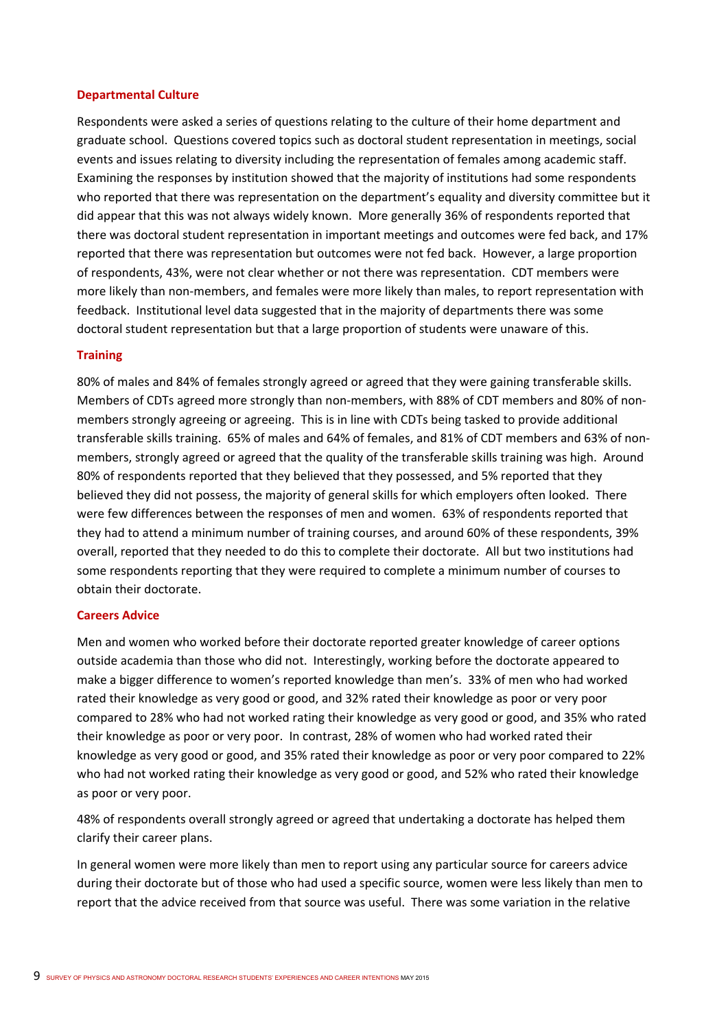### Departmental Culture

Respondents were asked a series of questions relating to the culture of their home department and graduate school. Questions covered topics such as doctoral student representation in meetings, social events and issues relating to diversity including the representation of females among academic staff. Examining the responses by institution showed that the majority of institutions had some respondents who reported that there was representation on the department's equality and diversity committee but it did appear that this was not always widely known. More generally 36% of respondents reported that there was doctoral student representation in important meetings and outcomes were fed back, and 17% reported that there was representation but outcomes were not fed back. However, a large proportion of respondents, 43%, were not clear whether or not there was representation. CDT members were more likely than non-members, and females were more likely than males, to report representation with feedback. Institutional level data suggested that in the majority of departments there was some doctoral student representation but that a large proportion of students were unaware of this.

### Training

80% of males and 84% of females strongly agreed or agreed that they were gaining transferable skills. Members of CDTs agreed more strongly than non-members, with 88% of CDT members and 80% of non-members strongly agreeing or agreeing. This is in line with CDTs being tasked to provide additional transferable skills training. 65% of males and 64% of females, and 81% of CDT members and 63% of non-members, strongly agreed or agreed that the quality of the transferable skills training was high. Around 80% of respondents reported that they believed that they possessed, and 5% reported that they believed they did not possess, the majority of general skills for which employers often looked. There were few differences between the responses of men and women. 63% of respondents reported that they had to attend a minimum number of training courses, and around 60% of these respondents, 39% overall, reported that they needed to do this to complete their doctorate. All but two institutions had some respondents reporting that they were required to complete a minimum number of courses to obtain their doctorate.

### Careers Advice

Men and women who worked before their doctorate reported greater knowledge of career options outside academia than those who did not. Interestingly, working before the doctorate appeared to make a bigger difference to women's reported knowledge than men's. 33% of men who had worked rated their knowledge as very good or good, and 32% rated their knowledge as poor or very poor compared to 28% who had not worked rating their knowledge as very good or good, and 35% who rated their knowledge as poor or very poor. In contrast, 28% of women who had worked rated their knowledge as very good or good, and 35% rated their knowledge as poor or very poor compared to 22% who had not worked rating their knowledge as very good or good, and 52% who rated their knowledge as poor or very poor.

48% of respondents overall strongly agreed or agreed that undertaking a doctorate has helped them clarify their career plans.

In general women were more likely than men to report using any particular source for careers advice during their doctorate but of those who had used a specific source, women were less likely than men to report that the advice received from that source was useful. There was some variation in the relative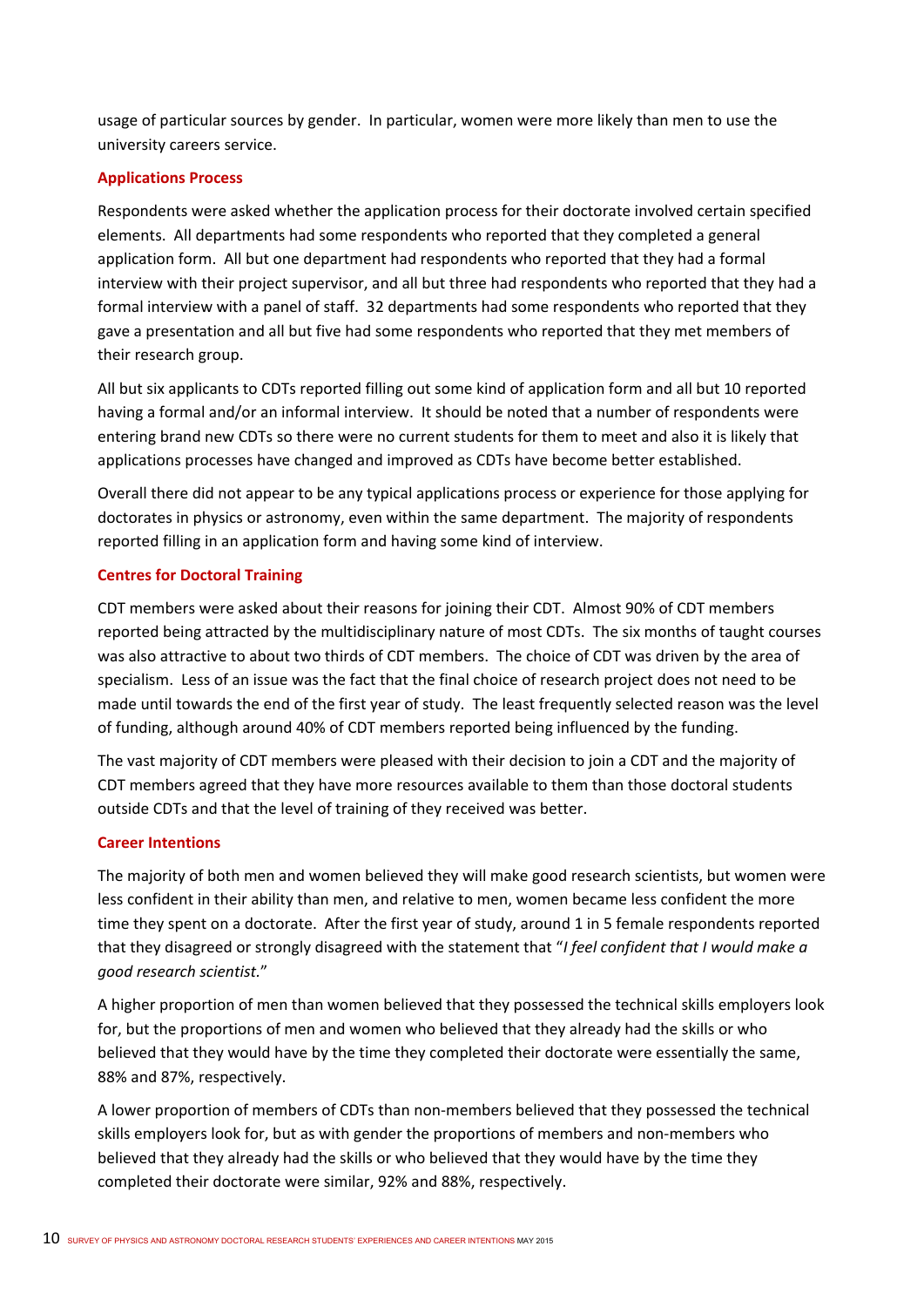usage of particular sources by gender. In particular, women were more likely than men to use the university careers service.

### Applications Process

Respondents were asked whether the application process for their doctorate involved certain specified elements. All departments had some respondents who reported that they completed a general application form. All but one department had respondents who reported that they had a formal interview with their project supervisor, and all but three had respondents who reported that they had a formal interview with a panel of staff. 32 departments had some respondents who reported that they gave a presentation and all but five had some respondents who reported that they met members of their research group.

All but six applicants to CDTs reported filling out some kind of application form and all but 10 reported having a formal and/or an informal interview. It should be noted that a number of respondents were entering brand new CDTs so there were no current students for them to meet and also it is likely that applications processes have changed and improved as CDTs have become better established.

Overall there did not appear to be any typical applications process or experience for those applying for doctorates in physics or astronomy, even within the same department. The majority of respondents reported filling in an application form and having some kind of interview.

### Centres for Doctoral Training

CDT members were asked about their reasons for joining their CDT. Almost 90% of CDT members reported being attracted by the multidisciplinary nature of most CDTs. The six months of taught courses was also attractive to about two thirds of CDT members. The choice of CDT was driven by the area of specialism. Less of an issue was the fact that the final choice of research project does not need to be made until towards the end of the first year of study. The least frequently selected reason was the level of funding, although around 40% of CDT members reported being influenced by the funding.

The vast majority of CDT members were pleased with their decision to join a CDT and the majority of CDT members agreed that they have more resources available to them than those doctoral students outside CDTs and that the level of training of they received was better.

### Career Intentions

The majority of both men and women believed they will make good research scientists, but women were less confident in their ability than men, and relative to men, women became less confident the more time they spent on a doctorate. After the first year of study, around 1 in 5 female respondents reported that they disagreed or strongly disagreed with the statement that "*I feel confident that I would make a good research scientist.*"

A higher proportion of men than women believed that they possessed the technical skills employers look for, but the proportions of men and women who believed that they already had the skills or who believed that they would have by the time they completed their doctorate were essentially the same, 88% and 87%, respectively.

A lower proportion of members of CDTs than non-members believed that they possessed the technical skills employers look for, but as with gender the proportions of members and non-members who believed that they already had the skills or who believed that they would have by the time they completed their doctorate were similar, 92% and 88%, respectively.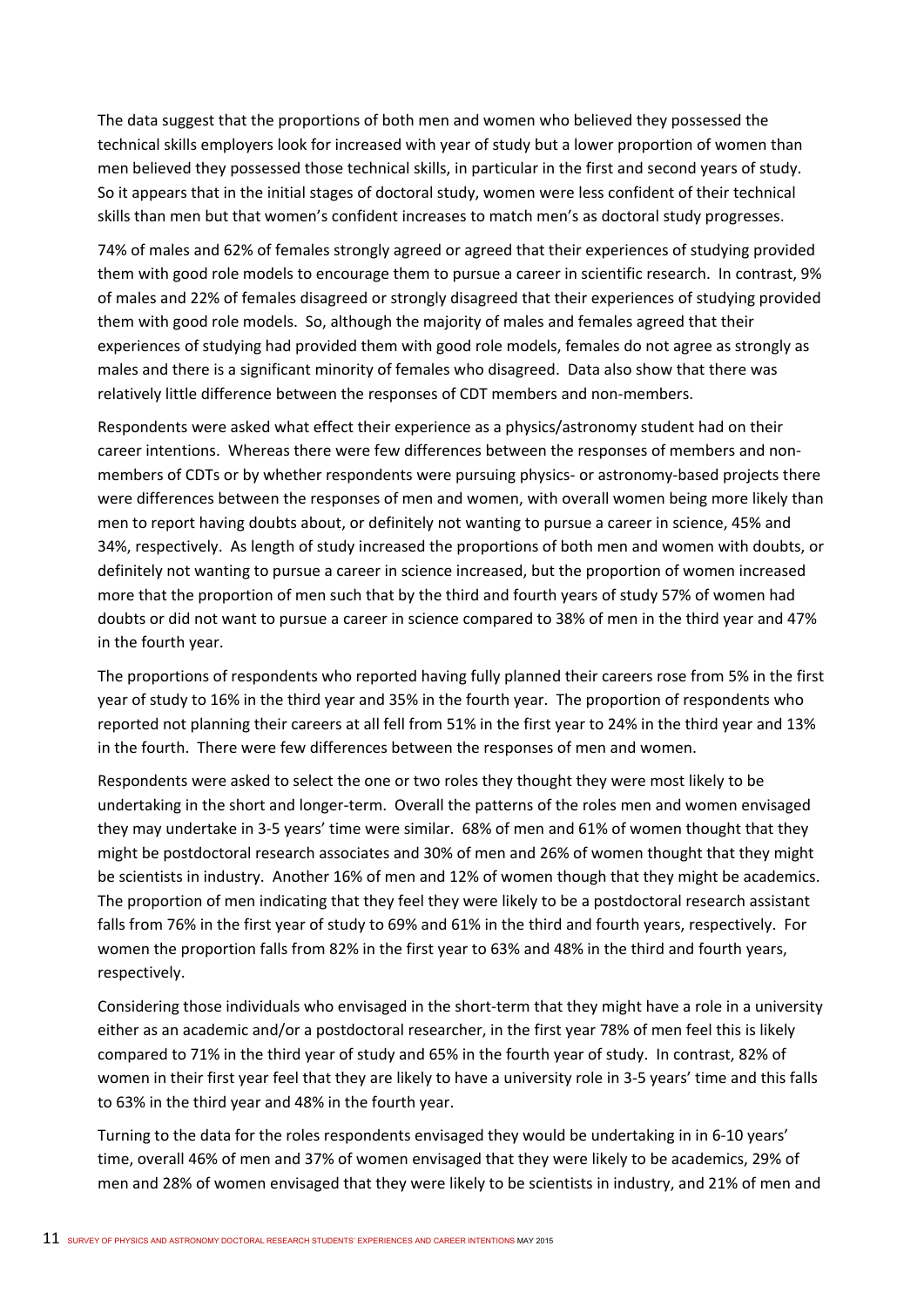The data suggest that the proportions of both men and women who believed they possessed the technical skills employers look for increased with year of study but a lower proportion of women than men believed they possessed those technical skills, in particular in the first and second years of study. So it appears that in the initial stages of doctoral study, women were less confident of their technical skills than men but that women's confident increases to match men's as doctoral study progresses.

74% of males and 62% of females strongly agreed or agreed that their experiences of studying provided them with good role models to encourage them to pursue a career in scientific research. In contrast, 9% of males and 22% of females disagreed or strongly disagreed that their experiences of studying provided them with good role models. So, although the majority of males and females agreed that their experiences of studying had provided them with good role models, females do not agree as strongly as males and there is a significant minority of females who disagreed. Data also show that there was relatively little difference between the responses of CDT members and non-members.

Respondents were asked what effect their experience as a physics/astronomy student had on their career intentions. Whereas there were few differences between the responses of members and non-members of CDTs or by whether respondents were pursuing physics- or astronomy-based projects there were differences between the responses of men and women, with overall women being more likely than men to report having doubts about, or definitely not wanting to pursue a career in science, 45% and 34%, respectively. As length of study increased the proportions of both men and women with doubts, or definitely not wanting to pursue a career in science increased, but the proportion of women increased more that the proportion of men such that by the third and fourth years of study 57% of women had doubts or did not want to pursue a career in science compared to 38% of men in the third year and 47% in the fourth year.

The proportions of respondents who reported having fully planned their careers rose from 5% in the first year of study to 16% in the third year and 35% in the fourth year. The proportion of respondents who reported not planning their careers at all fell from 51% in the first year to 24% in the third year and 13% in the fourth. There were few differences between the responses of men and women.

Respondents were asked to select the one or two roles they thought they were most likely to be undertaking in the short and longer-term. Overall the patterns of the roles men and women envisaged they may undertake in 3-5 years' time were similar. 68% of men and 61% of women thought that they might be postdoctoral research associates and 30% of men and 26% of women thought that they might be scientists in industry. Another 16% of men and 12% of women though that they might be academics. The proportion of men indicating that they feel they were likely to be a postdoctoral research assistant falls from 76% in the first year of study to 69% and 61% in the third and fourth years, respectively. For women the proportion falls from 82% in the first year to 63% and 48% in the third and fourth years, respectively.

Considering those individuals who envisaged in the short-term that they might have a role in a university either as an academic and/or a postdoctoral researcher, in the first year 78% of men feel this is likely compared to 71% in the third year of study and 65% in the fourth year of study. In contrast, 82% of women in their first year feel that they are likely to have a university role in 3-5 years' time and this falls to 63% in the third year and 48% in the fourth year.

Turning to the data for the roles respondents envisaged they would be undertaking in in 6-10 years' time, overall 46% of men and 37% of women envisaged that they were likely to be academics, 29% of men and 28% of women envisaged that they were likely to be scientists in industry, and 21% of men and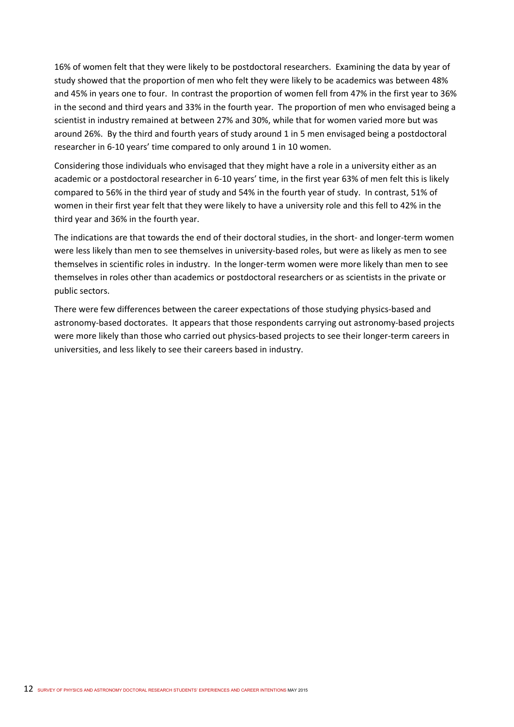16% of women felt that they were likely to be postdoctoral researchers. Examining the data by year of study showed that the proportion of men who felt they were likely to be academics was between 48% and 45% in years one to four. In contrast the proportion of women fell from 47% in the first year to 36% in the second and third years and 33% in the fourth year. The proportion of men who envisaged being a scientist in industry remained at between 27% and 30%, while that for women varied more but was around 26%. By the third and fourth years of study around 1 in 5 men envisaged being a postdoctoral researcher in 6-10 years' time compared to only around 1 in 10 women.

Considering those individuals who envisaged that they might have a role in a university either as an academic or a postdoctoral researcher in 6-10 years' time, in the first year 63% of men felt this is likely compared to 56% in the third year of study and 54% in the fourth year of study. In contrast, 51% of women in their first year felt that they were likely to have a university role and this fell to 42% in the third year and 36% in the fourth year.

The indications are that towards the end of their doctoral studies, in the short- and longer-term women were less likely than men to see themselves in university-based roles, but were as likely as men to see themselves in scientific roles in industry. In the longer-term women were more likely than men to see themselves in roles other than academics or postdoctoral researchers or as scientists in the private or public sectors.

There were few differences between the career expectations of those studying physics-based and astronomy-based doctorates. It appears that those respondents carrying out astronomy-based projects were more likely than those who carried out physics-based projects to see their longer-term careers in universities, and less likely to see their careers based in industry.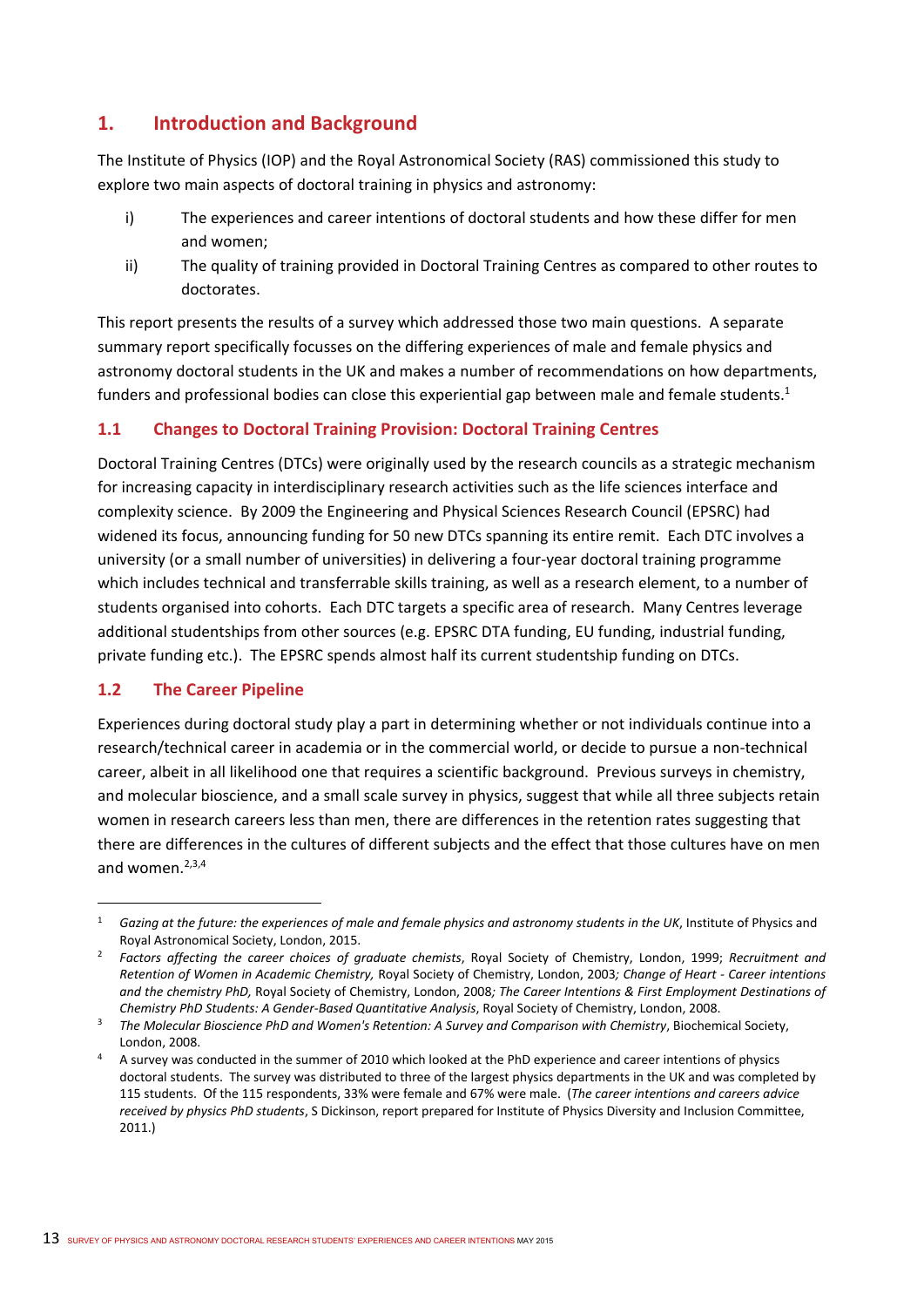# 1. Introduction and Background

The Institute of Physics (IOP) and the Royal Astronomical Society (RAS) commissioned this study to explore two main aspects of doctoral training in physics and astronomy:

i) The experiences and career intentions of doctoral students and how these differ for men and women;

ii) The quality of training provided in Doctoral Training Centres as compared to other routes to doctorates.

This report presents the results of a survey which addressed those two main questions. A separate summary report specifically focusses on the differing experiences of male and female physics and astronomy doctoral students in the UK and makes a number of recommendations on how departments, funders and professional bodies can close this experiential gap between male and female students.[1]

## 1.1 Changes to Doctoral Training Provision: Doctoral Training Centres

Doctoral Training Centres (DTCs) were originally used by the research councils as a strategic mechanism for increasing capacity in interdisciplinary research activities such as the life sciences interface and complexity science. By 2009 the Engineering and Physical Sciences Research Council (EPSRC) had widened its focus, announcing funding for 50 new DTCs spanning its entire remit. Each DTC involves a university (or a small number of universities) in delivering a four-year doctoral training programme which includes technical and transferrable skills training, as well as a research element, to a number of students organised into cohorts. Each DTC targets a specific area of research. Many Centres leverage additional studentships from other sources (e.g. EPSRC DTA funding, EU funding, industrial funding, private funding etc.). The EPSRC spends almost half its current studentship funding on DTCs.

## 1.2 The Career Pipeline

Experiences during doctoral study play a part in determining whether or not individuals continue into a research/technical career in academia or in the commercial world, or decide to pursue a non-technical career, albeit in all likelihood one that requires a scientific background. Previous surveys in chemistry, and molecular bioscience, and a small scale survey in physics, suggest that while all three subjects retain women in research careers less than men, there are differences in the retention rates suggesting that there are differences in the cultures of different subjects and the effect that those cultures have on men and women.[2,3,4]

---

[1] *Gazing at the future: the experiences of male and female physics and astronomy students in the UK*, Institute of Physics and Royal Astronomical Society, London, 2015.

[2] *Factors affecting the career choices of graduate chemists*, Royal Society of Chemistry, London, 1999; *Recruitment and Retention of Women in Academic Chemistry,* Royal Society of Chemistry, London, 2003*; Change of Heart - Career intentions and the chemistry PhD,* Royal Society of Chemistry, London, 2008*; The Career Intentions & First Employment Destinations of Chemistry PhD Students: A Gender-Based Quantitative Analysis*, Royal Society of Chemistry, London, 2008.

[3] *The Molecular Bioscience PhD and Women's Retention: A Survey and Comparison with Chemistry*, Biochemical Society, London, 2008.

[4] A survey was conducted in the summer of 2010 which looked at the PhD experience and career intentions of physics doctoral students. The survey was distributed to three of the largest physics departments in the UK and was completed by 115 students. Of the 115 respondents, 33% were female and 67% were male. (*The career intentions and careers advice received by physics PhD students*, S Dickinson, report prepared for Institute of Physics Diversity and Inclusion Committee, 2011.)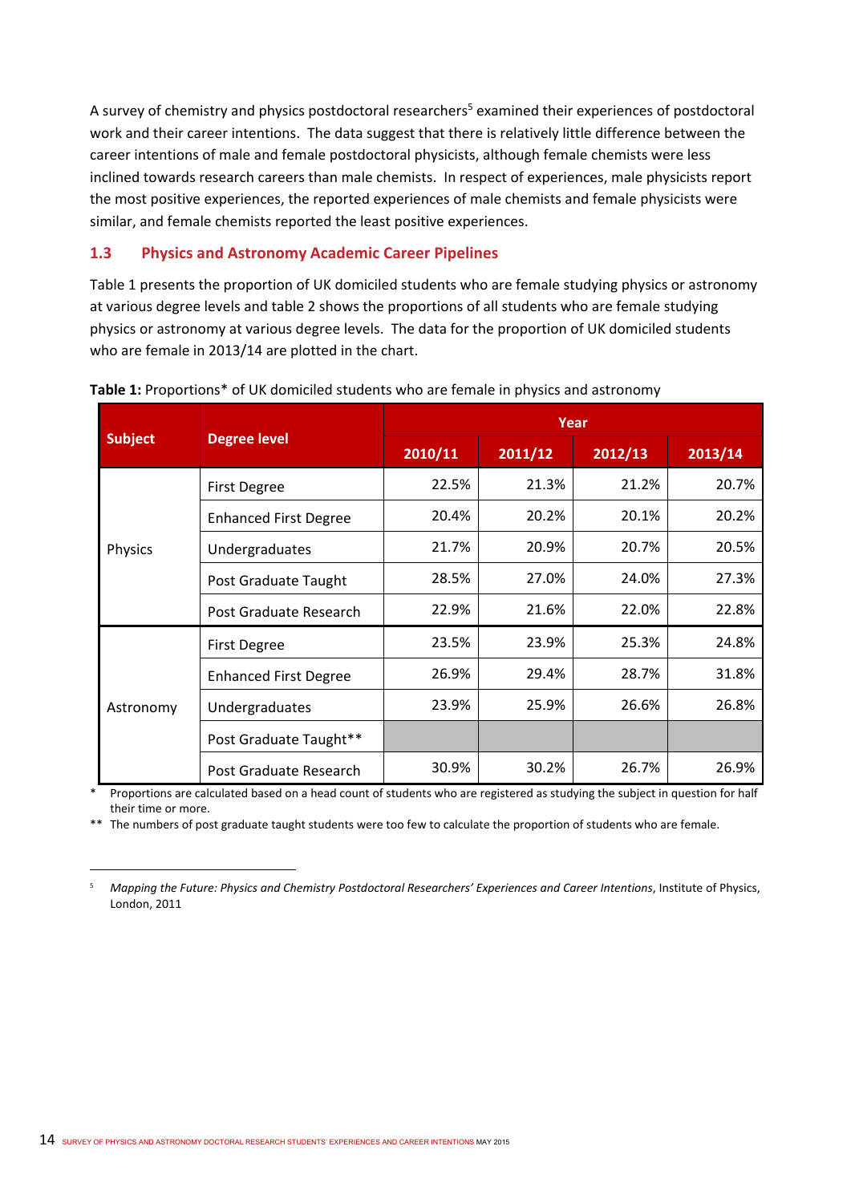A survey of chemistry and physics postdoctoral researchers[5] examined their experiences of postdoctoral work and their career intentions. The data suggest that there is relatively little difference between the career intentions of male and female postdoctoral physicists, although female chemists were less inclined towards research careers than male chemists. In respect of experiences, male physicists report the most positive experiences, the reported experiences of male chemists and female physicists were similar, and female chemists reported the least positive experiences.

## 1.3 Physics and Astronomy Academic Career Pipelines

Table 1 presents the proportion of UK domiciled students who are female studying physics or astronomy at various degree levels and table 2 shows the proportions of all students who are female studying physics or astronomy at various degree levels. The data for the proportion of UK domiciled students who are female in 2013/14 are plotted in the chart.

**Table 1:** Proportions* of UK domiciled students who are female in physics and astronomy

| Subject | Degree level | Year | | | |
|---|---|---|---|---|---|
| | | 2010/11 | 2011/12 | 2012/13 | 2013/14 |
| Physics | First Degree | 22.5% | 21.3% | 21.2% | 20.7% |
| | Enhanced First Degree | 20.4% | 20.2% | 20.1% | 20.2% |
| | Undergraduates | 21.7% | 20.9% | 20.7% | 20.5% |
| | Post Graduate Taught | 28.5% | 27.0% | 24.0% | 27.3% |
| | Post Graduate Research | 22.9% | 21.6% | 22.0% | 22.8% |
| Astronomy | First Degree | 23.5% | 23.9% | 25.3% | 24.8% |
| | Enhanced First Degree | 26.9% | 29.4% | 28.7% | 31.8% |
| | Undergraduates | 23.9% | 25.9% | 26.6% | 26.8% |
| | Post Graduate Taught** | | | | |
| | Post Graduate Research | 30.9% | 30.2% | 26.7% | 26.9% |

\* Proportions are calculated based on a head count of students who are registered as studying the subject in question for half their time or more.

** The numbers of post graduate taught students were too few to calculate the proportion of students who are female.

---

[5] *Mapping the Future: Physics and Chemistry Postdoctoral Researchers' Experiences and Career Intentions*, Institute of Physics, London, 2011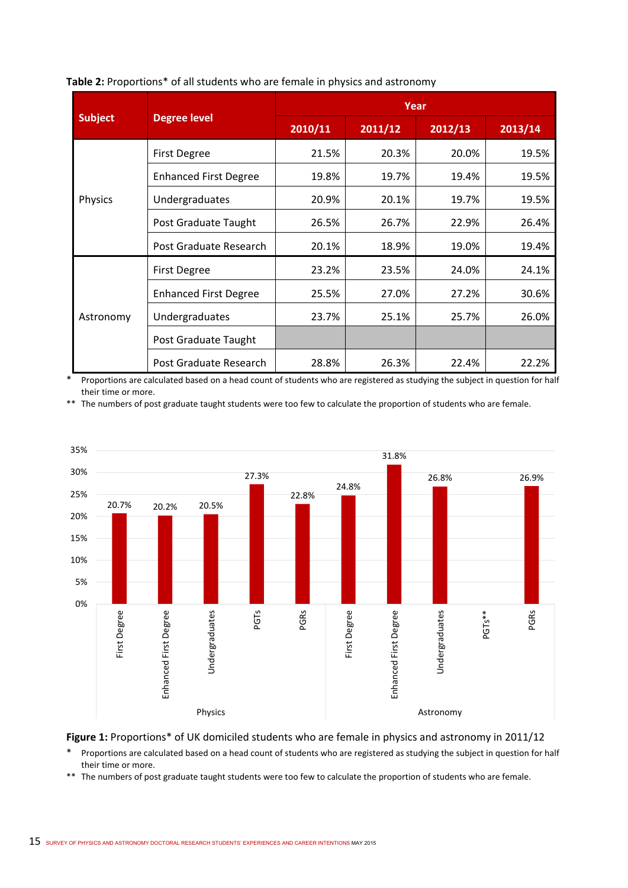**Table 2:** Proportions* of all students who are female in physics and astronomy

| Subject | Degree level | Year | | | |
|---|---|---|---|---|---|
| | | 2010/11 | 2011/12 | 2012/13 | 2013/14 |
| Physics | First Degree | 21.5% | 20.3% | 20.0% | 19.5% |
| | Enhanced First Degree | 19.8% | 19.7% | 19.4% | 19.5% |
| | Undergraduates | 20.9% | 20.1% | 19.7% | 19.5% |
| | Post Graduate Taught | 26.5% | 26.7% | 22.9% | 26.4% |
| | Post Graduate Research | 20.1% | 18.9% | 19.0% | 19.4% |
| Astronomy | First Degree | 23.2% | 23.5% | 24.0% | 24.1% |
| | Enhanced First Degree | 25.5% | 27.0% | 27.2% | 30.6% |
| | Undergraduates | 23.7% | 25.1% | 25.7% | 26.0% |
| | Post Graduate Taught | | | | |
| | Post Graduate Research | 28.8% | 26.3% | 22.4% | 22.2% |

\* Proportions are calculated based on a head count of students who are registered as studying the subject in question for half their time or more.

\*\* The numbers of post graduate taught students were too few to calculate the proportion of students who are female.

| Subject | Degree level | Proportion female |
|---|---|---|
| Physics | First Degree | 20.7% |
| | Enhanced First Degree | 20.2% |
| | Undergraduates | 20.5% |
| | PGTs | 27.3% |
| | PGRs | 22.8% |
| Astronomy | First Degree | 24.8% |
| | Enhanced First Degree | 31.8% |
| | Undergraduates | 26.8% |
| | PGTs** | |
| | PGRs | 26.9% |

**Figure 1:** Proportions* of UK domiciled students who are female in physics and astronomy in 2011/12

\* Proportions are calculated based on a head count of students who are registered as studying the subject in question for half their time or more.

\*\* The numbers of post graduate taught students were too few to calculate the proportion of students who are female.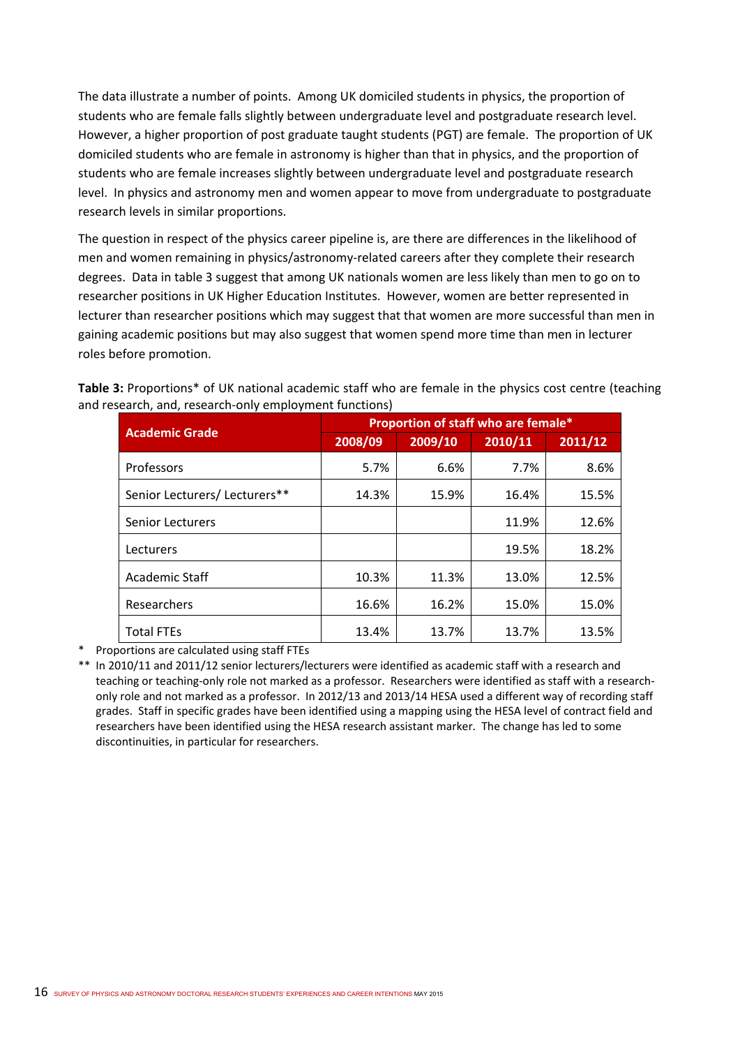The data illustrate a number of points. Among UK domiciled students in physics, the proportion of students who are female falls slightly between undergraduate level and postgraduate research level. However, a higher proportion of post graduate taught students (PGT) are female. The proportion of UK domiciled students who are female in astronomy is higher than that in physics, and the proportion of students who are female increases slightly between undergraduate level and postgraduate research level. In physics and astronomy men and women appear to move from undergraduate to postgraduate research levels in similar proportions.

The question in respect of the physics career pipeline is, are there are differences in the likelihood of men and women remaining in physics/astronomy-related careers after they complete their research degrees. Data in table 3 suggest that among UK nationals women are less likely than men to go on to researcher positions in UK Higher Education Institutes. However, women are better represented in lecturer than researcher positions which may suggest that that women are more successful than men in gaining academic positions but may also suggest that women spend more time than men in lecturer roles before promotion.

**Table 3:** Proportions* of UK national academic staff who are female in the physics cost centre (teaching and research, and, research-only employment functions)

| Academic Grade | Proportion of staff who are female* | | | |
|---|---|---|---|---|
| | 2008/09 | 2009/10 | 2010/11 | 2011/12 |
| Professors | 5.7% | 6.6% | 7.7% | 8.6% |
| Senior Lecturers/ Lecturers** | 14.3% | 15.9% | 16.4% | 15.5% |
| Senior Lecturers | | | 11.9% | 12.6% |
| Lecturers | | | 19.5% | 18.2% |
| Academic Staff | 10.3% | 11.3% | 13.0% | 12.5% |
| Researchers | 16.6% | 16.2% | 15.0% | 15.0% |
| Total FTEs | 13.4% | 13.7% | 13.7% | 13.5% |

\* Proportions are calculated using staff FTEs

\*\* In 2010/11 and 2011/12 senior lecturers/lecturers were identified as academic staff with a research and teaching or teaching-only role not marked as a professor. Researchers were identified as staff with a research-only role and not marked as a professor. In 2012/13 and 2013/14 HESA used a different way of recording staff grades. Staff in specific grades have been identified using a mapping using the HESA level of contract field and researchers have been identified using the HESA research assistant marker. The change has led to some discontinuities, in particular for researchers.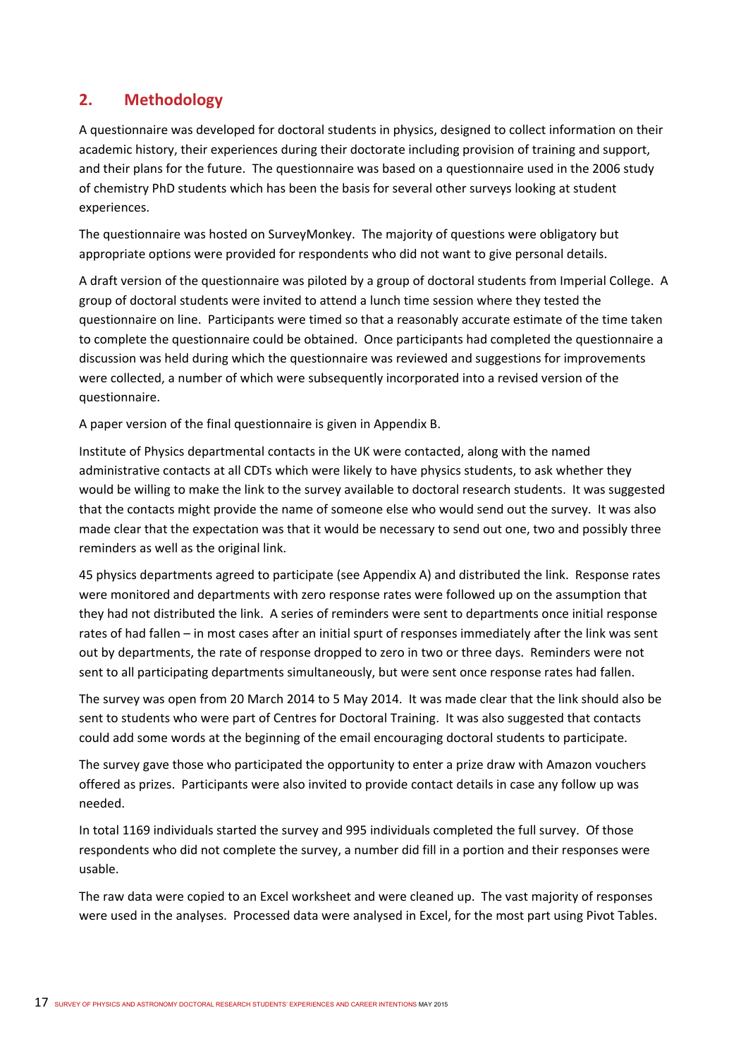## 2. Methodology

A questionnaire was developed for doctoral students in physics, designed to collect information on their academic history, their experiences during their doctorate including provision of training and support, and their plans for the future. The questionnaire was based on a questionnaire used in the 2006 study of chemistry PhD students which has been the basis for several other surveys looking at student experiences.

The questionnaire was hosted on SurveyMonkey. The majority of questions were obligatory but appropriate options were provided for respondents who did not want to give personal details.

A draft version of the questionnaire was piloted by a group of doctoral students from Imperial College. A group of doctoral students were invited to attend a lunch time session where they tested the questionnaire on line. Participants were timed so that a reasonably accurate estimate of the time taken to complete the questionnaire could be obtained. Once participants had completed the questionnaire a discussion was held during which the questionnaire was reviewed and suggestions for improvements were collected, a number of which were subsequently incorporated into a revised version of the questionnaire.

A paper version of the final questionnaire is given in Appendix B.

Institute of Physics departmental contacts in the UK were contacted, along with the named administrative contacts at all CDTs which were likely to have physics students, to ask whether they would be willing to make the link to the survey available to doctoral research students. It was suggested that the contacts might provide the name of someone else who would send out the survey. It was also made clear that the expectation was that it would be necessary to send out one, two and possibly three reminders as well as the original link.

45 physics departments agreed to participate (see Appendix A) and distributed the link. Response rates were monitored and departments with zero response rates were followed up on the assumption that they had not distributed the link. A series of reminders were sent to departments once initial response rates of had fallen – in most cases after an initial spurt of responses immediately after the link was sent out by departments, the rate of response dropped to zero in two or three days. Reminders were not sent to all participating departments simultaneously, but were sent once response rates had fallen.

The survey was open from 20 March 2014 to 5 May 2014. It was made clear that the link should also be sent to students who were part of Centres for Doctoral Training. It was also suggested that contacts could add some words at the beginning of the email encouraging doctoral students to participate.

The survey gave those who participated the opportunity to enter a prize draw with Amazon vouchers offered as prizes. Participants were also invited to provide contact details in case any follow up was needed.

In total 1169 individuals started the survey and 995 individuals completed the full survey. Of those respondents who did not complete the survey, a number did fill in a portion and their responses were usable.

The raw data were copied to an Excel worksheet and were cleaned up. The vast majority of responses were used in the analyses. Processed data were analysed in Excel, for the most part using Pivot Tables.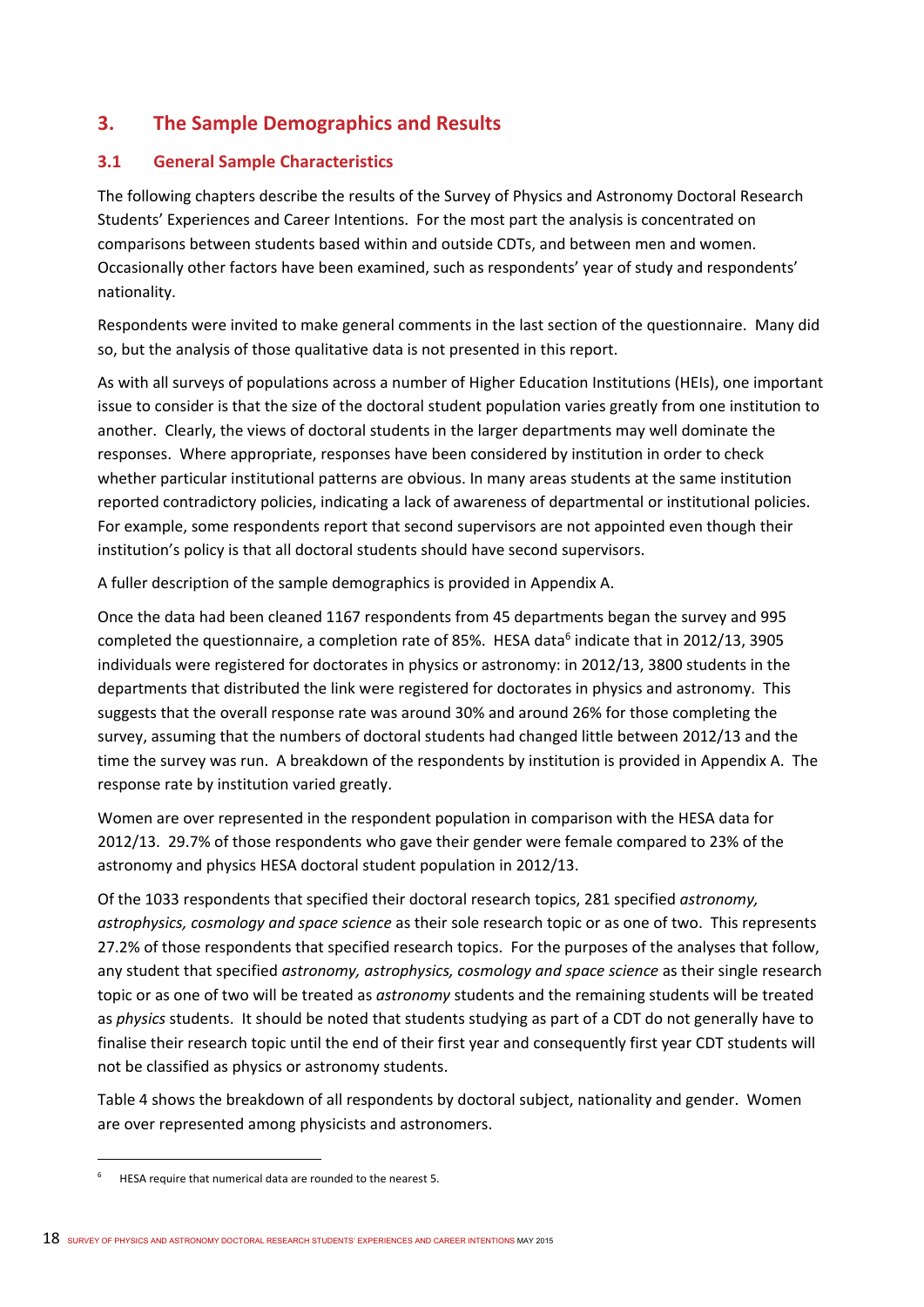## 3. The Sample Demographics and Results

### 3.1 General Sample Characteristics

The following chapters describe the results of the Survey of Physics and Astronomy Doctoral Research Students' Experiences and Career Intentions. For the most part the analysis is concentrated on comparisons between students based within and outside CDTs, and between men and women. Occasionally other factors have been examined, such as respondents' year of study and respondents' nationality.

Respondents were invited to make general comments in the last section of the questionnaire. Many did so, but the analysis of those qualitative data is not presented in this report.

As with all surveys of populations across a number of Higher Education Institutions (HEIs), one important issue to consider is that the size of the doctoral student population varies greatly from one institution to another. Clearly, the views of doctoral students in the larger departments may well dominate the responses. Where appropriate, responses have been considered by institution in order to check whether particular institutional patterns are obvious. In many areas students at the same institution reported contradictory policies, indicating a lack of awareness of departmental or institutional policies. For example, some respondents report that second supervisors are not appointed even though their institution's policy is that all doctoral students should have second supervisors.

A fuller description of the sample demographics is provided in Appendix A.

Once the data had been cleaned 1167 respondents from 45 departments began the survey and 995 completed the questionnaire, a completion rate of 85%. HESA data[6] indicate that in 2012/13, 3905 individuals were registered for doctorates in physics or astronomy: in 2012/13, 3800 students in the departments that distributed the link were registered for doctorates in physics and astronomy. This suggests that the overall response rate was around 30% and around 26% for those completing the survey, assuming that the numbers of doctoral students had changed little between 2012/13 and the time the survey was run. A breakdown of the respondents by institution is provided in Appendix A. The response rate by institution varied greatly.

Women are over represented in the respondent population in comparison with the HESA data for 2012/13. 29.7% of those respondents who gave their gender were female compared to 23% of the astronomy and physics HESA doctoral student population in 2012/13.

Of the 1033 respondents that specified their doctoral research topics, 281 specified *astronomy, astrophysics, cosmology and space science* as their sole research topic or as one of two. This represents 27.2% of those respondents that specified research topics. For the purposes of the analyses that follow, any student that specified *astronomy, astrophysics, cosmology and space science* as their single research topic or as one of two will be treated as *astronomy* students and the remaining students will be treated as *physics* students. It should be noted that students studying as part of a CDT do not generally have to finalise their research topic until the end of their first year and consequently first year CDT students will not be classified as physics or astronomy students.

Table 4 shows the breakdown of all respondents by doctoral subject, nationality and gender. Women are over represented among physicists and astronomers.

[6] HESA require that numerical data are rounded to the nearest 5.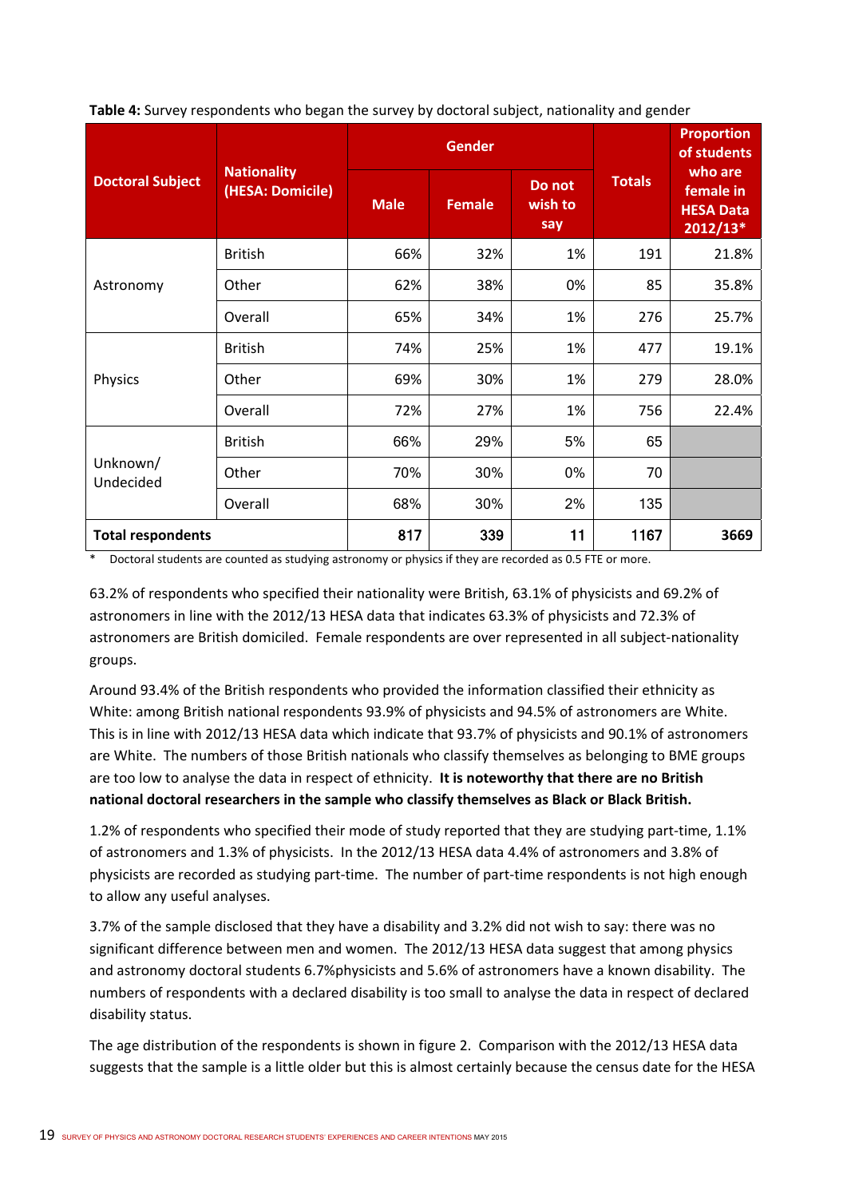**Table 4:** Survey respondents who began the survey by doctoral subject, nationality and gender

| Doctoral Subject | Nationality (HESA: Domicile) | Gender | | | Totals | Proportion of students who are female in HESA Data 2012/13* |
|---|---|---|---|---|---|---|
| | | Male | Female | Do not wish to say | | |
| Astronomy | British | 66% | 32% | 1% | 191 | 21.8% |
| | Other | 62% | 38% | 0% | 85 | 35.8% |
| | Overall | 65% | 34% | 1% | 276 | 25.7% |
| Physics | British | 74% | 25% | 1% | 477 | 19.1% |
| | Other | 69% | 30% | 1% | 279 | 28.0% |
| | Overall | 72% | 27% | 1% | 756 | 22.4% |
| Unknown/ Undecided | British | 66% | 29% | 5% | 65 | |
| | Other | 70% | 30% | 0% | 70 | |
| | Overall | 68% | 30% | 2% | 135 | |
| **Total respondents** | | **817** | **339** | **11** | **1167** | **3669** |

\* Doctoral students are counted as studying astronomy or physics if they are recorded as 0.5 FTE or more.

63.2% of respondents who specified their nationality were British, 63.1% of physicists and 69.2% of astronomers in line with the 2012/13 HESA data that indicates 63.3% of physicists and 72.3% of astronomers are British domiciled. Female respondents are over represented in all subject-nationality groups.

Around 93.4% of the British respondents who provided the information classified their ethnicity as White: among British national respondents 93.9% of physicists and 94.5% of astronomers are White. This is in line with 2012/13 HESA data which indicate that 93.7% of physicists and 90.1% of astronomers are White. The numbers of those British nationals who classify themselves as belonging to BME groups are too low to analyse the data in respect of ethnicity. **It is noteworthy that there are no British national doctoral researchers in the sample who classify themselves as Black or Black British.**

1.2% of respondents who specified their mode of study reported that they are studying part-time, 1.1% of astronomers and 1.3% of physicists. In the 2012/13 HESA data 4.4% of astronomers and 3.8% of physicists are recorded as studying part-time. The number of part-time respondents is not high enough to allow any useful analyses.

3.7% of the sample disclosed that they have a disability and 3.2% did not wish to say: there was no significant difference between men and women. The 2012/13 HESA data suggest that among physics and astronomy doctoral students 6.7%physicists and 5.6% of astronomers have a known disability. The numbers of respondents with a declared disability is too small to analyse the data in respect of declared disability status.

The age distribution of the respondents is shown in figure 2. Comparison with the 2012/13 HESA data suggests that the sample is a little older but this is almost certainly because the census date for the HESA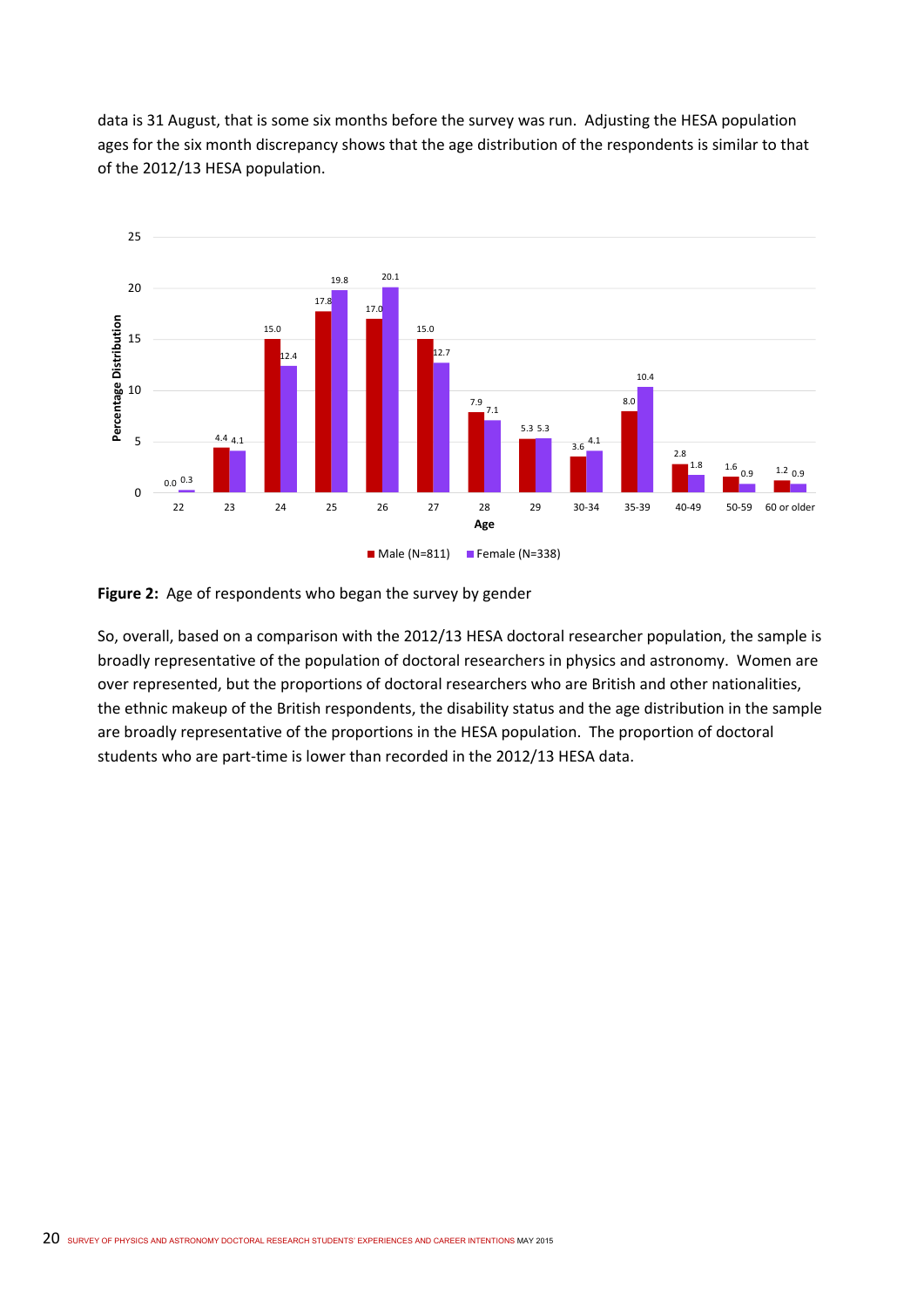data is 31 August, that is some six months before the survey was run. Adjusting the HESA population ages for the six month discrepancy shows that the age distribution of the respondents is similar to that of the 2012/13 HESA population.

| Age | Male (N=811) | Female (N=338) |
|---|---|---|
| 22 | 0.0 | 0.3 |
| 23 | 4.4 | 4.1 |
| 24 | 15.0 | 12.4 |
| 25 | 17.8 | 19.8 |
| 26 | 17.0 | 20.1 |
| 27 | 15.0 | 12.7 |
| 28 | 7.9 | 7.1 |
| 29 | 5.3 | 5.3 |
| 30-34 | 3.6 | 4.1 |
| 35-39 | 8.0 | 10.4 |
| 40-49 | 2.8 | 1.8 |
| 50-59 | 1.6 | 0.9 |
| 60 or older | 1.2 | 0.9 |

**Figure 2:** Age of respondents who began the survey by gender

So, overall, based on a comparison with the 2012/13 HESA doctoral researcher population, the sample is broadly representative of the population of doctoral researchers in physics and astronomy. Women are over represented, but the proportions of doctoral researchers who are British and other nationalities, the ethnic makeup of the British respondents, the disability status and the age distribution in the sample are broadly representative of the proportions in the HESA population. The proportion of doctoral students who are part-time is lower than recorded in the 2012/13 HESA data.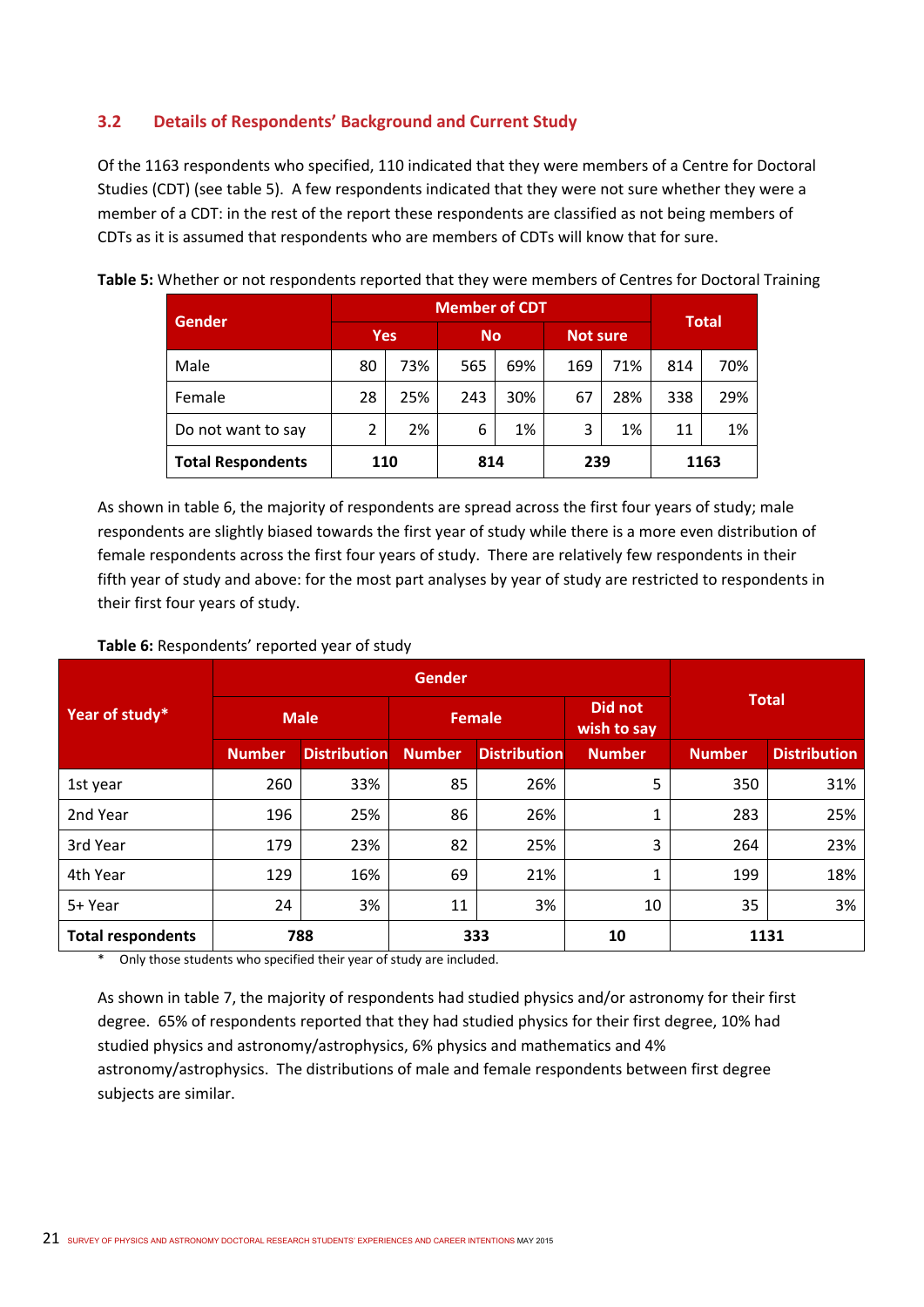### 3.2 Details of Respondents' Background and Current Study

Of the 1163 respondents who specified, 110 indicated that they were members of a Centre for Doctoral Studies (CDT) (see table 5). A few respondents indicated that they were not sure whether they were a member of a CDT: in the rest of the report these respondents are classified as not being members of CDTs as it is assumed that respondents who are members of CDTs will know that for sure.

**Table 5:** Whether or not respondents reported that they were members of Centres for Doctoral Training

| Gender | Member of CDT | | | | | | Total | |
|---|---|---|---|---|---|---|---|---|
| | Yes | | No | | Not sure | | | |
| Male | 80 | 73% | 565 | 69% | 169 | 71% | 814 | 70% |
| Female | 28 | 25% | 243 | 30% | 67 | 28% | 338 | 29% |
| Do not want to say | 2 | 2% | 6 | 1% | 3 | 1% | 11 | 1% |
| **Total Respondents** | **110** | | **814** | | **239** | | **1163** | |

As shown in table 6, the majority of respondents are spread across the first four years of study; male respondents are slightly biased towards the first year of study while there is a more even distribution of female respondents across the first four years of study. There are relatively few respondents in their fifth year of study and above: for the most part analyses by year of study are restricted to respondents in their first four years of study.

**Table 6:** Respondents' reported year of study

| Year of study* | Gender | | | | | Total | |
|---|---|---|---|---|---|---|---|
| | Male | | Female | | Did not wish to say | | |
| | Number | Distribution | Number | Distribution | Number | Number | Distribution |
| 1st year | 260 | 33% | 85 | 26% | 5 | 350 | 31% |
| 2nd Year | 196 | 25% | 86 | 26% | 1 | 283 | 25% |
| 3rd Year | 179 | 23% | 82 | 25% | 3 | 264 | 23% |
| 4th Year | 129 | 16% | 69 | 21% | 1 | 199 | 18% |
| 5+ Year | 24 | 3% | 11 | 3% | 10 | 35 | 3% |
| **Total respondents** | **788** | | **333** | | **10** | **1131** | |

\* Only those students who specified their year of study are included.

As shown in table 7, the majority of respondents had studied physics and/or astronomy for their first degree. 65% of respondents reported that they had studied physics for their first degree, 10% had studied physics and astronomy/astrophysics, 6% physics and mathematics and 4% astronomy/astrophysics. The distributions of male and female respondents between first degree subjects are similar.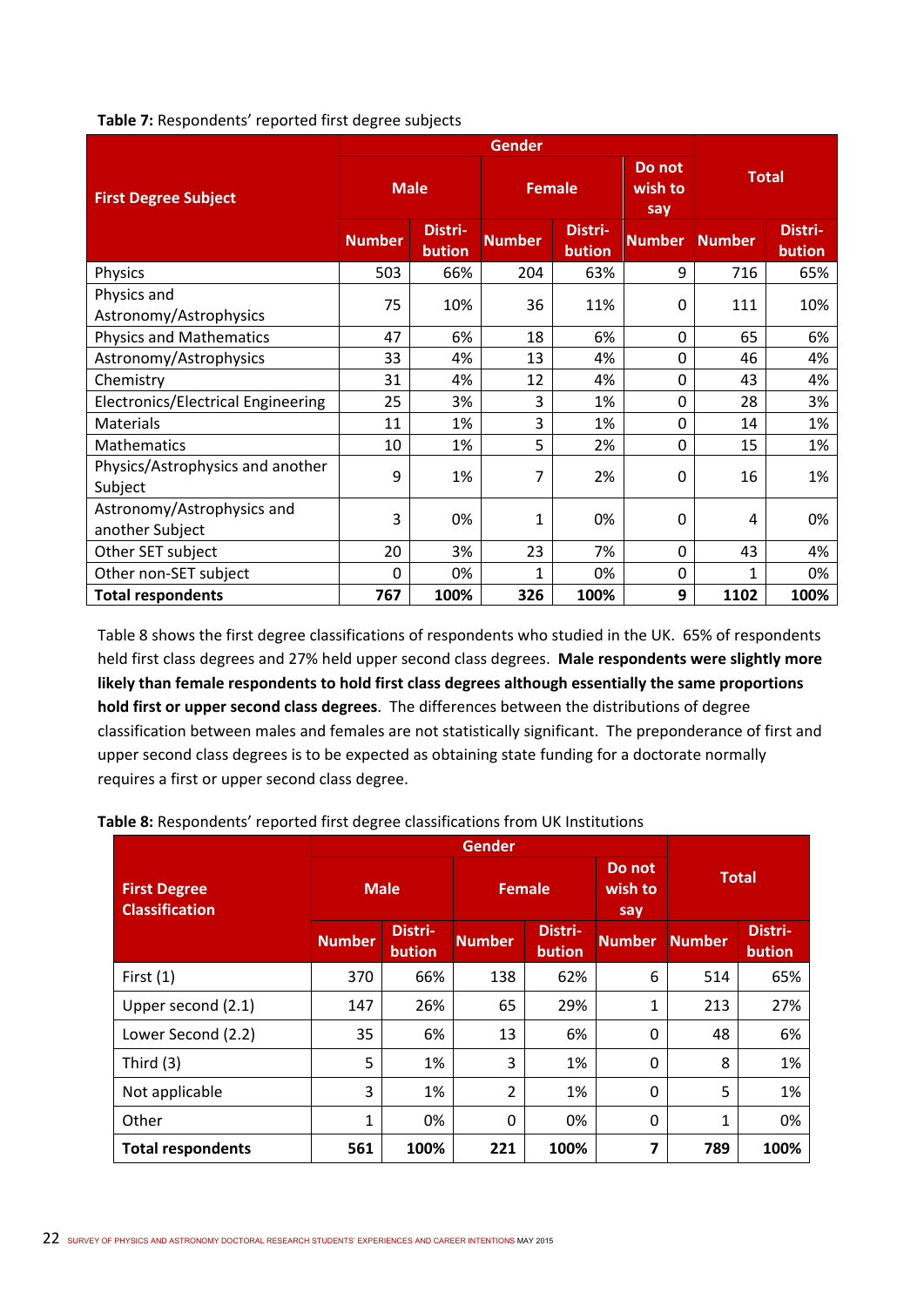**Table 7:** Respondents' reported first degree subjects

| First Degree Subject | Gender | | | | | Total | |
|---|---|---|---|---|---|---|---|
| | Male | | Female | | Do not wish to say | | |
| | Number | Distri-bution | Number | Distri-bution | Number | Number | Distri-bution |
| Physics | 503 | 66% | 204 | 63% | 9 | 716 | 65% |
| Physics and Astronomy/Astrophysics | 75 | 10% | 36 | 11% | 0 | 111 | 10% |
| Physics and Mathematics | 47 | 6% | 18 | 6% | 0 | 65 | 6% |
| Astronomy/Astrophysics | 33 | 4% | 13 | 4% | 0 | 46 | 4% |
| Chemistry | 31 | 4% | 12 | 4% | 0 | 43 | 4% |
| Electronics/Electrical Engineering | 25 | 3% | 3 | 1% | 0 | 28 | 3% |
| Materials | 11 | 1% | 3 | 1% | 0 | 14 | 1% |
| Mathematics | 10 | 1% | 5 | 2% | 0 | 15 | 1% |
| Physics/Astrophysics and another Subject | 9 | 1% | 7 | 2% | 0 | 16 | 1% |
| Astronomy/Astrophysics and another Subject | 3 | 0% | 1 | 0% | 0 | 4 | 0% |
| Other SET subject | 20 | 3% | 23 | 7% | 0 | 43 | 4% |
| Other non-SET subject | 0 | 0% | 1 | 0% | 0 | 1 | 0% |
| **Total respondents** | **767** | **100%** | **326** | **100%** | **9** | **1102** | **100%** |

Table 8 shows the first degree classifications of respondents who studied in the UK. 65% of respondents held first class degrees and 27% held upper second class degrees. **Male respondents were slightly more likely than female respondents to hold first class degrees although essentially the same proportions hold first or upper second class degrees**. The differences between the distributions of degree classification between males and females are not statistically significant. The preponderance of first and upper second class degrees is to be expected as obtaining state funding for a doctorate normally requires a first or upper second class degree.

**Table 8:** Respondents' reported first degree classifications from UK Institutions

| First Degree Classification | Gender | | | | | Total | |
|---|---|---|---|---|---|---|---|
| | Male | | Female | | Do not wish to say | | |
| | Number | Distri-bution | Number | Distri-bution | Number | Number | Distri-bution |
| First (1) | 370 | 66% | 138 | 62% | 6 | 514 | 65% |
| Upper second (2.1) | 147 | 26% | 65 | 29% | 1 | 213 | 27% |
| Lower Second (2.2) | 35 | 6% | 13 | 6% | 0 | 48 | 6% |
| Third (3) | 5 | 1% | 3 | 1% | 0 | 8 | 1% |
| Not applicable | 3 | 1% | 2 | 1% | 0 | 5 | 1% |
| Other | 1 | 0% | 0 | 0% | 0 | 1 | 0% |
| **Total respondents** | **561** | **100%** | **221** | **100%** | **7** | **789** | **100%** |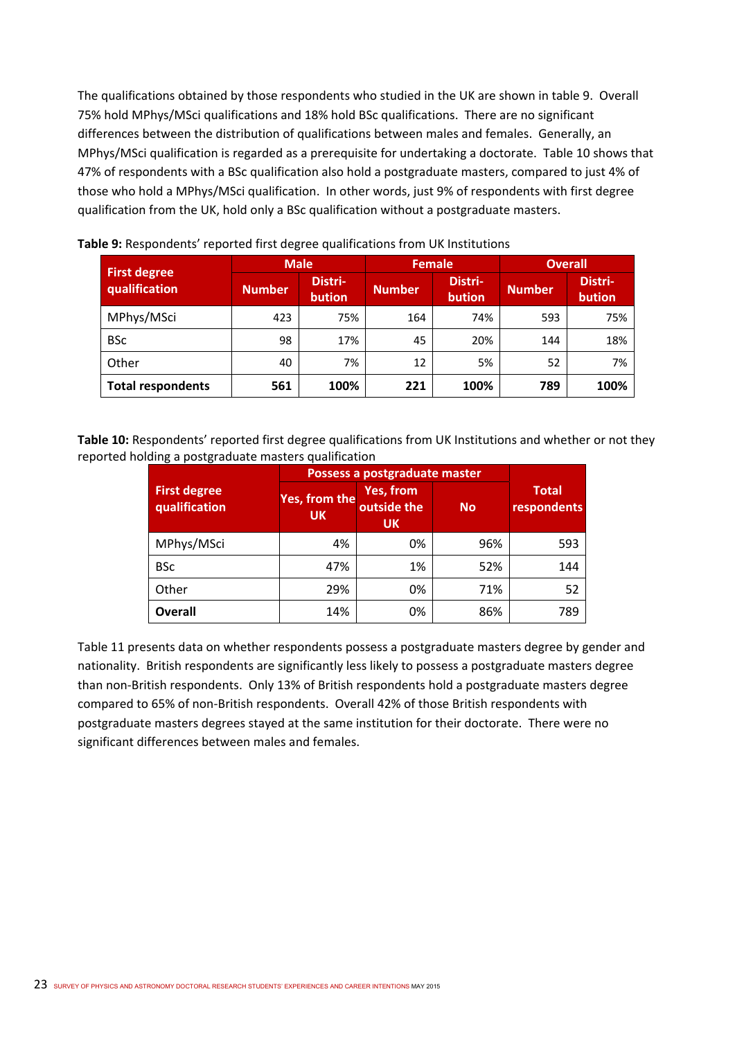The qualifications obtained by those respondents who studied in the UK are shown in table 9. Overall 75% hold MPhys/MSci qualifications and 18% hold BSc qualifications. There are no significant differences between the distribution of qualifications between males and females. Generally, an MPhys/MSci qualification is regarded as a prerequisite for undertaking a doctorate. Table 10 shows that 47% of respondents with a BSc qualification also hold a postgraduate masters, compared to just 4% of those who hold a MPhys/MSci qualification. In other words, just 9% of respondents with first degree qualification from the UK, hold only a BSc qualification without a postgraduate masters.

**Table 9:** Respondents' reported first degree qualifications from UK Institutions

| First degree qualification | Male | | Female | | Overall | |
|---|---|---|---|---|---|---|
| | Number | Distri-bution | Number | Distri-bution | Number | Distri-bution |
| MPhys/MSci | 423 | 75% | 164 | 74% | 593 | 75% |
| BSc | 98 | 17% | 45 | 20% | 144 | 18% |
| Other | 40 | 7% | 12 | 5% | 52 | 7% |
| **Total respondents** | **561** | **100%** | **221** | **100%** | **789** | **100%** |

**Table 10:** Respondents' reported first degree qualifications from UK Institutions and whether or not they reported holding a postgraduate masters qualification

| First degree qualification | Possess a postgraduate master | | | Total respondents |
|---|---|---|---|---|
| | Yes, from the UK | Yes, from outside the UK | No | |
| MPhys/MSci | 4% | 0% | 96% | 593 |
| BSc | 47% | 1% | 52% | 144 |
| Other | 29% | 0% | 71% | 52 |
| **Overall** | 14% | 0% | 86% | 789 |

Table 11 presents data on whether respondents possess a postgraduate masters degree by gender and nationality. British respondents are significantly less likely to possess a postgraduate masters degree than non-British respondents. Only 13% of British respondents hold a postgraduate masters degree compared to 65% of non-British respondents. Overall 42% of those British respondents with postgraduate masters degrees stayed at the same institution for their doctorate. There were no significant differences between males and females.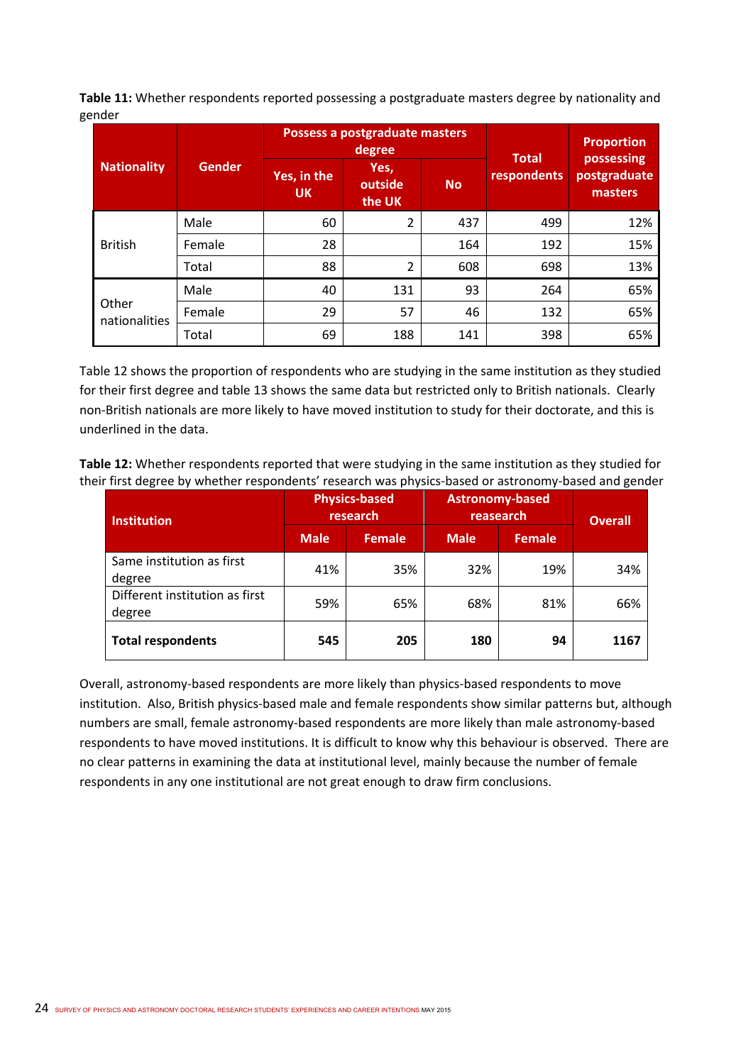**Table 11:** Whether respondents reported possessing a postgraduate masters degree by nationality and gender

| Nationality | Gender | Possess a postgraduate masters degree | | | Total respondents | Proportion possessing postgraduate masters |
|---|---|---|---|---|---|---|
| | | Yes, in the UK | Yes, outside the UK | No | | |
| British | Male | 60 | 2 | 437 | 499 | 12% |
| | Female | 28 | | 164 | 192 | 15% |
| | Total | 88 | 2 | 608 | 698 | 13% |
| Other nationalities | Male | 40 | 131 | 93 | 264 | 65% |
| | Female | 29 | 57 | 46 | 132 | 65% |
| | Total | 69 | 188 | 141 | 398 | 65% |

Table 12 shows the proportion of respondents who are studying in the same institution as they studied for their first degree and table 13 shows the same data but restricted only to British nationals. Clearly non-British nationals are more likely to have moved institution to study for their doctorate, and this is underlined in the data.

**Table 12:** Whether respondents reported that were studying in the same institution as they studied for their first degree by whether respondents' research was physics-based or astronomy-based and gender

| Institution | Physics-based research | | Astronomy-based reasearch | | Overall |
|---|---|---|---|---|---|
| | Male | Female | Male | Female | |
| Same institution as first degree | 41% | 35% | 32% | 19% | 34% |
| Different institution as first degree | 59% | 65% | 68% | 81% | 66% |
| **Total respondents** | **545** | **205** | **180** | **94** | **1167** |

Overall, astronomy-based respondents are more likely than physics-based respondents to move institution. Also, British physics-based male and female respondents show similar patterns but, although numbers are small, female astronomy-based respondents are more likely than male astronomy-based respondents to have moved institutions. It is difficult to know why this behaviour is observed. There are no clear patterns in examining the data at institutional level, mainly because the number of female respondents in any one institutional are not great enough to draw firm conclusions.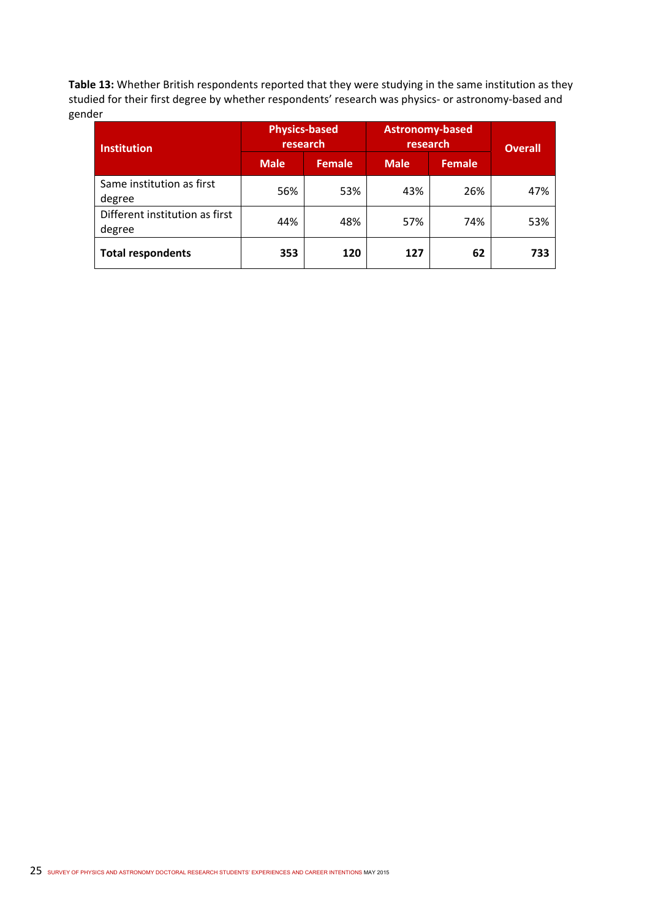**Table 13:** Whether British respondents reported that they were studying in the same institution as they studied for their first degree by whether respondents' research was physics- or astronomy-based and gender

| Institution | Physics-based research | | Astronomy-based research | | Overall |
|---|---|---|---|---|---|
| | Male | Female | Male | Female | |
| Same institution as first degree | 56% | 53% | 43% | 26% | 47% |
| Different institution as first degree | 44% | 48% | 57% | 74% | 53% |
| **Total respondents** | **353** | **120** | **127** | **62** | **733** |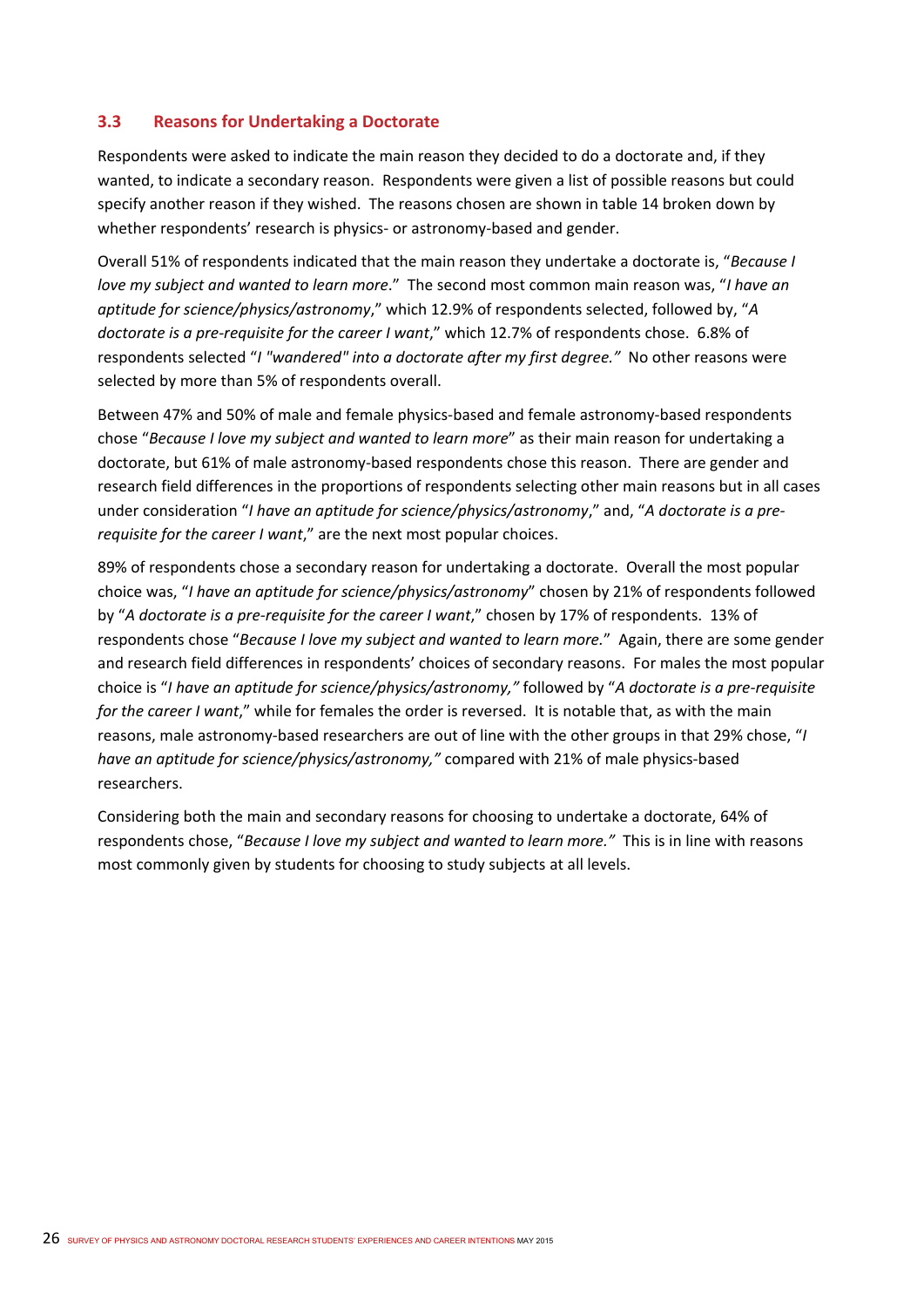### 3.3 Reasons for Undertaking a Doctorate

Respondents were asked to indicate the main reason they decided to do a doctorate and, if they wanted, to indicate a secondary reason. Respondents were given a list of possible reasons but could specify another reason if they wished. The reasons chosen are shown in table 14 broken down by whether respondents' research is physics- or astronomy-based and gender.

Overall 51% of respondents indicated that the main reason they undertake a doctorate is, "*Because I love my subject and wanted to learn more*." The second most common main reason was, "*I have an aptitude for science/physics/astronomy*," which 12.9% of respondents selected, followed by, "*A doctorate is a pre-requisite for the career I want*," which 12.7% of respondents chose. 6.8% of respondents selected "*I "wandered" into a doctorate after my first degree.*" No other reasons were selected by more than 5% of respondents overall.

Between 47% and 50% of male and female physics-based and female astronomy-based respondents chose "*Because I love my subject and wanted to learn more*" as their main reason for undertaking a doctorate, but 61% of male astronomy-based respondents chose this reason. There are gender and research field differences in the proportions of respondents selecting other main reasons but in all cases under consideration "*I have an aptitude for science/physics/astronomy*," and, "*A doctorate is a pre-requisite for the career I want*," are the next most popular choices.

89% of respondents chose a secondary reason for undertaking a doctorate. Overall the most popular choice was, "*I have an aptitude for science/physics/astronomy*" chosen by 21% of respondents followed by "*A doctorate is a pre-requisite for the career I want*," chosen by 17% of respondents. 13% of respondents chose "*Because I love my subject and wanted to learn more.*" Again, there are some gender and research field differences in respondents' choices of secondary reasons. For males the most popular choice is "*I have an aptitude for science/physics/astronomy,*" followed by "*A doctorate is a pre-requisite for the career I want*," while for females the order is reversed. It is notable that, as with the main reasons, male astronomy-based researchers are out of line with the other groups in that 29% chose, "*I have an aptitude for science/physics/astronomy,*" compared with 21% of male physics-based researchers.

Considering both the main and secondary reasons for choosing to undertake a doctorate, 64% of respondents chose, "*Because I love my subject and wanted to learn more.*" This is in line with reasons most commonly given by students for choosing to study subjects at all levels.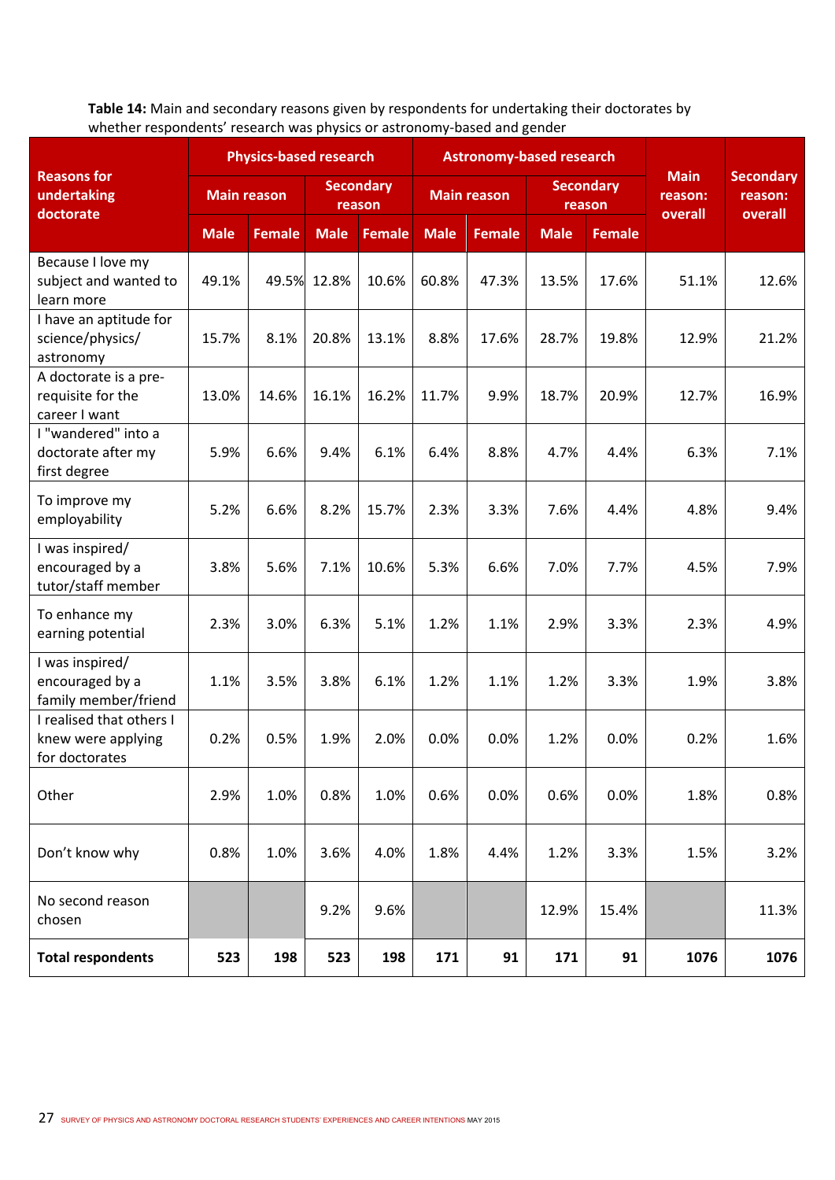**Table 14:** Main and secondary reasons given by respondents for undertaking their doctorates by whether respondents' research was physics or astronomy-based and gender

| Reasons for undertaking doctorate | Physics-based research | | | | Astronomy-based research | | | | Main reason: overall | Secondary reason: overall |
|---|---|---|---|---|---|---|---|---|---|---|
| | Main reason | | Secondary reason | | Main reason | | Secondary reason | | | |
| | Male | Female | Male | Female | Male | Female | Male | Female | | |
| Because I love my subject and wanted to learn more | 49.1% | 49.5% | 12.8% | 10.6% | 60.8% | 47.3% | 13.5% | 17.6% | 51.1% | 12.6% |
| I have an aptitude for science/physics/ astronomy | 15.7% | 8.1% | 20.8% | 13.1% | 8.8% | 17.6% | 28.7% | 19.8% | 12.9% | 21.2% |
| A doctorate is a pre-requisite for the career I want | 13.0% | 14.6% | 16.1% | 16.2% | 11.7% | 9.9% | 18.7% | 20.9% | 12.7% | 16.9% |
| I "wandered" into a doctorate after my first degree | 5.9% | 6.6% | 9.4% | 6.1% | 6.4% | 8.8% | 4.7% | 4.4% | 6.3% | 7.1% |
| To improve my employability | 5.2% | 6.6% | 8.2% | 15.7% | 2.3% | 3.3% | 7.6% | 4.4% | 4.8% | 9.4% |
| I was inspired/ encouraged by a tutor/staff member | 3.8% | 5.6% | 7.1% | 10.6% | 5.3% | 6.6% | 7.0% | 7.7% | 4.5% | 7.9% |
| To enhance my earning potential | 2.3% | 3.0% | 6.3% | 5.1% | 1.2% | 1.1% | 2.9% | 3.3% | 2.3% | 4.9% |
| I was inspired/ encouraged by a family member/friend | 1.1% | 3.5% | 3.8% | 6.1% | 1.2% | 1.1% | 1.2% | 3.3% | 1.9% | 3.8% |
| I realised that others I knew were applying for doctorates | 0.2% | 0.5% | 1.9% | 2.0% | 0.0% | 0.0% | 1.2% | 0.0% | 0.2% | 1.6% |
| Other | 2.9% | 1.0% | 0.8% | 1.0% | 0.6% | 0.0% | 0.6% | 0.0% | 1.8% | 0.8% |
| Don't know why | 0.8% | 1.0% | 3.6% | 4.0% | 1.8% | 4.4% | 1.2% | 3.3% | 1.5% | 3.2% |
| No second reason chosen | | | 9.2% | 9.6% | | | 12.9% | 15.4% | | 11.3% |
| **Total respondents** | **523** | **198** | **523** | **198** | **171** | **91** | **171** | **91** | **1076** | **1076** |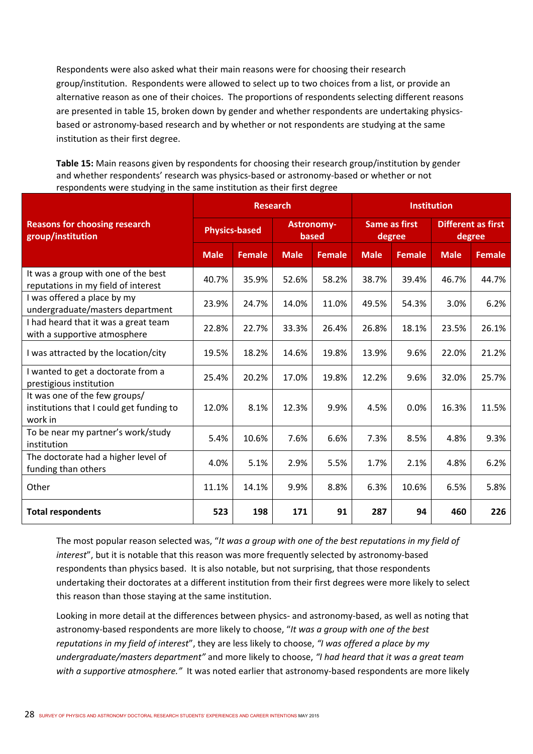Respondents were also asked what their main reasons were for choosing their research group/institution. Respondents were allowed to select up to two choices from a list, or provide an alternative reason as one of their choices. The proportions of respondents selecting different reasons are presented in table 15, broken down by gender and whether respondents are undertaking physics-based or astronomy-based research and by whether or not respondents are studying at the same institution as their first degree.

**Table 15:** Main reasons given by respondents for choosing their research group/institution by gender and whether respondents' research was physics-based or astronomy-based or whether or not respondents were studying in the same institution as their first degree

| Reasons for choosing research group/institution | Research | | | | Institution | | | |
|---|---|---|---|---|---|---|---|---|
| | Physics-based | | Astronomy-based | | Same as first degree | | Different as first degree | |
| | Male | Female | Male | Female | Male | Female | Male | Female |
| It was a group with one of the best reputations in my field of interest | 40.7% | 35.9% | 52.6% | 58.2% | 38.7% | 39.4% | 46.7% | 44.7% |
| I was offered a place by my undergraduate/masters department | 23.9% | 24.7% | 14.0% | 11.0% | 49.5% | 54.3% | 3.0% | 6.2% |
| I had heard that it was a great team with a supportive atmosphere | 22.8% | 22.7% | 33.3% | 26.4% | 26.8% | 18.1% | 23.5% | 26.1% |
| I was attracted by the location/city | 19.5% | 18.2% | 14.6% | 19.8% | 13.9% | 9.6% | 22.0% | 21.2% |
| I wanted to get a doctorate from a prestigious institution | 25.4% | 20.2% | 17.0% | 19.8% | 12.2% | 9.6% | 32.0% | 25.7% |
| It was one of the few groups/ institutions that I could get funding to work in | 12.0% | 8.1% | 12.3% | 9.9% | 4.5% | 0.0% | 16.3% | 11.5% |
| To be near my partner's work/study institution | 5.4% | 10.6% | 7.6% | 6.6% | 7.3% | 8.5% | 4.8% | 9.3% |
| The doctorate had a higher level of funding than others | 4.0% | 5.1% | 2.9% | 5.5% | 1.7% | 2.1% | 4.8% | 6.2% |
| Other | 11.1% | 14.1% | 9.9% | 8.8% | 6.3% | 10.6% | 6.5% | 5.8% |
| **Total respondents** | **523** | **198** | **171** | **91** | **287** | **94** | **460** | **226** |

The most popular reason selected was, "*It was a group with one of the best reputations in my field of interest*", but it is notable that this reason was more frequently selected by astronomy-based respondents than physics based. It is also notable, but not surprising, that those respondents undertaking their doctorates at a different institution from their first degrees were more likely to select this reason than those staying at the same institution.

Looking in more detail at the differences between physics- and astronomy-based, as well as noting that astronomy-based respondents are more likely to choose, "*It was a group with one of the best reputations in my field of interest*", they are less likely to choose, *"I was offered a place by my undergraduate/masters department"* and more likely to choose, *"I had heard that it was a great team with a supportive atmosphere."* It was noted earlier that astronomy-based respondents are more likely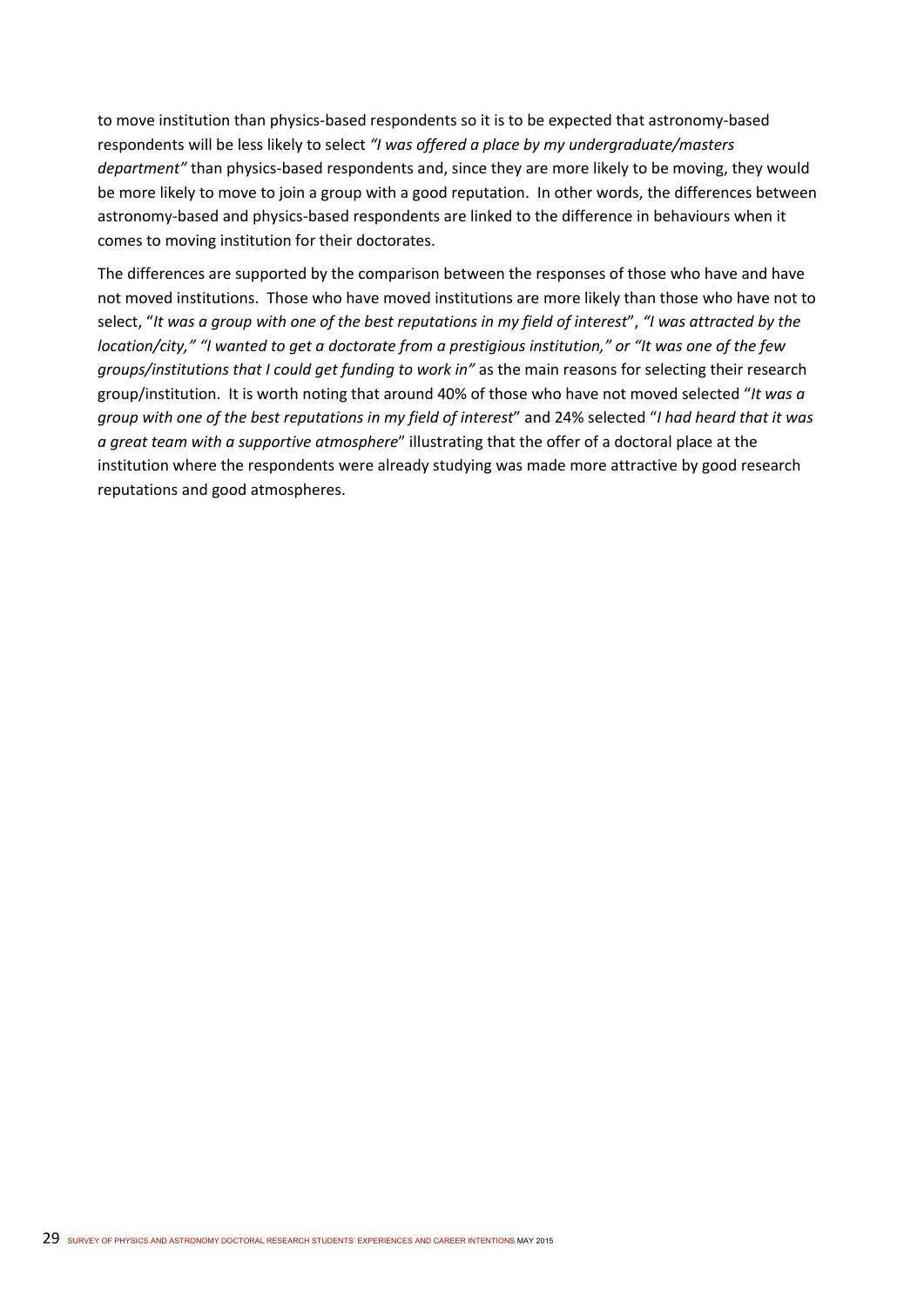to move institution than physics-based respondents so it is to be expected that astronomy-based respondents will be less likely to select *"I was offered a place by my undergraduate/masters department"* than physics-based respondents and, since they are more likely to be moving, they would be more likely to move to join a group with a good reputation. In other words, the differences between astronomy-based and physics-based respondents are linked to the difference in behaviours when it comes to moving institution for their doctorates.

The differences are supported by the comparison between the responses of those who have and have not moved institutions. Those who have moved institutions are more likely than those who have not to select, "*It was a group with one of the best reputations in my field of interest*", *"I was attracted by the location/city," "I wanted to get a doctorate from a prestigious institution," or "It was one of the few groups/institutions that I could get funding to work in"* as the main reasons for selecting their research group/institution. It is worth noting that around 40% of those who have not moved selected "*It was a group with one of the best reputations in my field of interest*" and 24% selected "*I had heard that it was a great team with a supportive atmosphere*" illustrating that the offer of a doctoral place at the institution where the respondents were already studying was made more attractive by good research reputations and good atmospheres.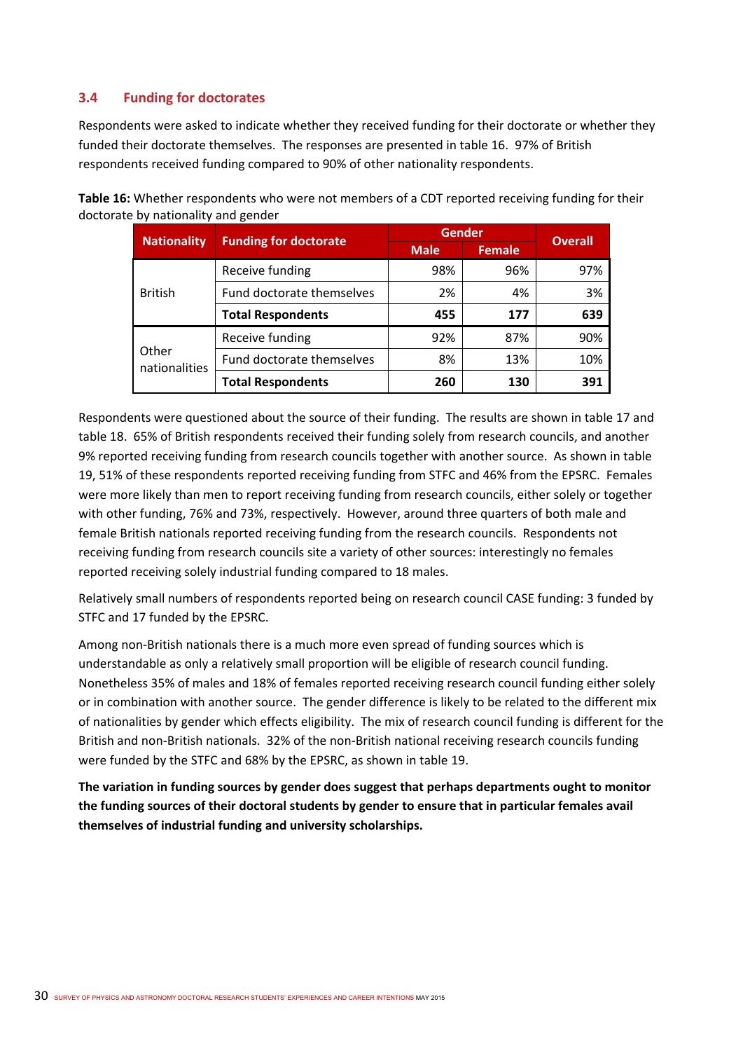### 3.4 Funding for doctorates

Respondents were asked to indicate whether they received funding for their doctorate or whether they funded their doctorate themselves. The responses are presented in table 16. 97% of British respondents received funding compared to 90% of other nationality respondents.

**Table 16:** Whether respondents who were not members of a CDT reported receiving funding for their doctorate by nationality and gender

| Nationality | Funding for doctorate | Gender | | Overall |
|---|---|---|---|---|
| | | Male | Female | |
| British | Receive funding | 98% | 96% | 97% |
| | Fund doctorate themselves | 2% | 4% | 3% |
| | **Total Respondents** | **455** | **177** | **639** |
| Other nationalities | Receive funding | 92% | 87% | 90% |
| | Fund doctorate themselves | 8% | 13% | 10% |
| | **Total Respondents** | **260** | **130** | **391** |

Respondents were questioned about the source of their funding. The results are shown in table 17 and table 18. 65% of British respondents received their funding solely from research councils, and another 9% reported receiving funding from research councils together with another source. As shown in table 19, 51% of these respondents reported receiving funding from STFC and 46% from the EPSRC. Females were more likely than men to report receiving funding from research councils, either solely or together with other funding, 76% and 73%, respectively. However, around three quarters of both male and female British nationals reported receiving funding from the research councils. Respondents not receiving funding from research councils site a variety of other sources: interestingly no females reported receiving solely industrial funding compared to 18 males.

Relatively small numbers of respondents reported being on research council CASE funding: 3 funded by STFC and 17 funded by the EPSRC.

Among non-British nationals there is a much more even spread of funding sources which is understandable as only a relatively small proportion will be eligible of research council funding. Nonetheless 35% of males and 18% of females reported receiving research council funding either solely or in combination with another source. The gender difference is likely to be related to the different mix of nationalities by gender which effects eligibility. The mix of research council funding is different for the British and non-British nationals. 32% of the non-British national receiving research councils funding were funded by the STFC and 68% by the EPSRC, as shown in table 19.

**The variation in funding sources by gender does suggest that perhaps departments ought to monitor the funding sources of their doctoral students by gender to ensure that in particular females avail themselves of industrial funding and university scholarships.**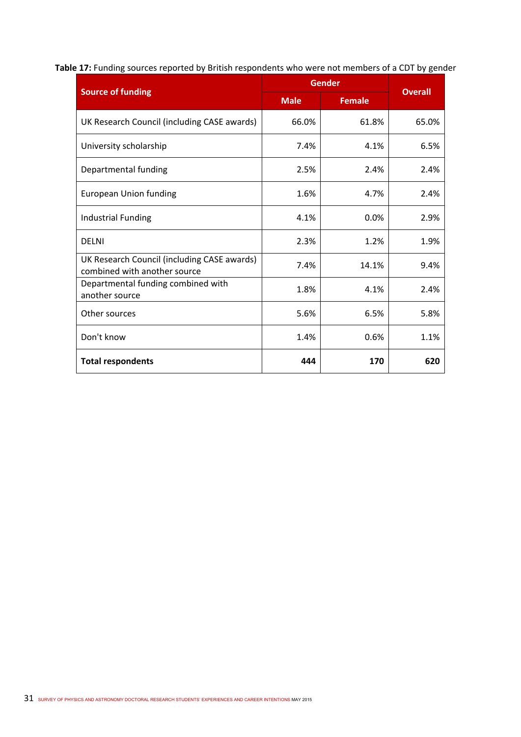**Table 17:** Funding sources reported by British respondents who were not members of a CDT by gender

| Source of funding | Gender | | Overall |
|---|---|---|---|
| | Male | Female | |
| UK Research Council (including CASE awards) | 66.0% | 61.8% | 65.0% |
| University scholarship | 7.4% | 4.1% | 6.5% |
| Departmental funding | 2.5% | 2.4% | 2.4% |
| European Union funding | 1.6% | 4.7% | 2.4% |
| Industrial Funding | 4.1% | 0.0% | 2.9% |
| DELNI | 2.3% | 1.2% | 1.9% |
| UK Research Council (including CASE awards) combined with another source | 7.4% | 14.1% | 9.4% |
| Departmental funding combined with another source | 1.8% | 4.1% | 2.4% |
| Other sources | 5.6% | 6.5% | 5.8% |
| Don't know | 1.4% | 0.6% | 1.1% |
| **Total respondents** | **444** | **170** | **620** |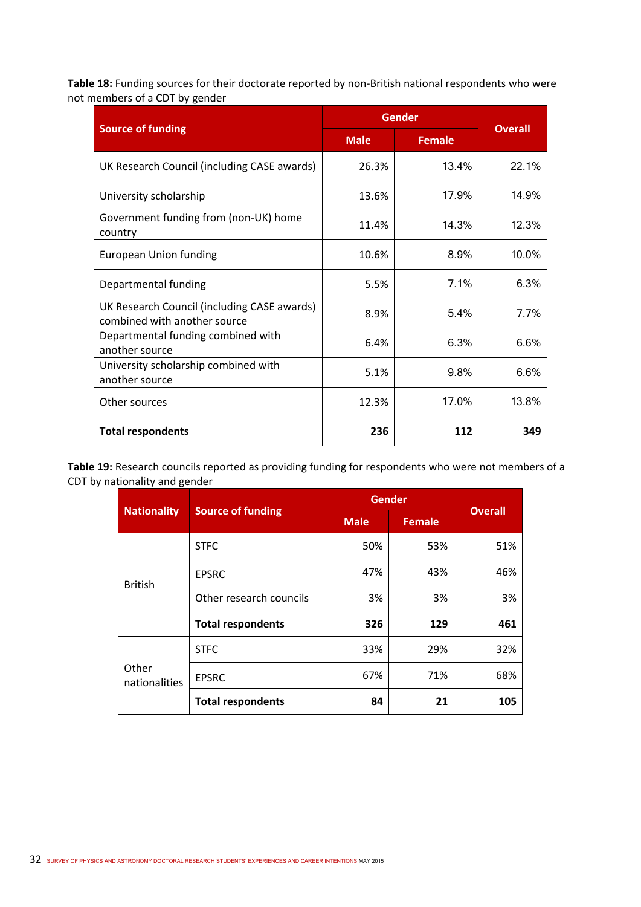**Table 18:** Funding sources for their doctorate reported by non-British national respondents who were not members of a CDT by gender

| Source of funding | Gender | | Overall |
|---|---|---|---|
| | Male | Female | |
| UK Research Council (including CASE awards) | 26.3% | 13.4% | 22.1% |
| University scholarship | 13.6% | 17.9% | 14.9% |
| Government funding from (non-UK) home country | 11.4% | 14.3% | 12.3% |
| European Union funding | 10.6% | 8.9% | 10.0% |
| Departmental funding | 5.5% | 7.1% | 6.3% |
| UK Research Council (including CASE awards) combined with another source | 8.9% | 5.4% | 7.7% |
| Departmental funding combined with another source | 6.4% | 6.3% | 6.6% |
| University scholarship combined with another source | 5.1% | 9.8% | 6.6% |
| Other sources | 12.3% | 17.0% | 13.8% |
| **Total respondents** | **236** | **112** | **349** |

**Table 19:** Research councils reported as providing funding for respondents who were not members of a CDT by nationality and gender

| Nationality | Source of funding | Gender | | Overall |
|---|---|---|---|---|
| | | Male | Female | |
| British | STFC | 50% | 53% | 51% |
| | EPSRC | 47% | 43% | 46% |
| | Other research councils | 3% | 3% | 3% |
| | **Total respondents** | **326** | **129** | **461** |
| Other nationalities | STFC | 33% | 29% | 32% |
| | EPSRC | 67% | 71% | 68% |
| | **Total respondents** | **84** | **21** | **105** |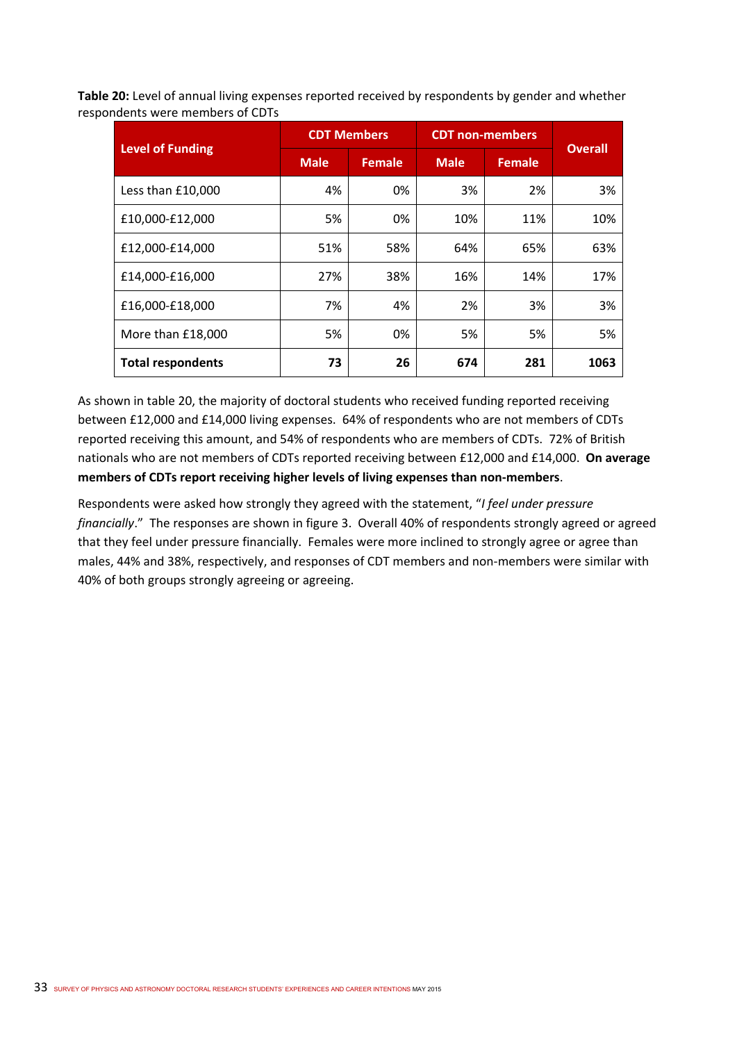**Table 20:** Level of annual living expenses reported received by respondents by gender and whether respondents were members of CDTs

| Level of Funding | CDT Members | | CDT non-members | | Overall |
|---|---|---|---|---|---|
| | Male | Female | Male | Female | |
| Less than £10,000 | 4% | 0% | 3% | 2% | 3% |
| £10,000-£12,000 | 5% | 0% | 10% | 11% | 10% |
| £12,000-£14,000 | 51% | 58% | 64% | 65% | 63% |
| £14,000-£16,000 | 27% | 38% | 16% | 14% | 17% |
| £16,000-£18,000 | 7% | 4% | 2% | 3% | 3% |
| More than £18,000 | 5% | 0% | 5% | 5% | 5% |
| **Total respondents** | **73** | **26** | **674** | **281** | **1063** |

As shown in table 20, the majority of doctoral students who received funding reported receiving between £12,000 and £14,000 living expenses. 64% of respondents who are not members of CDTs reported receiving this amount, and 54% of respondents who are members of CDTs. 72% of British nationals who are not members of CDTs reported receiving between £12,000 and £14,000. **On average members of CDTs report receiving higher levels of living expenses than non-members**.

Respondents were asked how strongly they agreed with the statement, "*I feel under pressure financially*." The responses are shown in figure 3. Overall 40% of respondents strongly agreed or agreed that they feel under pressure financially. Females were more inclined to strongly agree or agree than males, 44% and 38%, respectively, and responses of CDT members and non-members were similar with 40% of both groups strongly agreeing or agreeing.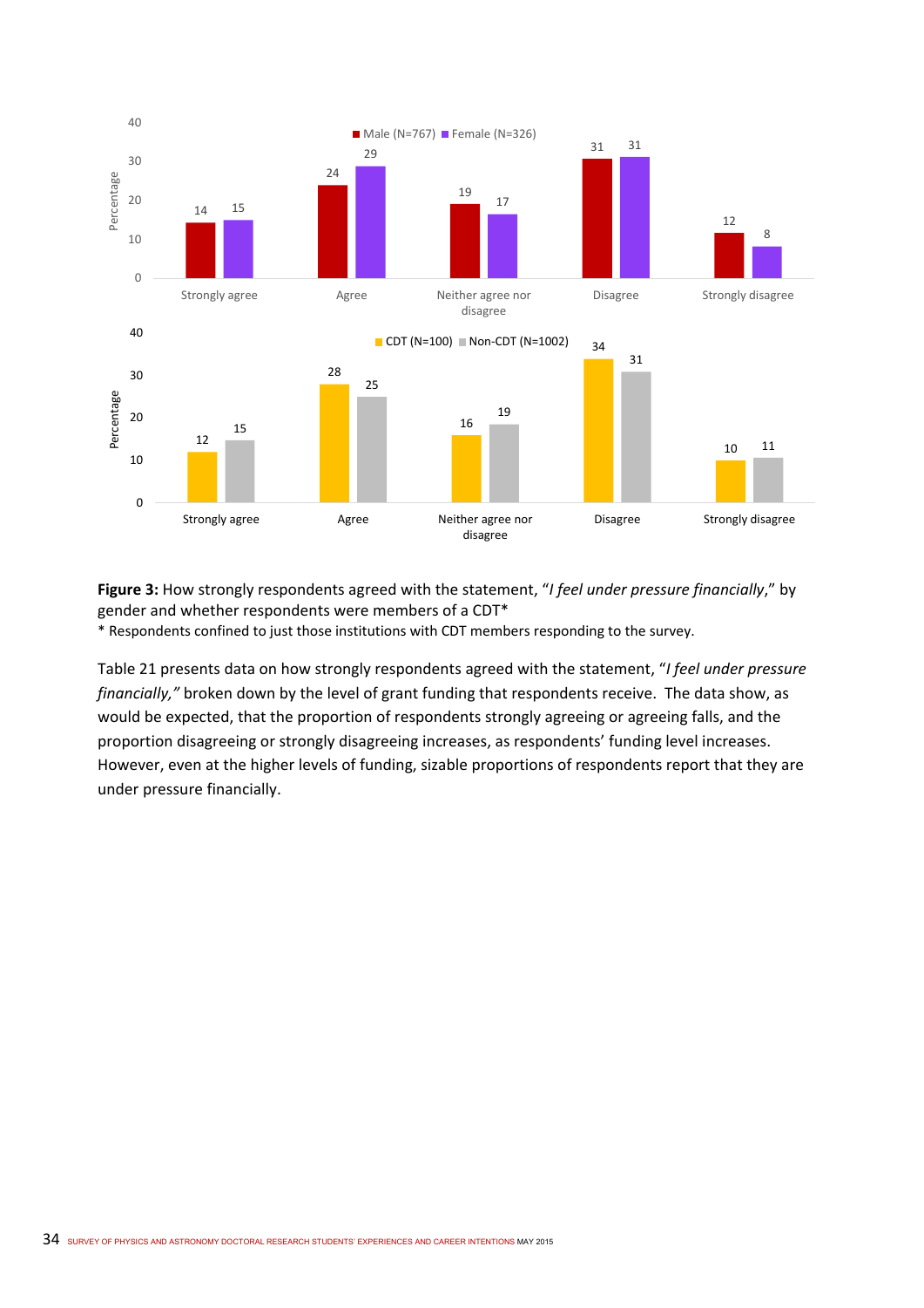**Figure 3:** How strongly respondents agreed with the statement, "*I feel under pressure financially*," by gender and whether respondents were members of a CDT*

* Respondents confined to just those institutions with CDT members responding to the survey.

Table 21 presents data on how strongly respondents agreed with the statement, "*I feel under pressure financially,"* broken down by the level of grant funding that respondents receive. The data show, as would be expected, that the proportion of respondents strongly agreeing or agreeing falls, and the proportion disagreeing or strongly disagreeing increases, as respondents' funding level increases. However, even at the higher levels of funding, sizable proportions of respondents report that they are under pressure financially.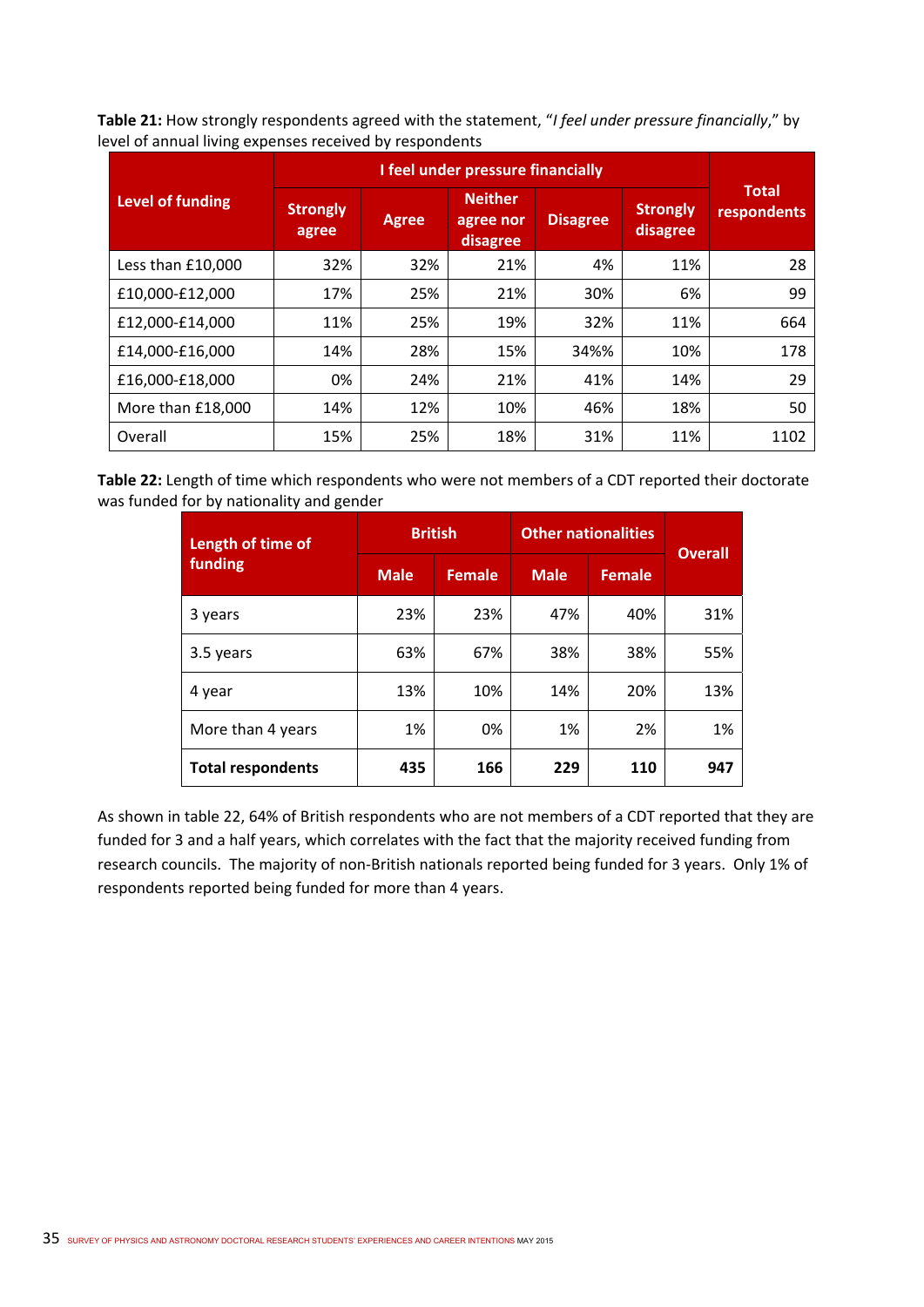**Table 21:** How strongly respondents agreed with the statement, "*I feel under pressure financially*," by level of annual living expenses received by respondents

| Level of funding | I feel under pressure financially | | | | | Total respondents |
|---|---|---|---|---|---|---|
| | Strongly agree | Agree | Neither agree nor disagree | Disagree | Strongly disagree | |
| Less than £10,000 | 32% | 32% | 21% | 4% | 11% | 28 |
| £10,000-£12,000 | 17% | 25% | 21% | 30% | 6% | 99 |
| £12,000-£14,000 | 11% | 25% | 19% | 32% | 11% | 664 |
| £14,000-£16,000 | 14% | 28% | 15% | 34%% | 10% | 178 |
| £16,000-£18,000 | 0% | 24% | 21% | 41% | 14% | 29 |
| More than £18,000 | 14% | 12% | 10% | 46% | 18% | 50 |
| Overall | 15% | 25% | 18% | 31% | 11% | 1102 |

**Table 22:** Length of time which respondents who were not members of a CDT reported their doctorate was funded for by nationality and gender

| Length of time of funding | British | | Other nationalities | | Overall |
|---|---|---|---|---|---|
| | Male | Female | Male | Female | |
| 3 years | 23% | 23% | 47% | 40% | 31% |
| 3.5 years | 63% | 67% | 38% | 38% | 55% |
| 4 year | 13% | 10% | 14% | 20% | 13% |
| More than 4 years | 1% | 0% | 1% | 2% | 1% |
| **Total respondents** | **435** | **166** | **229** | **110** | **947** |

As shown in table 22, 64% of British respondents who are not members of a CDT reported that they are funded for 3 and a half years, which correlates with the fact that the majority received funding from research councils. The majority of non-British nationals reported being funded for 3 years. Only 1% of respondents reported being funded for more than 4 years.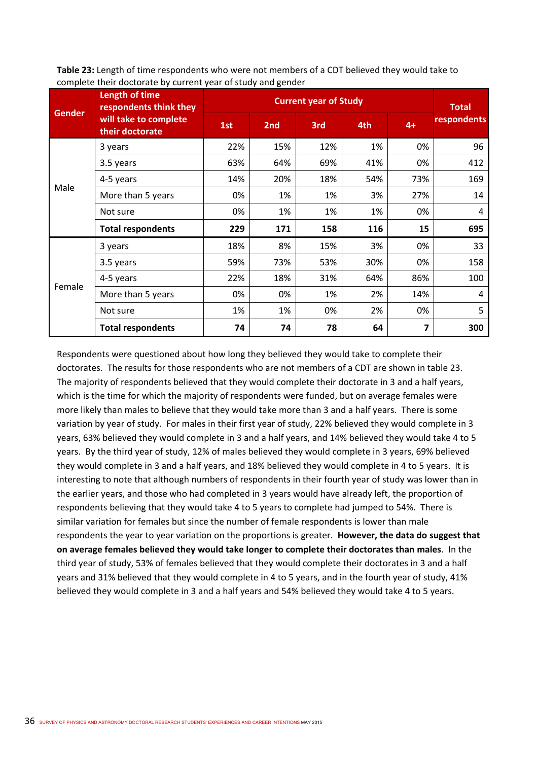**Table 23:** Length of time respondents who were not members of a CDT believed they would take to complete their doctorate by current year of study and gender

| Gender | Length of time respondents think they will take to complete their doctorate | Current year of Study | | | | | Total respondents |
|---|---|---|---|---|---|---|---|
| | | 1st | 2nd | 3rd | 4th | 4+ | |
| Male | 3 years | 22% | 15% | 12% | 1% | 0% | 96 |
| | 3.5 years | 63% | 64% | 69% | 41% | 0% | 412 |
| | 4-5 years | 14% | 20% | 18% | 54% | 73% | 169 |
| | More than 5 years | 0% | 1% | 1% | 3% | 27% | 14 |
| | Not sure | 0% | 1% | 1% | 1% | 0% | 4 |
| | **Total respondents** | **229** | **171** | **158** | **116** | **15** | **695** |
| Female | 3 years | 18% | 8% | 15% | 3% | 0% | 33 |
| | 3.5 years | 59% | 73% | 53% | 30% | 0% | 158 |
| | 4-5 years | 22% | 18% | 31% | 64% | 86% | 100 |
| | More than 5 years | 0% | 0% | 1% | 2% | 14% | 4 |
| | Not sure | 1% | 1% | 0% | 2% | 0% | 5 |
| | **Total respondents** | **74** | **74** | **78** | **64** | **7** | **300** |

Respondents were questioned about how long they believed they would take to complete their doctorates. The results for those respondents who are not members of a CDT are shown in table 23. The majority of respondents believed that they would complete their doctorate in 3 and a half years, which is the time for which the majority of respondents were funded, but on average females were more likely than males to believe that they would take more than 3 and a half years. There is some variation by year of study. For males in their first year of study, 22% believed they would complete in 3 years, 63% believed they would complete in 3 and a half years, and 14% believed they would take 4 to 5 years. By the third year of study, 12% of males believed they would complete in 3 years, 69% believed they would complete in 3 and a half years, and 18% believed they would complete in 4 to 5 years. It is interesting to note that although numbers of respondents in their fourth year of study was lower than in the earlier years, and those who had completed in 3 years would have already left, the proportion of respondents believing that they would take 4 to 5 years to complete had jumped to 54%. There is similar variation for females but since the number of female respondents is lower than male respondents the year to year variation on the proportions is greater. **However, the data do suggest that on average females believed they would take longer to complete their doctorates than males**. In the third year of study, 53% of females believed that they would complete their doctorates in 3 and a half years and 31% believed that they would complete in 4 to 5 years, and in the fourth year of study, 41% believed they would complete in 3 and a half years and 54% believed they would take 4 to 5 years.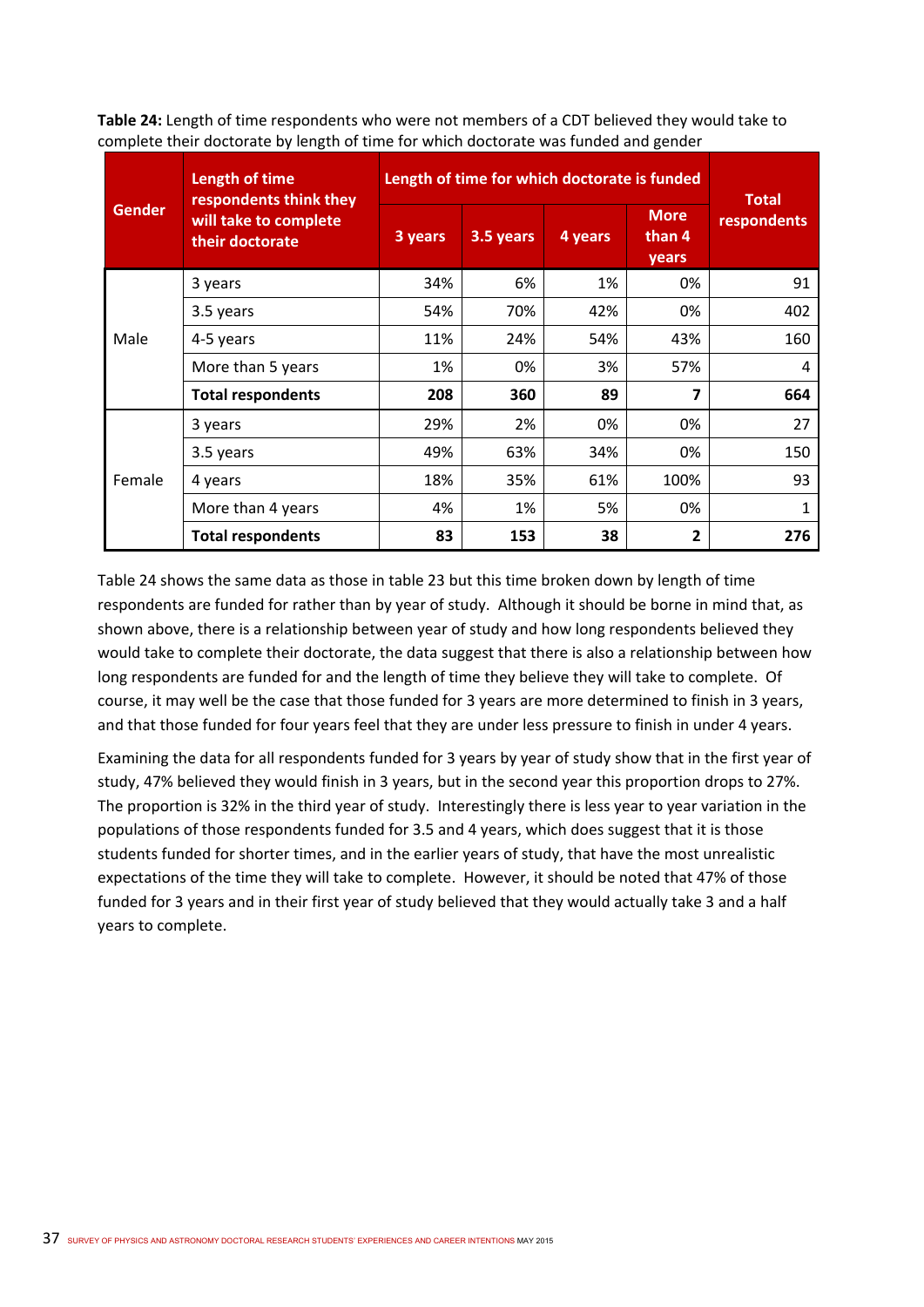**Table 24:** Length of time respondents who were not members of a CDT believed they would take to complete their doctorate by length of time for which doctorate was funded and gender

| Gender | Length of time respondents think they will take to complete their doctorate | Length of time for which doctorate is funded | | | | Total respondents |
|---|---|---|---|---|---|---|
| | | 3 years | 3.5 years | 4 years | More than 4 years | |
| Male | 3 years | 34% | 6% | 1% | 0% | 91 |
| | 3.5 years | 54% | 70% | 42% | 0% | 402 |
| | 4-5 years | 11% | 24% | 54% | 43% | 160 |
| | More than 5 years | 1% | 0% | 3% | 57% | 4 |
| | **Total respondents** | **208** | **360** | **89** | **7** | **664** |
| Female | 3 years | 29% | 2% | 0% | 0% | 27 |
| | 3.5 years | 49% | 63% | 34% | 0% | 150 |
| | 4 years | 18% | 35% | 61% | 100% | 93 |
| | More than 4 years | 4% | 1% | 5% | 0% | 1 |
| | **Total respondents** | **83** | **153** | **38** | **2** | **276** |

Table 24 shows the same data as those in table 23 but this time broken down by length of time respondents are funded for rather than by year of study. Although it should be borne in mind that, as shown above, there is a relationship between year of study and how long respondents believed they would take to complete their doctorate, the data suggest that there is also a relationship between how long respondents are funded for and the length of time they believe they will take to complete. Of course, it may well be the case that those funded for 3 years are more determined to finish in 3 years, and that those funded for four years feel that they are under less pressure to finish in under 4 years.

Examining the data for all respondents funded for 3 years by year of study show that in the first year of study, 47% believed they would finish in 3 years, but in the second year this proportion drops to 27%. The proportion is 32% in the third year of study. Interestingly there is less year to year variation in the populations of those respondents funded for 3.5 and 4 years, which does suggest that it is those students funded for shorter times, and in the earlier years of study, that have the most unrealistic expectations of the time they will take to complete. However, it should be noted that 47% of those funded for 3 years and in their first year of study believed that they would actually take 3 and a half years to complete.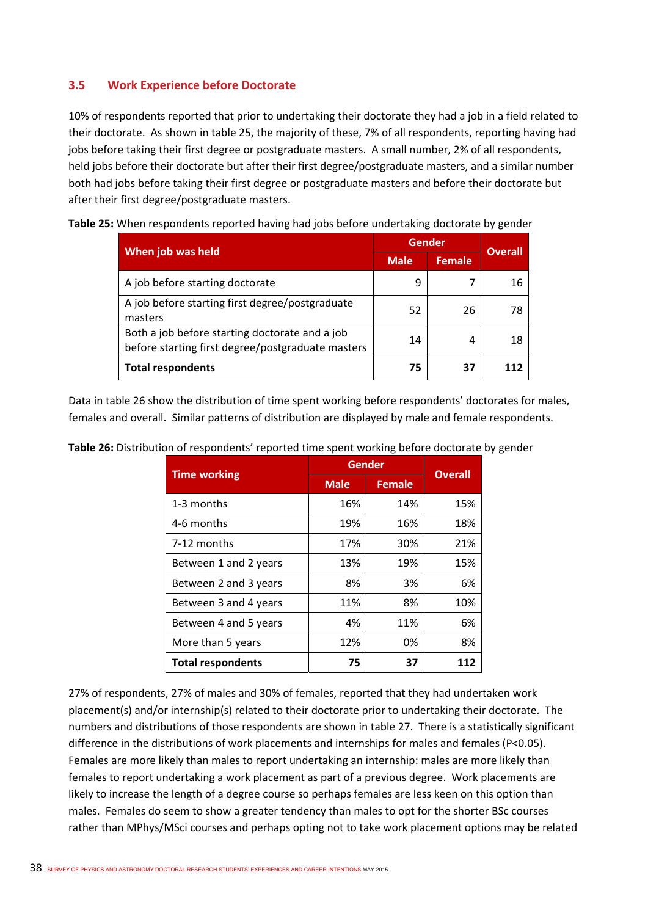### 3.5 Work Experience before Doctorate

10% of respondents reported that prior to undertaking their doctorate they had a job in a field related to their doctorate. As shown in table 25, the majority of these, 7% of all respondents, reporting having had jobs before taking their first degree or postgraduate masters. A small number, 2% of all respondents, held jobs before their doctorate but after their first degree/postgraduate masters, and a similar number both had jobs before taking their first degree or postgraduate masters and before their doctorate but after their first degree/postgraduate masters.

**Table 25:** When respondents reported having had jobs before undertaking doctorate by gender

| When job was held | Gender | | Overall |
|---|---|---|---|
| | Male | Female | |
| A job before starting doctorate | 9 | 7 | 16 |
| A job before starting first degree/postgraduate masters | 52 | 26 | 78 |
| Both a job before starting doctorate and a job before starting first degree/postgraduate masters | 14 | 4 | 18 |
| **Total respondents** | **75** | **37** | **112** |

Data in table 26 show the distribution of time spent working before respondents' doctorates for males, females and overall. Similar patterns of distribution are displayed by male and female respondents.

**Table 26:** Distribution of respondents' reported time spent working before doctorate by gender

| Time working | Gender | | Overall |
|---|---|---|---|
| | Male | Female | |
| 1-3 months | 16% | 14% | 15% |
| 4-6 months | 19% | 16% | 18% |
| 7-12 months | 17% | 30% | 21% |
| Between 1 and 2 years | 13% | 19% | 15% |
| Between 2 and 3 years | 8% | 3% | 6% |
| Between 3 and 4 years | 11% | 8% | 10% |
| Between 4 and 5 years | 4% | 11% | 6% |
| More than 5 years | 12% | 0% | 8% |
| **Total respondents** | **75** | **37** | **112** |

27% of respondents, 27% of males and 30% of females, reported that they had undertaken work placement(s) and/or internship(s) related to their doctorate prior to undertaking their doctorate. The numbers and distributions of those respondents are shown in table 27. There is a statistically significant difference in the distributions of work placements and internships for males and females ($P<0.05$). Females are more likely than males to report undertaking an internship: males are more likely than females to report undertaking a work placement as part of a previous degree. Work placements are likely to increase the length of a degree course so perhaps females are less keen on this option than males. Females do seem to show a greater tendency than males to opt for the shorter BSc courses rather than MPhys/MSci courses and perhaps opting not to take work placement options may be related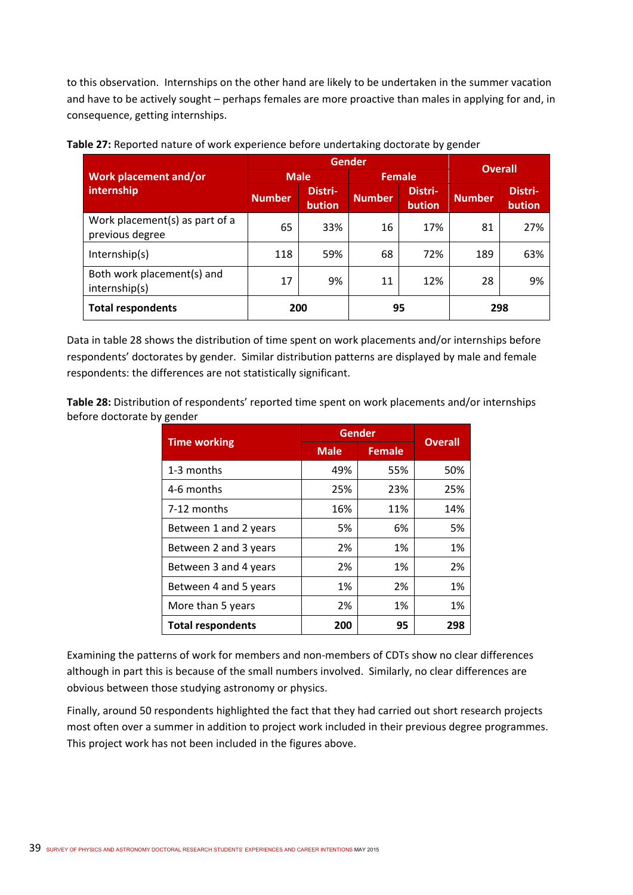to this observation. Internships on the other hand are likely to be undertaken in the summer vacation and have to be actively sought – perhaps females are more proactive than males in applying for and, in consequence, getting internships.

**Table 27:** Reported nature of work experience before undertaking doctorate by gender

| Work placement and/or internship | Gender | | | | Overall | |
|---|---|---|---|---|---|---|
| | Male | | Female | | | |
| | Number | Distri-bution | Number | Distri-bution | Number | Distri-bution |
| Work placement(s) as part of a previous degree | 65 | 33% | 16 | 17% | 81 | 27% |
| Internship(s) | 118 | 59% | 68 | 72% | 189 | 63% |
| Both work placement(s) and internship(s) | 17 | 9% | 11 | 12% | 28 | 9% |
| **Total respondents** | **200** | | **95** | | **298** | |

Data in table 28 shows the distribution of time spent on work placements and/or internships before respondents' doctorates by gender. Similar distribution patterns are displayed by male and female respondents: the differences are not statistically significant.

**Table 28:** Distribution of respondents' reported time spent on work placements and/or internships before doctorate by gender

| Time working | Gender | | Overall |
|---|---|---|---|
| | Male | Female | |
| 1-3 months | 49% | 55% | 50% |
| 4-6 months | 25% | 23% | 25% |
| 7-12 months | 16% | 11% | 14% |
| Between 1 and 2 years | 5% | 6% | 5% |
| Between 2 and 3 years | 2% | 1% | 1% |
| Between 3 and 4 years | 2% | 1% | 2% |
| Between 4 and 5 years | 1% | 2% | 1% |
| More than 5 years | 2% | 1% | 1% |
| **Total respondents** | **200** | **95** | **298** |

Examining the patterns of work for members and non-members of CDTs show no clear differences although in part this is because of the small numbers involved. Similarly, no clear differences are obvious between those studying astronomy or physics.

Finally, around 50 respondents highlighted the fact that they had carried out short research projects most often over a summer in addition to project work included in their previous degree programmes. This project work has not been included in the figures above.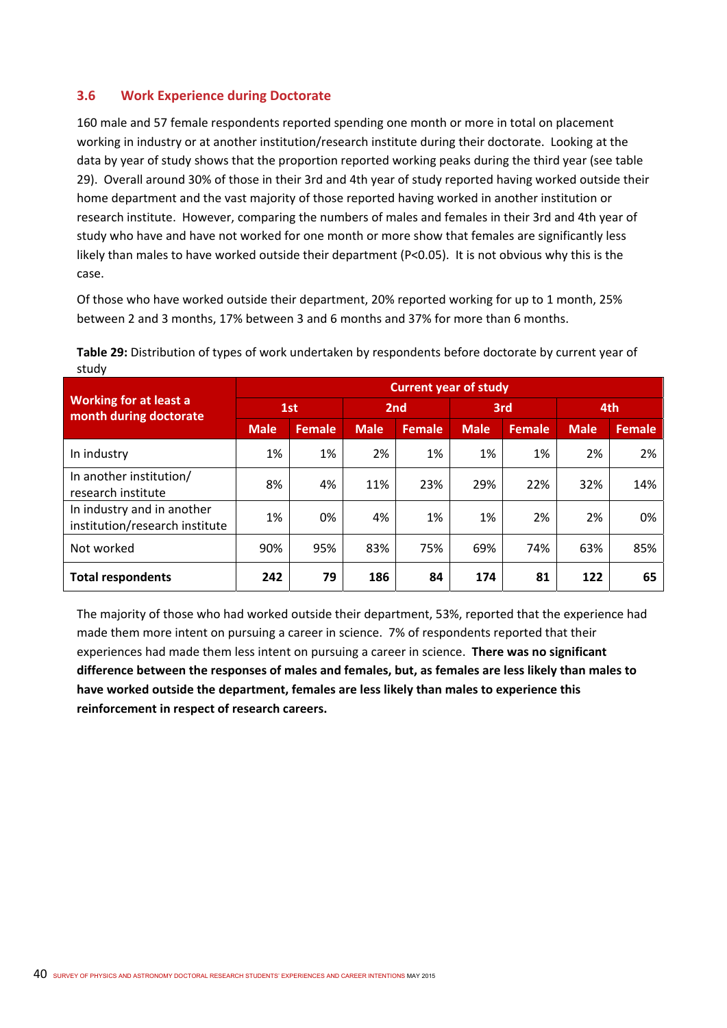### 3.6 Work Experience during Doctorate

160 male and 57 female respondents reported spending one month or more in total on placement working in industry or at another institution/research institute during their doctorate. Looking at the data by year of study shows that the proportion reported working peaks during the third year (see table 29). Overall around 30% of those in their 3rd and 4th year of study reported having worked outside their home department and the vast majority of those reported having worked in another institution or research institute. However, comparing the numbers of males and females in their 3rd and 4th year of study who have and have not worked for one month or more show that females are significantly less likely than males to have worked outside their department ($P<0.05$). It is not obvious why this is the case.

Of those who have worked outside their department, 20% reported working for up to 1 month, 25% between 2 and 3 months, 17% between 3 and 6 months and 37% for more than 6 months.

**Table 29:** Distribution of types of work undertaken by respondents before doctorate by current year of study

| Working for at least a month during doctorate | Current year of study | | | | | | | |
|---|---|---|---|---|---|---|---|---|
| | 1st | | 2nd | | 3rd | | 4th | |
| | Male | Female | Male | Female | Male | Female | Male | Female |
| In industry | 1% | 1% | 2% | 1% | 1% | 1% | 2% | 2% |
| In another institution/ research institute | 8% | 4% | 11% | 23% | 29% | 22% | 32% | 14% |
| In industry and in another institution/research institute | 1% | 0% | 4% | 1% | 1% | 2% | 2% | 0% |
| Not worked | 90% | 95% | 83% | 75% | 69% | 74% | 63% | 85% |
| **Total respondents** | **242** | **79** | **186** | **84** | **174** | **81** | **122** | **65** |

The majority of those who had worked outside their department, 53%, reported that the experience had made them more intent on pursuing a career in science. 7% of respondents reported that their experiences had made them less intent on pursuing a career in science. **There was no significant difference between the responses of males and females, but, as females are less likely than males to have worked outside the department, females are less likely than males to experience this reinforcement in respect of research careers.**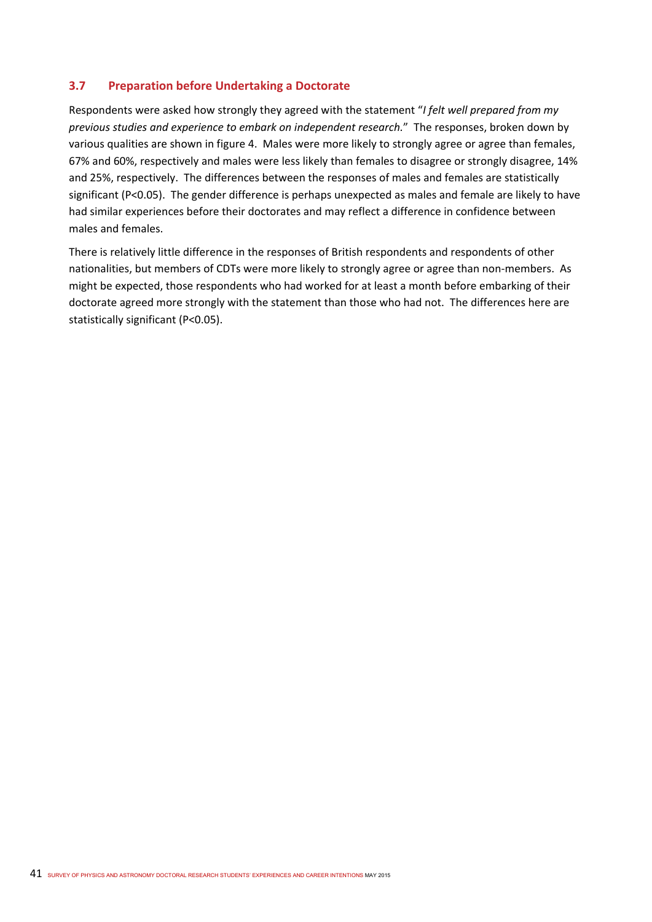### 3.7 Preparation before Undertaking a Doctorate

Respondents were asked how strongly they agreed with the statement "*I felt well prepared from my previous studies and experience to embark on independent research.*" The responses, broken down by various qualities are shown in figure 4. Males were more likely to strongly agree or agree than females, 67% and 60%, respectively and males were less likely than females to disagree or strongly disagree, 14% and 25%, respectively. The differences between the responses of males and females are statistically significant ($P<0.05$). The gender difference is perhaps unexpected as males and female are likely to have had similar experiences before their doctorates and may reflect a difference in confidence between males and females.

There is relatively little difference in the responses of British respondents and respondents of other nationalities, but members of CDTs were more likely to strongly agree or agree than non-members. As might be expected, those respondents who had worked for at least a month before embarking of their doctorate agreed more strongly with the statement than those who had not. The differences here are statistically significant ($P<0.05$).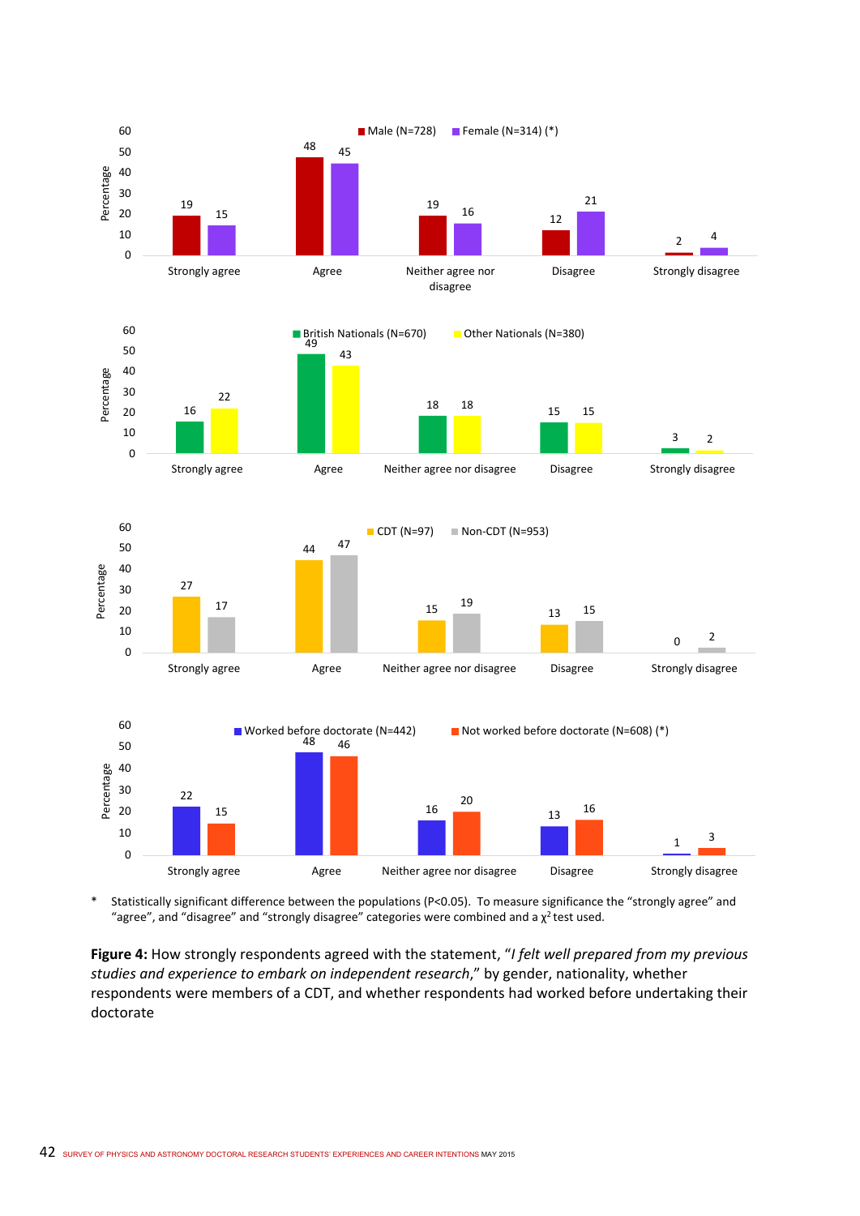| | Male (N=728) | Female (N=314) (*) |
|---|---|---|
| Strongly agree | 19 | 15 |
| Agree | 48 | 45 |
| Neither agree nor disagree | 19 | 16 |
| Disagree | 12 | 21 |
| Strongly disagree | 2 | 4 |

| | British Nationals (N=670) | Other Nationals (N=380) |
|---|---|---|
| Strongly agree | 16 | 22 |
| Agree | 49 | 43 |
| Neither agree nor disagree | 18 | 18 |
| Disagree | 15 | 15 |
| Strongly disagree | 3 | 2 |

| | CDT (N=97) | Non-CDT (N=953) |
|---|---|---|
| Strongly agree | 27 | 17 |
| Agree | 44 | 47 |
| Neither agree nor disagree | 15 | 19 |
| Disagree | 13 | 15 |
| Strongly disagree | 0 | 2 |

| | Worked before doctorate (N=442) | Not worked before doctorate (N=608) (*) |
|---|---|---|
| Strongly agree | 22 | 15 |
| Agree | 48 | 46 |
| Neither agree nor disagree | 16 | 20 |
| Disagree | 13 | 16 |
| Strongly disagree | 1 | 3 |

(Values are percentages.)

* Statistically significant difference between the populations ($P<0.05$). To measure significance the "strongly agree" and "agree", and "disagree" and "strongly disagree" categories were combined and a $\chi^2$ test used.

**Figure 4:** How strongly respondents agreed with the statement, "*I felt well prepared from my previous studies and experience to embark on independent research*," by gender, nationality, whether respondents were members of a CDT, and whether respondents had worked before undertaking their doctorate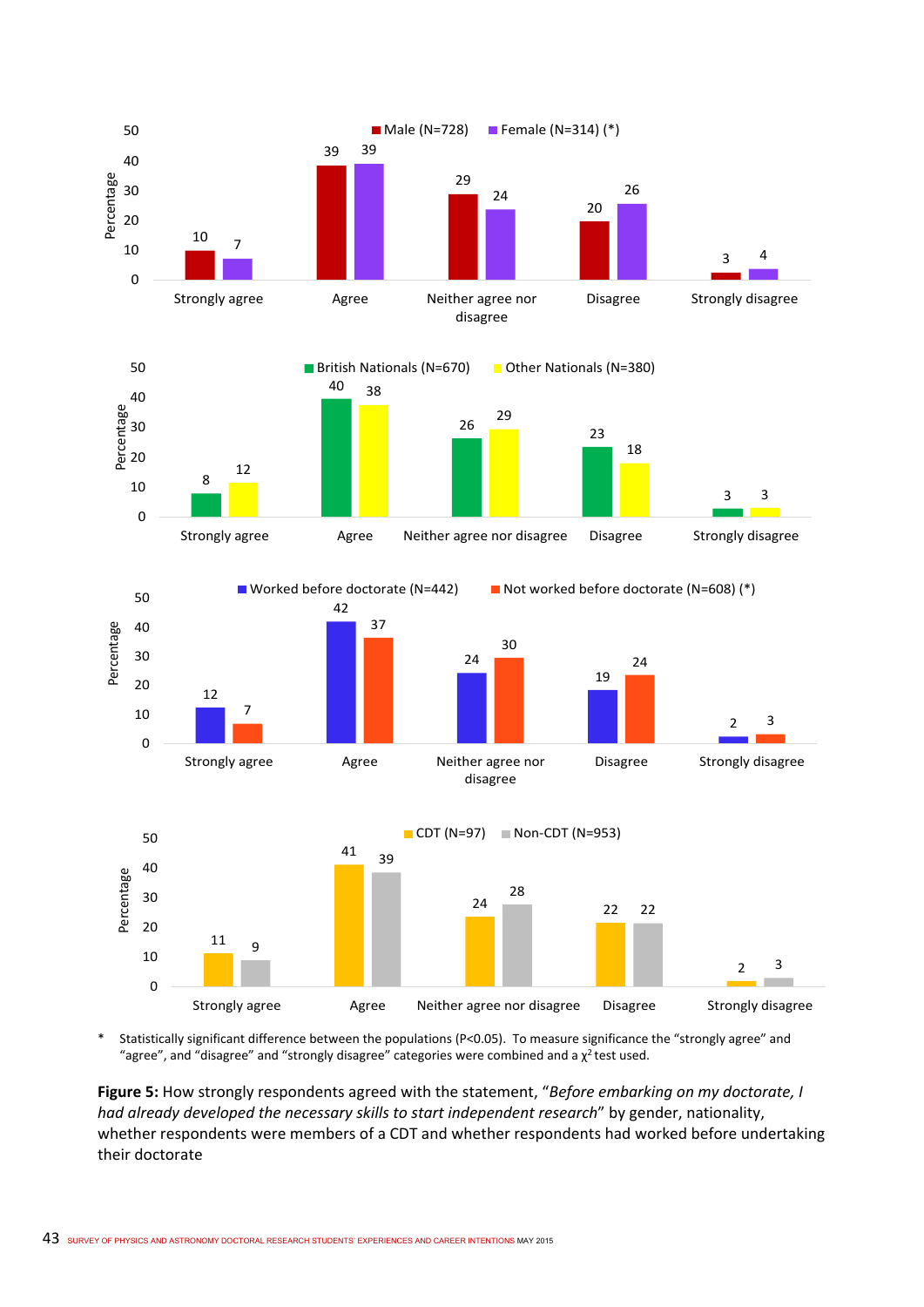| | Strongly agree | Agree | Neither agree nor disagree | Disagree | Strongly disagree |
|---|---|---|---|---|---|
| Male (N=728) | 10 | 39 | 29 | 20 | 3 |
| Female (N=314) (*) | 7 | 39 | 24 | 26 | 4 |

| | Strongly agree | Agree | Neither agree nor disagree | Disagree | Strongly disagree |
|---|---|---|---|---|---|
| British Nationals (N=670) | 8 | 40 | 26 | 23 | 3 |
| Other Nationals (N=380) | 12 | 38 | 29 | 18 | 3 |

| | Strongly agree | Agree | Neither agree nor disagree | Disagree | Strongly disagree |
|---|---|---|---|---|---|
| Worked before doctorate (N=442) | 12 | 42 | 24 | 19 | 2 |
| Not worked before doctorate (N=608) (*) | 7 | 37 | 30 | 24 | 3 |

| | Strongly agree | Agree | Neither agree nor disagree | Disagree | Strongly disagree |
|---|---|---|---|---|---|
| CDT (N=97) | 11 | 41 | 24 | 22 | 2 |
| Non-CDT (N=953) | 9 | 39 | 28 | 22 | 3 |

(Values are percentages.)

\* Statistically significant difference between the populations ($P<0.05$). To measure significance the "strongly agree" and "agree", and "disagree" and "strongly disagree" categories were combined and a $\chi^2$ test used.

**Figure 5:** How strongly respondents agreed with the statement, "*Before embarking on my doctorate, I had already developed the necessary skills to start independent research*" by gender, nationality, whether respondents were members of a CDT and whether respondents had worked before undertaking their doctorate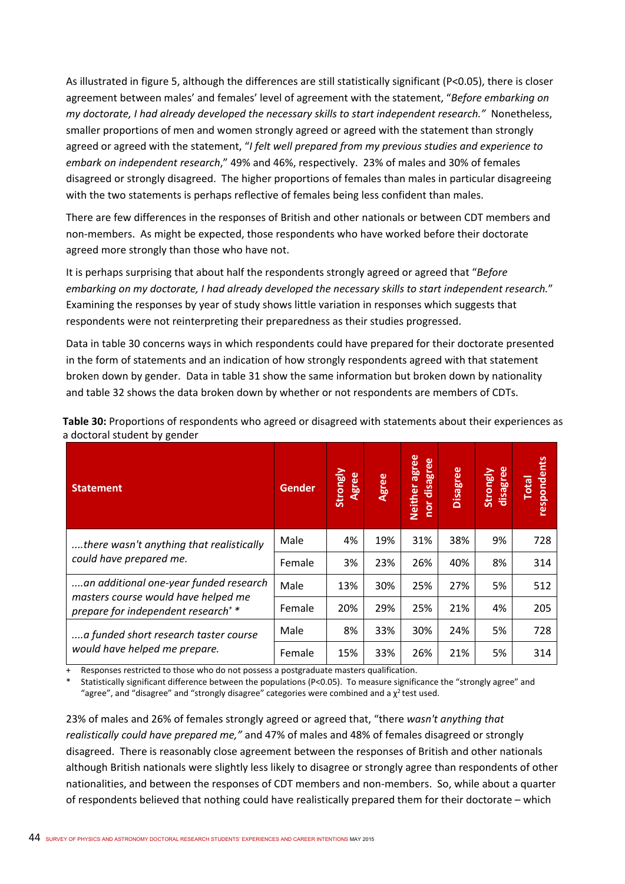As illustrated in figure 5, although the differences are still statistically significant (P<0.05), there is closer agreement between males' and females' level of agreement with the statement, "*Before embarking on my doctorate, I had already developed the necessary skills to start independent research.*" Nonetheless, smaller proportions of men and women strongly agreed or agreed with the statement than strongly agreed or agreed with the statement, "*I felt well prepared from my previous studies and experience to embark on independent research*," 49% and 46%, respectively. 23% of males and 30% of females disagreed or strongly disagreed. The higher proportions of females than males in particular disagreeing with the two statements is perhaps reflective of females being less confident than males.

There are few differences in the responses of British and other nationals or between CDT members and non-members. As might be expected, those respondents who have worked before their doctorate agreed more strongly than those who have not.

It is perhaps surprising that about half the respondents strongly agreed or agreed that "*Before embarking on my doctorate, I had already developed the necessary skills to start independent research.*" Examining the responses by year of study shows little variation in responses which suggests that respondents were not reinterpreting their preparedness as their studies progressed.

Data in table 30 concerns ways in which respondents could have prepared for their doctorate presented in the form of statements and an indication of how strongly respondents agreed with that statement broken down by gender. Data in table 31 show the same information but broken down by nationality and table 32 shows the data broken down by whether or not respondents are members of CDTs.

**Table 30:** Proportions of respondents who agreed or disagreed with statements about their experiences as a doctoral student by gender

| Statement | Gender | Strongly Agree | Agree | Neither agree nor disagree | Disagree | Strongly disagree | Total respondents |
|---|---|---|---|---|---|---|---|
| *....there wasn't anything that realistically could have prepared me.* | Male | 4% | 19% | 31% | 38% | 9% | 728 |
| | Female | 3% | 23% | 26% | 40% | 8% | 314 |
| *....an additional one-year funded research masters course would have helped me prepare for independent research*+ * | Male | 13% | 30% | 25% | 27% | 5% | 512 |
| | Female | 20% | 29% | 25% | 21% | 4% | 205 |
| *....a funded short research taster course would have helped me prepare.* | Male | 8% | 33% | 30% | 24% | 5% | 728 |
| | Female | 15% | 33% | 26% | 21% | 5% | 314 |

\+ Responses restricted to those who do not possess a postgraduate masters qualification.
\* Statistically significant difference between the populations (P<0.05). To measure significance the "strongly agree" and "agree", and "disagree" and "strongly disagree" categories were combined and a $\chi^2$ test used.

23% of males and 26% of females strongly agreed or agreed that, "there *wasn't anything that realistically could have prepared me,"* and 47% of males and 48% of females disagreed or strongly disagreed. There is reasonably close agreement between the responses of British and other nationals although British nationals were slightly less likely to disagree or strongly agree than respondents of other nationalities, and between the responses of CDT members and non-members. So, while about a quarter of respondents believed that nothing could have realistically prepared them for their doctorate – which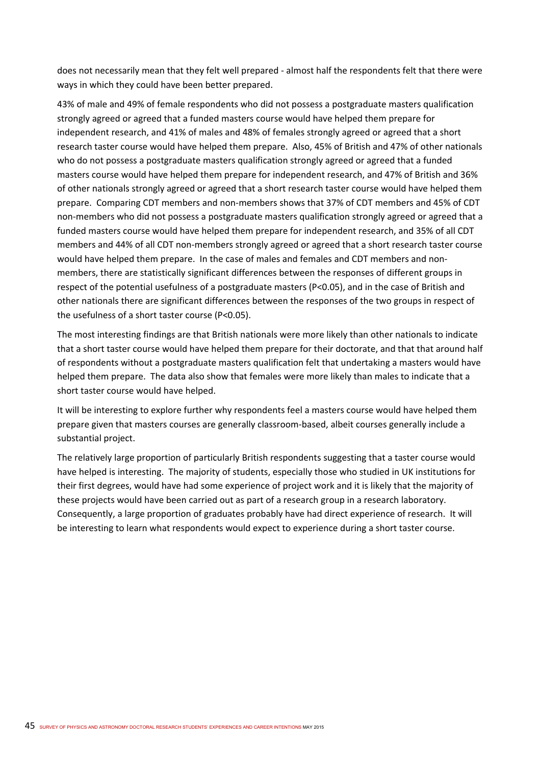does not necessarily mean that they felt well prepared - almost half the respondents felt that there were ways in which they could have been better prepared.

43% of male and 49% of female respondents who did not possess a postgraduate masters qualification strongly agreed or agreed that a funded masters course would have helped them prepare for independent research, and 41% of males and 48% of females strongly agreed or agreed that a short research taster course would have helped them prepare. Also, 45% of British and 47% of other nationals who do not possess a postgraduate masters qualification strongly agreed or agreed that a funded masters course would have helped them prepare for independent research, and 47% of British and 36% of other nationals strongly agreed or agreed that a short research taster course would have helped them prepare. Comparing CDT members and non-members shows that 37% of CDT members and 45% of CDT non-members who did not possess a postgraduate masters qualification strongly agreed or agreed that a funded masters course would have helped them prepare for independent research, and 35% of all CDT members and 44% of all CDT non-members strongly agreed or agreed that a short research taster course would have helped them prepare. In the case of males and females and CDT members and non-members, there are statistically significant differences between the responses of different groups in respect of the potential usefulness of a postgraduate masters ($P<0.05$), and in the case of British and other nationals there are significant differences between the responses of the two groups in respect of the usefulness of a short taster course ($P<0.05$).

The most interesting findings are that British nationals were more likely than other nationals to indicate that a short taster course would have helped them prepare for their doctorate, and that that around half of respondents without a postgraduate masters qualification felt that undertaking a masters would have helped them prepare. The data also show that females were more likely than males to indicate that a short taster course would have helped.

It will be interesting to explore further why respondents feel a masters course would have helped them prepare given that masters courses are generally classroom-based, albeit courses generally include a substantial project.

The relatively large proportion of particularly British respondents suggesting that a taster course would have helped is interesting. The majority of students, especially those who studied in UK institutions for their first degrees, would have had some experience of project work and it is likely that the majority of these projects would have been carried out as part of a research group in a research laboratory. Consequently, a large proportion of graduates probably have had direct experience of research. It will be interesting to learn what respondents would expect to experience during a short taster course.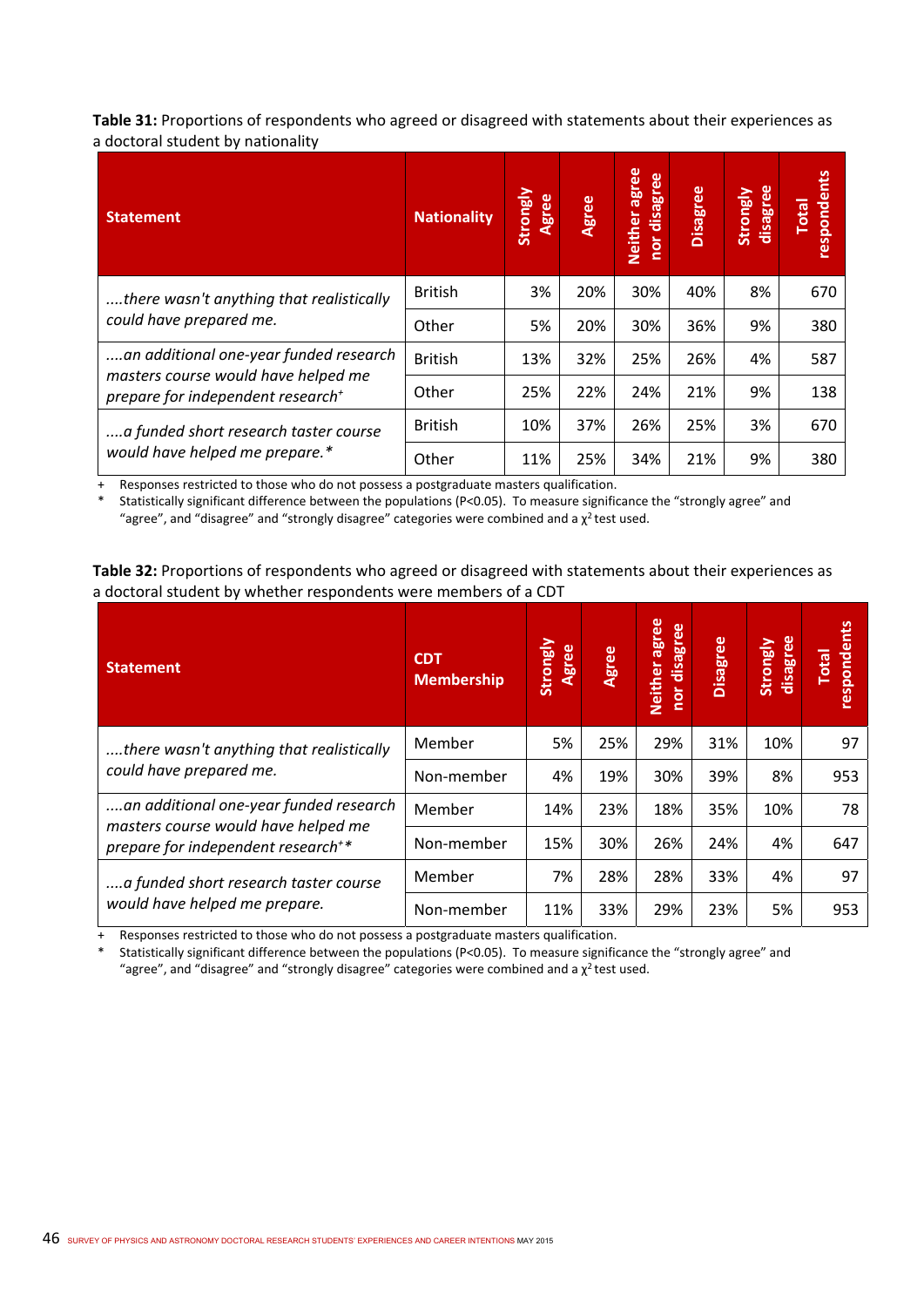**Table 31:** Proportions of respondents who agreed or disagreed with statements about their experiences as a doctoral student by nationality

| Statement | Nationality | Strongly Agree | Agree | Neither agree nor disagree | Disagree | Strongly disagree | Total respondents |
|---|---|---|---|---|---|---|---|
| *....there wasn't anything that realistically could have prepared me.* | British | 3% | 20% | 30% | 40% | 8% | 670 |
| | Other | 5% | 20% | 30% | 36% | 9% | 380 |
| *....an additional one-year funded research masters course would have helped me prepare for independent research*+ | British | 13% | 32% | 25% | 26% | 4% | 587 |
| | Other | 25% | 22% | 24% | 21% | 9% | 138 |
| *....a funded short research taster course would have helped me prepare.** | British | 10% | 37% | 26% | 25% | 3% | 670 |
| | Other | 11% | 25% | 34% | 21% | 9% | 380 |

\+ Responses restricted to those who do not possess a postgraduate masters qualification.

\* Statistically significant difference between the populations (P<0.05). To measure significance the "strongly agree" and "agree", and "disagree" and "strongly disagree" categories were combined and a $\chi^2$ test used.

**Table 32:** Proportions of respondents who agreed or disagreed with statements about their experiences as a doctoral student by whether respondents were members of a CDT

| Statement | CDT Membership | Strongly Agree | Agree | Neither agree nor disagree | Disagree | Strongly disagree | Total respondents |
|---|---|---|---|---|---|---|---|
| *....there wasn't anything that realistically could have prepared me.* | Member | 5% | 25% | 29% | 31% | 10% | 97 |
| | Non-member | 4% | 19% | 30% | 39% | 8% | 953 |
| *....an additional one-year funded research masters course would have helped me prepare for independent research*+* | Member | 14% | 23% | 18% | 35% | 10% | 78 |
| | Non-member | 15% | 30% | 26% | 24% | 4% | 647 |
| *....a funded short research taster course would have helped me prepare.* | Member | 7% | 28% | 28% | 33% | 4% | 97 |
| | Non-member | 11% | 33% | 29% | 23% | 5% | 953 |

\+ Responses restricted to those who do not possess a postgraduate masters qualification.

\* Statistically significant difference between the populations (P<0.05). To measure significance the "strongly agree" and "agree", and "disagree" and "strongly disagree" categories were combined and a $\chi^2$ test used.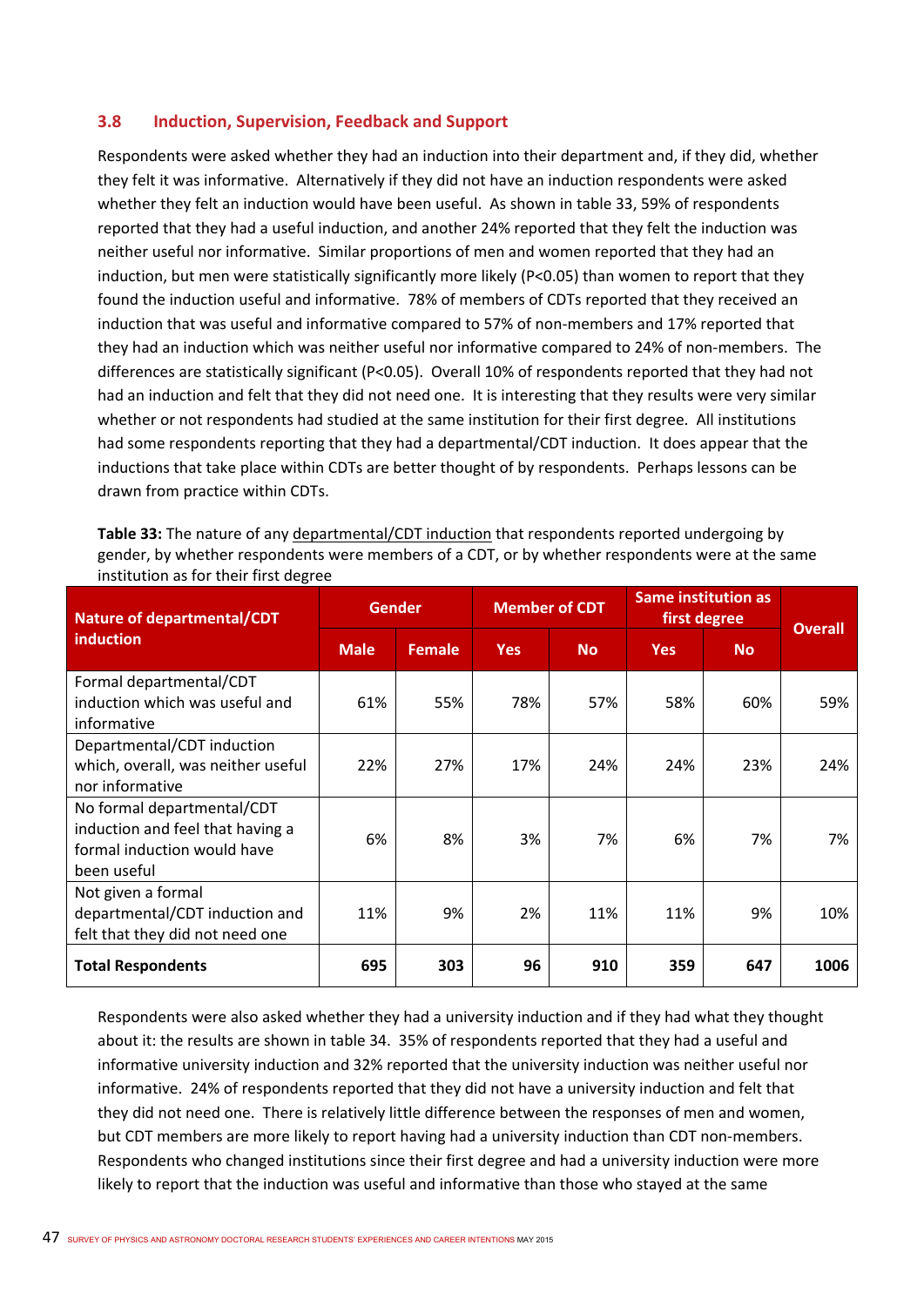### 3.8 Induction, Supervision, Feedback and Support

Respondents were asked whether they had an induction into their department and, if they did, whether they felt it was informative. Alternatively if they did not have an induction respondents were asked whether they felt an induction would have been useful. As shown in table 33, 59% of respondents reported that they had a useful induction, and another 24% reported that they felt the induction was neither useful nor informative. Similar proportions of men and women reported that they had an induction, but men were statistically significantly more likely ($P<0.05$) than women to report that they found the induction useful and informative. 78% of members of CDTs reported that they received an induction that was useful and informative compared to 57% of non-members and 17% reported that they had an induction which was neither useful nor informative compared to 24% of non-members. The differences are statistically significant ($P<0.05$). Overall 10% of respondents reported that they had not had an induction and felt that they did not need one. It is interesting that they results were very similar whether or not respondents had studied at the same institution for their first degree. All institutions had some respondents reporting that they had a departmental/CDT induction. It does appear that the inductions that take place within CDTs are better thought of by respondents. Perhaps lessons can be drawn from practice within CDTs.

**Table 33:** The nature of any departmental/CDT induction that respondents reported undergoing by gender, by whether respondents were members of a CDT, or by whether respondents were at the same institution as for their first degree

| Nature of departmental/CDT induction | Gender | | Member of CDT | | Same institution as first degree | | Overall |
|---|---|---|---|---|---|---|---|
| | Male | Female | Yes | No | Yes | No | |
| Formal departmental/CDT induction which was useful and informative | 61% | 55% | 78% | 57% | 58% | 60% | 59% |
| Departmental/CDT induction which, overall, was neither useful nor informative | 22% | 27% | 17% | 24% | 24% | 23% | 24% |
| No formal departmental/CDT induction and feel that having a formal induction would have been useful | 6% | 8% | 3% | 7% | 6% | 7% | 7% |
| Not given a formal departmental/CDT induction and felt that they did not need one | 11% | 9% | 2% | 11% | 11% | 9% | 10% |
| **Total Respondents** | **695** | **303** | **96** | **910** | **359** | **647** | **1006** |

Respondents were also asked whether they had a university induction and if they had what they thought about it: the results are shown in table 34. 35% of respondents reported that they had a useful and informative university induction and 32% reported that the university induction was neither useful nor informative. 24% of respondents reported that they did not have a university induction and felt that they did not need one. There is relatively little difference between the responses of men and women, but CDT members are more likely to report having had a university induction than CDT non-members. Respondents who changed institutions since their first degree and had a university induction were more likely to report that the induction was useful and informative than those who stayed at the same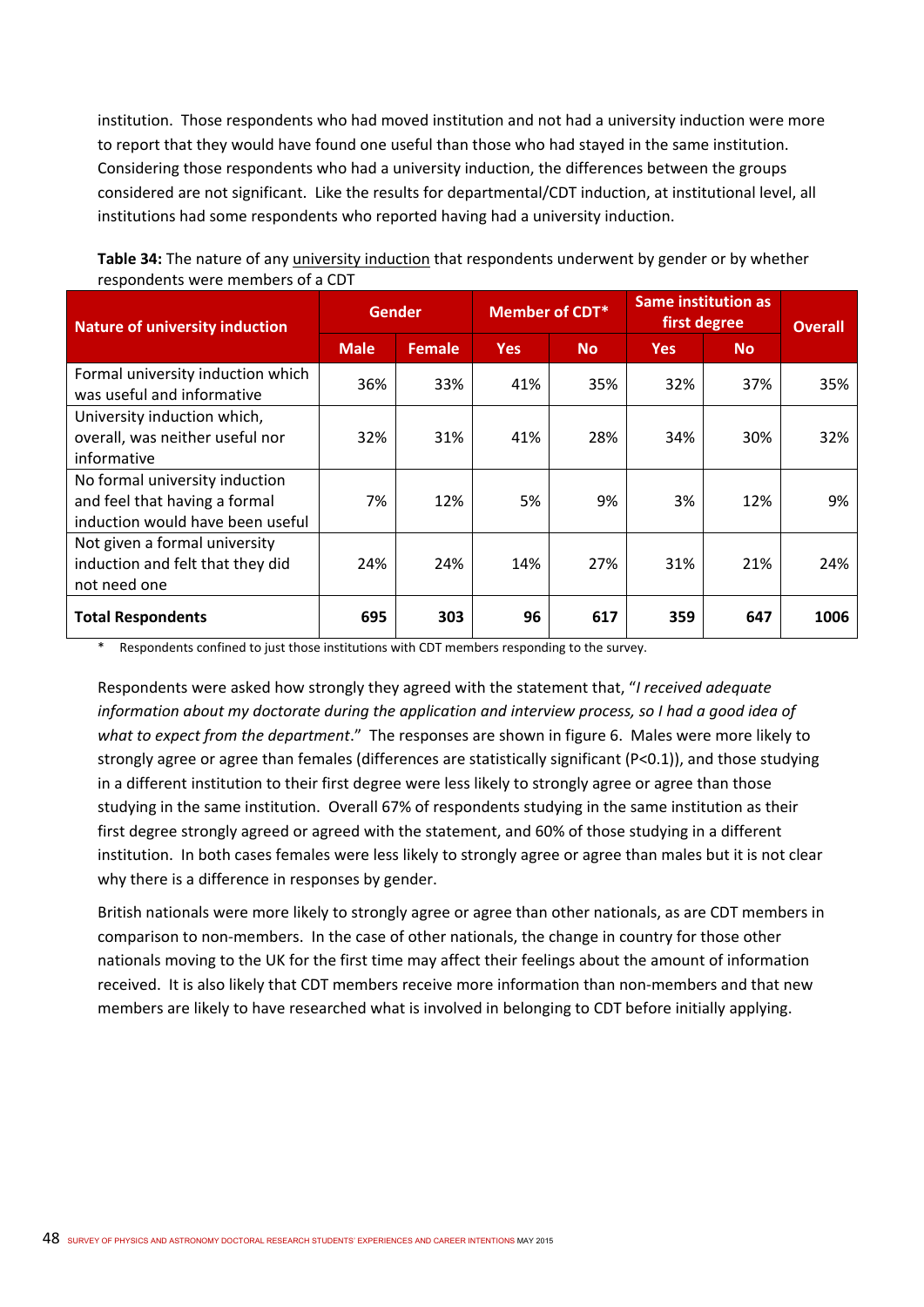institution. Those respondents who had moved institution and not had a university induction were more to report that they would have found one useful than those who had stayed in the same institution. Considering those respondents who had a university induction, the differences between the groups considered are not significant. Like the results for departmental/CDT induction, at institutional level, all institutions had some respondents who reported having had a university induction.

**Table 34:** The nature of any university induction that respondents underwent by gender or by whether respondents were members of a CDT

| Nature of university induction | Gender | | Member of CDT* | | Same institution as first degree | | Overall |
|---|---|---|---|---|---|---|---|
| | Male | Female | Yes | No | Yes | No | |
| Formal university induction which was useful and informative | 36% | 33% | 41% | 35% | 32% | 37% | 35% |
| University induction which, overall, was neither useful nor informative | 32% | 31% | 41% | 28% | 34% | 30% | 32% |
| No formal university induction and feel that having a formal induction would have been useful | 7% | 12% | 5% | 9% | 3% | 12% | 9% |
| Not given a formal university induction and felt that they did not need one | 24% | 24% | 14% | 27% | 31% | 21% | 24% |
| **Total Respondents** | **695** | **303** | **96** | **617** | **359** | **647** | **1006** |

\* Respondents confined to just those institutions with CDT members responding to the survey.

Respondents were asked how strongly they agreed with the statement that, "*I received adequate information about my doctorate during the application and interview process, so I had a good idea of what to expect from the department*." The responses are shown in figure 6. Males were more likely to strongly agree or agree than females (differences are statistically significant (P<0.1)), and those studying in a different institution to their first degree were less likely to strongly agree or agree than those studying in the same institution. Overall 67% of respondents studying in the same institution as their first degree strongly agreed or agreed with the statement, and 60% of those studying in a different institution. In both cases females were less likely to strongly agree or agree than males but it is not clear why there is a difference in responses by gender.

British nationals were more likely to strongly agree or agree than other nationals, as are CDT members in comparison to non-members. In the case of other nationals, the change in country for those other nationals moving to the UK for the first time may affect their feelings about the amount of information received. It is also likely that CDT members receive more information than non-members and that new members are likely to have researched what is involved in belonging to CDT before initially applying.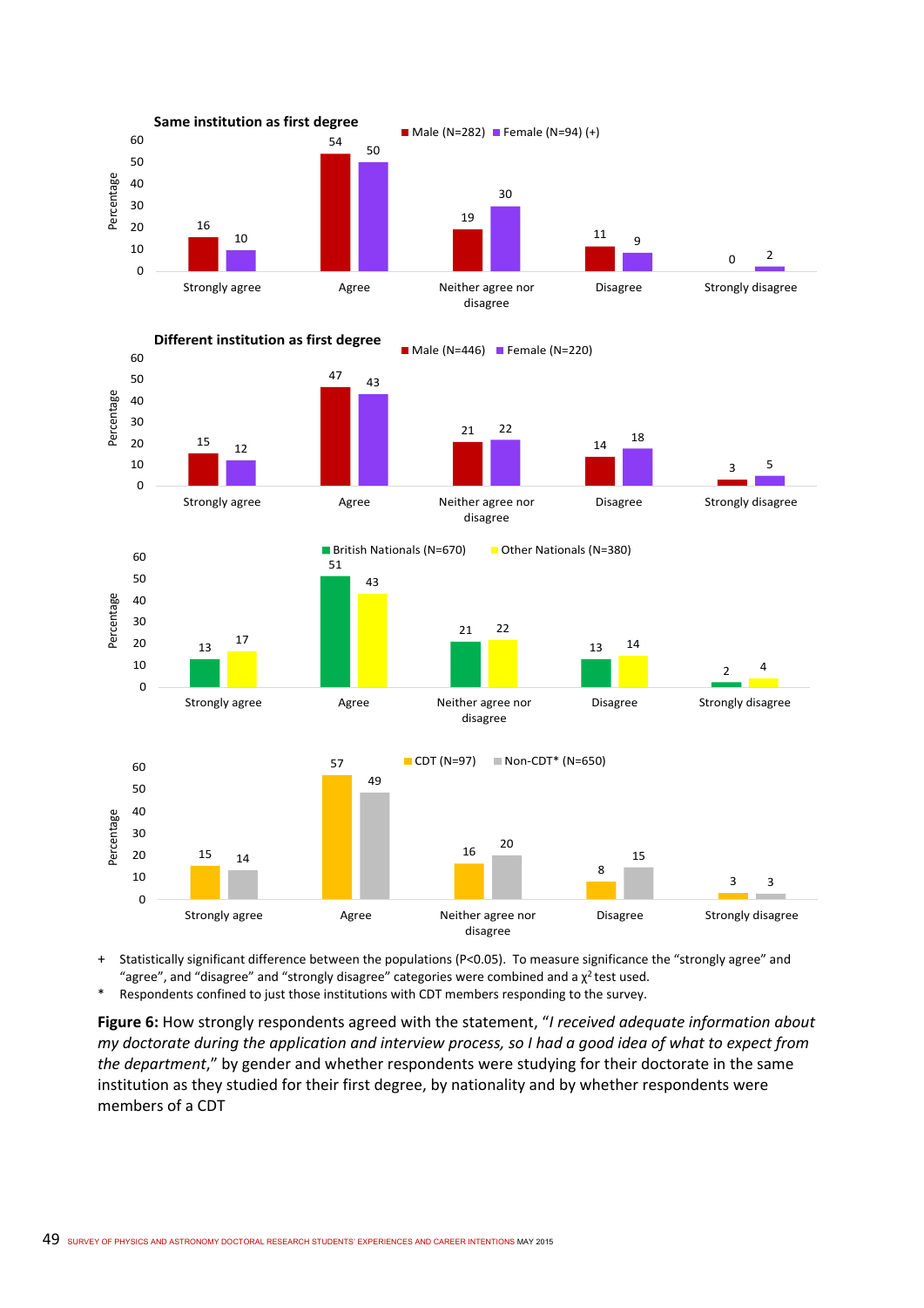**Same institution as first degree**

| | Male (N=282) | Female (N=94) (+) |
|---|---|---|
| Strongly agree | 16 | 10 |
| Agree | 54 | 50 |
| Neither agree nor disagree | 19 | 30 |
| Disagree | 11 | 9 |
| Strongly disagree | 0 | 2 |

**Different institution as first degree**

| | Male (N=446) | Female (N=220) |
|---|---|---|
| Strongly agree | 15 | 12 |
| Agree | 47 | 43 |
| Neither agree nor disagree | 21 | 22 |
| Disagree | 14 | 18 |
| Strongly disagree | 3 | 5 |

| | British Nationals (N=670) | Other Nationals (N=380) |
|---|---|---|
| Strongly agree | 13 | 17 |
| Agree | 51 | 43 |
| Neither agree nor disagree | 21 | 22 |
| Disagree | 13 | 14 |
| Strongly disagree | 2 | 4 |

| | CDT (N=97) | Non-CDT* (N=650) |
|---|---|---|
| Strongly agree | 15 | 14 |
| Agree | 57 | 49 |
| Neither agree nor disagree | 16 | 20 |
| Disagree | 8 | 15 |
| Strongly disagree | 3 | 3 |

\+ Statistically significant difference between the populations (P<0.05). To measure significance the "strongly agree" and "agree", and "disagree" and "strongly disagree" categories were combined and a $\chi^2$ test used.

\* Respondents confined to just those institutions with CDT members responding to the survey.

**Figure 6:** How strongly respondents agreed with the statement, "*I received adequate information about my doctorate during the application and interview process, so I had a good idea of what to expect from the department*," by gender and whether respondents were studying for their doctorate in the same institution as they studied for their first degree, by nationality and by whether respondents were members of a CDT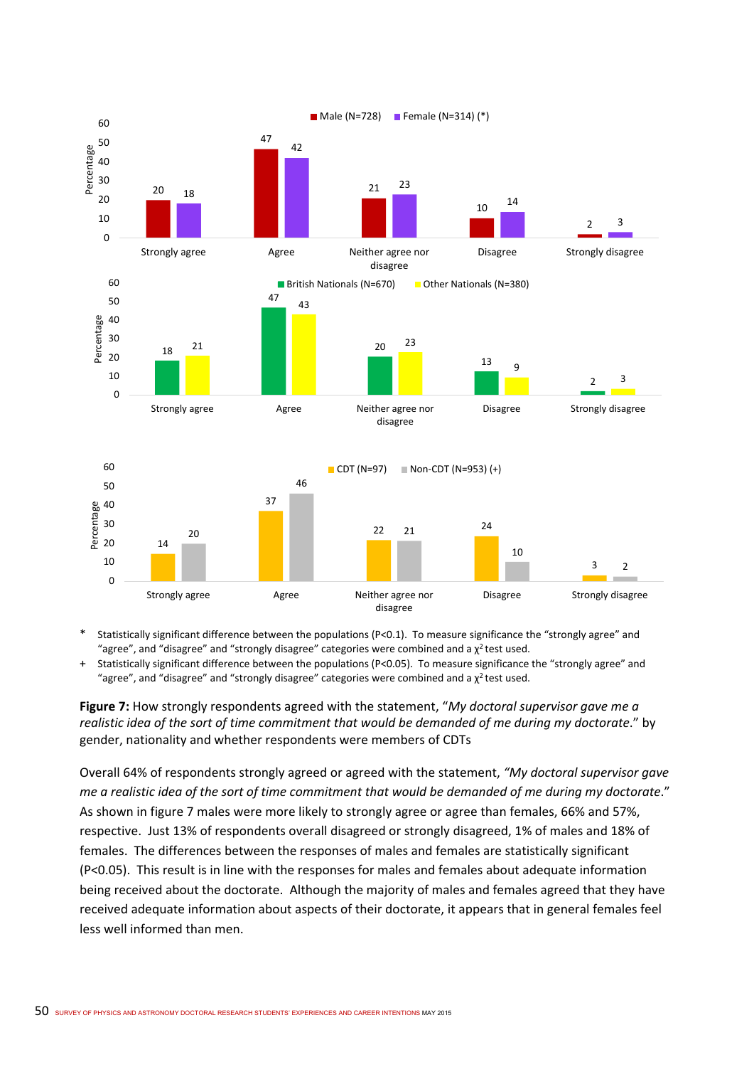| | Strongly agree | Agree | Neither agree nor disagree | Disagree | Strongly disagree |
|---|---|---|---|---|---|
| Male (N=728) | 20 | 47 | 21 | 10 | 2 |
| Female (N=314) (*) | 18 | 42 | 23 | 14 | 3 |

| | Strongly agree | Agree | Neither agree nor disagree | Disagree | Strongly disagree |
|---|---|---|---|---|---|
| British Nationals (N=670) | 18 | 47 | 20 | 13 | 2 |
| Other Nationals (N=380) | 21 | 43 | 23 | 9 | 3 |

| | Strongly agree | Agree | Neither agree nor disagree | Disagree | Strongly disagree |
|---|---|---|---|---|---|
| CDT (N=97) | 14 | 37 | 22 | 24 | 3 |
| Non-CDT (N=953) (+) | 20 | 46 | 21 | 10 | 2 |

(Values are percentages.)

\* Statistically significant difference between the populations ($P<0.1$). To measure significance the "strongly agree" and "agree", and "disagree" and "strongly disagree" categories were combined and a $\chi^2$ test used.

\+ Statistically significant difference between the populations ($P<0.05$). To measure significance the "strongly agree" and "agree", and "disagree" and "strongly disagree" categories were combined and a $\chi^2$ test used.

**Figure 7:** How strongly respondents agreed with the statement, "*My doctoral supervisor gave me a realistic idea of the sort of time commitment that would be demanded of me during my doctorate*." by gender, nationality and whether respondents were members of CDTs

Overall 64% of respondents strongly agreed or agreed with the statement, *"My doctoral supervisor gave me a realistic idea of the sort of time commitment that would be demanded of me during my doctorate*." As shown in figure 7 males were more likely to strongly agree or agree than females, 66% and 57%, respective. Just 13% of respondents overall disagreed or strongly disagreed, 1% of males and 18% of females. The differences between the responses of males and females are statistically significant ($P<0.05$). This result is in line with the responses for males and females about adequate information being received about the doctorate. Although the majority of males and females agreed that they have received adequate information about aspects of their doctorate, it appears that in general females feel less well informed than men.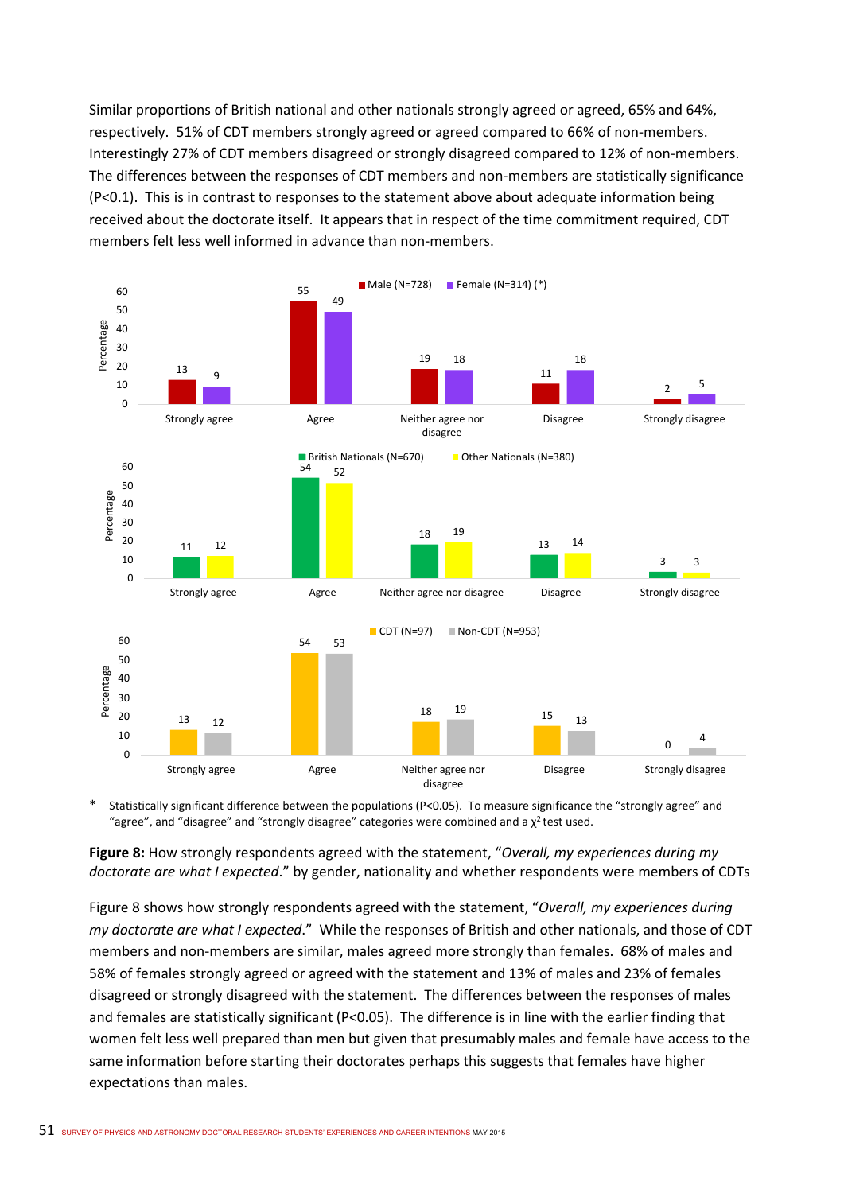Similar proportions of British national and other nationals strongly agreed or agreed, 65% and 64%, respectively. 51% of CDT members strongly agreed or agreed compared to 66% of non-members. Interestingly 27% of CDT members disagreed or strongly disagreed compared to 12% of non-members. The differences between the responses of CDT members and non-members are statistically significance ($P<0.1$). This is in contrast to responses to the statement above about adequate information being received about the doctorate itself. It appears that in respect of the time commitment required, CDT members felt less well informed in advance than non-members.

| Percentage | Strongly agree | Agree | Neither agree nor disagree | Disagree | Strongly disagree |
|---|---|---|---|---|---|
| Male (N=728) | 13 | 55 | 19 | 11 | 2 |
| Female (N=314) (*) | 9 | 49 | 18 | 18 | 5 |

| Percentage | Strongly agree | Agree | Neither agree nor disagree | Disagree | Strongly disagree |
|---|---|---|---|---|---|
| British Nationals (N=670) | 11 | 54 | 18 | 13 | 3 |
| Other Nationals (N=380) | 12 | 52 | 19 | 14 | 3 |

| Percentage | Strongly agree | Agree | Neither agree nor disagree | Disagree | Strongly disagree |
|---|---|---|---|---|---|
| CDT (N=97) | 13 | 54 | 18 | 15 | 0 |
| Non-CDT (N=953) | 12 | 53 | 19 | 13 | 4 |

\* Statistically significant difference between the populations ($P<0.05$). To measure significance the "strongly agree" and "agree", and "disagree" and "strongly disagree" categories were combined and a $\chi^2$ test used.

**Figure 8:** How strongly respondents agreed with the statement, "*Overall, my experiences during my doctorate are what I expected*." by gender, nationality and whether respondents were members of CDTs

Figure 8 shows how strongly respondents agreed with the statement, "*Overall, my experiences during my doctorate are what I expected*." While the responses of British and other nationals, and those of CDT members and non-members are similar, males agreed more strongly than females. 68% of males and 58% of females strongly agreed or agreed with the statement and 13% of males and 23% of females disagreed or strongly disagreed with the statement. The differences between the responses of males and females are statistically significant ($P<0.05$). The difference is in line with the earlier finding that women felt less well prepared than men but given that presumably males and female have access to the same information before starting their doctorates perhaps this suggests that females have higher expectations than males.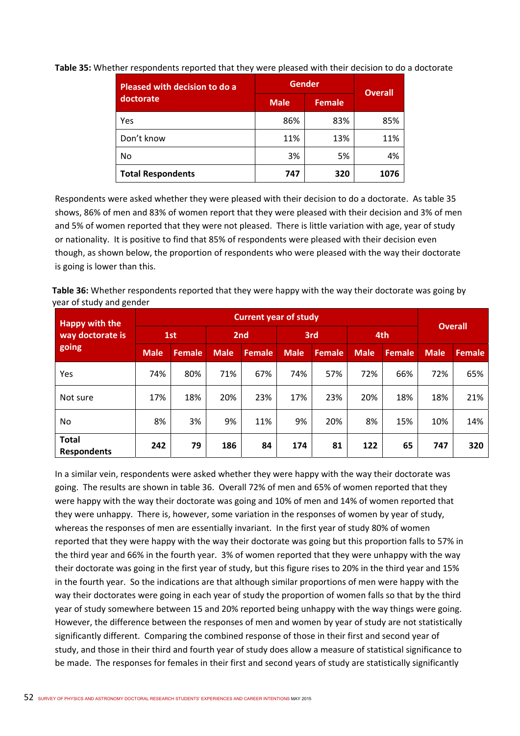**Table 35:** Whether respondents reported that they were pleased with their decision to do a doctorate

| Pleased with decision to do a doctorate | Gender | | Overall |
|---|---|---|---|
| | Male | Female | |
| Yes | 86% | 83% | 85% |
| Don't know | 11% | 13% | 11% |
| No | 3% | 5% | 4% |
| **Total Respondents** | **747** | **320** | **1076** |

Respondents were asked whether they were pleased with their decision to do a doctorate. As table 35 shows, 86% of men and 83% of women report that they were pleased with their decision and 3% of men and 5% of women reported that they were not pleased. There is little variation with age, year of study or nationality. It is positive to find that 85% of respondents were pleased with their decision even though, as shown below, the proportion of respondents who were pleased with the way their doctorate is going is lower than this.

**Table 36:** Whether respondents reported that they were happy with the way their doctorate was going by year of study and gender

| Happy with the way doctorate is going | Current year of study | | | | | | | | Overall | |
|---|---|---|---|---|---|---|---|---|---|---|
| | 1st | | 2nd | | 3rd | | 4th | | | |
| | Male | Female | Male | Female | Male | Female | Male | Female | Male | Female |
| Yes | 74% | 80% | 71% | 67% | 74% | 57% | 72% | 66% | 72% | 65% |
| Not sure | 17% | 18% | 20% | 23% | 17% | 23% | 20% | 18% | 18% | 21% |
| No | 8% | 3% | 9% | 11% | 9% | 20% | 8% | 15% | 10% | 14% |
| **Total Respondents** | **242** | **79** | **186** | **84** | **174** | **81** | **122** | **65** | **747** | **320** |

In a similar vein, respondents were asked whether they were happy with the way their doctorate was going. The results are shown in table 36. Overall 72% of men and 65% of women reported that they were happy with the way their doctorate was going and 10% of men and 14% of women reported that they were unhappy. There is, however, some variation in the responses of women by year of study, whereas the responses of men are essentially invariant. In the first year of study 80% of women reported that they were happy with the way their doctorate was going but this proportion falls to 57% in the third year and 66% in the fourth year. 3% of women reported that they were unhappy with the way their doctorate was going in the first year of study, but this figure rises to 20% in the third year and 15% in the fourth year. So the indications are that although similar proportions of men were happy with the way their doctorates were going in each year of study the proportion of women falls so that by the third year of study somewhere between 15 and 20% reported being unhappy with the way things were going. However, the difference between the responses of men and women by year of study are not statistically significantly different. Comparing the combined response of those in their first and second year of study, and those in their third and fourth year of study does allow a measure of statistical significance to be made. The responses for females in their first and second years of study are statistically significantly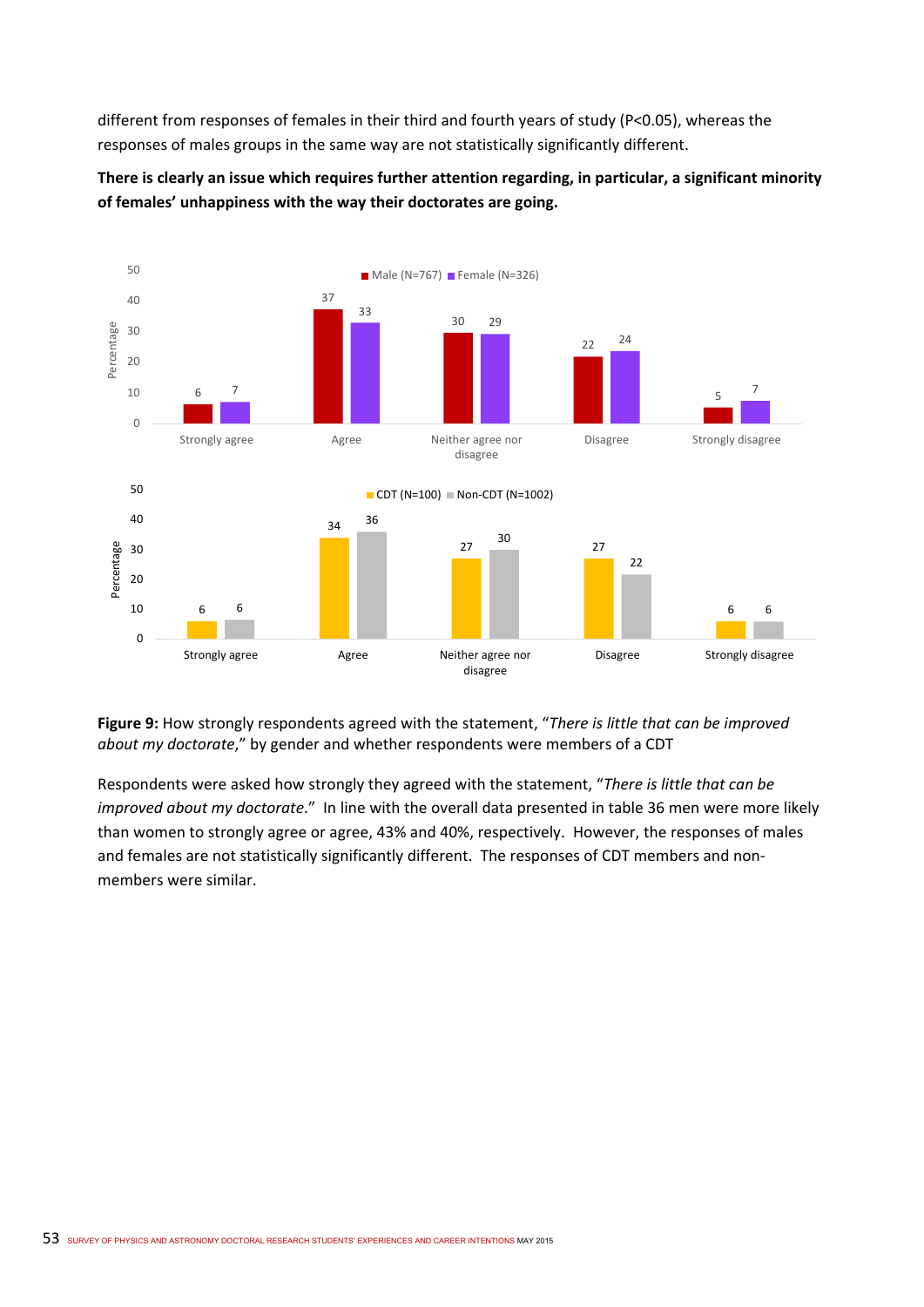different from responses of females in their third and fourth years of study ($P<0.05$), whereas the responses of males groups in the same way are not statistically significantly different.

**There is clearly an issue which requires further attention regarding, in particular, a significant minority of females' unhappiness with the way their doctorates are going.**

| | Male (N=767) | Female (N=326) |
|---|---|---|
| Strongly agree | 6 | 7 |
| Agree | 37 | 33 |
| Neither agree nor disagree | 30 | 29 |
| Disagree | 22 | 24 |
| Strongly disagree | 5 | 7 |

| | CDT (N=100) | Non-CDT (N=1002) |
|---|---|---|
| Strongly agree | 6 | 6 |
| Agree | 34 | 36 |
| Neither agree nor disagree | 27 | 30 |
| Disagree | 27 | 22 |
| Strongly disagree | 6 | 6 |

**Figure 9:** How strongly respondents agreed with the statement, "*There is little that can be improved about my doctorate*," by gender and whether respondents were members of a CDT

Respondents were asked how strongly they agreed with the statement, "*There is little that can be improved about my doctorate*." In line with the overall data presented in table 36 men were more likely than women to strongly agree or agree, 43% and 40%, respectively. However, the responses of males and females are not statistically significantly different. The responses of CDT members and non-members were similar.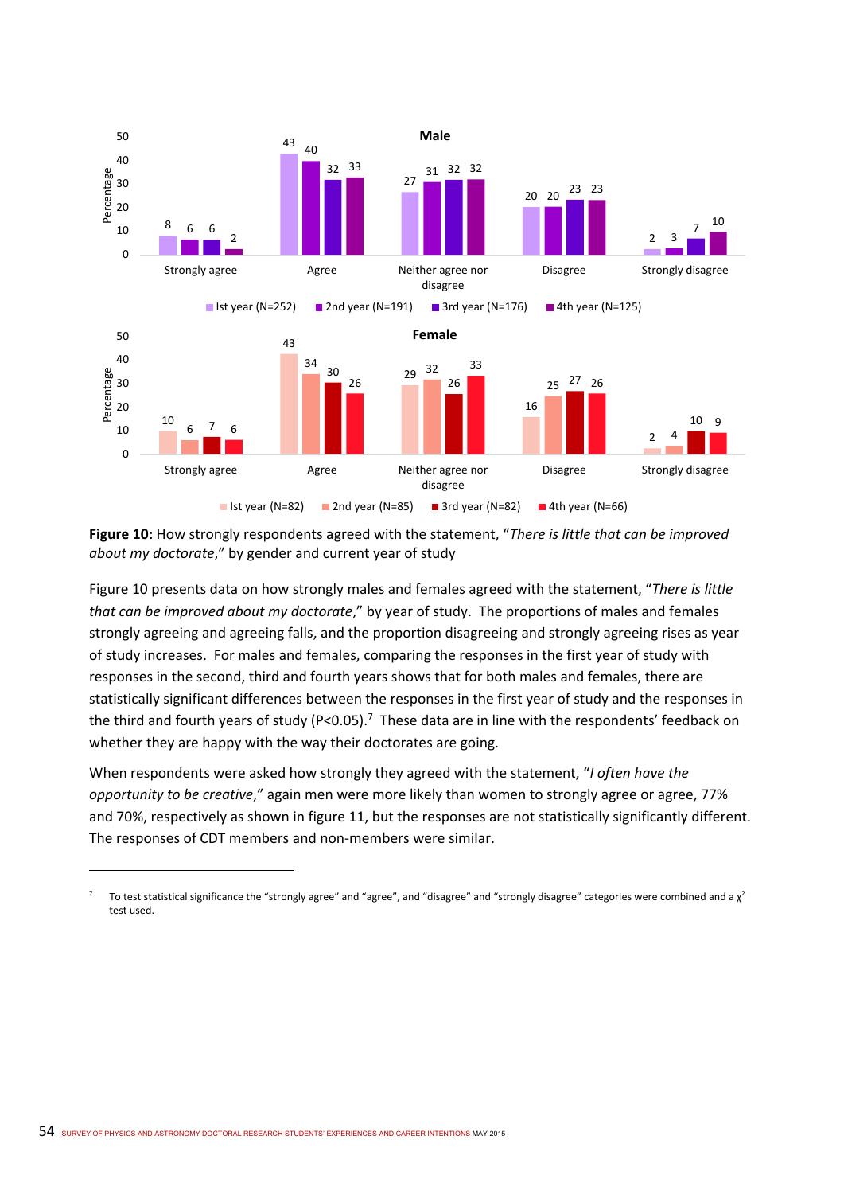**Figure 10:** How strongly respondents agreed with the statement, "*There is little that can be improved about my doctorate*," by gender and current year of study

Figure 10 presents data on how strongly males and females agreed with the statement, "*There is little that can be improved about my doctorate*," by year of study. The proportions of males and females strongly agreeing and agreeing falls, and the proportion disagreeing and strongly agreeing rises as year of study increases. For males and females, comparing the responses in the first year of study with responses in the second, third and fourth years shows that for both males and females, there are statistically significant differences between the responses in the first year of study and the responses in the third and fourth years of study (P<0.05).[7] These data are in line with the respondents' feedback on whether they are happy with the way their doctorates are going.

When respondents were asked how strongly they agreed with the statement, "*I often have the opportunity to be creative*," again men were more likely than women to strongly agree or agree, 77% and 70%, respectively as shown in figure 11, but the responses are not statistically significantly different. The responses of CDT members and non-members were similar.

---

[7] To test statistical significance the "strongly agree" and "agree", and "disagree" and "strongly disagree" categories were combined and a $\chi^2$ test used.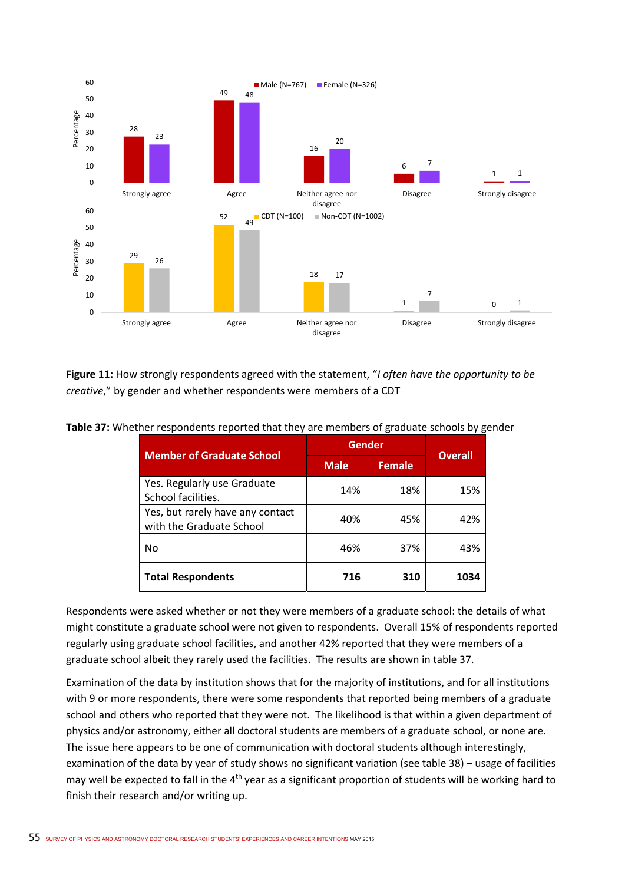**Figure 11:** How strongly respondents agreed with the statement, "*I often have the opportunity to be creative*," by gender and whether respondents were members of a CDT

**Table 37:** Whether respondents reported that they are members of graduate schools by gender

| Member of Graduate School | Gender | | Overall |
|---|---|---|---|
| | Male | Female | |
| Yes. Regularly use Graduate School facilities. | 14% | 18% | 15% |
| Yes, but rarely have any contact with the Graduate School | 40% | 45% | 42% |
| No | 46% | 37% | 43% |
| **Total Respondents** | **716** | **310** | **1034** |

Respondents were asked whether or not they were members of a graduate school: the details of what might constitute a graduate school were not given to respondents. Overall 15% of respondents reported regularly using graduate school facilities, and another 42% reported that they were members of a graduate school albeit they rarely used the facilities. The results are shown in table 37.

Examination of the data by institution shows that for the majority of institutions, and for all institutions with 9 or more respondents, there were some respondents that reported being members of a graduate school and others who reported that they were not. The likelihood is that within a given department of physics and/or astronomy, either all doctoral students are members of a graduate school, or none are. The issue here appears to be one of communication with doctoral students although interestingly, examination of the data by year of study shows no significant variation (see table 38) – usage of facilities may well be expected to fall in the 4th year as a significant proportion of students will be working hard to finish their research and/or writing up.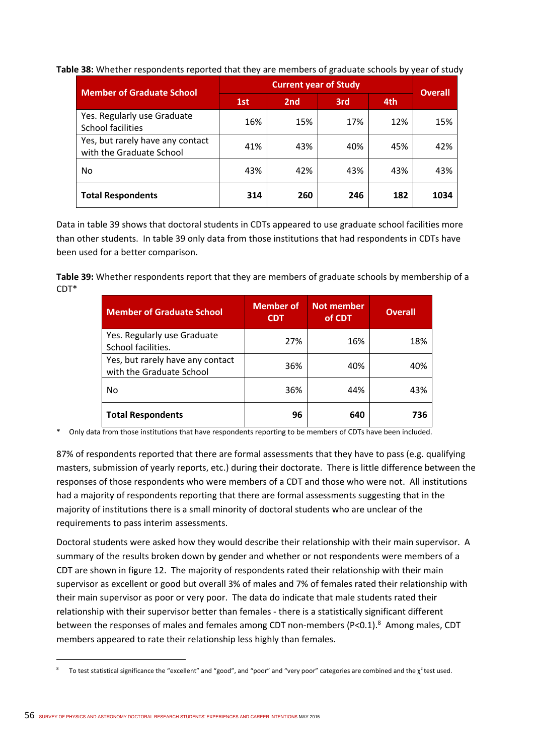**Table 38:** Whether respondents reported that they are members of graduate schools by year of study

| Member of Graduate School | Current year of Study | | | | Overall |
|---|---|---|---|---|---|
| | 1st | 2nd | 3rd | 4th | |
| Yes. Regularly use Graduate School facilities | 16% | 15% | 17% | 12% | 15% |
| Yes, but rarely have any contact with the Graduate School | 41% | 43% | 40% | 45% | 42% |
| No | 43% | 42% | 43% | 43% | 43% |
| **Total Respondents** | **314** | **260** | **246** | **182** | **1034** |

Data in table 39 shows that doctoral students in CDTs appeared to use graduate school facilities more than other students. In table 39 only data from those institutions that had respondents in CDTs have been used for a better comparison.

**Table 39:** Whether respondents report that they are members of graduate schools by membership of a CDT*

| Member of Graduate School | Member of CDT | Not member of CDT | Overall |
|---|---|---|---|
| Yes. Regularly use Graduate School facilities. | 27% | 16% | 18% |
| Yes, but rarely have any contact with the Graduate School | 36% | 40% | 40% |
| No | 36% | 44% | 43% |
| **Total Respondents** | **96** | **640** | **736** |

\* Only data from those institutions that have respondents reporting to be members of CDTs have been included.

87% of respondents reported that there are formal assessments that they have to pass (e.g. qualifying masters, submission of yearly reports, etc.) during their doctorate. There is little difference between the responses of those respondents who were members of a CDT and those who were not. All institutions had a majority of respondents reporting that there are formal assessments suggesting that in the majority of institutions there is a small minority of doctoral students who are unclear of the requirements to pass interim assessments.

Doctoral students were asked how they would describe their relationship with their main supervisor. A summary of the results broken down by gender and whether or not respondents were members of a CDT are shown in figure 12. The majority of respondents rated their relationship with their main supervisor as excellent or good but overall 3% of males and 7% of females rated their relationship with their main supervisor as poor or very poor. The data do indicate that male students rated their relationship with their supervisor better than females - there is a statistically significant different between the responses of males and females among CDT non-members ($P<0.1$).[8] Among males, CDT members appeared to rate their relationship less highly than females.

[8] To test statistical significance the "excellent" and "good", and "poor" and "very poor" categories are combined and the $\chi^2$ test used.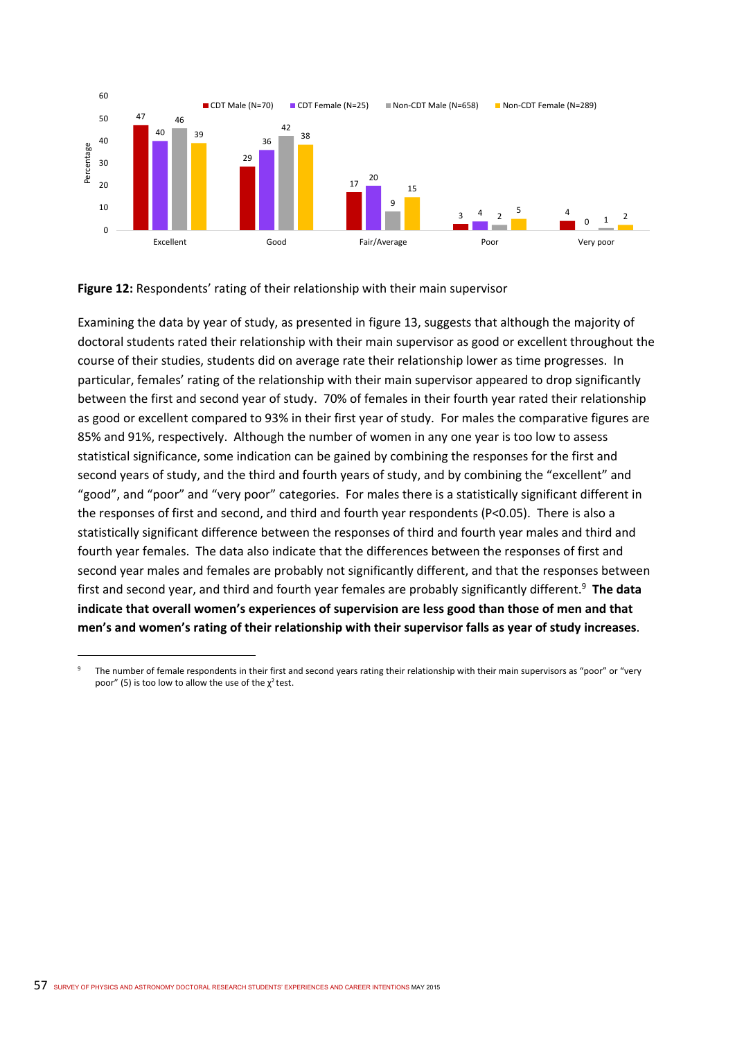**Figure 12:** Respondents' rating of their relationship with their main supervisor

Examining the data by year of study, as presented in figure 13, suggests that although the majority of doctoral students rated their relationship with their main supervisor as good or excellent throughout the course of their studies, students did on average rate their relationship lower as time progresses. In particular, females' rating of the relationship with their main supervisor appeared to drop significantly between the first and second year of study. 70% of females in their fourth year rated their relationship as good or excellent compared to 93% in their first year of study. For males the comparative figures are 85% and 91%, respectively. Although the number of women in any one year is too low to assess statistical significance, some indication can be gained by combining the responses for the first and second years of study, and the third and fourth years of study, and by combining the "excellent" and "good", and "poor" and "very poor" categories. For males there is a statistically significant different in the responses of first and second, and third and fourth year respondents ($P<0.05$). There is also a statistically significant difference between the responses of third and fourth year males and third and fourth year females. The data also indicate that the differences between the responses of first and second year males and females are probably not significantly different, and that the responses between first and second year, and third and fourth year females are probably significantly different.[9] **The data indicate that overall women's experiences of supervision are less good than those of men and that men's and women's rating of their relationship with their supervisor falls as year of study increases**.

[9] The number of female respondents in their first and second years rating their relationship with their main supervisors as "poor" or "very poor" (5) is too low to allow the use of the $\chi^2$ test.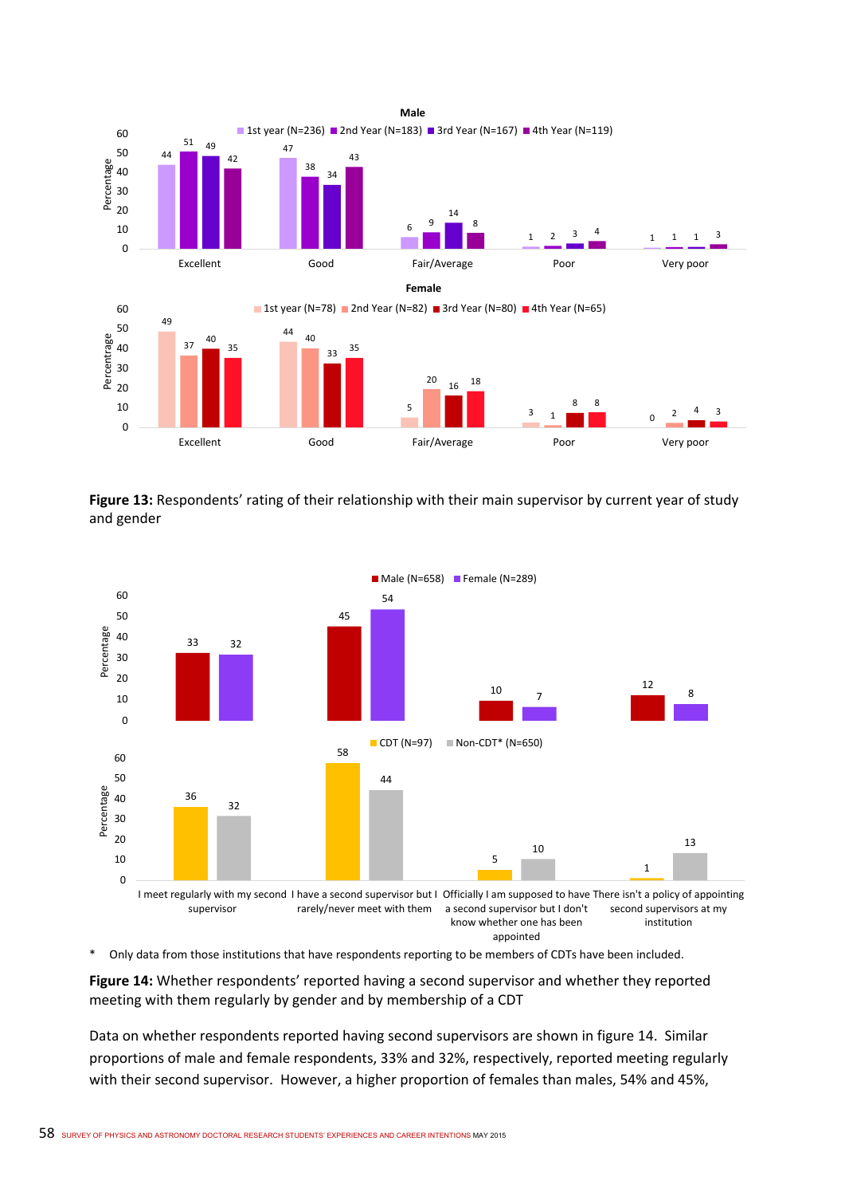**Figure 13:** Respondents' rating of their relationship with their main supervisor by current year of study and gender

**Figure 14:** Whether respondents' reported having a second supervisor and whether they reported meeting with them regularly by gender and by membership of a CDT

Data on whether respondents reported having second supervisors are shown in figure 14. Similar proportions of male and female respondents, 33% and 32%, respectively, reported meeting regularly with their second supervisor. However, a higher proportion of females than males, 54% and 45%,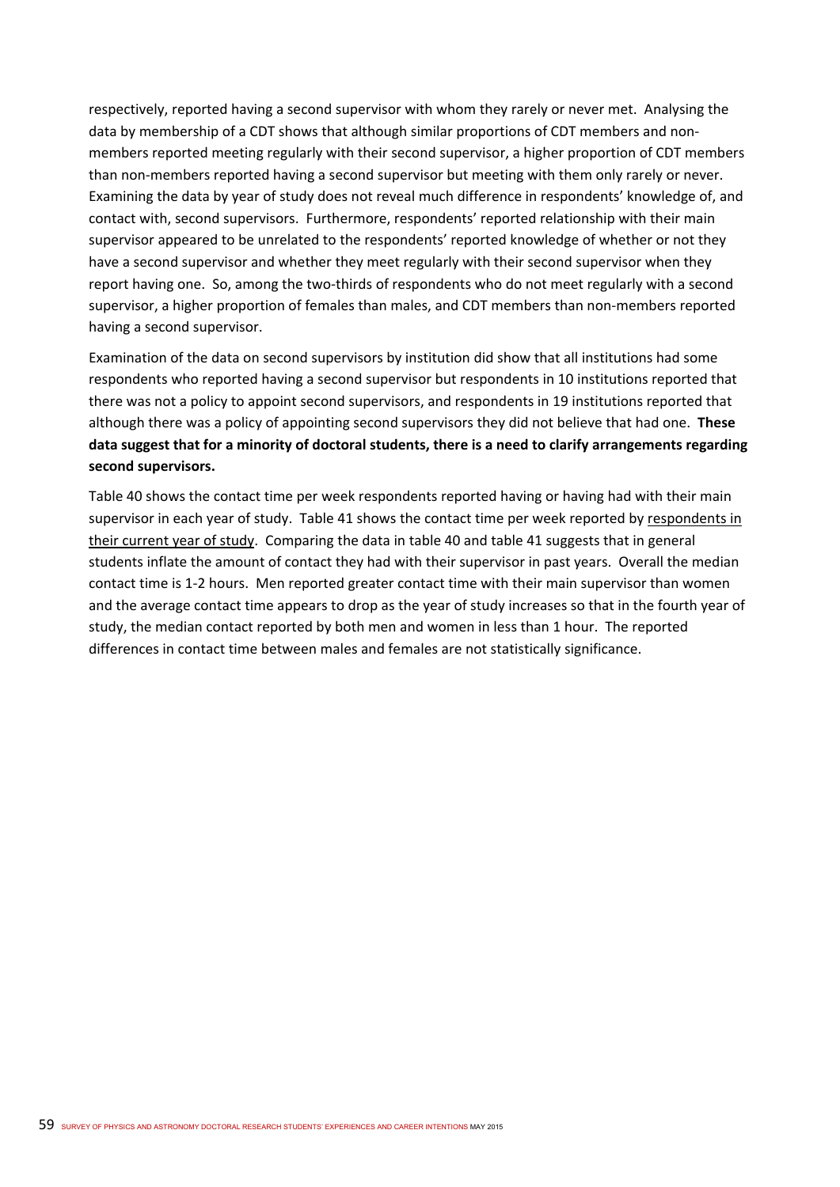respectively, reported having a second supervisor with whom they rarely or never met. Analysing the data by membership of a CDT shows that although similar proportions of CDT members and non-members reported meeting regularly with their second supervisor, a higher proportion of CDT members than non-members reported having a second supervisor but meeting with them only rarely or never. Examining the data by year of study does not reveal much difference in respondents' knowledge of, and contact with, second supervisors. Furthermore, respondents' reported relationship with their main supervisor appeared to be unrelated to the respondents' reported knowledge of whether or not they have a second supervisor and whether they meet regularly with their second supervisor when they report having one. So, among the two-thirds of respondents who do not meet regularly with a second supervisor, a higher proportion of females than males, and CDT members than non-members reported having a second supervisor.

Examination of the data on second supervisors by institution did show that all institutions had some respondents who reported having a second supervisor but respondents in 10 institutions reported that there was not a policy to appoint second supervisors, and respondents in 19 institutions reported that although there was a policy of appointing second supervisors they did not believe that had one. **These data suggest that for a minority of doctoral students, there is a need to clarify arrangements regarding second supervisors.**

Table 40 shows the contact time per week respondents reported having or having had with their main supervisor in each year of study. Table 41 shows the contact time per week reported by respondents in their current year of study. Comparing the data in table 40 and table 41 suggests that in general students inflate the amount of contact they had with their supervisor in past years. Overall the median contact time is 1-2 hours. Men reported greater contact time with their main supervisor than women and the average contact time appears to drop as the year of study increases so that in the fourth year of study, the median contact reported by both men and women in less than 1 hour. The reported differences in contact time between males and females are not statistically significance.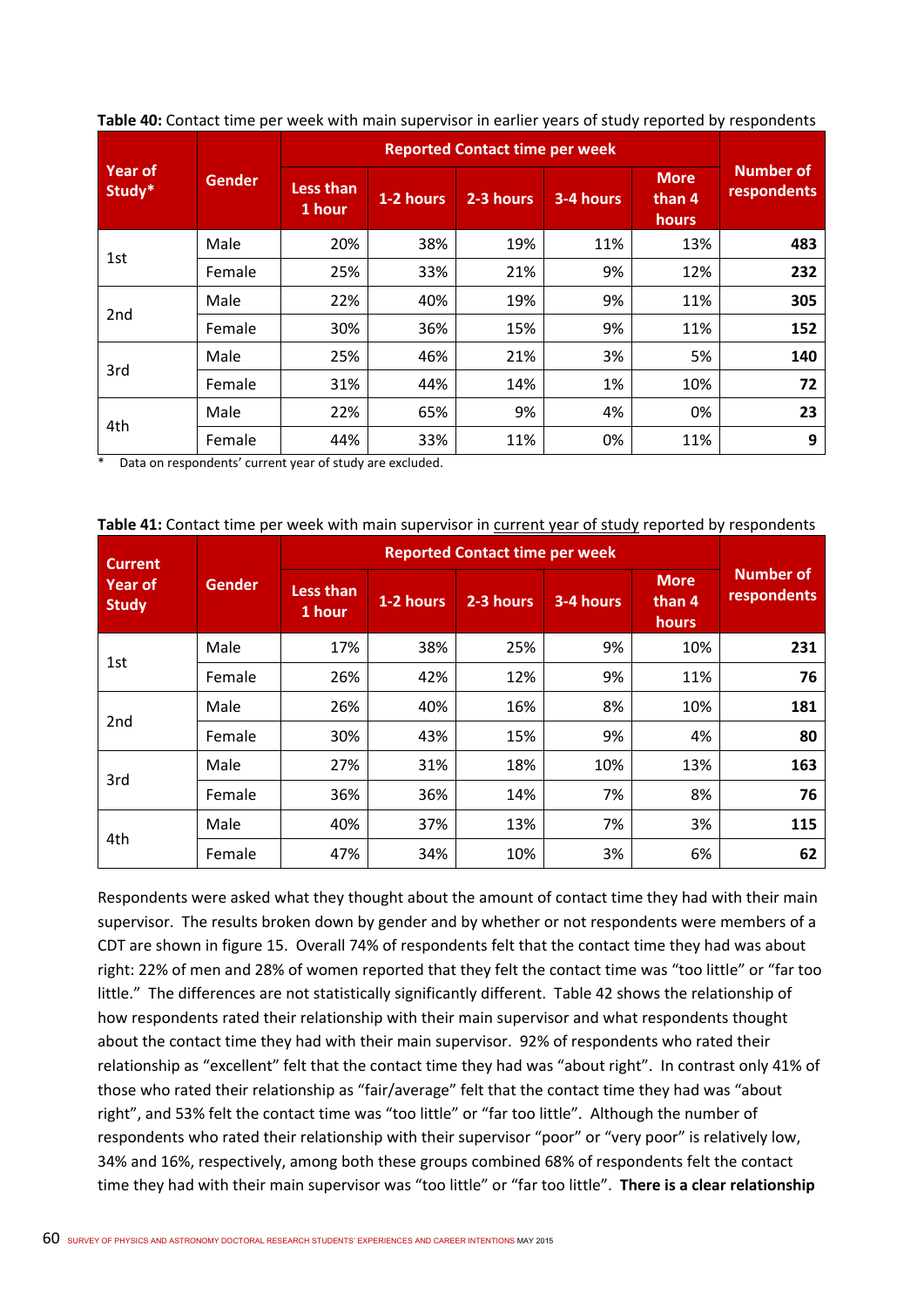**Table 40:** Contact time per week with main supervisor in earlier years of study reported by respondents

| Year of Study* | Gender | Reported Contact time per week | | | | | Number of respondents |
|---|---|---|---|---|---|---|---|
| | | Less than 1 hour | 1-2 hours | 2-3 hours | 3-4 hours | More than 4 hours | |
| 1st | Male | 20% | 38% | 19% | 11% | 13% | **483** |
| | Female | 25% | 33% | 21% | 9% | 12% | **232** |
| 2nd | Male | 22% | 40% | 19% | 9% | 11% | **305** |
| | Female | 30% | 36% | 15% | 9% | 11% | **152** |
| 3rd | Male | 25% | 46% | 21% | 3% | 5% | **140** |
| | Female | 31% | 44% | 14% | 1% | 10% | **72** |
| 4th | Male | 22% | 65% | 9% | 4% | 0% | **23** |
| | Female | 44% | 33% | 11% | 0% | 11% | **9** |

\* Data on respondents' current year of study are excluded.

**Table 41:** Contact time per week with main supervisor in current year of study reported by respondents

| Current Year of Study | Gender | Reported Contact time per week | | | | | Number of respondents |
|---|---|---|---|---|---|---|---|
| | | Less than 1 hour | 1-2 hours | 2-3 hours | 3-4 hours | More than 4 hours | |
| 1st | Male | 17% | 38% | 25% | 9% | 10% | **231** |
| | Female | 26% | 42% | 12% | 9% | 11% | **76** |
| 2nd | Male | 26% | 40% | 16% | 8% | 10% | **181** |
| | Female | 30% | 43% | 15% | 9% | 4% | **80** |
| 3rd | Male | 27% | 31% | 18% | 10% | 13% | **163** |
| | Female | 36% | 36% | 14% | 7% | 8% | **76** |
| 4th | Male | 40% | 37% | 13% | 7% | 3% | **115** |
| | Female | 47% | 34% | 10% | 3% | 6% | **62** |

Respondents were asked what they thought about the amount of contact time they had with their main supervisor. The results broken down by gender and by whether or not respondents were members of a CDT are shown in figure 15. Overall 74% of respondents felt that the contact time they had was about right: 22% of men and 28% of women reported that they felt the contact time was "too little" or "far too little." The differences are not statistically significantly different. Table 42 shows the relationship of how respondents rated their relationship with their main supervisor and what respondents thought about the contact time they had with their main supervisor. 92% of respondents who rated their relationship as "excellent" felt that the contact time they had was "about right". In contrast only 41% of those who rated their relationship as "fair/average" felt that the contact time they had was "about right", and 53% felt the contact time was "too little" or "far too little". Although the number of respondents who rated their relationship with their supervisor "poor" or "very poor" is relatively low, 34% and 16%, respectively, among both these groups combined 68% of respondents felt the contact time they had with their main supervisor was "too little" or "far too little". **There is a clear relationship**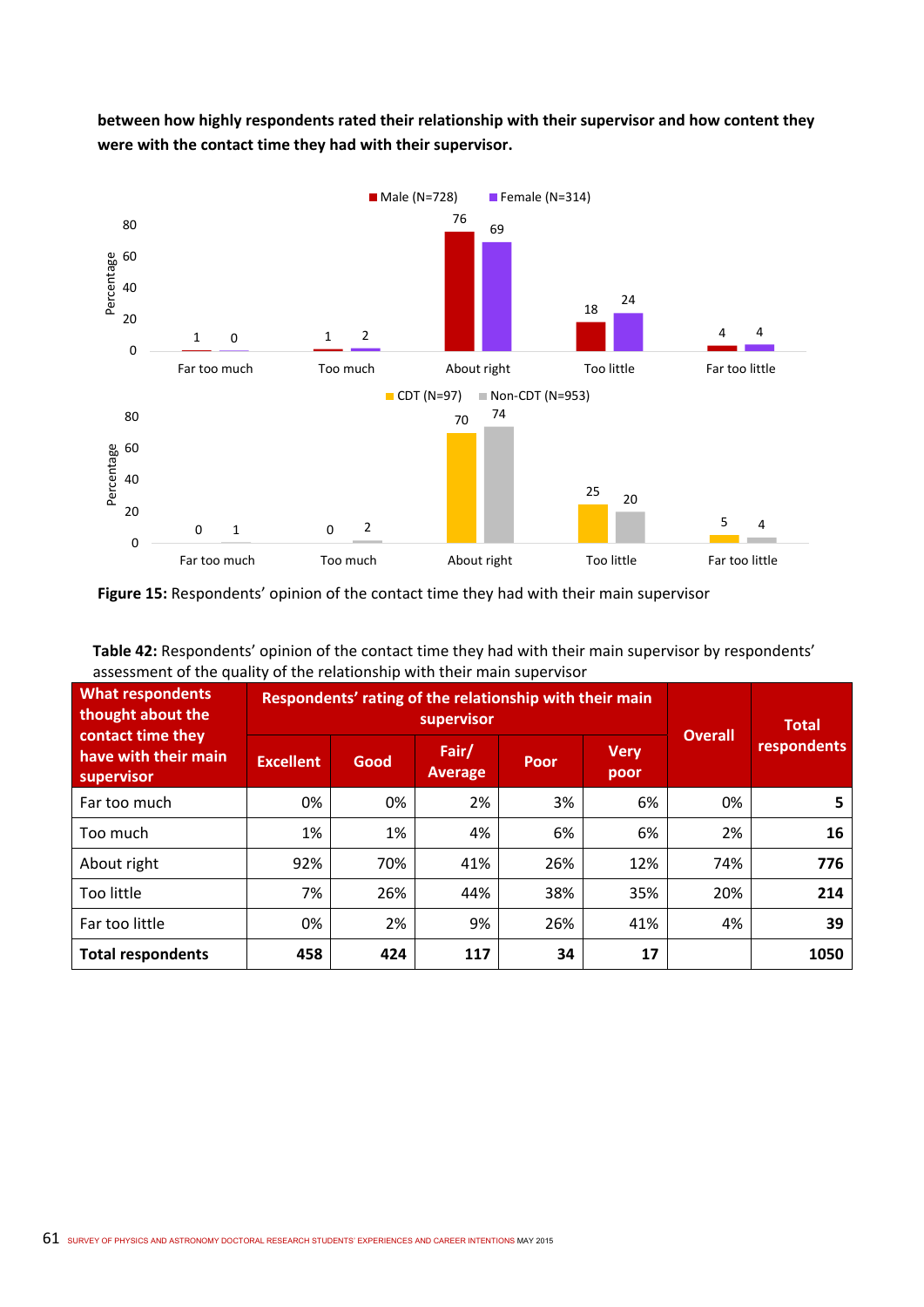**between how highly respondents rated their relationship with their supervisor and how content they were with the contact time they had with their supervisor.**

Figure 15: Respondents' opinion of the contact time they had with their main supervisor

**Table 42:** Respondents' opinion of the contact time they had with their main supervisor by respondents' assessment of the quality of the relationship with their main supervisor

| What respondents thought about the contact time they have with their main supervisor | Respondents' rating of the relationship with their main supervisor | | | | | Overall | Total respondents |
|---|---|---|---|---|---|---|---|
| | Excellent | Good | Fair/ Average | Poor | Very poor | | |
| Far too much | 0% | 0% | 2% | 3% | 6% | 0% | **5** |
| Too much | 1% | 1% | 4% | 6% | 6% | 2% | **16** |
| About right | 92% | 70% | 41% | 26% | 12% | 74% | **776** |
| Too little | 7% | 26% | 44% | 38% | 35% | 20% | **214** |
| Far too little | 0% | 2% | 9% | 26% | 41% | 4% | **39** |
| **Total respondents** | **458** | **424** | **117** | **34** | **17** | | **1050** |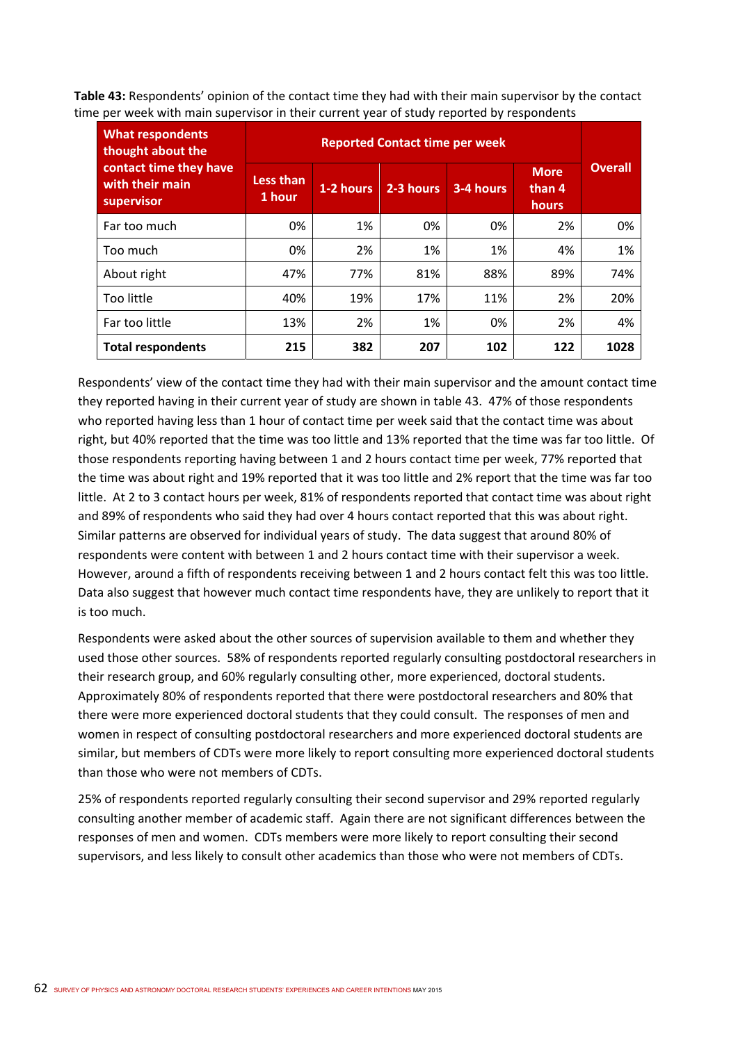**Table 43:** Respondents' opinion of the contact time they had with their main supervisor by the contact time per week with main supervisor in their current year of study reported by respondents

| What respondents thought about the contact time they have with their main supervisor | Reported Contact time per week | | | | | Overall |
|---|---|---|---|---|---|---|
| | Less than 1 hour | 1-2 hours | 2-3 hours | 3-4 hours | More than 4 hours | |
| Far too much | 0% | 1% | 0% | 0% | 2% | 0% |
| Too much | 0% | 2% | 1% | 1% | 4% | 1% |
| About right | 47% | 77% | 81% | 88% | 89% | 74% |
| Too little | 40% | 19% | 17% | 11% | 2% | 20% |
| Far too little | 13% | 2% | 1% | 0% | 2% | 4% |
| **Total respondents** | **215** | **382** | **207** | **102** | **122** | **1028** |

Respondents' view of the contact time they had with their main supervisor and the amount contact time they reported having in their current year of study are shown in table 43. 47% of those respondents who reported having less than 1 hour of contact time per week said that the contact time was about right, but 40% reported that the time was too little and 13% reported that the time was far too little. Of those respondents reporting having between 1 and 2 hours contact time per week, 77% reported that the time was about right and 19% reported that it was too little and 2% report that the time was far too little. At 2 to 3 contact hours per week, 81% of respondents reported that contact time was about right and 89% of respondents who said they had over 4 hours contact reported that this was about right. Similar patterns are observed for individual years of study. The data suggest that around 80% of respondents were content with between 1 and 2 hours contact time with their supervisor a week. However, around a fifth of respondents receiving between 1 and 2 hours contact felt this was too little. Data also suggest that however much contact time respondents have, they are unlikely to report that it is too much.

Respondents were asked about the other sources of supervision available to them and whether they used those other sources. 58% of respondents reported regularly consulting postdoctoral researchers in their research group, and 60% regularly consulting other, more experienced, doctoral students. Approximately 80% of respondents reported that there were postdoctoral researchers and 80% that there were more experienced doctoral students that they could consult. The responses of men and women in respect of consulting postdoctoral researchers and more experienced doctoral students are similar, but members of CDTs were more likely to report consulting more experienced doctoral students than those who were not members of CDTs.

25% of respondents reported regularly consulting their second supervisor and 29% reported regularly consulting another member of academic staff. Again there are not significant differences between the responses of men and women. CDTs members were more likely to report consulting their second supervisors, and less likely to consult other academics than those who were not members of CDTs.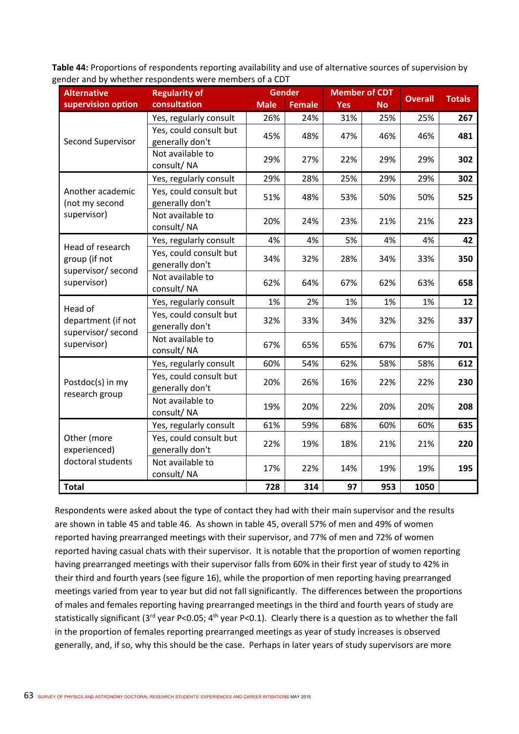**Table 44:** Proportions of respondents reporting availability and use of alternative sources of supervision by gender and by whether respondents were members of a CDT

| Alternative supervision option | Regularity of consultation | Gender | | Member of CDT | | Overall | Totals |
|---|---|---|---|---|---|---|---|
| | | Male | Female | Yes | No | | |
| Second Supervisor | Yes, regularly consult | 26% | 24% | 31% | 25% | 25% | **267** |
| | Yes, could consult but generally don't | 45% | 48% | 47% | 46% | 46% | **481** |
| | Not available to consult/ NA | 29% | 27% | 22% | 29% | 29% | **302** |
| Another academic (not my second supervisor) | Yes, regularly consult | 29% | 28% | 25% | 29% | 29% | **302** |
| | Yes, could consult but generally don't | 51% | 48% | 53% | 50% | 50% | **525** |
| | Not available to consult/ NA | 20% | 24% | 23% | 21% | 21% | **223** |
| Head of research group (if not supervisor/ second supervisor) | Yes, regularly consult | 4% | 4% | 5% | 4% | 4% | **42** |
| | Yes, could consult but generally don't | 34% | 32% | 28% | 34% | 33% | **350** |
| | Not available to consult/ NA | 62% | 64% | 67% | 62% | 63% | **658** |
| Head of department (if not supervisor/ second supervisor) | Yes, regularly consult | 1% | 2% | 1% | 1% | 1% | **12** |
| | Yes, could consult but generally don't | 32% | 33% | 34% | 32% | 32% | **337** |
| | Not available to consult/ NA | 67% | 65% | 65% | 67% | 67% | **701** |
| Postdoc(s) in my research group | Yes, regularly consult | 60% | 54% | 62% | 58% | 58% | **612** |
| | Yes, could consult but generally don't | 20% | 26% | 16% | 22% | 22% | **230** |
| | Not available to consult/ NA | 19% | 20% | 22% | 20% | 20% | **208** |
| Other (more experienced) doctoral students | Yes, regularly consult | 61% | 59% | 68% | 60% | 60% | **635** |
| | Yes, could consult but generally don't | 22% | 19% | 18% | 21% | 21% | **220** |
| | Not available to consult/ NA | 17% | 22% | 14% | 19% | 19% | **195** |
| **Total** | | **728** | **314** | **97** | **953** | **1050** | |

Respondents were asked about the type of contact they had with their main supervisor and the results are shown in table 45 and table 46. As shown in table 45, overall 57% of men and 49% of women reported having prearranged meetings with their supervisor, and 77% of men and 72% of women reported having casual chats with their supervisor. It is notable that the proportion of women reporting having prearranged meetings with their supervisor falls from 60% in their first year of study to 42% in their third and fourth years (see figure 16), while the proportion of men reporting having prearranged meetings varied from year to year but did not fall significantly. The differences between the proportions of males and females reporting having prearranged meetings in the third and fourth years of study are statistically significant (3rd year $P<0.05$; 4th year $P<0.1$). Clearly there is a question as to whether the fall in the proportion of females reporting prearranged meetings as year of study increases is observed generally, and, if so, why this should be the case. Perhaps in later years of study supervisors are more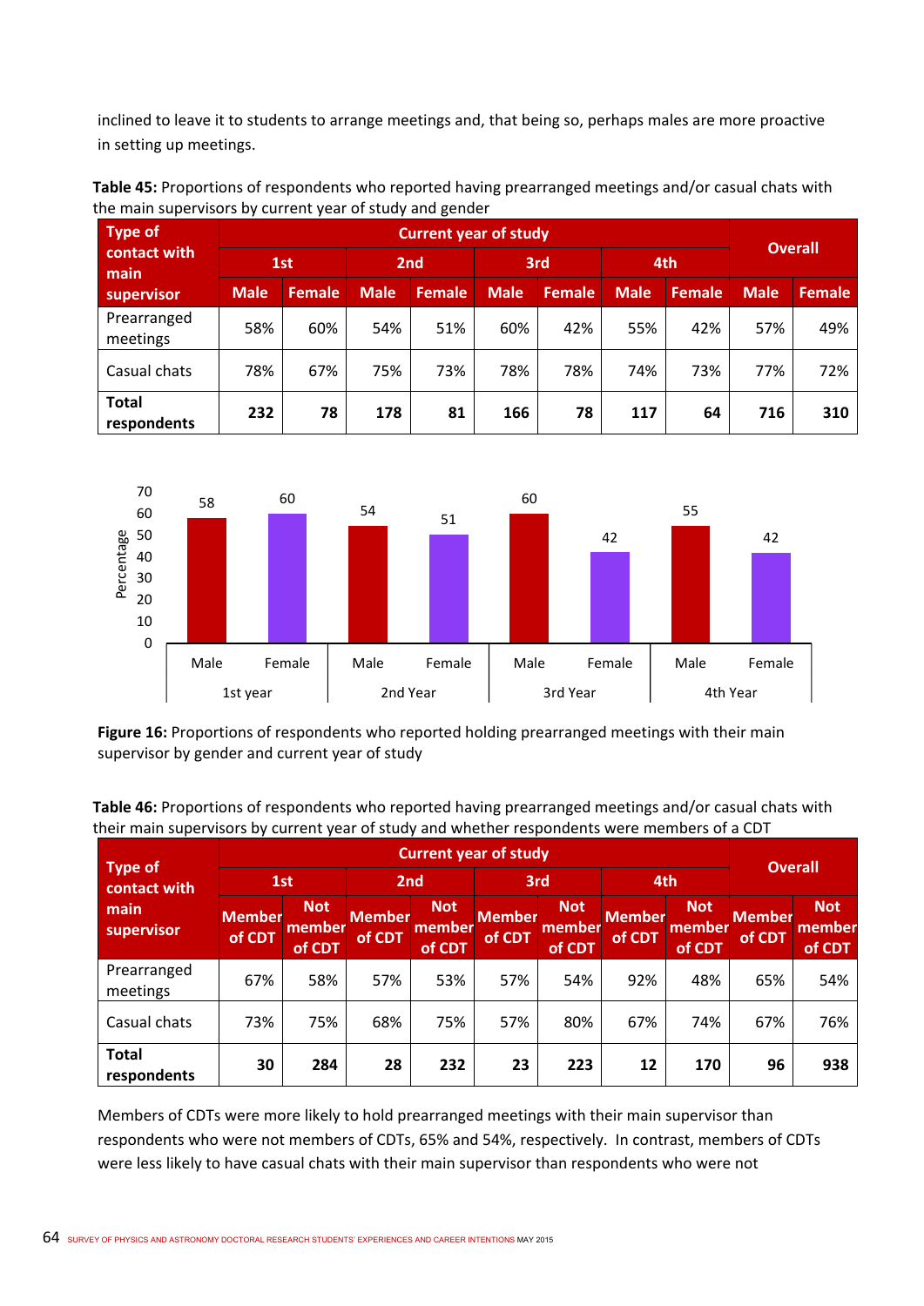inclined to leave it to students to arrange meetings and, that being so, perhaps males are more proactive in setting up meetings.

**Table 45:** Proportions of respondents who reported having prearranged meetings and/or casual chats with the main supervisors by current year of study and gender

| Type of contact with main supervisor | Current year of study | | | | | | | | Overall | |
|---|---|---|---|---|---|---|---|---|---|---|
| | 1st | | 2nd | | 3rd | | 4th | | | |
| | Male | Female | Male | Female | Male | Female | Male | Female | Male | Female |
| Prearranged meetings | 58% | 60% | 54% | 51% | 60% | 42% | 55% | 42% | 57% | 49% |
| Casual chats | 78% | 67% | 75% | 73% | 78% | 78% | 74% | 73% | 77% | 72% |
| **Total respondents** | **232** | **78** | **178** | **81** | **166** | **78** | **117** | **64** | **716** | **310** |

**Figure 16:** Proportions of respondents who reported holding prearranged meetings with their main supervisor by gender and current year of study

**Table 46:** Proportions of respondents who reported having prearranged meetings and/or casual chats with their main supervisors by current year of study and whether respondents were members of a CDT

| Type of contact with main supervisor | Current year of study | | | | | | | | Overall | |
|---|---|---|---|---|---|---|---|---|---|---|
| | 1st | | 2nd | | 3rd | | 4th | | | |
| | Member of CDT | Not member of CDT | Member of CDT | Not member of CDT | Member of CDT | Not member of CDT | Member of CDT | Not member of CDT | Member of CDT | Not member of CDT |
| Prearranged meetings | 67% | 58% | 57% | 53% | 57% | 54% | 92% | 48% | 65% | 54% |
| Casual chats | 73% | 75% | 68% | 75% | 57% | 80% | 67% | 74% | 67% | 76% |
| **Total respondents** | **30** | **284** | **28** | **232** | **23** | **223** | **12** | **170** | **96** | **938** |

Members of CDTs were more likely to hold prearranged meetings with their main supervisor than respondents who were not members of CDTs, 65% and 54%, respectively. In contrast, members of CDTs were less likely to have casual chats with their main supervisor than respondents who were not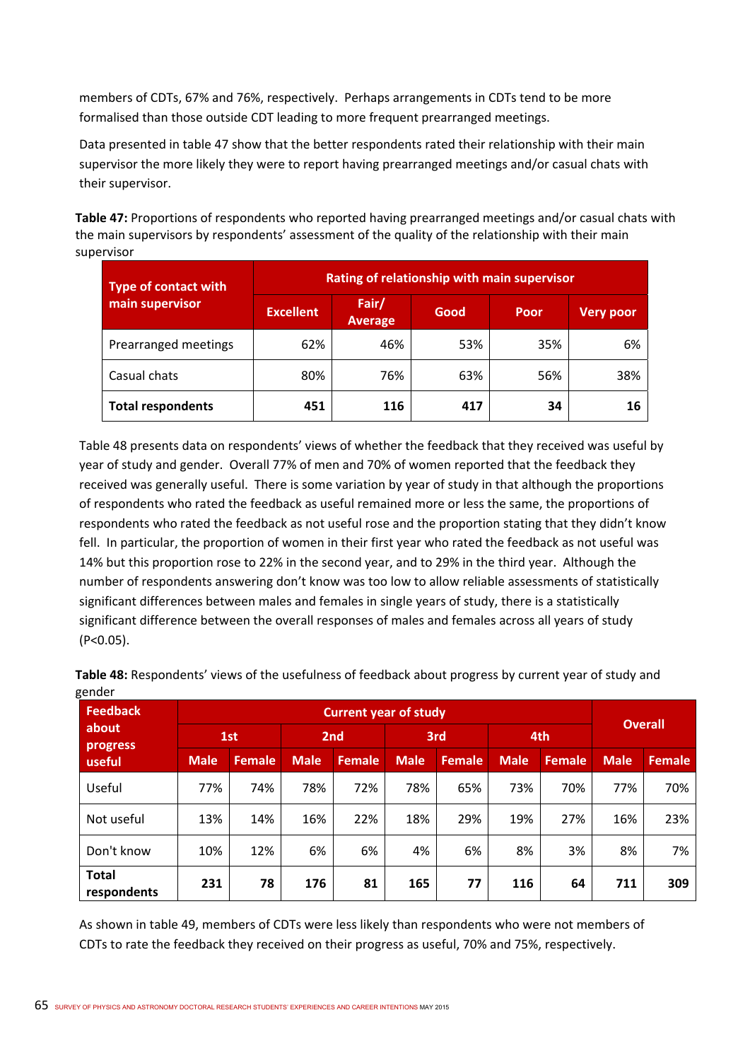members of CDTs, 67% and 76%, respectively. Perhaps arrangements in CDTs tend to be more formalised than those outside CDT leading to more frequent prearranged meetings.

Data presented in table 47 show that the better respondents rated their relationship with their main supervisor the more likely they were to report having prearranged meetings and/or casual chats with their supervisor.

**Table 47:** Proportions of respondents who reported having prearranged meetings and/or casual chats with the main supervisors by respondents' assessment of the quality of the relationship with their main supervisor

| Type of contact with main supervisor | Rating of relationship with main supervisor | | | | |
|---|---|---|---|---|---|
| | Excellent | Fair/ Average | Good | Poor | Very poor |
| Prearranged meetings | 62% | 46% | 53% | 35% | 6% |
| Casual chats | 80% | 76% | 63% | 56% | 38% |
| **Total respondents** | **451** | **116** | **417** | **34** | **16** |

Table 48 presents data on respondents' views of whether the feedback that they received was useful by year of study and gender. Overall 77% of men and 70% of women reported that the feedback they received was generally useful. There is some variation by year of study in that although the proportions of respondents who rated the feedback as useful remained more or less the same, the proportions of respondents who rated the feedback as not useful rose and the proportion stating that they didn't know fell. In particular, the proportion of women in their first year who rated the feedback as not useful was 14% but this proportion rose to 22% in the second year, and to 29% in the third year. Although the number of respondents answering don't know was too low to allow reliable assessments of statistically significant differences between males and females in single years of study, there is a statistically significant difference between the overall responses of males and females across all years of study (P<0.05).

**Table 48:** Respondents' views of the usefulness of feedback about progress by current year of study and gender

| Feedback about progress useful | Current year of study | | | | | | | | Overall | |
|---|---|---|---|---|---|---|---|---|---|---|
| | 1st | | 2nd | | 3rd | | 4th | | | |
| | Male | Female | Male | Female | Male | Female | Male | Female | Male | Female |
| Useful | 77% | 74% | 78% | 72% | 78% | 65% | 73% | 70% | 77% | 70% |
| Not useful | 13% | 14% | 16% | 22% | 18% | 29% | 19% | 27% | 16% | 23% |
| Don't know | 10% | 12% | 6% | 6% | 4% | 6% | 8% | 3% | 8% | 7% |
| **Total respondents** | **231** | **78** | **176** | **81** | **165** | **77** | **116** | **64** | **711** | **309** |

As shown in table 49, members of CDTs were less likely than respondents who were not members of CDTs to rate the feedback they received on their progress as useful, 70% and 75%, respectively.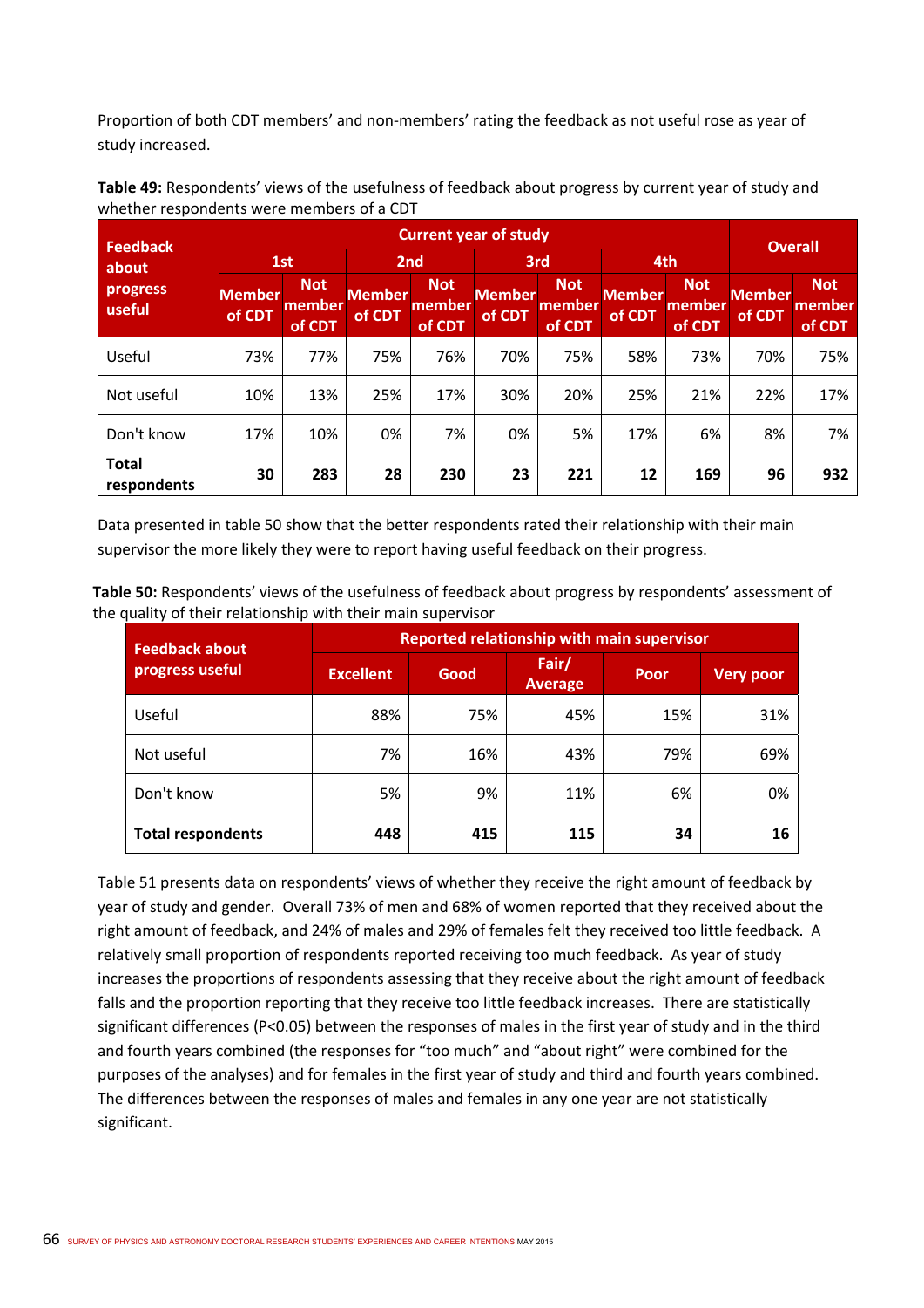Proportion of both CDT members' and non-members' rating the feedback as not useful rose as year of study increased.

**Table 49:** Respondents' views of the usefulness of feedback about progress by current year of study and whether respondents were members of a CDT

| Feedback about progress useful | Current year of study | | | | | | | | Overall | |
|---|---|---|---|---|---|---|---|---|---|---|
| | 1st | | 2nd | | 3rd | | 4th | | | |
| | Member of CDT | Not member of CDT | Member of CDT | Not member of CDT | Member of CDT | Not member of CDT | Member of CDT | Not member of CDT | Member of CDT | Not member of CDT |
| Useful | 73% | 77% | 75% | 76% | 70% | 75% | 58% | 73% | 70% | 75% |
| Not useful | 10% | 13% | 25% | 17% | 30% | 20% | 25% | 21% | 22% | 17% |
| Don't know | 17% | 10% | 0% | 7% | 0% | 5% | 17% | 6% | 8% | 7% |
| **Total respondents** | **30** | **283** | **28** | **230** | **23** | **221** | **12** | **169** | **96** | **932** |

Data presented in table 50 show that the better respondents rated their relationship with their main supervisor the more likely they were to report having useful feedback on their progress.

**Table 50:** Respondents' views of the usefulness of feedback about progress by respondents' assessment of the quality of their relationship with their main supervisor

| Feedback about progress useful | Reported relationship with main supervisor | | | | |
|---|---|---|---|---|---|
| | Excellent | Good | Fair/ Average | Poor | Very poor |
| Useful | 88% | 75% | 45% | 15% | 31% |
| Not useful | 7% | 16% | 43% | 79% | 69% |
| Don't know | 5% | 9% | 11% | 6% | 0% |
| **Total respondents** | **448** | **415** | **115** | **34** | **16** |

Table 51 presents data on respondents' views of whether they receive the right amount of feedback by year of study and gender. Overall 73% of men and 68% of women reported that they received about the right amount of feedback, and 24% of males and 29% of females felt they received too little feedback. A relatively small proportion of respondents reported receiving too much feedback. As year of study increases the proportions of respondents assessing that they receive about the right amount of feedback falls and the proportion reporting that they receive too little feedback increases. There are statistically significant differences ($P<0.05$) between the responses of males in the first year of study and in the third and fourth years combined (the responses for "too much" and "about right" were combined for the purposes of the analyses) and for females in the first year of study and third and fourth years combined. The differences between the responses of males and females in any one year are not statistically significant.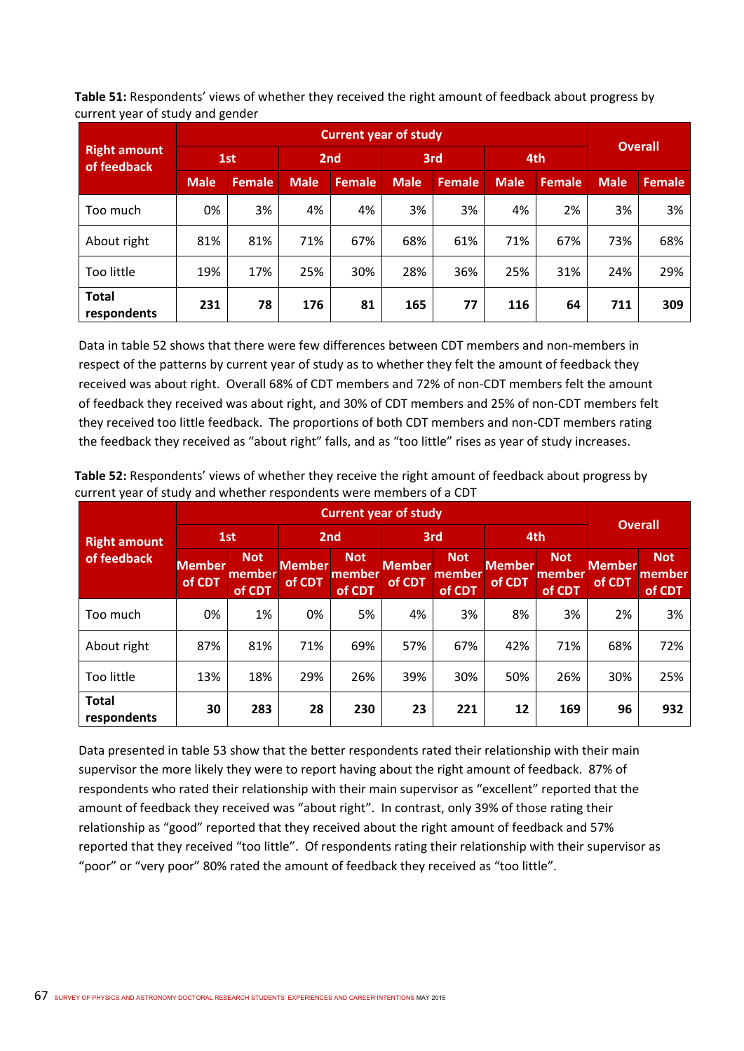**Table 51:** Respondents' views of whether they received the right amount of feedback about progress by current year of study and gender

| Right amount of feedback | Current year of study | | | | | | | | Overall | |
|---|---|---|---|---|---|---|---|---|---|---|
| | 1st | | 2nd | | 3rd | | 4th | | | |
| | Male | Female | Male | Female | Male | Female | Male | Female | Male | Female |
| Too much | 0% | 3% | 4% | 4% | 3% | 3% | 4% | 2% | 3% | 3% |
| About right | 81% | 81% | 71% | 67% | 68% | 61% | 71% | 67% | 73% | 68% |
| Too little | 19% | 17% | 25% | 30% | 28% | 36% | 25% | 31% | 24% | 29% |
| **Total respondents** | **231** | **78** | **176** | **81** | **165** | **77** | **116** | **64** | **711** | **309** |

Data in table 52 shows that there were few differences between CDT members and non-members in respect of the patterns by current year of study as to whether they felt the amount of feedback they received was about right. Overall 68% of CDT members and 72% of non-CDT members felt the amount of feedback they received was about right, and 30% of CDT members and 25% of non-CDT members felt they received too little feedback. The proportions of both CDT members and non-CDT members rating the feedback they received as "about right" falls, and as "too little" rises as year of study increases.

**Table 52:** Respondents' views of whether they receive the right amount of feedback about progress by current year of study and whether respondents were members of a CDT

| Right amount of feedback | Current year of study | | | | | | | | Overall | |
|---|---|---|---|---|---|---|---|---|---|---|
| | 1st | | 2nd | | 3rd | | 4th | | | |
| | Member of CDT | Not member of CDT | Member of CDT | Not member of CDT | Member of CDT | Not member of CDT | Member of CDT | Not member of CDT | Member of CDT | Not member of CDT |
| Too much | 0% | 1% | 0% | 5% | 4% | 3% | 8% | 3% | 2% | 3% |
| About right | 87% | 81% | 71% | 69% | 57% | 67% | 42% | 71% | 68% | 72% |
| Too little | 13% | 18% | 29% | 26% | 39% | 30% | 50% | 26% | 30% | 25% |
| **Total respondents** | **30** | **283** | **28** | **230** | **23** | **221** | **12** | **169** | **96** | **932** |

Data presented in table 53 show that the better respondents rated their relationship with their main supervisor the more likely they were to report having about the right amount of feedback. 87% of respondents who rated their relationship with their main supervisor as "excellent" reported that the amount of feedback they received was "about right". In contrast, only 39% of those rating their relationship as "good" reported that they received about the right amount of feedback and 57% reported that they received "too little". Of respondents rating their relationship with their supervisor as "poor" or "very poor" 80% rated the amount of feedback they received as "too little".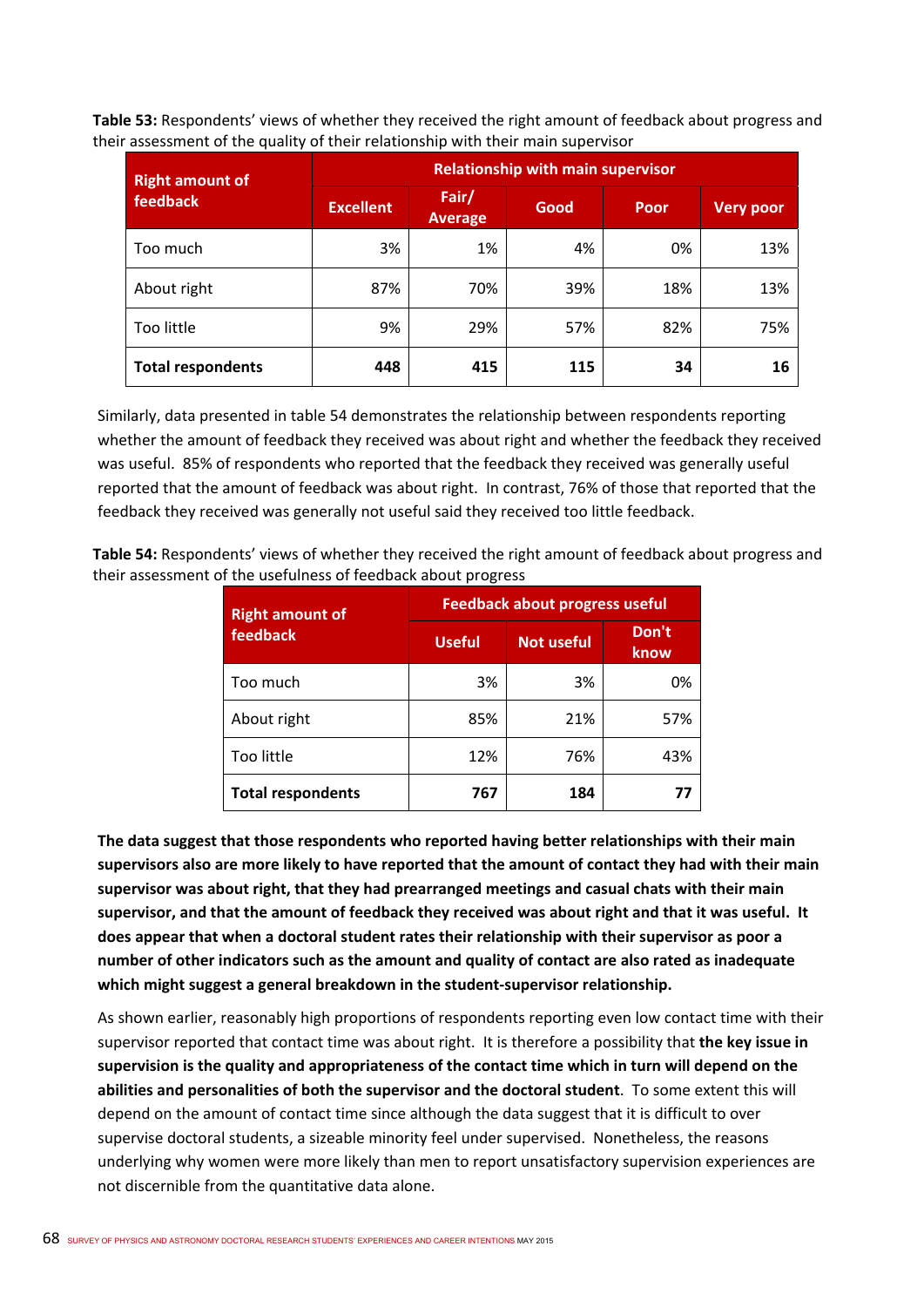**Table 53:** Respondents' views of whether they received the right amount of feedback about progress and their assessment of the quality of their relationship with their main supervisor

| Right amount of feedback | Relationship with main supervisor | | | | |
|---|---|---|---|---|---|
| | Excellent | Fair/ Average | Good | Poor | Very poor |
| Too much | 3% | 1% | 4% | 0% | 13% |
| About right | 87% | 70% | 39% | 18% | 13% |
| Too little | 9% | 29% | 57% | 82% | 75% |
| **Total respondents** | **448** | **415** | **115** | **34** | **16** |

Similarly, data presented in table 54 demonstrates the relationship between respondents reporting whether the amount of feedback they received was about right and whether the feedback they received was useful. 85% of respondents who reported that the feedback they received was generally useful reported that the amount of feedback was about right. In contrast, 76% of those that reported that the feedback they received was generally not useful said they received too little feedback.

**Table 54:** Respondents' views of whether they received the right amount of feedback about progress and their assessment of the usefulness of feedback about progress

| Right amount of feedback | Feedback about progress useful | | |
|---|---|---|---|
| | Useful | Not useful | Don't know |
| Too much | 3% | 3% | 0% |
| About right | 85% | 21% | 57% |
| Too little | 12% | 76% | 43% |
| **Total respondents** | **767** | **184** | **77** |

**The data suggest that those respondents who reported having better relationships with their main supervisors also are more likely to have reported that the amount of contact they had with their main supervisor was about right, that they had prearranged meetings and casual chats with their main supervisor, and that the amount of feedback they received was about right and that it was useful. It does appear that when a doctoral student rates their relationship with their supervisor as poor a number of other indicators such as the amount and quality of contact are also rated as inadequate which might suggest a general breakdown in the student-supervisor relationship.**

As shown earlier, reasonably high proportions of respondents reporting even low contact time with their supervisor reported that contact time was about right. It is therefore a possibility that **the key issue in supervision is the quality and appropriateness of the contact time which in turn will depend on the abilities and personalities of both the supervisor and the doctoral student**. To some extent this will depend on the amount of contact time since although the data suggest that it is difficult to over supervise doctoral students, a sizeable minority feel under supervised. Nonetheless, the reasons underlying why women were more likely than men to report unsatisfactory supervision experiences are not discernible from the quantitative data alone.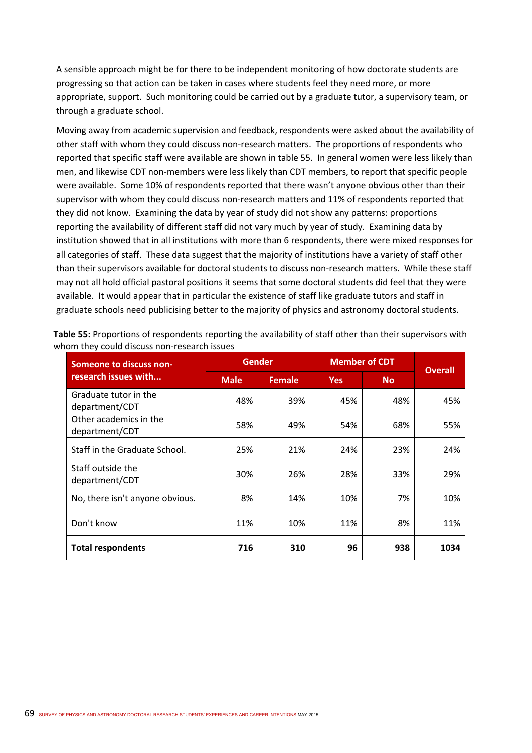A sensible approach might be for there to be independent monitoring of how doctorate students are progressing so that action can be taken in cases where students feel they need more, or more appropriate, support. Such monitoring could be carried out by a graduate tutor, a supervisory team, or through a graduate school.

Moving away from academic supervision and feedback, respondents were asked about the availability of other staff with whom they could discuss non-research matters. The proportions of respondents who reported that specific staff were available are shown in table 55. In general women were less likely than men, and likewise CDT non-members were less likely than CDT members, to report that specific people were available. Some 10% of respondents reported that there wasn't anyone obvious other than their supervisor with whom they could discuss non-research matters and 11% of respondents reported that they did not know. Examining the data by year of study did not show any patterns: proportions reporting the availability of different staff did not vary much by year of study. Examining data by institution showed that in all institutions with more than 6 respondents, there were mixed responses for all categories of staff. These data suggest that the majority of institutions have a variety of staff other than their supervisors available for doctoral students to discuss non-research matters. While these staff may not all hold official pastoral positions it seems that some doctoral students did feel that they were available. It would appear that in particular the existence of staff like graduate tutors and staff in graduate schools need publicising better to the majority of physics and astronomy doctoral students.

**Table 55:** Proportions of respondents reporting the availability of staff other than their supervisors with whom they could discuss non-research issues

| Someone to discuss non-research issues with... | Gender | | Member of CDT | | Overall |
|---|---|---|---|---|---|
| | Male | Female | Yes | No | |
| Graduate tutor in the department/CDT | 48% | 39% | 45% | 48% | 45% |
| Other academics in the department/CDT | 58% | 49% | 54% | 68% | 55% |
| Staff in the Graduate School. | 25% | 21% | 24% | 23% | 24% |
| Staff outside the department/CDT | 30% | 26% | 28% | 33% | 29% |
| No, there isn't anyone obvious. | 8% | 14% | 10% | 7% | 10% |
| Don't know | 11% | 10% | 11% | 8% | 11% |
| **Total respondents** | **716** | **310** | **96** | **938** | **1034** |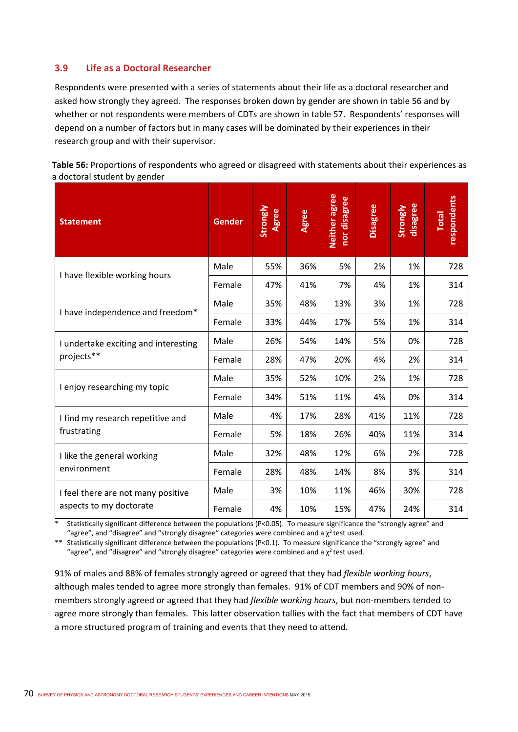## 3.9 Life as a Doctoral Researcher

Respondents were presented with a series of statements about their life as a doctoral researcher and asked how strongly they agreed. The responses broken down by gender are shown in table 56 and by whether or not respondents were members of CDTs are shown in table 57. Respondents' responses will depend on a number of factors but in many cases will be dominated by their experiences in their research group and with their supervisor.

**Table 56:** Proportions of respondents who agreed or disagreed with statements about their experiences as a doctoral student by gender

| Statement | Gender | Strongly Agree | Agree | Neither agree nor disagree | Disagree | Strongly disagree | Total respondents |
|---|---|---|---|---|---|---|---|
| I have flexible working hours | Male | 55% | 36% | 5% | 2% | 1% | 728 |
| | Female | 47% | 41% | 7% | 4% | 1% | 314 |
| I have independence and freedom* | Male | 35% | 48% | 13% | 3% | 1% | 728 |
| | Female | 33% | 44% | 17% | 5% | 1% | 314 |
| I undertake exciting and interesting projects** | Male | 26% | 54% | 14% | 5% | 0% | 728 |
| | Female | 28% | 47% | 20% | 4% | 2% | 314 |
| I enjoy researching my topic | Male | 35% | 52% | 10% | 2% | 1% | 728 |
| | Female | 34% | 51% | 11% | 4% | 0% | 314 |
| I find my research repetitive and frustrating | Male | 4% | 17% | 28% | 41% | 11% | 728 |
| | Female | 5% | 18% | 26% | 40% | 11% | 314 |
| I like the general working environment | Male | 32% | 48% | 12% | 6% | 2% | 728 |
| | Female | 28% | 48% | 14% | 8% | 3% | 314 |
| I feel there are not many positive aspects to my doctorate | Male | 3% | 10% | 11% | 46% | 30% | 728 |
| | Female | 4% | 10% | 15% | 47% | 24% | 314 |

\* Statistically significant difference between the populations ($P<0.05$). To measure significance the "strongly agree" and "agree", and "disagree" and "strongly disagree" categories were combined and a $\chi^2$ test used.

\** Statistically significant difference between the populations ($P<0.1$). To measure significance the "strongly agree" and "agree", and "disagree" and "strongly disagree" categories were combined and a $\chi^2$ test used.

91% of males and 88% of females strongly agreed or agreed that they had *flexible working hours*, although males tended to agree more strongly than females. 91% of CDT members and 90% of non-members strongly agreed or agreed that they had *flexible working hours*, but non-members tended to agree more strongly than females. This latter observation tallies with the fact that members of CDT have a more structured program of training and events that they need to attend.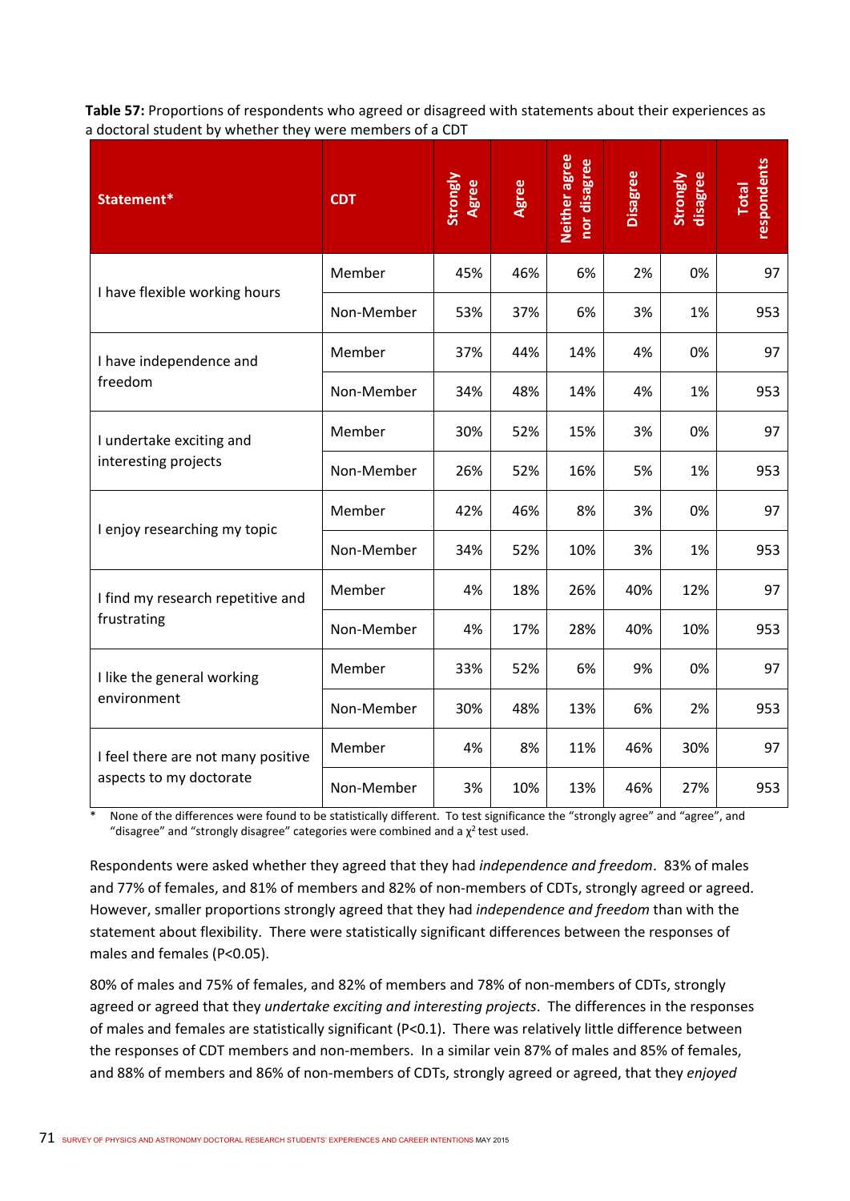**Table 57:** Proportions of respondents who agreed or disagreed with statements about their experiences as a doctoral student by whether they were members of a CDT

| Statement* | CDT | Strongly Agree | Agree | Neither agree nor disagree | Disagree | Strongly disagree | Total respondents |
|---|---|---|---|---|---|---|---|
| I have flexible working hours | Member | 45% | 46% | 6% | 2% | 0% | 97 |
| | Non-Member | 53% | 37% | 6% | 3% | 1% | 953 |
| I have independence and freedom | Member | 37% | 44% | 14% | 4% | 0% | 97 |
| | Non-Member | 34% | 48% | 14% | 4% | 1% | 953 |
| I undertake exciting and interesting projects | Member | 30% | 52% | 15% | 3% | 0% | 97 |
| | Non-Member | 26% | 52% | 16% | 5% | 1% | 953 |
| I enjoy researching my topic | Member | 42% | 46% | 8% | 3% | 0% | 97 |
| | Non-Member | 34% | 52% | 10% | 3% | 1% | 953 |
| I find my research repetitive and frustrating | Member | 4% | 18% | 26% | 40% | 12% | 97 |
| | Non-Member | 4% | 17% | 28% | 40% | 10% | 953 |
| I like the general working environment | Member | 33% | 52% | 6% | 9% | 0% | 97 |
| | Non-Member | 30% | 48% | 13% | 6% | 2% | 953 |
| I feel there are not many positive aspects to my doctorate | Member | 4% | 8% | 11% | 46% | 30% | 97 |
| | Non-Member | 3% | 10% | 13% | 46% | 27% | 953 |

\* None of the differences were found to be statistically different. To test significance the "strongly agree" and "agree", and "disagree" and "strongly disagree" categories were combined and a $\chi^2$ test used.

Respondents were asked whether they agreed that they had *independence and freedom*. 83% of males and 77% of females, and 81% of members and 82% of non-members of CDTs, strongly agreed or agreed. However, smaller proportions strongly agreed that they had *independence and freedom* than with the statement about flexibility. There were statistically significant differences between the responses of males and females ($P<0.05$).

80% of males and 75% of females, and 82% of members and 78% of non-members of CDTs, strongly agreed or agreed that they *undertake exciting and interesting projects*. The differences in the responses of males and females are statistically significant ($P<0.1$). There was relatively little difference between the responses of CDT members and non-members. In a similar vein 87% of males and 85% of females, and 88% of members and 86% of non-members of CDTs, strongly agreed or agreed, that they *enjoyed*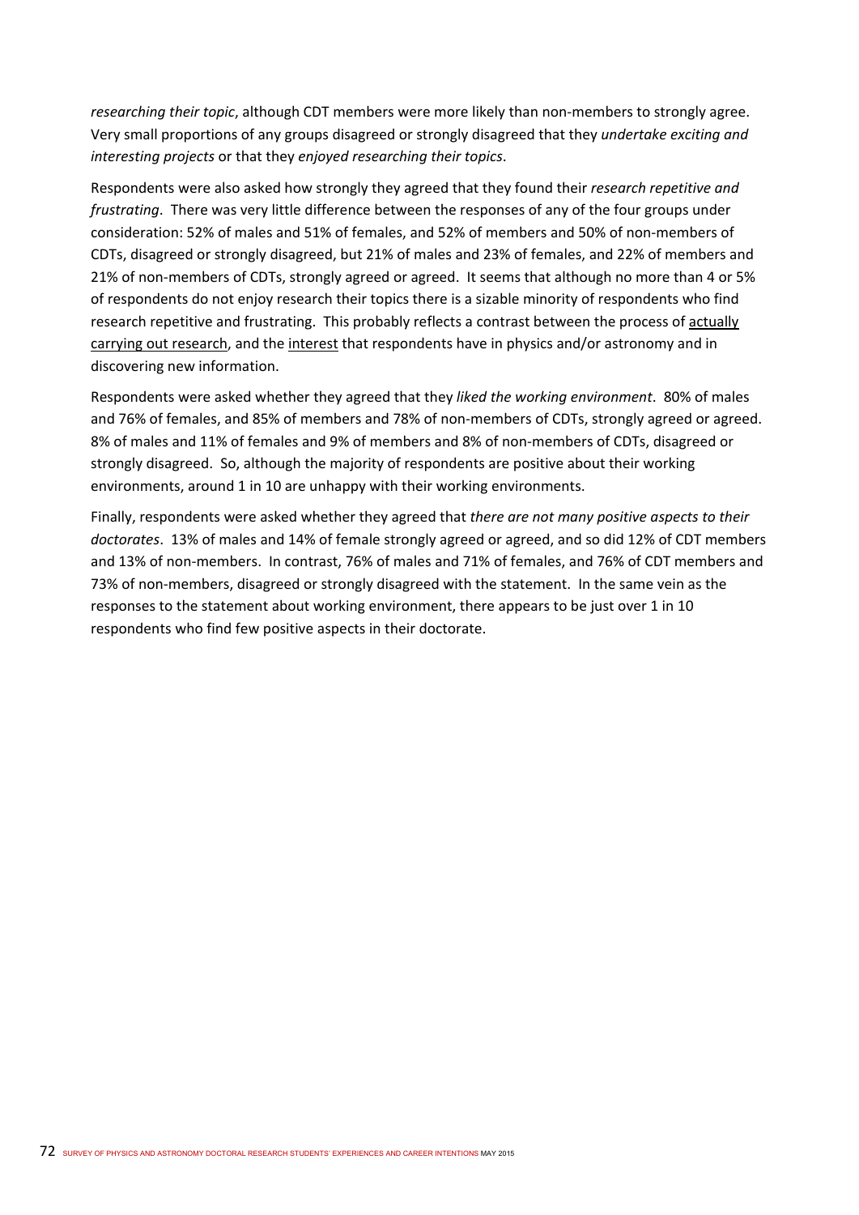*researching their topic*, although CDT members were more likely than non-members to strongly agree. Very small proportions of any groups disagreed or strongly disagreed that they *undertake exciting and interesting projects* or that they *enjoyed researching their topics*.

Respondents were also asked how strongly they agreed that they found their *research repetitive and frustrating*. There was very little difference between the responses of any of the four groups under consideration: 52% of males and 51% of females, and 52% of members and 50% of non-members of CDTs, disagreed or strongly disagreed, but 21% of males and 23% of females, and 22% of members and 21% of non-members of CDTs, strongly agreed or agreed. It seems that although no more than 4 or 5% of respondents do not enjoy research their topics there is a sizable minority of respondents who find research repetitive and frustrating. This probably reflects a contrast between the process of actually carrying out research, and the interest that respondents have in physics and/or astronomy and in discovering new information.

Respondents were asked whether they agreed that they *liked the working environment*. 80% of males and 76% of females, and 85% of members and 78% of non-members of CDTs, strongly agreed or agreed. 8% of males and 11% of females and 9% of members and 8% of non-members of CDTs, disagreed or strongly disagreed. So, although the majority of respondents are positive about their working environments, around 1 in 10 are unhappy with their working environments.

Finally, respondents were asked whether they agreed that *there are not many positive aspects to their doctorates*. 13% of males and 14% of female strongly agreed or agreed, and so did 12% of CDT members and 13% of non-members. In contrast, 76% of males and 71% of females, and 76% of CDT members and 73% of non-members, disagreed or strongly disagreed with the statement. In the same vein as the responses to the statement about working environment, there appears to be just over 1 in 10 respondents who find few positive aspects in their doctorate.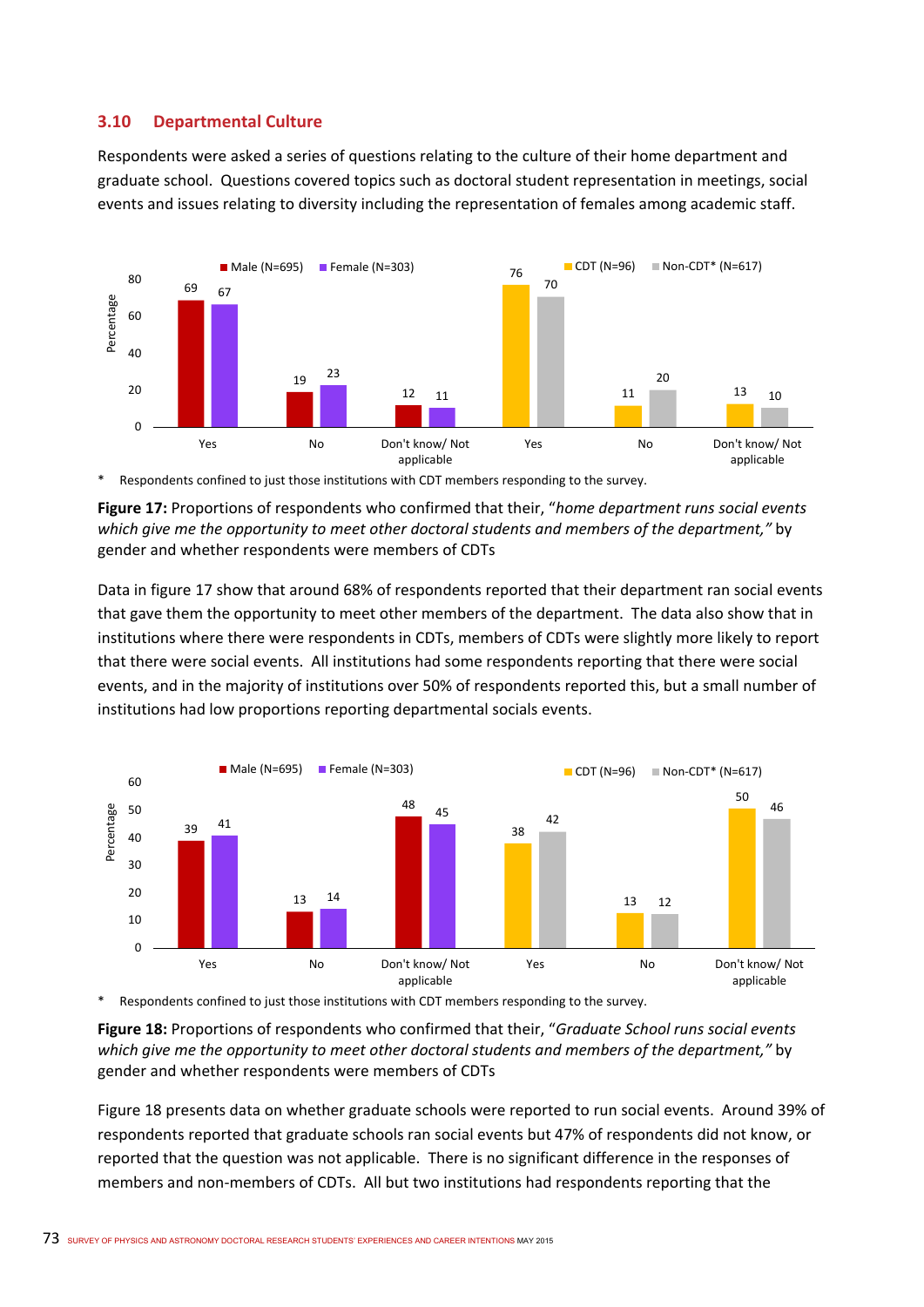## 3.10 Departmental Culture

Respondents were asked a series of questions relating to the culture of their home department and graduate school. Questions covered topics such as doctoral student representation in meetings, social events and issues relating to diversity including the representation of females among academic staff.

| | Male (N=695) | Female (N=303) | CDT (N=96) | Non-CDT* (N=617) |
|---|---|---|---|---|
| Yes | 69 | 67 | 76 | 70 |
| No | 19 | 23 | 11 | 20 |
| Don't know/ Not applicable | 12 | 11 | 13 | 10 |

\* Respondents confined to just those institutions with CDT members responding to the survey.

**Figure 17:** Proportions of respondents who confirmed that their, "*home department runs social events which give me the opportunity to meet other doctoral students and members of the department,"* by gender and whether respondents were members of CDTs

Data in figure 17 show that around 68% of respondents reported that their department ran social events that gave them the opportunity to meet other members of the department. The data also show that in institutions where there were respondents in CDTs, members of CDTs were slightly more likely to report that there were social events. All institutions had some respondents reporting that there were social events, and in the majority of institutions over 50% of respondents reported this, but a small number of institutions had low proportions reporting departmental socials events.

| | Male (N=695) | Female (N=303) | CDT (N=96) | Non-CDT* (N=617) |
|---|---|---|---|---|
| Yes | 39 | 41 | 38 | 42 |
| No | 13 | 14 | 13 | 12 |
| Don't know/ Not applicable | 48 | 45 | 50 | 46 |

\* Respondents confined to just those institutions with CDT members responding to the survey.

**Figure 18:** Proportions of respondents who confirmed that their, "*Graduate School runs social events which give me the opportunity to meet other doctoral students and members of the department,"* by gender and whether respondents were members of CDTs

Figure 18 presents data on whether graduate schools were reported to run social events. Around 39% of respondents reported that graduate schools ran social events but 47% of respondents did not know, or reported that the question was not applicable. There is no significant difference in the responses of members and non-members of CDTs. All but two institutions had respondents reporting that the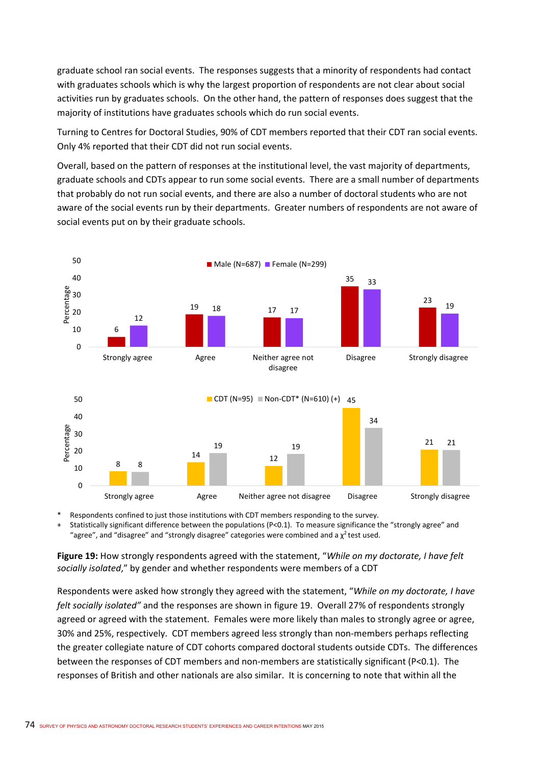graduate school ran social events. The responses suggests that a minority of respondents had contact with graduates schools which is why the largest proportion of respondents are not clear about social activities run by graduates schools. On the other hand, the pattern of responses does suggest that the majority of institutions have graduates schools which do run social events.

Turning to Centres for Doctoral Studies, 90% of CDT members reported that their CDT ran social events. Only 4% reported that their CDT did not run social events.

Overall, based on the pattern of responses at the institutional level, the vast majority of departments, graduate schools and CDTs appear to run some social events. There are a small number of departments that probably do not run social events, and there are also a number of doctoral students who are not aware of the social events run by their departments. Greater numbers of respondents are not aware of social events put on by their graduate schools.

| Percentage | Male (N=687) | Female (N=299) |
|---|---|---|
| Strongly agree | 6 | 12 |
| Agree | 19 | 18 |
| Neither agree not disagree | 17 | 17 |
| Disagree | 35 | 33 |
| Strongly disagree | 23 | 19 |

| Percentage | CDT (N=95) | Non-CDT* (N=610) (+) |
|---|---|---|
| Strongly agree | 8 | 8 |
| Agree | 14 | 19 |
| Neither agree not disagree | 12 | 19 |
| Disagree | 45 | 34 |
| Strongly disagree | 21 | 21 |

\* Respondents confined to just those institutions with CDT members responding to the survey.
\+ Statistically significant difference between the populations (P<0.1). To measure significance the "strongly agree" and "agree", and "disagree" and "strongly disagree" categories were combined and a $\chi^2$ test used.

**Figure 19:** How strongly respondents agreed with the statement, "*While on my doctorate, I have felt socially isolated*," by gender and whether respondents were members of a CDT

Respondents were asked how strongly they agreed with the statement, "*While on my doctorate, I have felt socially isolated"* and the responses are shown in figure 19. Overall 27% of respondents strongly agreed or agreed with the statement. Females were more likely than males to strongly agree or agree, 30% and 25%, respectively. CDT members agreed less strongly than non-members perhaps reflecting the greater collegiate nature of CDT cohorts compared doctoral students outside CDTs. The differences between the responses of CDT members and non-members are statistically significant (P<0.1). The responses of British and other nationals are also similar. It is concerning to note that within all the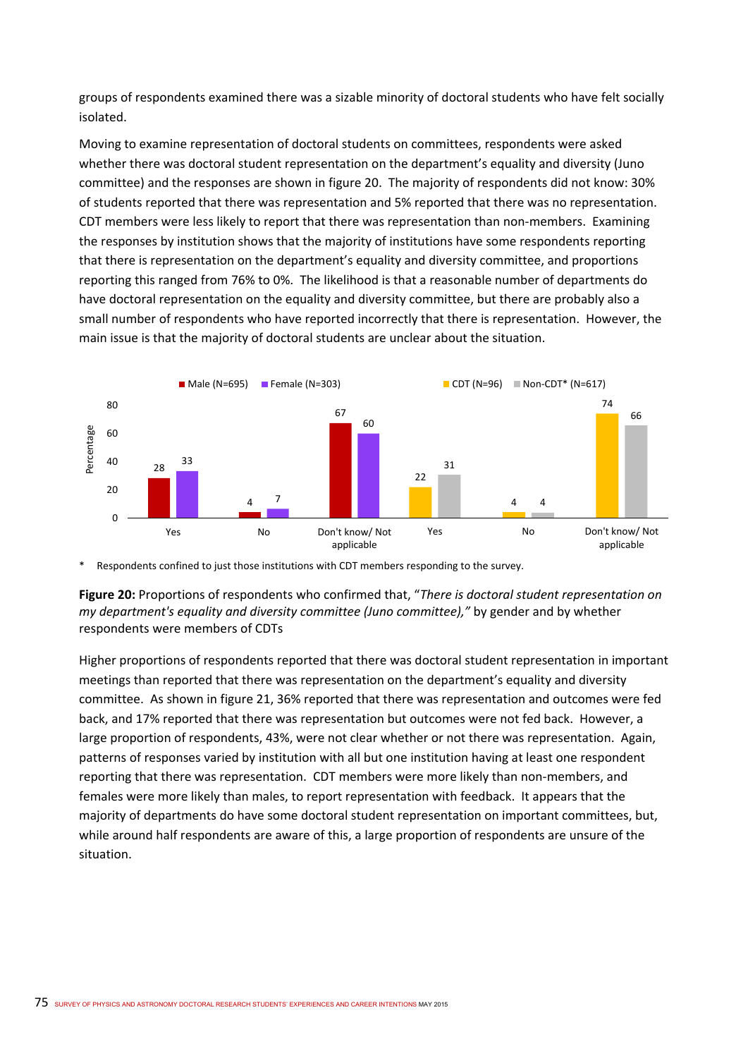groups of respondents examined there was a sizable minority of doctoral students who have felt socially isolated.

Moving to examine representation of doctoral students on committees, respondents were asked whether there was doctoral student representation on the department's equality and diversity (Juno committee) and the responses are shown in figure 20. The majority of respondents did not know: 30% of students reported that there was representation and 5% reported that there was no representation. CDT members were less likely to report that there was representation than non-members. Examining the responses by institution shows that the majority of institutions have some respondents reporting that there is representation on the department's equality and diversity committee, and proportions reporting this ranged from 76% to 0%. The likelihood is that a reasonable number of departments do have doctoral representation on the equality and diversity committee, but there are probably also a small number of respondents who have reported incorrectly that there is representation. However, the main issue is that the majority of doctoral students are unclear about the situation.

| Percentage | Yes | No | Don't know/ Not applicable |
|---|---|---|---|
| Male (N=695) | 28 | 4 | 67 |
| Female (N=303) | 33 | 7 | 60 |
| CDT (N=96) | 22 | 4 | 74 |
| Non-CDT* (N=617) | 31 | 4 | 66 |

\* Respondents confined to just those institutions with CDT members responding to the survey.

**Figure 20:** Proportions of respondents who confirmed that, *"There is doctoral student representation on my department's equality and diversity committee (Juno committee),"* by gender and by whether respondents were members of CDTs

Higher proportions of respondents reported that there was doctoral student representation in important meetings than reported that there was representation on the department's equality and diversity committee. As shown in figure 21, 36% reported that there was representation and outcomes were fed back, and 17% reported that there was representation but outcomes were not fed back. However, a large proportion of respondents, 43%, were not clear whether or not there was representation. Again, patterns of responses varied by institution with all but one institution having at least one respondent reporting that there was representation. CDT members were more likely than non-members, and females were more likely than males, to report representation with feedback. It appears that the majority of departments do have some doctoral student representation on important committees, but, while around half respondents are aware of this, a large proportion of respondents are unsure of the situation.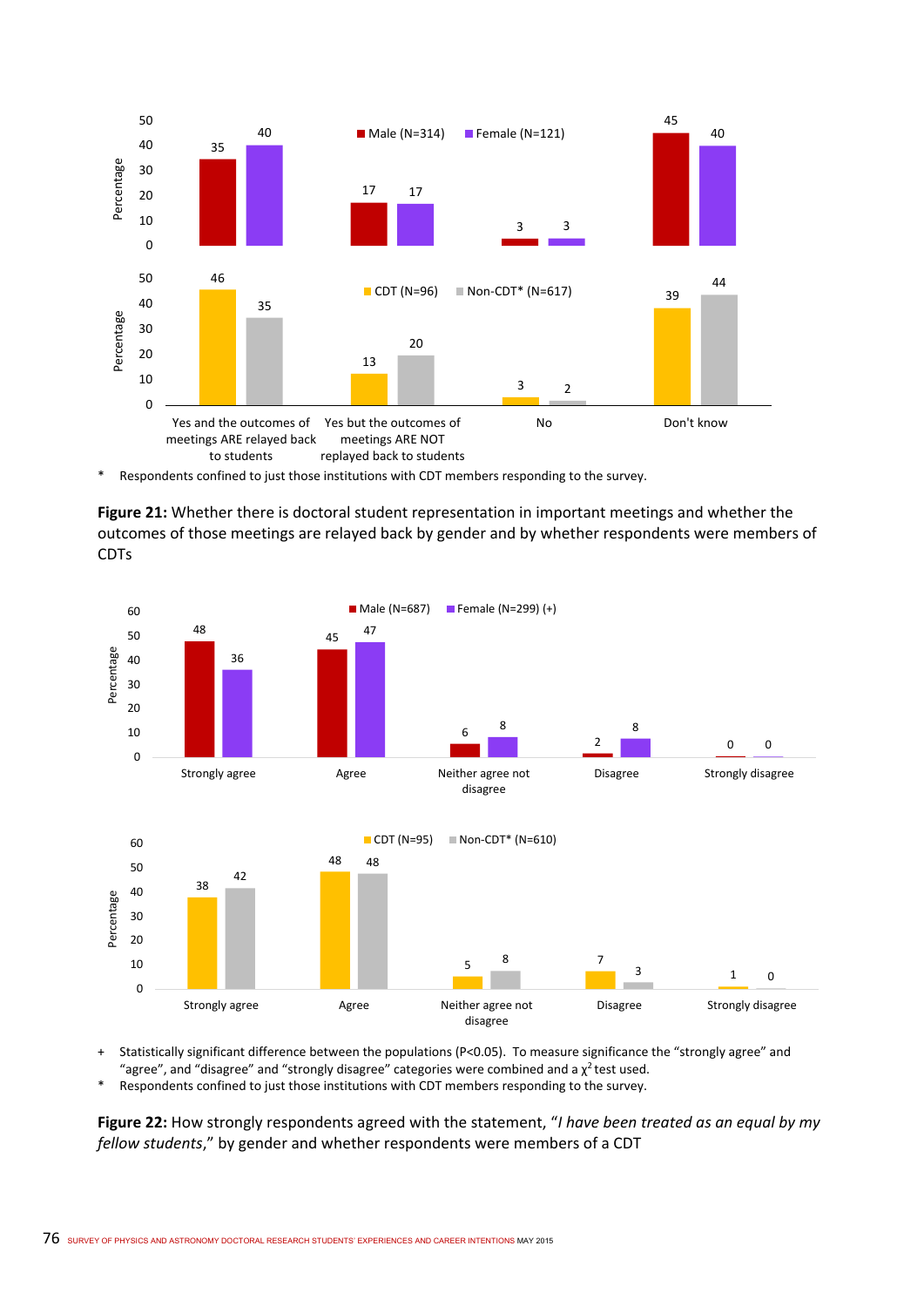| | Yes and the outcomes of meetings ARE relayed back to students | Yes but the outcomes of meetings ARE NOT replayed back to students | No | Don't know |
|---|---|---|---|---|
| Male (N=314) | 35 | 17 | 3 | 45 |
| Female (N=121) | 40 | 17 | 3 | 40 |
| CDT (N=96) | 46 | 13 | 3 | 39 |
| Non-CDT* (N=617) | 35 | 20 | 2 | 44 |

\* Respondents confined to just those institutions with CDT members responding to the survey.

**Figure 21:** Whether there is doctoral student representation in important meetings and whether the outcomes of those meetings are relayed back by gender and by whether respondents were members of CDTs

| | Strongly agree | Agree | Neither agree not disagree | Disagree | Strongly disagree |
|---|---|---|---|---|---|
| Male (N=687) | 48 | 45 | 6 | 2 | 0 |
| Female (N=299) (+) | 36 | 47 | 8 | 8 | 0 |
| CDT (N=95) | 38 | 48 | 5 | 7 | 1 |
| Non-CDT* (N=610) | 42 | 48 | 8 | 3 | 0 |

\+ Statistically significant difference between the populations (P<0.05). To measure significance the "strongly agree" and "agree", and "disagree" and "strongly disagree" categories were combined and a $\chi^2$ test used.

\* Respondents confined to just those institutions with CDT members responding to the survey.

**Figure 22:** How strongly respondents agreed with the statement, "*I have been treated as an equal by my fellow students*," by gender and whether respondents were members of a CDT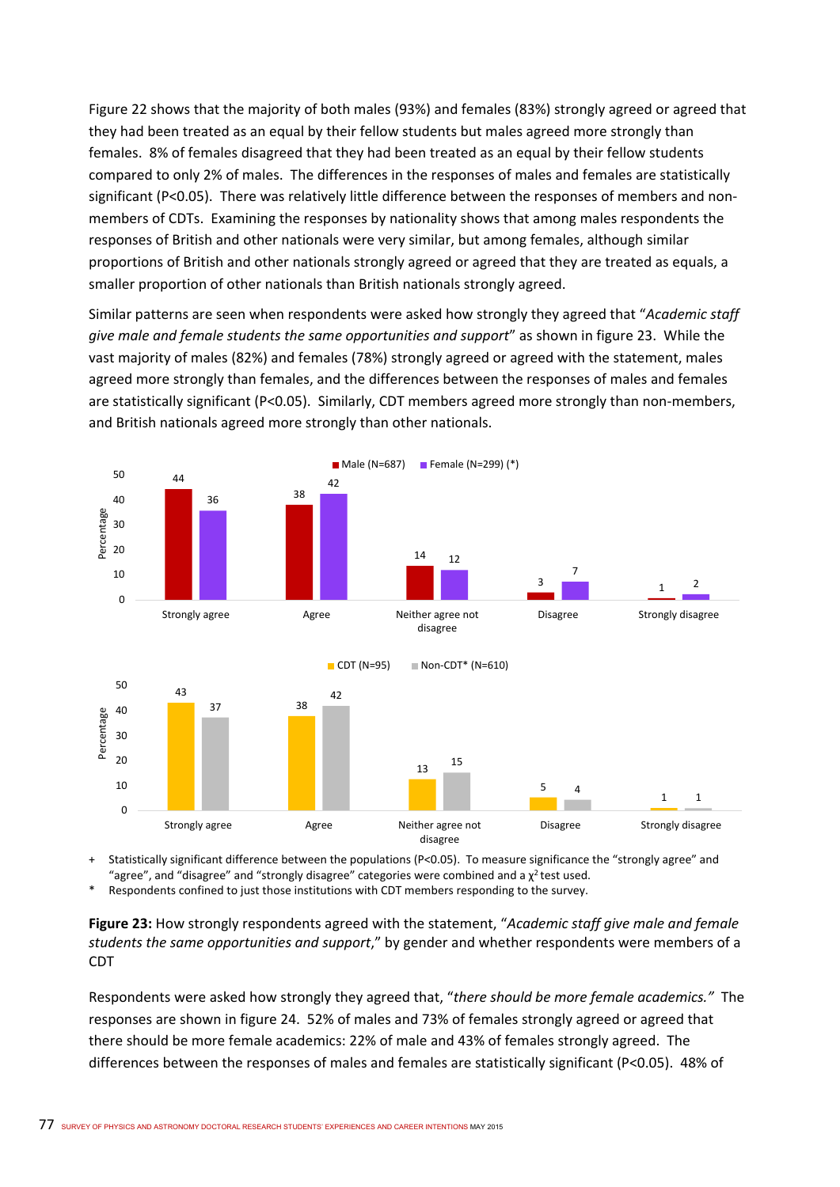Figure 22 shows that the majority of both males (93%) and females (83%) strongly agreed or agreed that they had been treated as an equal by their fellow students but males agreed more strongly than females. 8% of females disagreed that they had been treated as an equal by their fellow students compared to only 2% of males. The differences in the responses of males and females are statistically significant (P<0.05). There was relatively little difference between the responses of members and non-members of CDTs. Examining the responses by nationality shows that among males respondents the responses of British and other nationals were very similar, but among females, although similar proportions of British and other nationals strongly agreed or agreed that they are treated as equals, a smaller proportion of other nationals than British nationals strongly agreed.

Similar patterns are seen when respondents were asked how strongly they agreed that "*Academic staff give male and female students the same opportunities and support*" as shown in figure 23. While the vast majority of males (82%) and females (78%) strongly agreed or agreed with the statement, males agreed more strongly than females, and the differences between the responses of males and females are statistically significant (P<0.05). Similarly, CDT members agreed more strongly than non-members, and British nationals agreed more strongly than other nationals.

| Percentage | Strongly agree | Agree | Neither agree not disagree | Disagree | Strongly disagree |
|---|---|---|---|---|---|
| Male (N=687) | 44 | 38 | 14 | 3 | 1 |
| Female (N=299) (*) | 36 | 42 | 12 | 7 | 2 |

| Percentage | Strongly agree | Agree | Neither agree not disagree | Disagree | Strongly disagree |
|---|---|---|---|---|---|
| CDT (N=95) | 43 | 38 | 13 | 5 | 1 |
| Non-CDT* (N=610) | 37 | 42 | 15 | 4 | 1 |

\+ Statistically significant difference between the populations (P<0.05). To measure significance the "strongly agree" and "agree", and "disagree" and "strongly disagree" categories were combined and a $\chi^2$ test used.

\* Respondents confined to just those institutions with CDT members responding to the survey.

**Figure 23:** How strongly respondents agreed with the statement, "*Academic staff give male and female students the same opportunities and support*," by gender and whether respondents were members of a CDT

Respondents were asked how strongly they agreed that, "*there should be more female academics.*" The responses are shown in figure 24. 52% of males and 73% of females strongly agreed or agreed that there should be more female academics: 22% of male and 43% of females strongly agreed. The differences between the responses of males and females are statistically significant (P<0.05). 48% of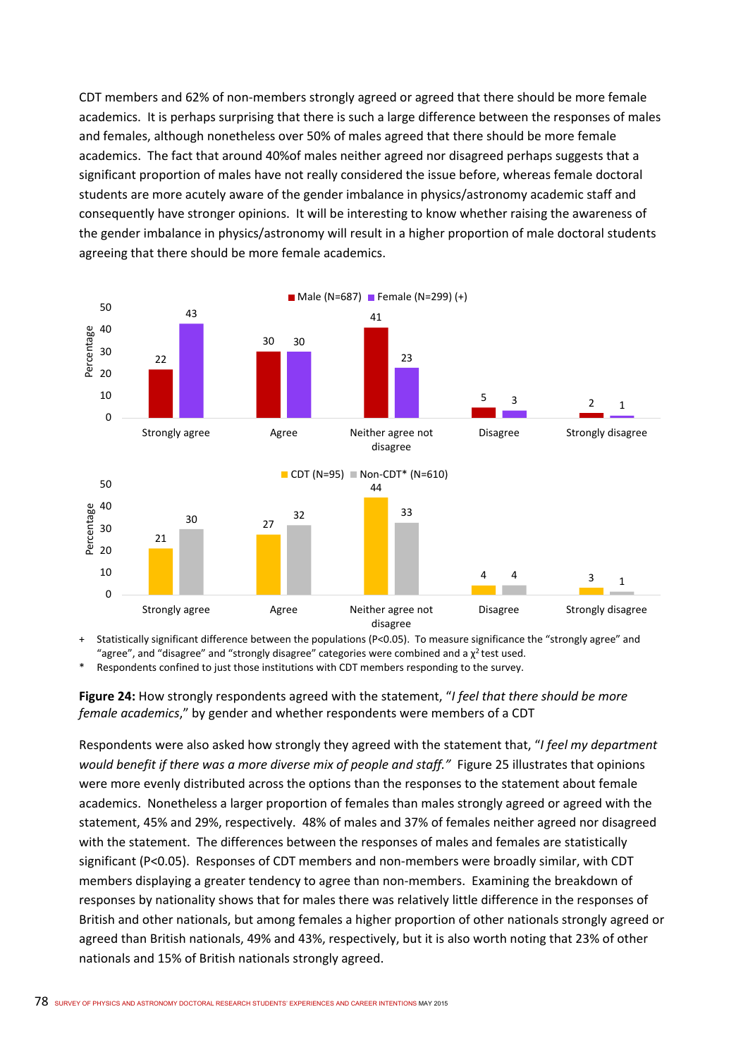CDT members and 62% of non-members strongly agreed or agreed that there should be more female academics. It is perhaps surprising that there is such a large difference between the responses of males and females, although nonetheless over 50% of males agreed that there should be more female academics. The fact that around 40%of males neither agreed nor disagreed perhaps suggests that a significant proportion of males have not really considered the issue before, whereas female doctoral students are more acutely aware of the gender imbalance in physics/astronomy academic staff and consequently have stronger opinions. It will be interesting to know whether raising the awareness of the gender imbalance in physics/astronomy will result in a higher proportion of male doctoral students agreeing that there should be more female academics.

| Percentage | Strongly agree | Agree | Neither agree not disagree | Disagree | Strongly disagree |
|---|---|---|---|---|---|
| Male (N=687) | 22 | 30 | 41 | 5 | 2 |
| Female (N=299) (+) | 43 | 30 | 23 | 3 | 1 |

| Percentage | Strongly agree | Agree | Neither agree not disagree | Disagree | Strongly disagree |
|---|---|---|---|---|---|
| CDT (N=95) | 21 | 27 | 44 | 4 | 3 |
| Non-CDT* (N=610) | 30 | 32 | 33 | 4 | 1 |

\+ Statistically significant difference between the populations ($P<0.05$). To measure significance the "strongly agree" and "agree", and "disagree" and "strongly disagree" categories were combined and a $\chi^2$ test used.

\* Respondents confined to just those institutions with CDT members responding to the survey.

**Figure 24:** How strongly respondents agreed with the statement, "*I feel that there should be more female academics*," by gender and whether respondents were members of a CDT

Respondents were also asked how strongly they agreed with the statement that, "*I feel my department would benefit if there was a more diverse mix of people and staff.*" Figure 25 illustrates that opinions were more evenly distributed across the options than the responses to the statement about female academics. Nonetheless a larger proportion of females than males strongly agreed or agreed with the statement, 45% and 29%, respectively. 48% of males and 37% of females neither agreed nor disagreed with the statement. The differences between the responses of males and females are statistically significant ($P<0.05$). Responses of CDT members and non-members were broadly similar, with CDT members displaying a greater tendency to agree than non-members. Examining the breakdown of responses by nationality shows that for males there was relatively little difference in the responses of British and other nationals, but among females a higher proportion of other nationals strongly agreed or agreed than British nationals, 49% and 43%, respectively, but it is also worth noting that 23% of other nationals and 15% of British nationals strongly agreed.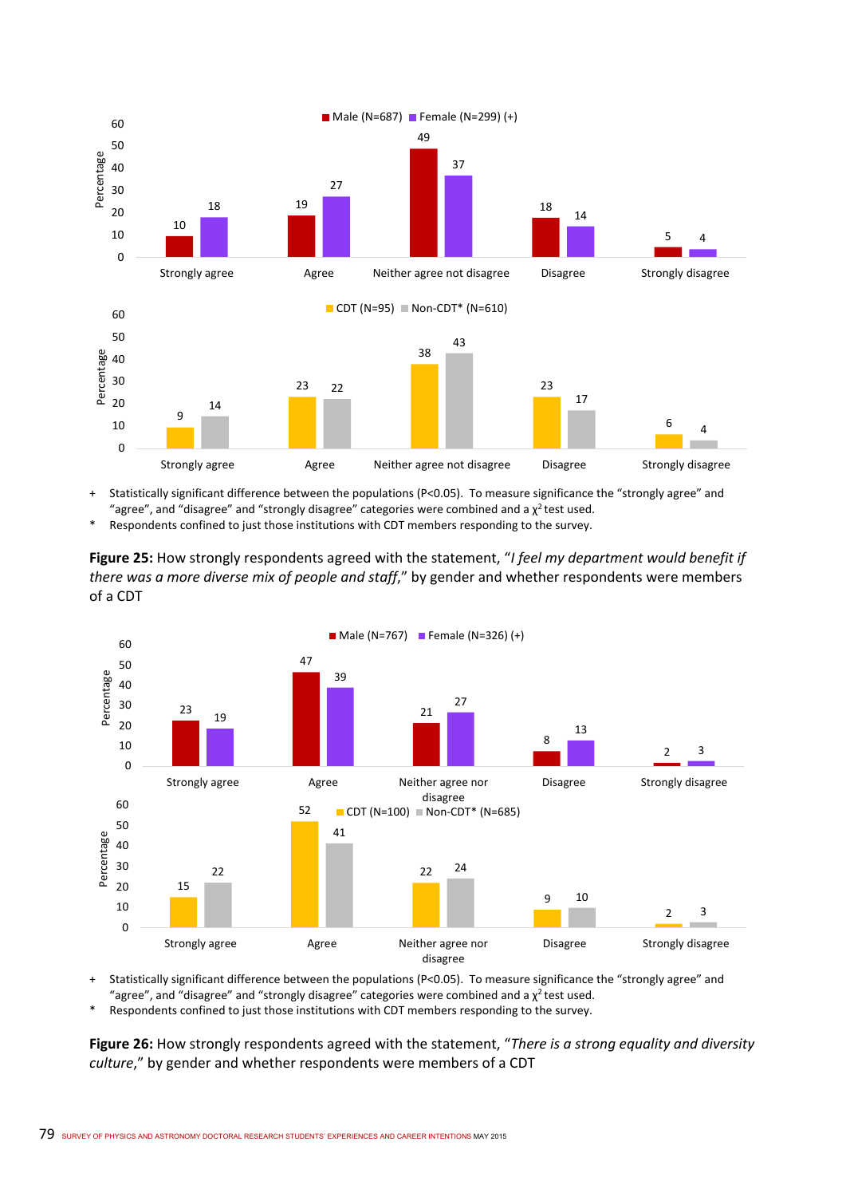| | Strongly agree | Agree | Neither agree not disagree | Disagree | Strongly disagree |
|---|---|---|---|---|---|
| Male (N=687) | 10 | 19 | 49 | 18 | 5 |
| Female (N=299) (+) | 18 | 27 | 37 | 14 | 4 |

| | Strongly agree | Agree | Neither agree not disagree | Disagree | Strongly disagree |
|---|---|---|---|---|---|
| CDT (N=95) | 9 | 23 | 38 | 23 | 6 |
| Non-CDT* (N=610) | 14 | 22 | 43 | 17 | 4 |

\+ Statistically significant difference between the populations ($P<0.05$). To measure significance the "strongly agree" and "agree", and "disagree" and "strongly disagree" categories were combined and a $\chi^2$ test used.

\* Respondents confined to just those institutions with CDT members responding to the survey.

**Figure 25:** How strongly respondents agreed with the statement, "*I feel my department would benefit if there was a more diverse mix of people and staff*," by gender and whether respondents were members of a CDT

| | Strongly agree | Agree | Neither agree nor disagree | Disagree | Strongly disagree |
|---|---|---|---|---|---|
| Male (N=767) | 23 | 47 | 21 | 8 | 2 |
| Female (N=326) (+) | 19 | 39 | 27 | 13 | 3 |

| | Strongly agree | Agree | Neither agree nor disagree | Disagree | Strongly disagree |
|---|---|---|---|---|---|
| CDT (N=100) | 15 | 52 | 22 | 9 | 2 |
| Non-CDT* (N=685) | 22 | 41 | 24 | 10 | 3 |

\+ Statistically significant difference between the populations ($P<0.05$). To measure significance the "strongly agree" and "agree", and "disagree" and "strongly disagree" categories were combined and a $\chi^2$ test used.

\* Respondents confined to just those institutions with CDT members responding to the survey.

**Figure 26:** How strongly respondents agreed with the statement, "*There is a strong equality and diversity culture*," by gender and whether respondents were members of a CDT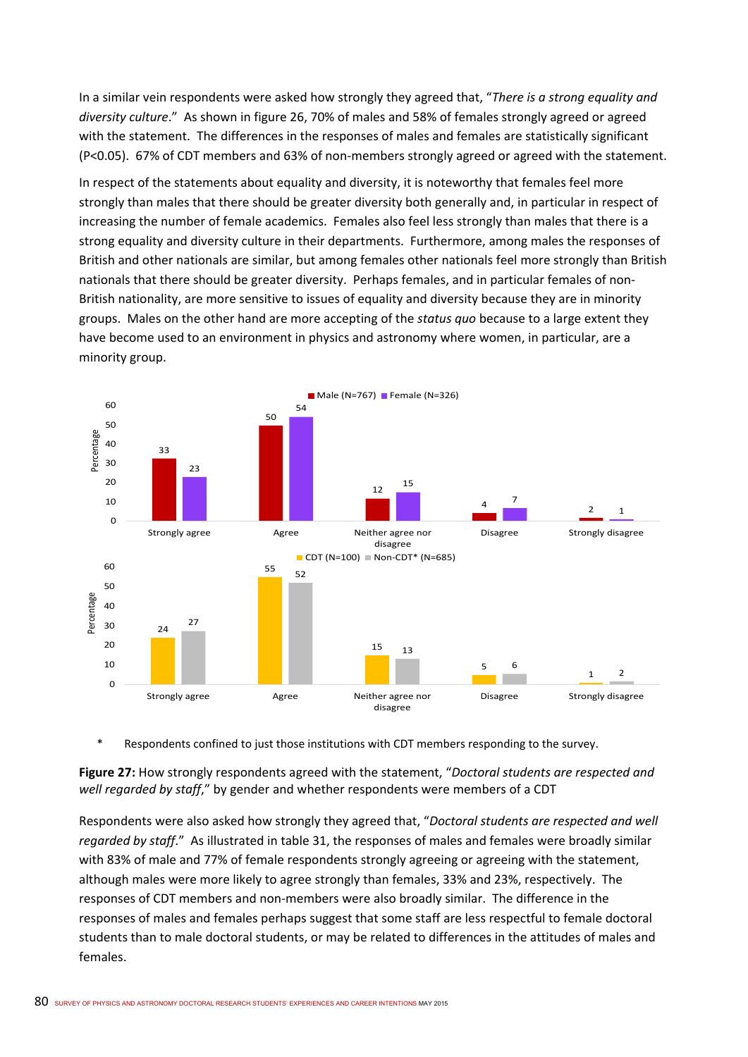In a similar vein respondents were asked how strongly they agreed that, "*There is a strong equality and diversity culture*." As shown in figure 26, 70% of males and 58% of females strongly agreed or agreed with the statement. The differences in the responses of males and females are statistically significant ($P<0.05$). 67% of CDT members and 63% of non-members strongly agreed or agreed with the statement.

In respect of the statements about equality and diversity, it is noteworthy that females feel more strongly than males that there should be greater diversity both generally and, in particular in respect of increasing the number of female academics. Females also feel less strongly than males that there is a strong equality and diversity culture in their departments. Furthermore, among males the responses of British and other nationals are similar, but among females other nationals feel more strongly than British nationals that there should be greater diversity. Perhaps females, and in particular females of non-British nationality, are more sensitive to issues of equality and diversity because they are in minority groups. Males on the other hand are more accepting of the *status quo* because to a large extent they have become used to an environment in physics and astronomy where women, in particular, are a minority group.

| Percentage | Strongly agree | Agree | Neither agree nor disagree | Disagree | Strongly disagree |
|---|---|---|---|---|---|
| Male (N=767) | 33 | 50 | 12 | 4 | 2 |
| Female (N=326) | 23 | 54 | 15 | 7 | 1 |

| Percentage | Strongly agree | Agree | Neither agree nor disagree | Disagree | Strongly disagree |
|---|---|---|---|---|---|
| CDT (N=100) | 24 | 55 | 15 | 5 | 1 |
| Non-CDT* (N=685) | 27 | 52 | 13 | 6 | 2 |

\* Respondents confined to just those institutions with CDT members responding to the survey.

**Figure 27:** How strongly respondents agreed with the statement, "*Doctoral students are respected and well regarded by staff*," by gender and whether respondents were members of a CDT

Respondents were also asked how strongly they agreed that, "*Doctoral students are respected and well regarded by staff*." As illustrated in table 31, the responses of males and females were broadly similar with 83% of male and 77% of female respondents strongly agreeing or agreeing with the statement, although males were more likely to agree strongly than females, 33% and 23%, respectively. The responses of CDT members and non-members were also broadly similar. The difference in the responses of males and females perhaps suggest that some staff are less respectful to female doctoral students than to male doctoral students, or may be related to differences in the attitudes of males and females.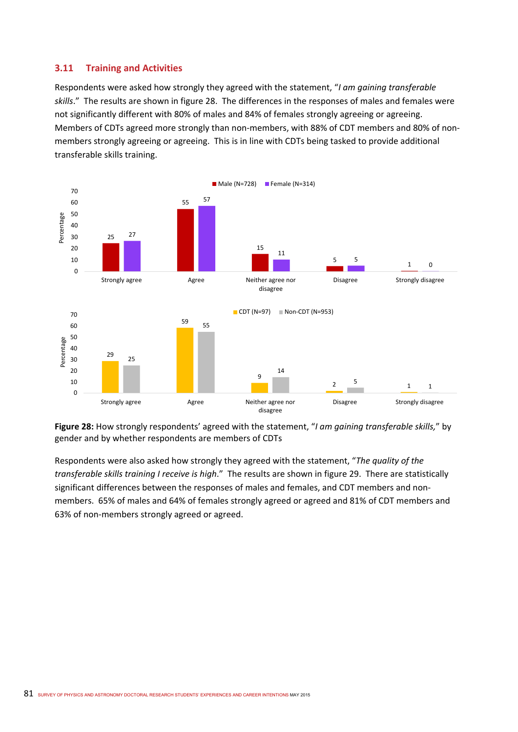## 3.11 Training and Activities

Respondents were asked how strongly they agreed with the statement, "*I am gaining transferable skills*." The results are shown in figure 28. The differences in the responses of males and females were not significantly different with 80% of males and 84% of females strongly agreeing or agreeing. Members of CDTs agreed more strongly than non-members, with 88% of CDT members and 80% of non-members strongly agreeing or agreeing. This is in line with CDTs being tasked to provide additional transferable skills training.

| Percentage | Strongly agree | Agree | Neither agree nor disagree | Disagree | Strongly disagree |
|---|---|---|---|---|---|
| Male (N=728) | 25 | 55 | 15 | 5 | 1 |
| Female (N=314) | 27 | 57 | 11 | 5 | 0 |

| Percentage | Strongly agree | Agree | Neither agree nor disagree | Disagree | Strongly disagree |
|---|---|---|---|---|---|
| CDT (N=97) | 29 | 59 | 9 | 2 | 1 |
| Non-CDT (N=953) | 25 | 55 | 14 | 5 | 1 |

**Figure 28:** How strongly respondents' agreed with the statement, "*I am gaining transferable skills,*" by gender and by whether respondents are members of CDTs

Respondents were also asked how strongly they agreed with the statement, "*The quality of the transferable skills training I receive is high*." The results are shown in figure 29. There are statistically significant differences between the responses of males and females, and CDT members and non-members. 65% of males and 64% of females strongly agreed or agreed and 81% of CDT members and 63% of non-members strongly agreed or agreed.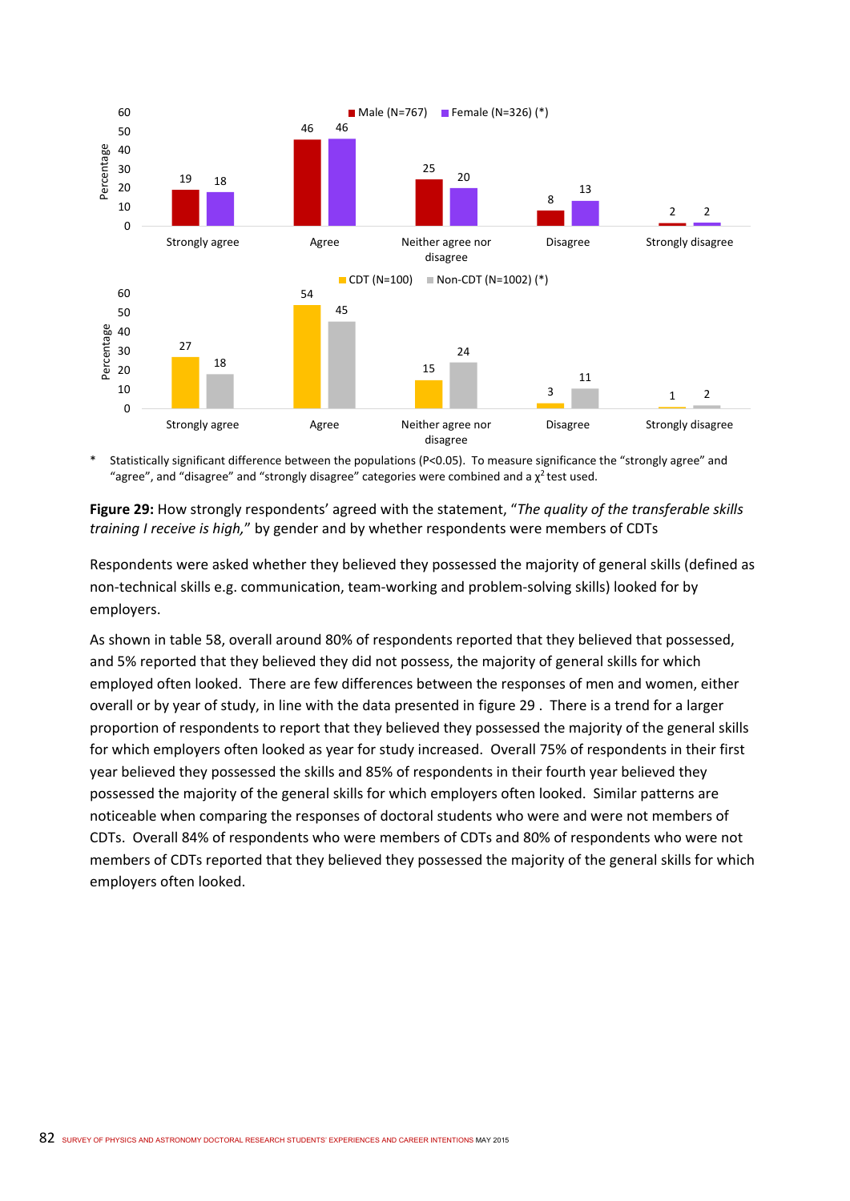| | Strongly agree | Agree | Neither agree nor disagree | Disagree | Strongly disagree |
|---|---|---|---|---|---|
| Male (N=767) | 19 | 46 | 25 | 8 | 2 |
| Female (N=326) (*) | 18 | 46 | 20 | 13 | 2 |

| | Strongly agree | Agree | Neither agree nor disagree | Disagree | Strongly disagree |
|---|---|---|---|---|---|
| CDT (N=100) | 27 | 54 | 15 | 3 | 1 |
| Non-CDT (N=1002) (*) | 18 | 45 | 24 | 11 | 2 |

\* Statistically significant difference between the populations ($P<0.05$). To measure significance the "strongly agree" and "agree", and "disagree" and "strongly disagree" categories were combined and a $\chi^2$ test used.

**Figure 29:** How strongly respondents' agreed with the statement, "*The quality of the transferable skills training I receive is high,*" by gender and by whether respondents were members of CDTs

Respondents were asked whether they believed they possessed the majority of general skills (defined as non-technical skills e.g. communication, team-working and problem-solving skills) looked for by employers.

As shown in table 58, overall around 80% of respondents reported that they believed that possessed, and 5% reported that they believed they did not possess, the majority of general skills for which employed often looked. There are few differences between the responses of men and women, either overall or by year of study, in line with the data presented in figure 29 . There is a trend for a larger proportion of respondents to report that they believed they possessed the majority of the general skills for which employers often looked as year for study increased. Overall 75% of respondents in their first year believed they possessed the skills and 85% of respondents in their fourth year believed they possessed the majority of the general skills for which employers often looked. Similar patterns are noticeable when comparing the responses of doctoral students who were and were not members of CDTs. Overall 84% of respondents who were members of CDTs and 80% of respondents who were not members of CDTs reported that they believed they possessed the majority of the general skills for which employers often looked.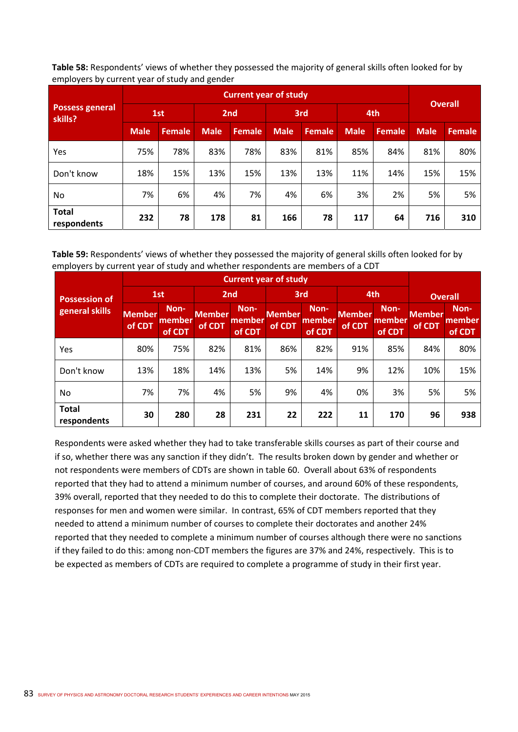**Table 58:** Respondents' views of whether they possessed the majority of general skills often looked for by employers by current year of study and gender

| Possess general skills? | Current year of study | | | | | | | | Overall | |
|---|---|---|---|---|---|---|---|---|---|---|
| | 1st | | 2nd | | 3rd | | 4th | | | |
| | Male | Female | Male | Female | Male | Female | Male | Female | Male | Female |
| Yes | 75% | 78% | 83% | 78% | 83% | 81% | 85% | 84% | 81% | 80% |
| Don't know | 18% | 15% | 13% | 15% | 13% | 13% | 11% | 14% | 15% | 15% |
| No | 7% | 6% | 4% | 7% | 4% | 6% | 3% | 2% | 5% | 5% |
| **Total respondents** | **232** | **78** | **178** | **81** | **166** | **78** | **117** | **64** | **716** | **310** |

**Table 59:** Respondents' views of whether they possessed the majority of general skills often looked for by employers by current year of study and whether respondents are members of a CDT

| Possession of general skills | Current year of study | | | | | | | | Overall | |
|---|---|---|---|---|---|---|---|---|---|---|
| | 1st | | 2nd | | 3rd | | 4th | | | |
| | Member of CDT | Non-member of CDT | Member of CDT | Non-member of CDT | Member of CDT | Non-member of CDT | Member of CDT | Non-member of CDT | Member of CDT | Non-member of CDT |
| Yes | 80% | 75% | 82% | 81% | 86% | 82% | 91% | 85% | 84% | 80% |
| Don't know | 13% | 18% | 14% | 13% | 5% | 14% | 9% | 12% | 10% | 15% |
| No | 7% | 7% | 4% | 5% | 9% | 4% | 0% | 3% | 5% | 5% |
| **Total respondents** | **30** | **280** | **28** | **231** | **22** | **222** | **11** | **170** | **96** | **938** |

Respondents were asked whether they had to take transferable skills courses as part of their course and if so, whether there was any sanction if they didn't. The results broken down by gender and whether or not respondents were members of CDTs are shown in table 60. Overall about 63% of respondents reported that they had to attend a minimum number of courses, and around 60% of these respondents, 39% overall, reported that they needed to do this to complete their doctorate. The distributions of responses for men and women were similar. In contrast, 65% of CDT members reported that they needed to attend a minimum number of courses to complete their doctorates and another 24% reported that they needed to complete a minimum number of courses although there were no sanctions if they failed to do this: among non-CDT members the figures are 37% and 24%, respectively. This is to be expected as members of CDTs are required to complete a programme of study in their first year.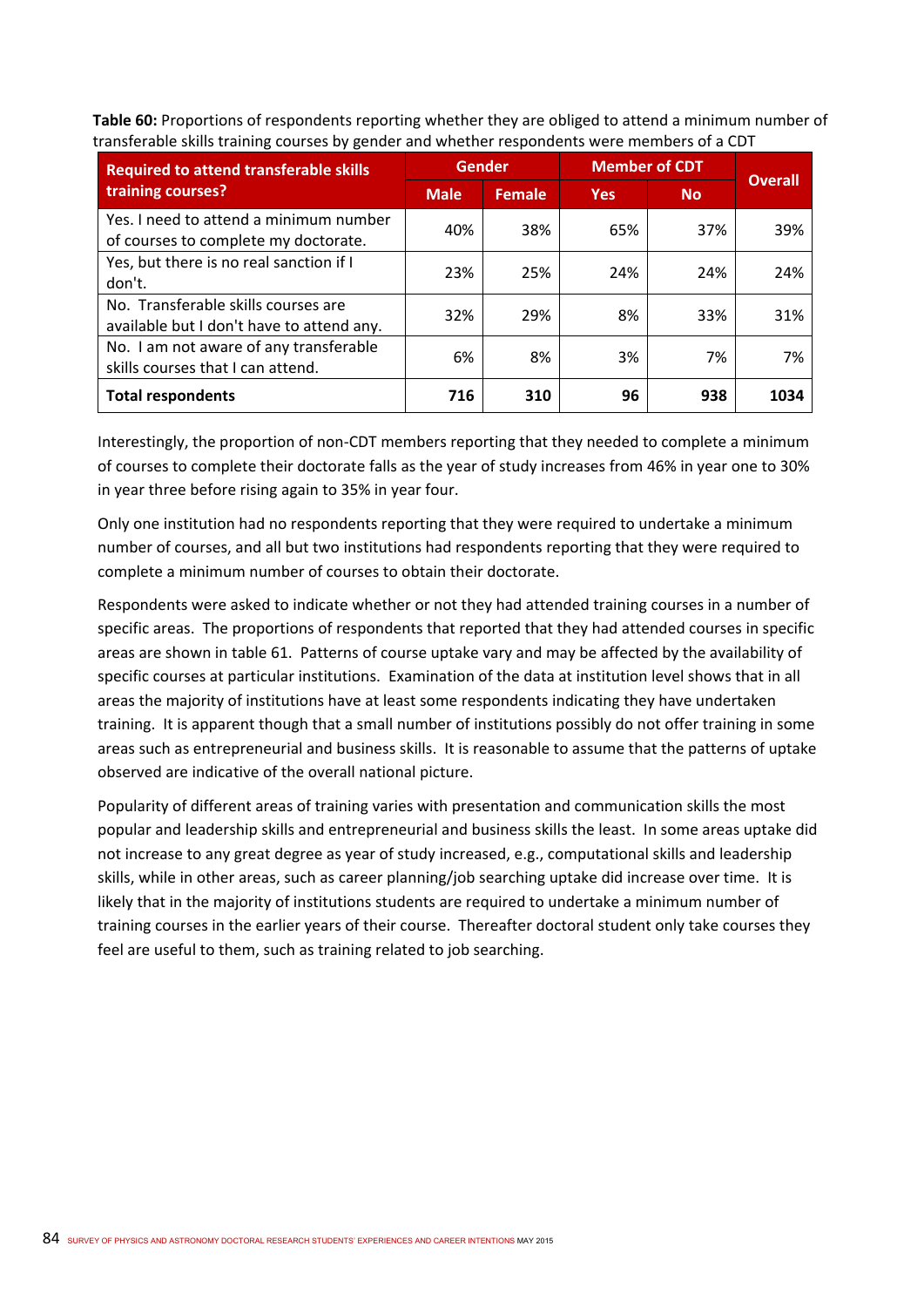**Table 60:** Proportions of respondents reporting whether they are obliged to attend a minimum number of transferable skills training courses by gender and whether respondents were members of a CDT

| Required to attend transferable skills training courses? | Gender | | Member of CDT | | Overall |
|---|---|---|---|---|---|
| | Male | Female | Yes | No | |
| Yes. I need to attend a minimum number of courses to complete my doctorate. | 40% | 38% | 65% | 37% | 39% |
| Yes, but there is no real sanction if I don't. | 23% | 25% | 24% | 24% | 24% |
| No. Transferable skills courses are available but I don't have to attend any. | 32% | 29% | 8% | 33% | 31% |
| No. I am not aware of any transferable skills courses that I can attend. | 6% | 8% | 3% | 7% | 7% |
| **Total respondents** | **716** | **310** | **96** | **938** | **1034** |

Interestingly, the proportion of non-CDT members reporting that they needed to complete a minimum of courses to complete their doctorate falls as the year of study increases from 46% in year one to 30% in year three before rising again to 35% in year four.

Only one institution had no respondents reporting that they were required to undertake a minimum number of courses, and all but two institutions had respondents reporting that they were required to complete a minimum number of courses to obtain their doctorate.

Respondents were asked to indicate whether or not they had attended training courses in a number of specific areas. The proportions of respondents that reported that they had attended courses in specific areas are shown in table 61. Patterns of course uptake vary and may be affected by the availability of specific courses at particular institutions. Examination of the data at institution level shows that in all areas the majority of institutions have at least some respondents indicating they have undertaken training. It is apparent though that a small number of institutions possibly do not offer training in some areas such as entrepreneurial and business skills. It is reasonable to assume that the patterns of uptake observed are indicative of the overall national picture.

Popularity of different areas of training varies with presentation and communication skills the most popular and leadership skills and entrepreneurial and business skills the least. In some areas uptake did not increase to any great degree as year of study increased, e.g., computational skills and leadership skills, while in other areas, such as career planning/job searching uptake did increase over time. It is likely that in the majority of institutions students are required to undertake a minimum number of training courses in the earlier years of their course. Thereafter doctoral student only take courses they feel are useful to them, such as training related to job searching.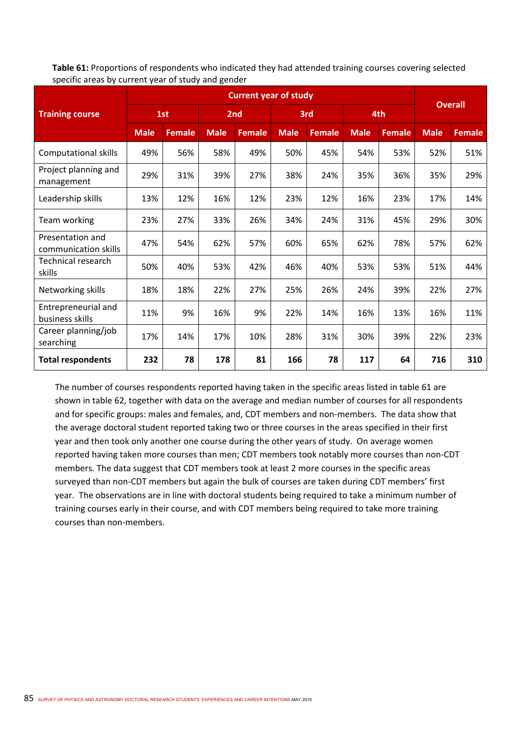**Table 61:** Proportions of respondents who indicated they had attended training courses covering selected specific areas by current year of study and gender

| Training course | Current year of study | | | | | | | | Overall | |
|---|---|---|---|---|---|---|---|---|---|---|
| | 1st | | 2nd | | 3rd | | 4th | | | |
| | Male | Female | Male | Female | Male | Female | Male | Female | Male | Female |
| Computational skills | 49% | 56% | 58% | 49% | 50% | 45% | 54% | 53% | 52% | 51% |
| Project planning and management | 29% | 31% | 39% | 27% | 38% | 24% | 35% | 36% | 35% | 29% |
| Leadership skills | 13% | 12% | 16% | 12% | 23% | 12% | 16% | 23% | 17% | 14% |
| Team working | 23% | 27% | 33% | 26% | 34% | 24% | 31% | 45% | 29% | 30% |
| Presentation and communication skills | 47% | 54% | 62% | 57% | 60% | 65% | 62% | 78% | 57% | 62% |
| Technical research skills | 50% | 40% | 53% | 42% | 46% | 40% | 53% | 53% | 51% | 44% |
| Networking skills | 18% | 18% | 22% | 27% | 25% | 26% | 24% | 39% | 22% | 27% |
| Entrepreneurial and business skills | 11% | 9% | 16% | 9% | 22% | 14% | 16% | 13% | 16% | 11% |
| Career planning/job searching | 17% | 14% | 17% | 10% | 28% | 31% | 30% | 39% | 22% | 23% |
| **Total respondents** | **232** | **78** | **178** | **81** | **166** | **78** | **117** | **64** | **716** | **310** |

The number of courses respondents reported having taken in the specific areas listed in table 61 are shown in table 62, together with data on the average and median number of courses for all respondents and for specific groups: males and females, and, CDT members and non-members. The data show that the average doctoral student reported taking two or three courses in the areas specified in their first year and then took only another one course during the other years of study. On average women reported having taken more courses than men; CDT members took notably more courses than non-CDT members. The data suggest that CDT members took at least 2 more courses in the specific areas surveyed than non-CDT members but again the bulk of courses are taken during CDT members' first year. The observations are in line with doctoral students being required to take a minimum number of training courses early in their course, and with CDT members being required to take more training courses than non-members.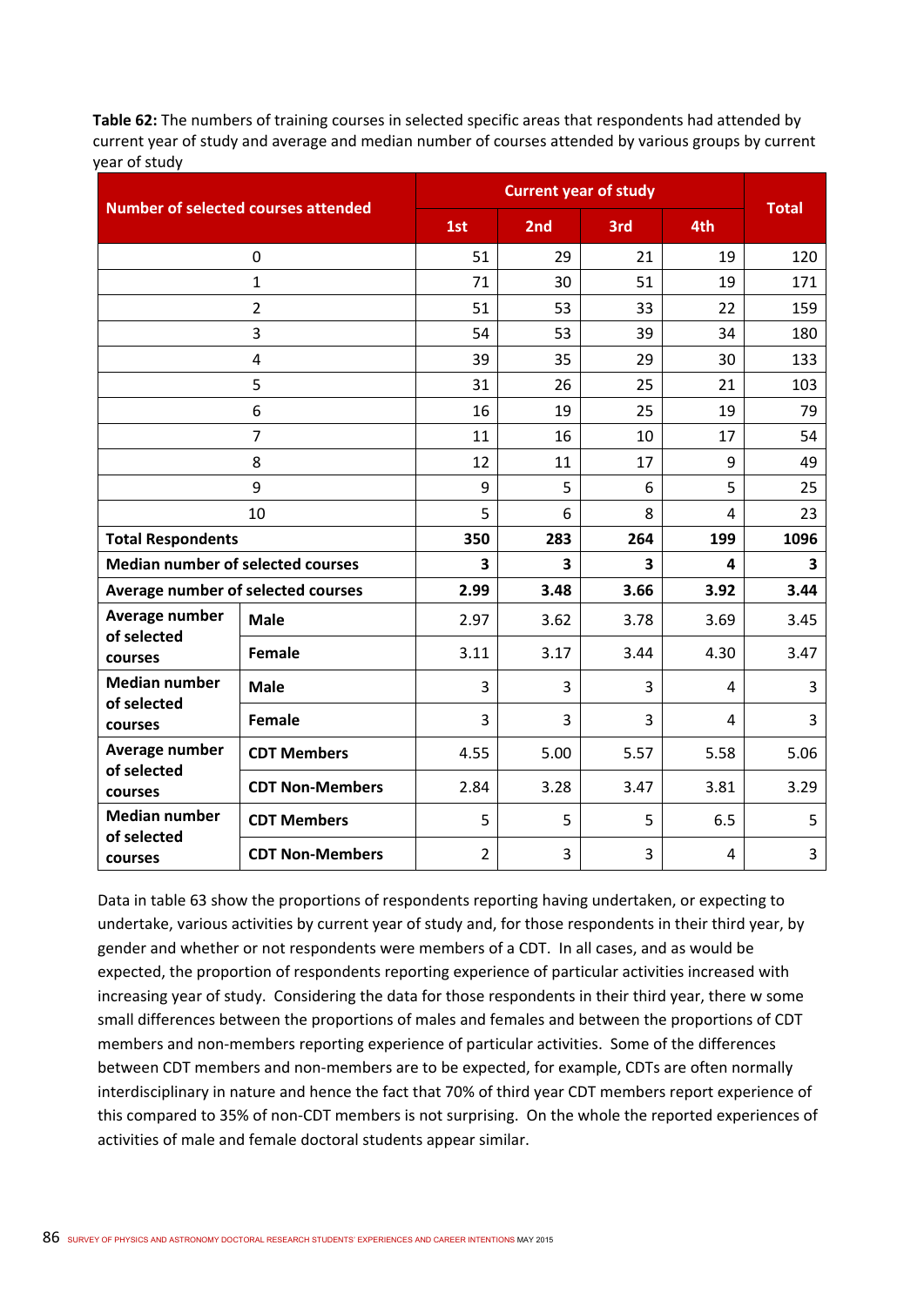**Table 62:** The numbers of training courses in selected specific areas that respondents had attended by current year of study and average and median number of courses attended by various groups by current year of study

| Number of selected courses attended | | Current year of study | | | | Total |
|---|---|---|---|---|---|---|
| | | 1st | 2nd | 3rd | 4th | |
| 0 | | 51 | 29 | 21 | 19 | 120 |
| 1 | | 71 | 30 | 51 | 19 | 171 |
| 2 | | 51 | 53 | 33 | 22 | 159 |
| 3 | | 54 | 53 | 39 | 34 | 180 |
| 4 | | 39 | 35 | 29 | 30 | 133 |
| 5 | | 31 | 26 | 25 | 21 | 103 |
| 6 | | 16 | 19 | 25 | 19 | 79 |
| 7 | | 11 | 16 | 10 | 17 | 54 |
| 8 | | 12 | 11 | 17 | 9 | 49 |
| 9 | | 9 | 5 | 6 | 5 | 25 |
| 10 | | 5 | 6 | 8 | 4 | 23 |
| **Total Respondents** | | **350** | **283** | **264** | **199** | **1096** |
| **Median number of selected courses** | | **3** | **3** | **3** | **4** | **3** |
| **Average number of selected courses** | | **2.99** | **3.48** | **3.66** | **3.92** | **3.44** |
| **Average number of selected courses** | **Male** | 2.97 | 3.62 | 3.78 | 3.69 | 3.45 |
| | **Female** | 3.11 | 3.17 | 3.44 | 4.30 | 3.47 |
| **Median number of selected courses** | **Male** | 3 | 3 | 3 | 4 | 3 |
| | **Female** | 3 | 3 | 3 | 4 | 3 |
| **Average number of selected courses** | **CDT Members** | 4.55 | 5.00 | 5.57 | 5.58 | 5.06 |
| | **CDT Non-Members** | 2.84 | 3.28 | 3.47 | 3.81 | 3.29 |
| **Median number of selected courses** | **CDT Members** | 5 | 5 | 5 | 6.5 | 5 |
| | **CDT Non-Members** | 2 | 3 | 3 | 4 | 3 |

Data in table 63 show the proportions of respondents reporting having undertaken, or expecting to undertake, various activities by current year of study and, for those respondents in their third year, by gender and whether or not respondents were members of a CDT. In all cases, and as would be expected, the proportion of respondents reporting experience of particular activities increased with increasing year of study. Considering the data for those respondents in their third year, there w some small differences between the proportions of males and females and between the proportions of CDT members and non-members reporting experience of particular activities. Some of the differences between CDT members and non-members are to be expected, for example, CDTs are often normally interdisciplinary in nature and hence the fact that 70% of third year CDT members report experience of this compared to 35% of non-CDT members is not surprising. On the whole the reported experiences of activities of male and female doctoral students appear similar.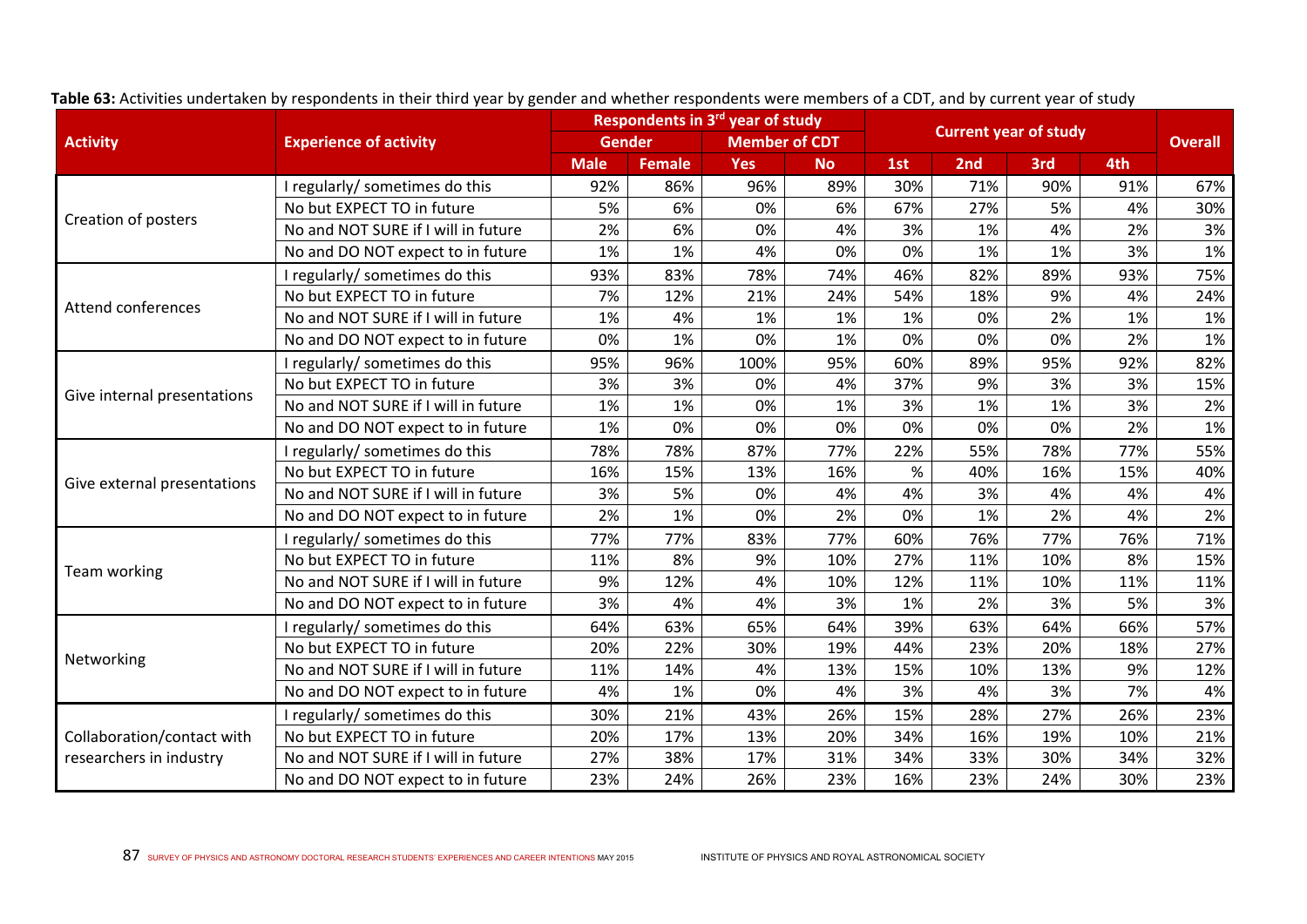**Table 63:** Activities undertaken by respondents in their third year by gender and whether respondents were members of a CDT, and by current year of study

| Activity | Experience of activity | Respondents in 3rd year of study | | | | Current year of study | | | | Overall |
|---|---|---|---|---|---|---|---|---|---|---|
| | | Gender | | Member of CDT | | | | | | |
| | | Male | Female | Yes | No | 1st | 2nd | 3rd | 4th | |
| Creation of posters | I regularly/ sometimes do this | 92% | 86% | 96% | 89% | 30% | 71% | 90% | 91% | 67% |
| | No but EXPECT TO in future | 5% | 6% | 0% | 6% | 67% | 27% | 5% | 4% | 30% |
| | No and NOT SURE if I will in future | 2% | 6% | 0% | 4% | 3% | 1% | 4% | 2% | 3% |
| | No and DO NOT expect to in future | 1% | 1% | 4% | 0% | 0% | 1% | 1% | 3% | 1% |
| Attend conferences | I regularly/ sometimes do this | 93% | 83% | 78% | 74% | 46% | 82% | 89% | 93% | 75% |
| | No but EXPECT TO in future | 7% | 12% | 21% | 24% | 54% | 18% | 9% | 4% | 24% |
| | No and NOT SURE if I will in future | 1% | 4% | 1% | 1% | 1% | 0% | 2% | 1% | 1% |
| | No and DO NOT expect to in future | 0% | 1% | 0% | 1% | 0% | 0% | 0% | 2% | 1% |
| Give internal presentations | I regularly/ sometimes do this | 95% | 96% | 100% | 95% | 60% | 89% | 95% | 92% | 82% |
| | No but EXPECT TO in future | 3% | 3% | 0% | 4% | 37% | 9% | 3% | 3% | 15% |
| | No and NOT SURE if I will in future | 1% | 1% | 0% | 1% | 3% | 1% | 1% | 3% | 2% |
| | No and DO NOT expect to in future | 1% | 0% | 0% | 0% | 0% | 0% | 0% | 2% | 1% |
| Give external presentations | I regularly/ sometimes do this | 78% | 78% | 87% | 77% | 22% | 55% | 78% | 77% | 55% |
| | No but EXPECT TO in future | 16% | 15% | 13% | 16% | % | 40% | 16% | 15% | 40% |
| | No and NOT SURE if I will in future | 3% | 5% | 0% | 4% | 4% | 3% | 4% | 4% | 4% |
| | No and DO NOT expect to in future | 2% | 1% | 0% | 2% | 0% | 1% | 2% | 4% | 2% |
| Team working | I regularly/ sometimes do this | 77% | 77% | 83% | 77% | 60% | 76% | 77% | 76% | 71% |
| | No but EXPECT TO in future | 11% | 8% | 9% | 10% | 27% | 11% | 10% | 8% | 15% |
| | No and NOT SURE if I will in future | 9% | 12% | 4% | 10% | 12% | 11% | 10% | 11% | 11% |
| | No and DO NOT expect to in future | 3% | 4% | 4% | 3% | 1% | 2% | 3% | 5% | 3% |
| Networking | I regularly/ sometimes do this | 64% | 63% | 65% | 64% | 39% | 63% | 64% | 66% | 57% |
| | No but EXPECT TO in future | 20% | 22% | 30% | 19% | 44% | 23% | 20% | 18% | 27% |
| | No and NOT SURE if I will in future | 11% | 14% | 4% | 13% | 15% | 10% | 13% | 9% | 12% |
| | No and DO NOT expect to in future | 4% | 1% | 0% | 4% | 3% | 4% | 3% | 7% | 4% |
| Collaboration/contact with researchers in industry | I regularly/ sometimes do this | 30% | 21% | 43% | 26% | 15% | 28% | 27% | 26% | 23% |
| | No but EXPECT TO in future | 20% | 17% | 13% | 20% | 34% | 16% | 19% | 10% | 21% |
| | No and NOT SURE if I will in future | 27% | 38% | 17% | 31% | 34% | 33% | 30% | 34% | 32% |
| | No and DO NOT expect to in future | 23% | 24% | 26% | 23% | 16% | 23% | 24% | 30% | 23% |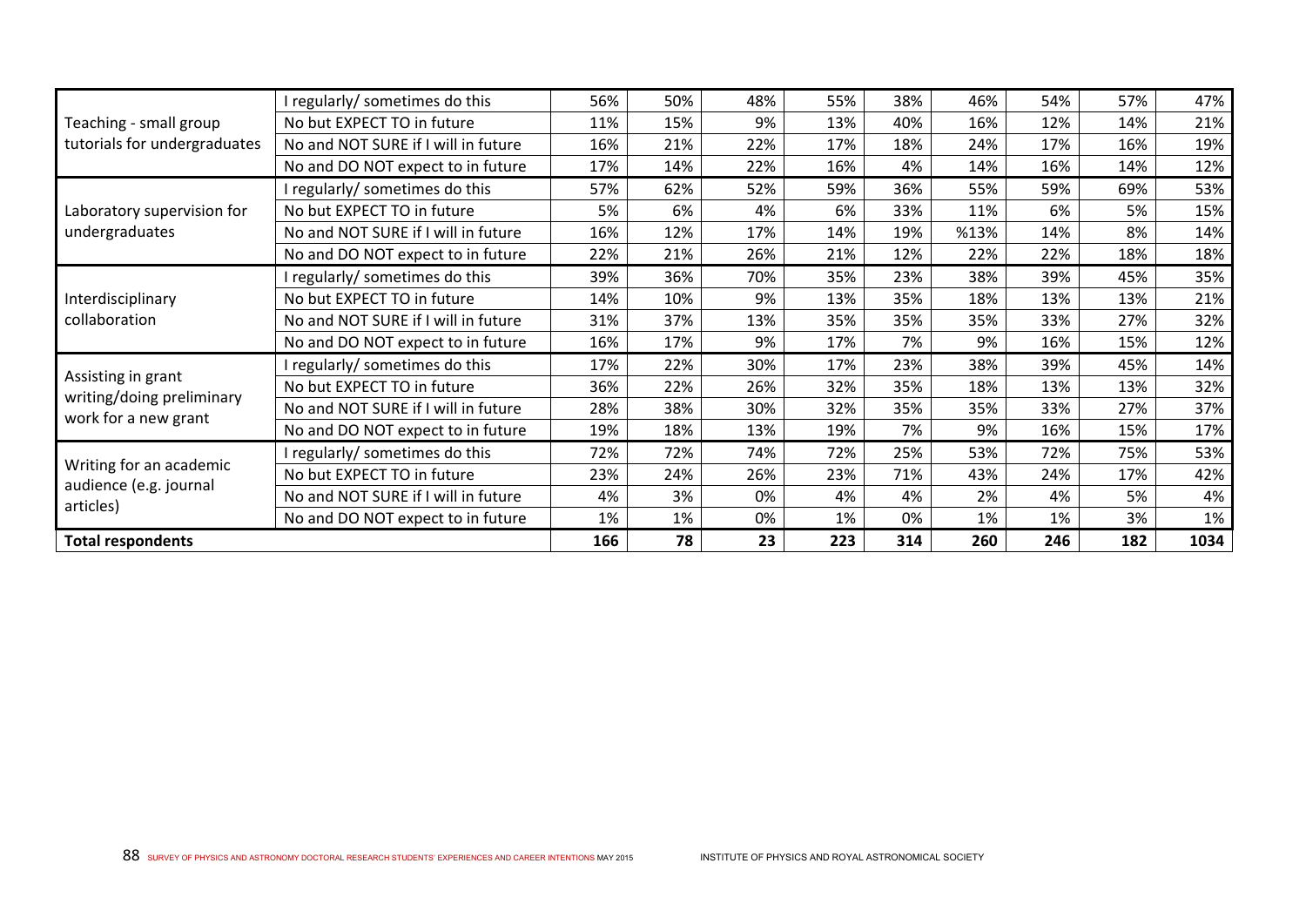| | | | | | | | | | | |
|---|---|---|---|---|---|---|---|---|---|---|
| Teaching - small group tutorials for undergraduates | I regularly/ sometimes do this | 56% | 50% | 48% | 55% | 38% | 46% | 54% | 57% | 47% |
| | No but EXPECT TO in future | 11% | 15% | 9% | 13% | 40% | 16% | 12% | 14% | 21% |
| | No and NOT SURE if I will in future | 16% | 21% | 22% | 17% | 18% | 24% | 17% | 16% | 19% |
| | No and DO NOT expect to in future | 17% | 14% | 22% | 16% | 4% | 14% | 16% | 14% | 12% |
| Laboratory supervision for undergraduates | I regularly/ sometimes do this | 57% | 62% | 52% | 59% | 36% | 55% | 59% | 69% | 53% |
| | No but EXPECT TO in future | 5% | 6% | 4% | 6% | 33% | 11% | 6% | 5% | 15% |
| | No and NOT SURE if I will in future | 16% | 12% | 17% | 14% | 19% | %13% | 14% | 8% | 14% |
| | No and DO NOT expect to in future | 22% | 21% | 26% | 21% | 12% | 22% | 22% | 18% | 18% |
| Interdisciplinary collaboration | I regularly/ sometimes do this | 39% | 36% | 70% | 35% | 23% | 38% | 39% | 45% | 35% |
| | No but EXPECT TO in future | 14% | 10% | 9% | 13% | 35% | 18% | 13% | 13% | 21% |
| | No and NOT SURE if I will in future | 31% | 37% | 13% | 35% | 35% | 35% | 33% | 27% | 32% |
| | No and DO NOT expect to in future | 16% | 17% | 9% | 17% | 7% | 9% | 16% | 15% | 12% |
| Assisting in grant writing/doing preliminary work for a new grant | I regularly/ sometimes do this | 17% | 22% | 30% | 17% | 23% | 38% | 39% | 45% | 14% |
| | No but EXPECT TO in future | 36% | 22% | 26% | 32% | 35% | 18% | 13% | 13% | 32% |
| | No and NOT SURE if I will in future | 28% | 38% | 30% | 32% | 35% | 35% | 33% | 27% | 37% |
| | No and DO NOT expect to in future | 19% | 18% | 13% | 19% | 7% | 9% | 16% | 15% | 17% |
| Writing for an academic audience (e.g. journal articles) | I regularly/ sometimes do this | 72% | 72% | 74% | 72% | 25% | 53% | 72% | 75% | 53% |
| | No but EXPECT TO in future | 23% | 24% | 26% | 23% | 71% | 43% | 24% | 17% | 42% |
| | No and NOT SURE if I will in future | 4% | 3% | 0% | 4% | 4% | 2% | 4% | 5% | 4% |
| | No and DO NOT expect to in future | 1% | 1% | 0% | 1% | 0% | 1% | 1% | 3% | 1% |
| **Total respondents** | | **166** | **78** | **23** | **223** | **314** | **260** | **246** | **182** | **1034** |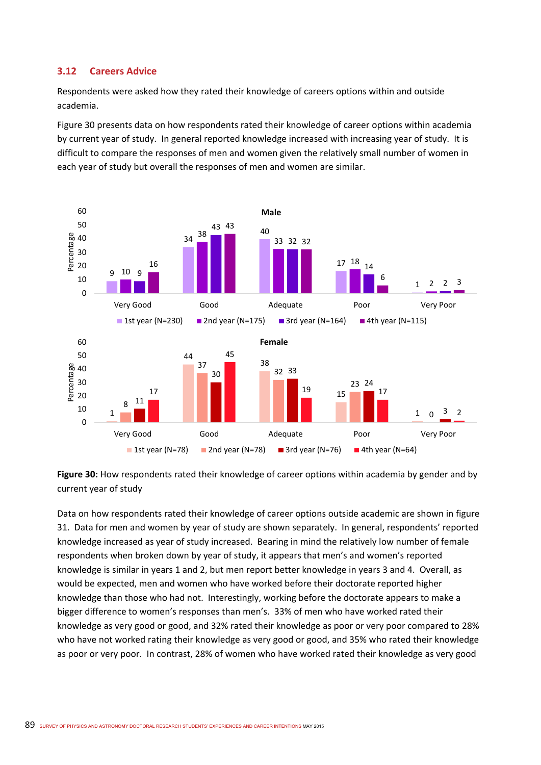## 3.12 Careers Advice

Respondents were asked how they rated their knowledge of careers options within and outside academia.

Figure 30 presents data on how respondents rated their knowledge of career options within academia by current year of study. In general reported knowledge increased with increasing year of study. It is difficult to compare the responses of men and women given the relatively small number of women in each year of study but overall the responses of men and women are similar.

**Male**

| | Very Good | Good | Adequate | Poor | Very Poor |
|---|---|---|---|---|---|
| 1st year (N=230) | 9 | 34 | 40 | 17 | 1 |
| 2nd year (N=175) | 10 | 38 | 33 | 18 | 2 |
| 3rd year (N=164) | 9 | 43 | 32 | 14 | 2 |
| 4th year (N=115) | 16 | 43 | 32 | 6 | 3 |

**Female**

| | Very Good | Good | Adequate | Poor | Very Poor |
|---|---|---|---|---|---|
| 1st year (N=78) | 1 | 44 | 38 | 15 | 1 |
| 2nd year (N=78) | 8 | 37 | 32 | 23 | 0 |
| 3rd year (N=76) | 11 | 30 | 33 | 24 | 3 |
| 4th year (N=64) | 17 | 45 | 19 | 17 | 2 |

**Figure 30:** How respondents rated their knowledge of career options within academia by gender and by current year of study

Data on how respondents rated their knowledge of career options outside academic are shown in figure 31. Data for men and women by year of study are shown separately. In general, respondents' reported knowledge increased as year of study increased. Bearing in mind the relatively low number of female respondents when broken down by year of study, it appears that men's and women's reported knowledge is similar in years 1 and 2, but men report better knowledge in years 3 and 4. Overall, as would be expected, men and women who have worked before their doctorate reported higher knowledge than those who had not. Interestingly, working before the doctorate appears to make a bigger difference to women's responses than men's. 33% of men who have worked rated their knowledge as very good or good, and 32% rated their knowledge as poor or very poor compared to 28% who have not worked rating their knowledge as very good or good, and 35% who rated their knowledge as poor or very poor. In contrast, 28% of women who have worked rated their knowledge as very good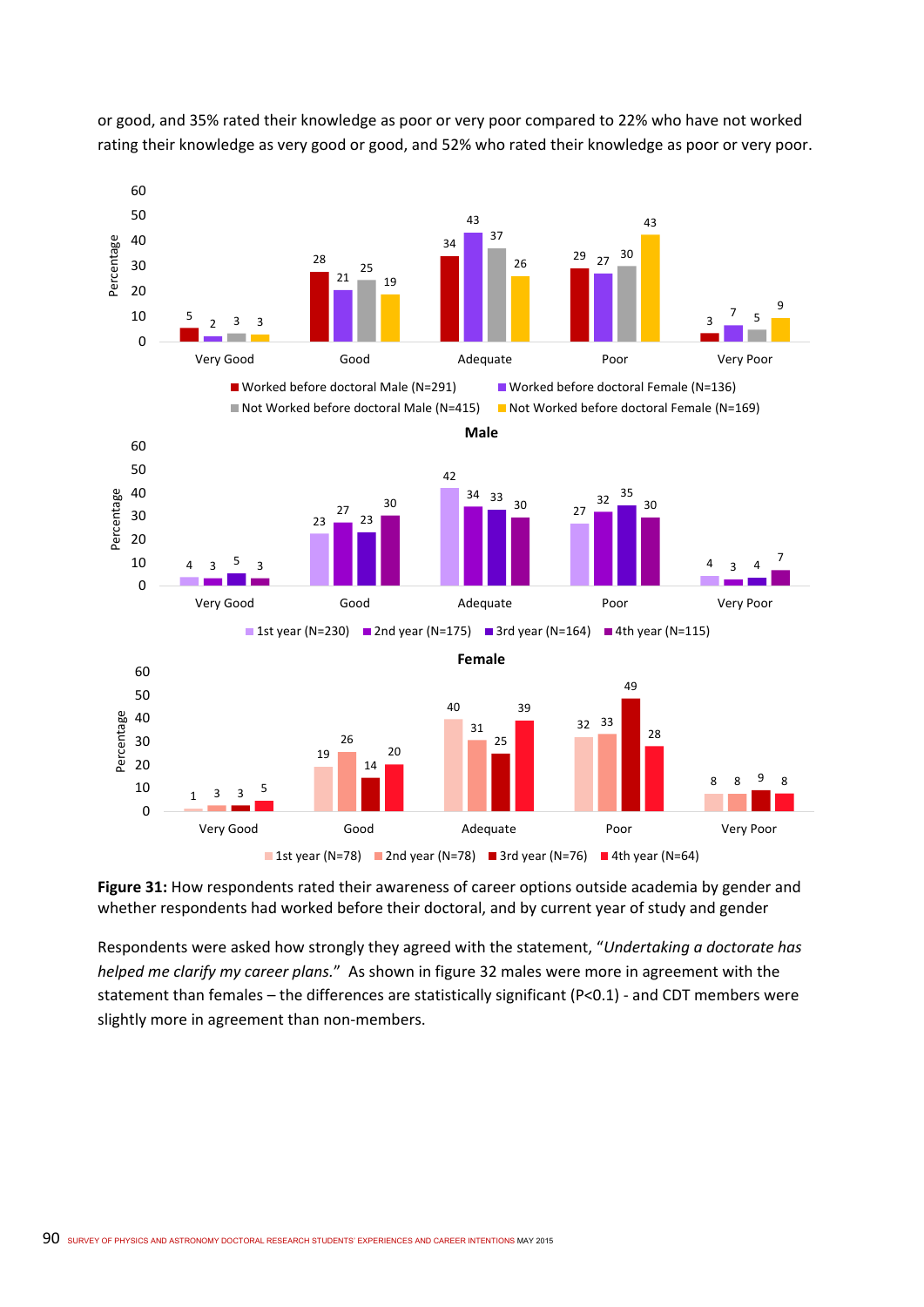or good, and 35% rated their knowledge as poor or very poor compared to 22% who have not worked rating their knowledge as very good or good, and 52% who rated their knowledge as poor or very poor.

| | Very Good | Good | Adequate | Poor | Very Poor |
|---|---|---|---|---|---|
| Worked before doctoral Male (N=291) | 5 | 28 | 34 | 29 | 3 |
| Worked before doctoral Female (N=136) | 2 | 21 | 43 | 27 | 7 |
| Not Worked before doctoral Male (N=415) | 3 | 25 | 37 | 30 | 5 |
| Not Worked before doctoral Female (N=169) | 3 | 19 | 26 | 43 | 9 |

**Male**

| | Very Good | Good | Adequate | Poor | Very Poor |
|---|---|---|---|---|---|
| 1st year (N=230) | 4 | 23 | 42 | 27 | 4 |
| 2nd year (N=175) | 3 | 27 | 34 | 32 | 3 |
| 3rd year (N=164) | 5 | 23 | 33 | 35 | 4 |
| 4th year (N=115) | 3 | 30 | 30 | 30 | 7 |

**Female**

| | Very Good | Good | Adequate | Poor | Very Poor |
|---|---|---|---|---|---|
| 1st year (N=78) | 1 | 19 | 40 | 32 | 8 |
| 2nd year (N=78) | 3 | 26 | 31 | 33 | 8 |
| 3rd year (N=76) | 3 | 14 | 25 | 49 | 9 |
| 4th year (N=64) | 5 | 20 | 39 | 28 | 8 |

**Figure 31:** How respondents rated their awareness of career options outside academia by gender and whether respondents had worked before their doctoral, and by current year of study and gender

Respondents were asked how strongly they agreed with the statement, "*Undertaking a doctorate has helped me clarify my career plans.*" As shown in figure 32 males were more in agreement with the statement than females – the differences are statistically significant ($P<0.1$) - and CDT members were slightly more in agreement than non-members.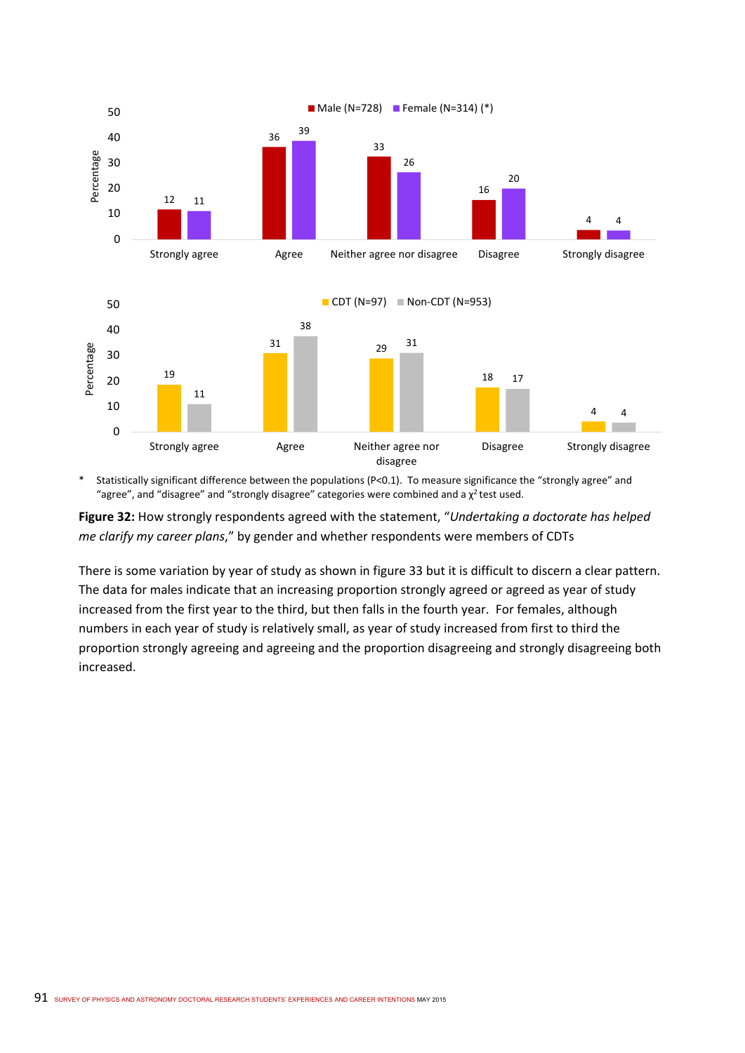| | Strongly agree | Agree | Neither agree nor disagree | Disagree | Strongly disagree |
|---|---|---|---|---|---|
| Male (N=728) | 12 | 36 | 33 | 16 | 4 |
| Female (N=314) (*) | 11 | 39 | 26 | 20 | 4 |

| | Strongly agree | Agree | Neither agree nor disagree | Disagree | Strongly disagree |
|---|---|---|---|---|---|
| CDT (N=97) | 19 | 31 | 29 | 18 | 4 |
| Non-CDT (N=953) | 11 | 38 | 31 | 17 | 4 |

\* Statistically significant difference between the populations ($P<0.1$). To measure significance the "strongly agree" and "agree", and "disagree" and "strongly disagree" categories were combined and a $\chi^2$ test used.

**Figure 32:** How strongly respondents agreed with the statement, "*Undertaking a doctorate has helped me clarify my career plans*," by gender and whether respondents were members of CDTs

There is some variation by year of study as shown in figure 33 but it is difficult to discern a clear pattern. The data for males indicate that an increasing proportion strongly agreed or agreed as year of study increased from the first year to the third, but then falls in the fourth year. For females, although numbers in each year of study is relatively small, as year of study increased from first to third the proportion strongly agreeing and agreeing and the proportion disagreeing and strongly disagreeing both increased.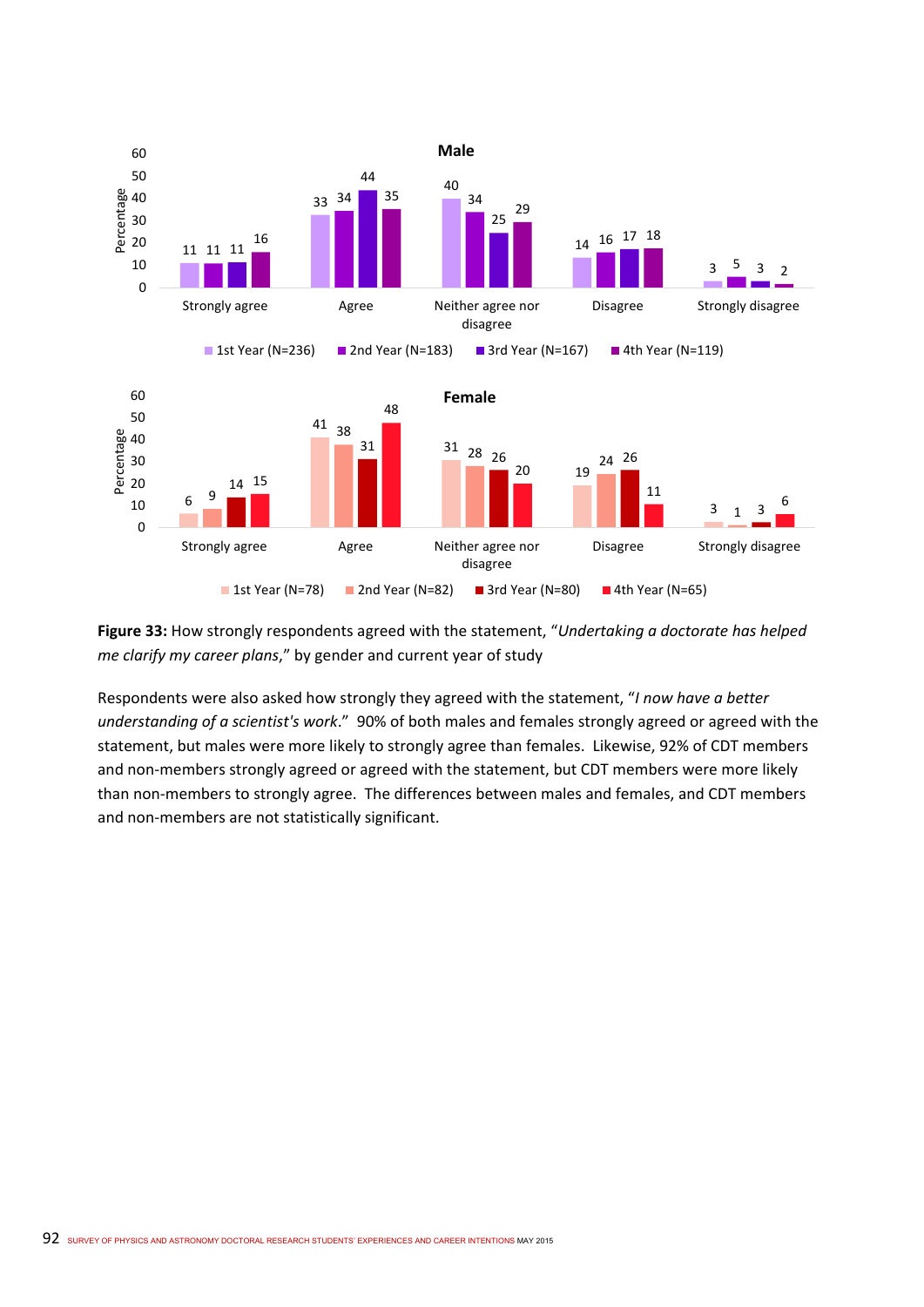**Male**

| | 1st Year (N=236) | 2nd Year (N=183) | 3rd Year (N=167) | 4th Year (N=119) |
|---|---|---|---|---|
| Strongly agree | 11 | 11 | 11 | 16 |
| Agree | 33 | 34 | 44 | 35 |
| Neither agree nor disagree | 40 | 34 | 25 | 29 |
| Disagree | 14 | 16 | 17 | 18 |
| Strongly disagree | 3 | 5 | 3 | 2 |

**Female**

| | 1st Year (N=78) | 2nd Year (N=82) | 3rd Year (N=80) | 4th Year (N=65) |
|---|---|---|---|---|
| Strongly agree | 6 | 9 | 14 | 15 |
| Agree | 41 | 38 | 31 | 48 |
| Neither agree nor disagree | 31 | 28 | 26 | 20 |
| Disagree | 19 | 24 | 26 | 11 |
| Strongly disagree | 3 | 1 | 3 | 6 |

**Figure 33:** How strongly respondents agreed with the statement, "*Undertaking a doctorate has helped me clarify my career plans*," by gender and current year of study

Respondents were also asked how strongly they agreed with the statement, "*I now have a better understanding of a scientist's work*." 90% of both males and females strongly agreed or agreed with the statement, but males were more likely to strongly agree than females. Likewise, 92% of CDT members and non-members strongly agreed or agreed with the statement, but CDT members were more likely than non-members to strongly agree. The differences between males and females, and CDT members and non-members are not statistically significant.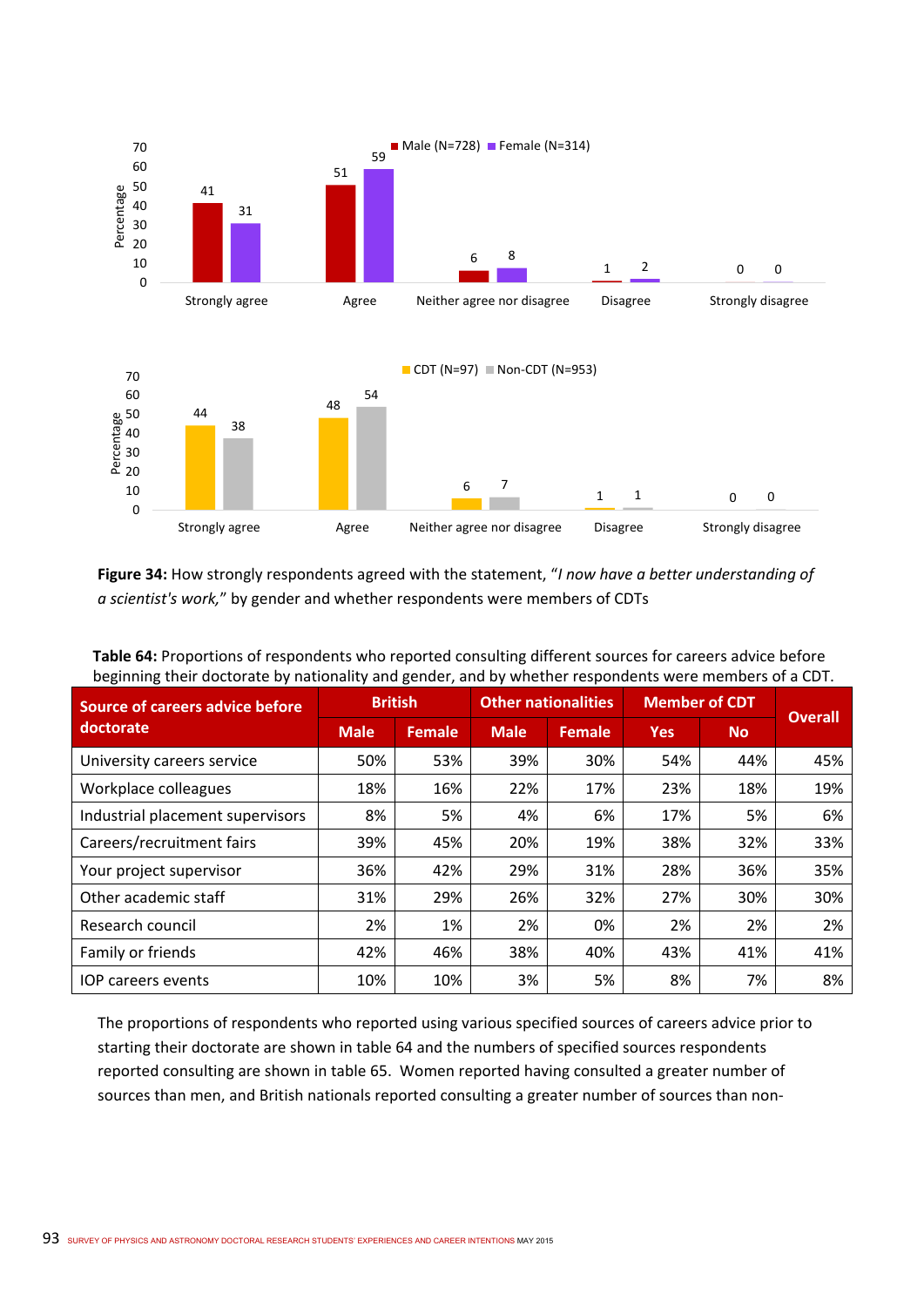**Figure 34:** How strongly respondents agreed with the statement, "*I now have a better understanding of a scientist's work,*" by gender and whether respondents were members of CDTs

**Table 64:** Proportions of respondents who reported consulting different sources for careers advice before beginning their doctorate by nationality and gender, and by whether respondents were members of a CDT.

| Source of careers advice before doctorate | British | | Other nationalities | | Member of CDT | | Overall |
|---|---|---|---|---|---|---|---|
| | Male | Female | Male | Female | Yes | No | |
| University careers service | 50% | 53% | 39% | 30% | 54% | 44% | 45% |
| Workplace colleagues | 18% | 16% | 22% | 17% | 23% | 18% | 19% |
| Industrial placement supervisors | 8% | 5% | 4% | 6% | 17% | 5% | 6% |
| Careers/recruitment fairs | 39% | 45% | 20% | 19% | 38% | 32% | 33% |
| Your project supervisor | 36% | 42% | 29% | 31% | 28% | 36% | 35% |
| Other academic staff | 31% | 29% | 26% | 32% | 27% | 30% | 30% |
| Research council | 2% | 1% | 2% | 0% | 2% | 2% | 2% |
| Family or friends | 42% | 46% | 38% | 40% | 43% | 41% | 41% |
| IOP careers events | 10% | 10% | 3% | 5% | 8% | 7% | 8% |

The proportions of respondents who reported using various specified sources of careers advice prior to starting their doctorate are shown in table 64 and the numbers of specified sources respondents reported consulting are shown in table 65. Women reported having consulted a greater number of sources than men, and British nationals reported consulting a greater number of sources than non-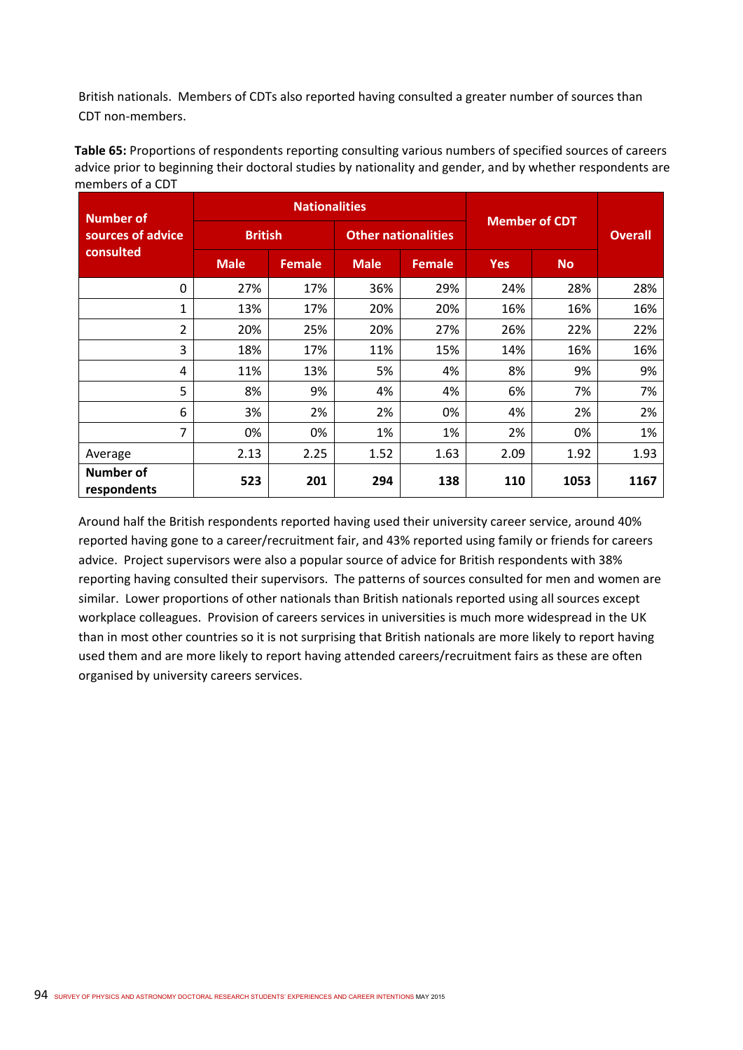British nationals. Members of CDTs also reported having consulted a greater number of sources than CDT non-members.

**Table 65:** Proportions of respondents reporting consulting various numbers of specified sources of careers advice prior to beginning their doctoral studies by nationality and gender, and by whether respondents are members of a CDT

| Number of sources of advice consulted | Nationalities | | | | Member of CDT | | Overall |
|---|---|---|---|---|---|---|---|
| | British | | Other nationalities | | | | |
| | Male | Female | Male | Female | Yes | No | |
| 0 | 27% | 17% | 36% | 29% | 24% | 28% | 28% |
| 1 | 13% | 17% | 20% | 20% | 16% | 16% | 16% |
| 2 | 20% | 25% | 20% | 27% | 26% | 22% | 22% |
| 3 | 18% | 17% | 11% | 15% | 14% | 16% | 16% |
| 4 | 11% | 13% | 5% | 4% | 8% | 9% | 9% |
| 5 | 8% | 9% | 4% | 4% | 6% | 7% | 7% |
| 6 | 3% | 2% | 2% | 0% | 4% | 2% | 2% |
| 7 | 0% | 0% | 1% | 1% | 2% | 0% | 1% |
| Average | 2.13 | 2.25 | 1.52 | 1.63 | 2.09 | 1.92 | 1.93 |
| **Number of respondents** | **523** | **201** | **294** | **138** | **110** | **1053** | **1167** |

Around half the British respondents reported having used their university career service, around 40% reported having gone to a career/recruitment fair, and 43% reported using family or friends for careers advice. Project supervisors were also a popular source of advice for British respondents with 38% reporting having consulted their supervisors. The patterns of sources consulted for men and women are similar. Lower proportions of other nationals than British nationals reported using all sources except workplace colleagues. Provision of careers services in universities is much more widespread in the UK than in most other countries so it is not surprising that British nationals are more likely to report having used them and are more likely to report having attended careers/recruitment fairs as these are often organised by university careers services.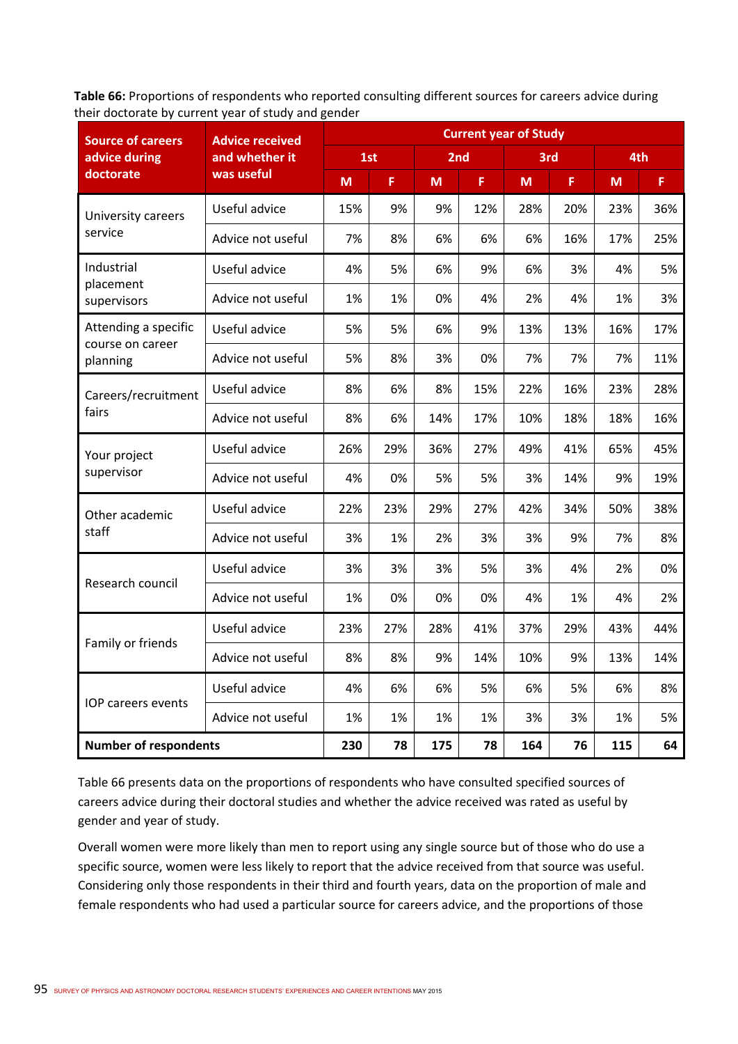**Table 66:** Proportions of respondents who reported consulting different sources for careers advice during their doctorate by current year of study and gender

| Source of careers advice during doctorate | Advice received and whether it was useful | Current year of Study | | | | | | | |
|---|---|---|---|---|---|---|---|---|---|
| | | 1st | | 2nd | | 3rd | | 4th | |
| | | M | F | M | F | M | F | M | F |
| University careers service | Useful advice | 15% | 9% | 9% | 12% | 28% | 20% | 23% | 36% |
| | Advice not useful | 7% | 8% | 6% | 6% | 6% | 16% | 17% | 25% |
| Industrial placement supervisors | Useful advice | 4% | 5% | 6% | 9% | 6% | 3% | 4% | 5% |
| | Advice not useful | 1% | 1% | 0% | 4% | 2% | 4% | 1% | 3% |
| Attending a specific course on career planning | Useful advice | 5% | 5% | 6% | 9% | 13% | 13% | 16% | 17% |
| | Advice not useful | 5% | 8% | 3% | 0% | 7% | 7% | 7% | 11% |
| Careers/recruitment fairs | Useful advice | 8% | 6% | 8% | 15% | 22% | 16% | 23% | 28% |
| | Advice not useful | 8% | 6% | 14% | 17% | 10% | 18% | 18% | 16% |
| Your project supervisor | Useful advice | 26% | 29% | 36% | 27% | 49% | 41% | 65% | 45% |
| | Advice not useful | 4% | 0% | 5% | 5% | 3% | 14% | 9% | 19% |
| Other academic staff | Useful advice | 22% | 23% | 29% | 27% | 42% | 34% | 50% | 38% |
| | Advice not useful | 3% | 1% | 2% | 3% | 3% | 9% | 7% | 8% |
| Research council | Useful advice | 3% | 3% | 3% | 5% | 3% | 4% | 2% | 0% |
| | Advice not useful | 1% | 0% | 0% | 0% | 4% | 1% | 4% | 2% |
| Family or friends | Useful advice | 23% | 27% | 28% | 41% | 37% | 29% | 43% | 44% |
| | Advice not useful | 8% | 8% | 9% | 14% | 10% | 9% | 13% | 14% |
| IOP careers events | Useful advice | 4% | 6% | 6% | 5% | 6% | 5% | 6% | 8% |
| | Advice not useful | 1% | 1% | 1% | 1% | 3% | 3% | 1% | 5% |
| **Number of respondents** | | **230** | **78** | **175** | **78** | **164** | **76** | **115** | **64** |

Table 66 presents data on the proportions of respondents who have consulted specified sources of careers advice during their doctoral studies and whether the advice received was rated as useful by gender and year of study.

Overall women were more likely than men to report using any single source but of those who do use a specific source, women were less likely to report that the advice received from that source was useful. Considering only those respondents in their third and fourth years, data on the proportion of male and female respondents who had used a particular source for careers advice, and the proportions of those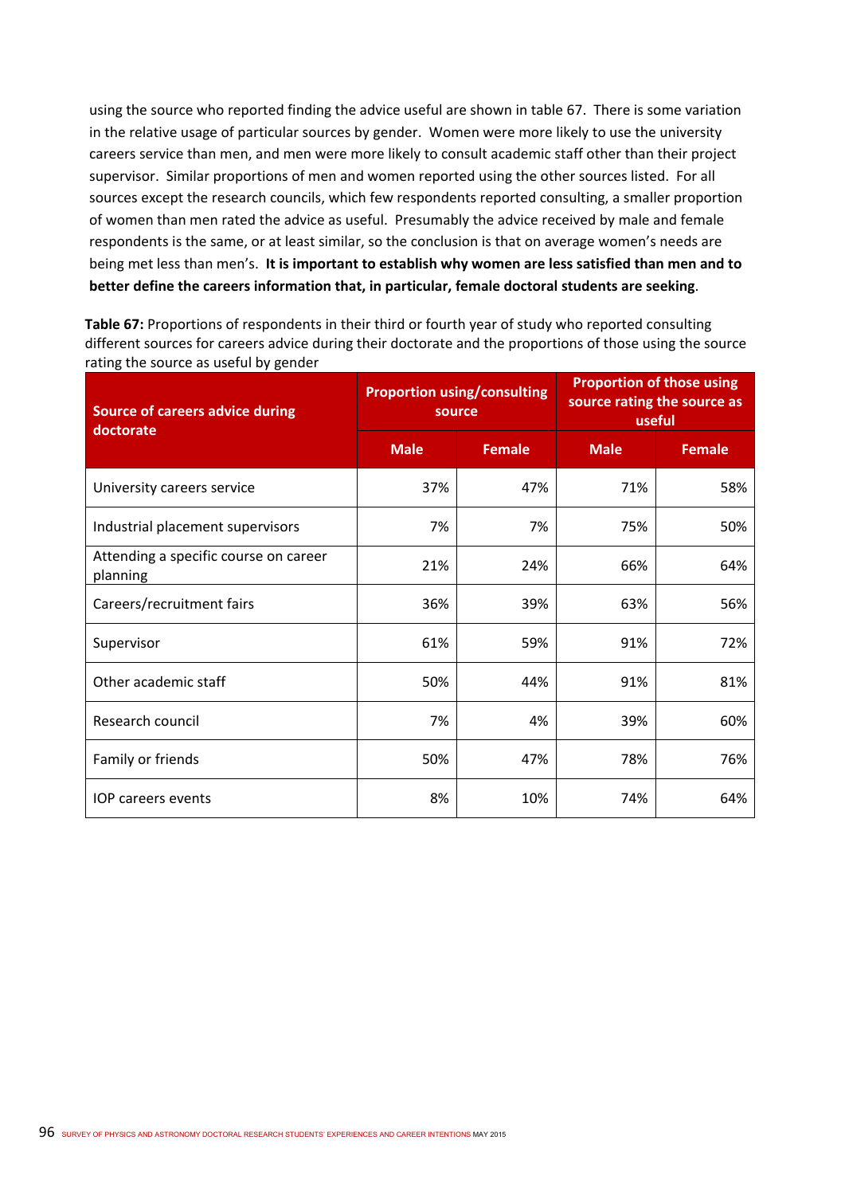using the source who reported finding the advice useful are shown in table 67. There is some variation in the relative usage of particular sources by gender. Women were more likely to use the university careers service than men, and men were more likely to consult academic staff other than their project supervisor. Similar proportions of men and women reported using the other sources listed. For all sources except the research councils, which few respondents reported consulting, a smaller proportion of women than men rated the advice as useful. Presumably the advice received by male and female respondents is the same, or at least similar, so the conclusion is that on average women's needs are being met less than men's. **It is important to establish why women are less satisfied than men and to better define the careers information that, in particular, female doctoral students are seeking**.

**Table 67:** Proportions of respondents in their third or fourth year of study who reported consulting different sources for careers advice during their doctorate and the proportions of those using the source rating the source as useful by gender

| Source of careers advice during doctorate | Proportion using/consulting source | | Proportion of those using source rating the source as useful | |
|---|---|---|---|---|
| | Male | Female | Male | Female |
| University careers service | 37% | 47% | 71% | 58% |
| Industrial placement supervisors | 7% | 7% | 75% | 50% |
| Attending a specific course on career planning | 21% | 24% | 66% | 64% |
| Careers/recruitment fairs | 36% | 39% | 63% | 56% |
| Supervisor | 61% | 59% | 91% | 72% |
| Other academic staff | 50% | 44% | 91% | 81% |
| Research council | 7% | 4% | 39% | 60% |
| Family or friends | 50% | 47% | 78% | 76% |
| IOP careers events | 8% | 10% | 74% | 64% |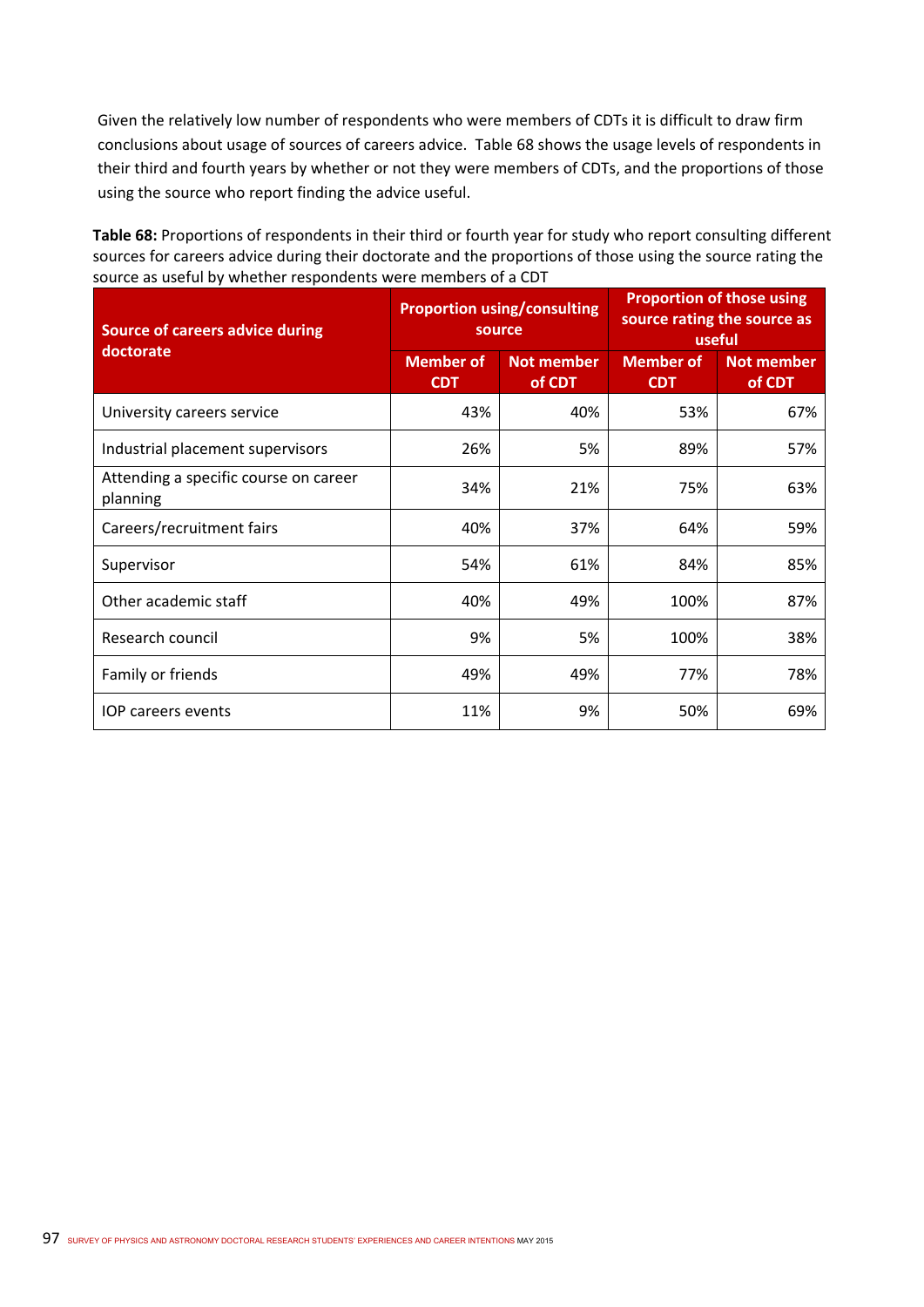Given the relatively low number of respondents who were members of CDTs it is difficult to draw firm conclusions about usage of sources of careers advice. Table 68 shows the usage levels of respondents in their third and fourth years by whether or not they were members of CDTs, and the proportions of those using the source who report finding the advice useful.

**Table 68:** Proportions of respondents in their third or fourth year for study who report consulting different sources for careers advice during their doctorate and the proportions of those using the source rating the source as useful by whether respondents were members of a CDT

| Source of careers advice during doctorate | Proportion using/consulting source | | Proportion of those using source rating the source as useful | |
|---|---|---|---|---|
| | Member of CDT | Not member of CDT | Member of CDT | Not member of CDT |
| University careers service | 43% | 40% | 53% | 67% |
| Industrial placement supervisors | 26% | 5% | 89% | 57% |
| Attending a specific course on career planning | 34% | 21% | 75% | 63% |
| Careers/recruitment fairs | 40% | 37% | 64% | 59% |
| Supervisor | 54% | 61% | 84% | 85% |
| Other academic staff | 40% | 49% | 100% | 87% |
| Research council | 9% | 5% | 100% | 38% |
| Family or friends | 49% | 49% | 77% | 78% |
| IOP careers events | 11% | 9% | 50% | 69% |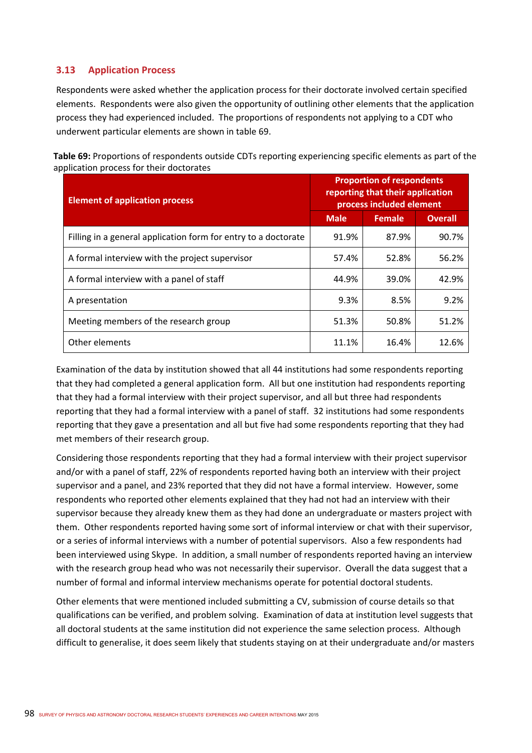## 3.13 Application Process

Respondents were asked whether the application process for their doctorate involved certain specified elements. Respondents were also given the opportunity of outlining other elements that the application process they had experienced included. The proportions of respondents not applying to a CDT who underwent particular elements are shown in table 69.

**Table 69:** Proportions of respondents outside CDTs reporting experiencing specific elements as part of the application process for their doctorates

| Element of application process | Proportion of respondents reporting that their application process included element | | |
|---|---|---|---|
| | Male | Female | Overall |
| Filling in a general application form for entry to a doctorate | 91.9% | 87.9% | 90.7% |
| A formal interview with the project supervisor | 57.4% | 52.8% | 56.2% |
| A formal interview with a panel of staff | 44.9% | 39.0% | 42.9% |
| A presentation | 9.3% | 8.5% | 9.2% |
| Meeting members of the research group | 51.3% | 50.8% | 51.2% |
| Other elements | 11.1% | 16.4% | 12.6% |

Examination of the data by institution showed that all 44 institutions had some respondents reporting that they had completed a general application form. All but one institution had respondents reporting that they had a formal interview with their project supervisor, and all but three had respondents reporting that they had a formal interview with a panel of staff. 32 institutions had some respondents reporting that they gave a presentation and all but five had some respondents reporting that they had met members of their research group.

Considering those respondents reporting that they had a formal interview with their project supervisor and/or with a panel of staff, 22% of respondents reported having both an interview with their project supervisor and a panel, and 23% reported that they did not have a formal interview. However, some respondents who reported other elements explained that they had not had an interview with their supervisor because they already knew them as they had done an undergraduate or masters project with them. Other respondents reported having some sort of informal interview or chat with their supervisor, or a series of informal interviews with a number of potential supervisors. Also a few respondents had been interviewed using Skype. In addition, a small number of respondents reported having an interview with the research group head who was not necessarily their supervisor. Overall the data suggest that a number of formal and informal interview mechanisms operate for potential doctoral students.

Other elements that were mentioned included submitting a CV, submission of course details so that qualifications can be verified, and problem solving. Examination of data at institution level suggests that all doctoral students at the same institution did not experience the same selection process. Although difficult to generalise, it does seem likely that students staying on at their undergraduate and/or masters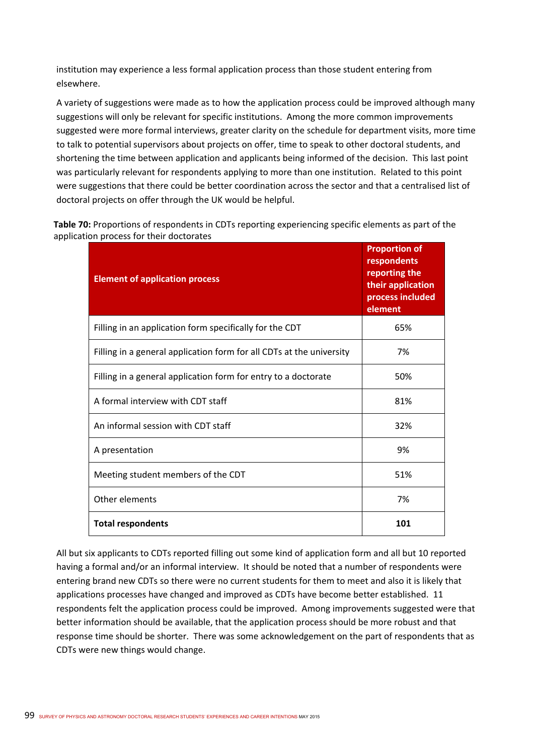institution may experience a less formal application process than those student entering from elsewhere.

A variety of suggestions were made as to how the application process could be improved although many suggestions will only be relevant for specific institutions. Among the more common improvements suggested were more formal interviews, greater clarity on the schedule for department visits, more time to talk to potential supervisors about projects on offer, time to speak to other doctoral students, and shortening the time between application and applicants being informed of the decision. This last point was particularly relevant for respondents applying to more than one institution. Related to this point were suggestions that there could be better coordination across the sector and that a centralised list of doctoral projects on offer through the UK would be helpful.

**Table 70:** Proportions of respondents in CDTs reporting experiencing specific elements as part of the application process for their doctorates

| Element of application process | Proportion of respondents reporting the their application process included element |
|---|---|
| Filling in an application form specifically for the CDT | 65% |
| Filling in a general application form for all CDTs at the university | 7% |
| Filling in a general application form for entry to a doctorate | 50% |
| A formal interview with CDT staff | 81% |
| An informal session with CDT staff | 32% |
| A presentation | 9% |
| Meeting student members of the CDT | 51% |
| Other elements | 7% |
| **Total respondents** | **101** |

All but six applicants to CDTs reported filling out some kind of application form and all but 10 reported having a formal and/or an informal interview. It should be noted that a number of respondents were entering brand new CDTs so there were no current students for them to meet and also it is likely that applications processes have changed and improved as CDTs have become better established. 11 respondents felt the application process could be improved. Among improvements suggested were that better information should be available, that the application process should be more robust and that response time should be shorter. There was some acknowledgement on the part of respondents that as CDTs were new things would change.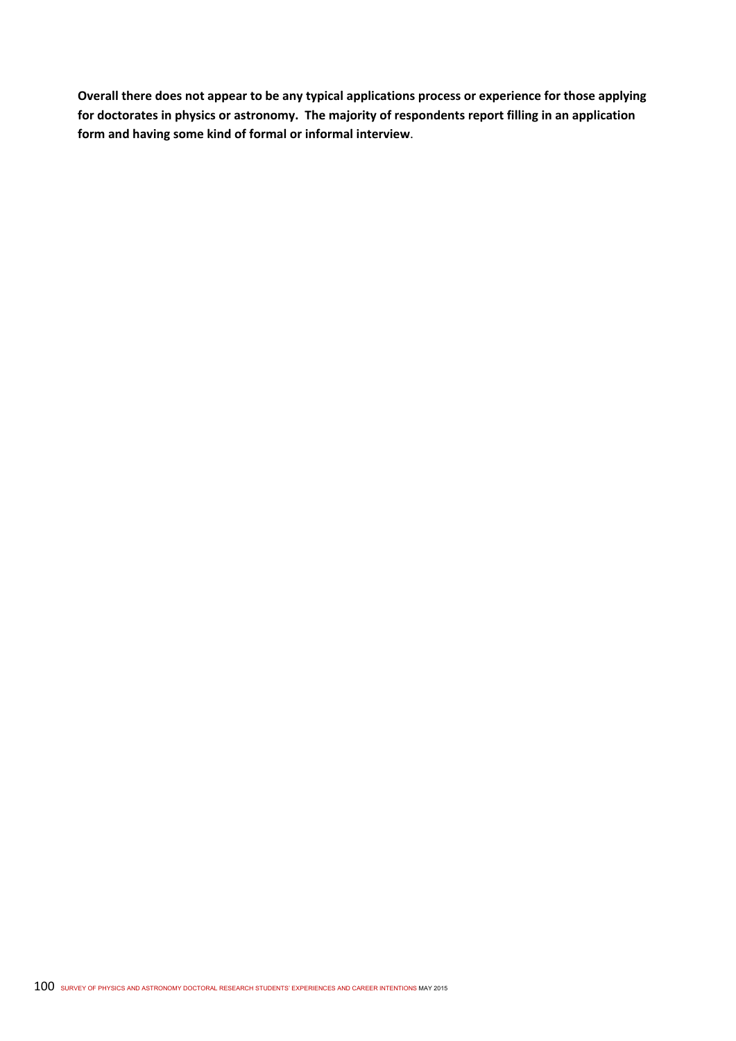**Overall there does not appear to be any typical applications process or experience for those applying for doctorates in physics or astronomy. The majority of respondents report filling in an application form and having some kind of formal or informal interview**.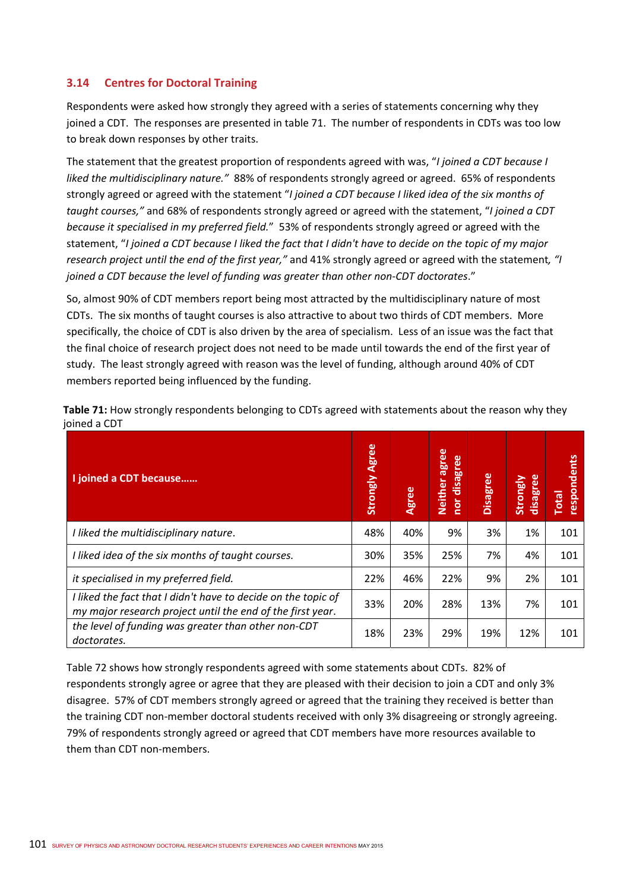### 3.14 Centres for Doctoral Training

Respondents were asked how strongly they agreed with a series of statements concerning why they joined a CDT. The responses are presented in table 71. The number of respondents in CDTs was too low to break down responses by other traits.

The statement that the greatest proportion of respondents agreed with was, "*I joined a CDT because I liked the multidisciplinary nature.*" 88% of respondents strongly agreed or agreed. 65% of respondents strongly agreed or agreed with the statement "*I joined a CDT because I liked idea of the six months of taught courses,*" and 68% of respondents strongly agreed or agreed with the statement, "*I joined a CDT because it specialised in my preferred field.*" 53% of respondents strongly agreed or agreed with the statement, "*I joined a CDT because I liked the fact that I didn't have to decide on the topic of my major research project until the end of the first year,*" and 41% strongly agreed or agreed with the statement, *"I joined a CDT because the level of funding was greater than other non-CDT doctorates*."

So, almost 90% of CDT members report being most attracted by the multidisciplinary nature of most CDTs. The six months of taught courses is also attractive to about two thirds of CDT members. More specifically, the choice of CDT is also driven by the area of specialism. Less of an issue was the fact that the final choice of research project does not need to be made until towards the end of the first year of study. The least strongly agreed with reason was the level of funding, although around 40% of CDT members reported being influenced by the funding.

**Table 71:** How strongly respondents belonging to CDTs agreed with statements about the reason why they joined a CDT

| I joined a CDT because…… | Strongly Agree | Agree | Neither agree nor disagree | Disagree | Strongly disagree | Total respondents |
|---|---|---|---|---|---|---|
| *I liked the multidisciplinary nature.* | 48% | 40% | 9% | 3% | 1% | 101 |
| *I liked idea of the six months of taught courses.* | 30% | 35% | 25% | 7% | 4% | 101 |
| *it specialised in my preferred field.* | 22% | 46% | 22% | 9% | 2% | 101 |
| *I liked the fact that I didn't have to decide on the topic of my major research project until the end of the first year.* | 33% | 20% | 28% | 13% | 7% | 101 |
| *the level of funding was greater than other non-CDT doctorates.* | 18% | 23% | 29% | 19% | 12% | 101 |

Table 72 shows how strongly respondents agreed with some statements about CDTs. 82% of respondents strongly agree or agree that they are pleased with their decision to join a CDT and only 3% disagree. 57% of CDT members strongly agreed or agreed that the training they received is better than the training CDT non-member doctoral students received with only 3% disagreeing or strongly agreeing. 79% of respondents strongly agreed or agreed that CDT members have more resources available to them than CDT non-members.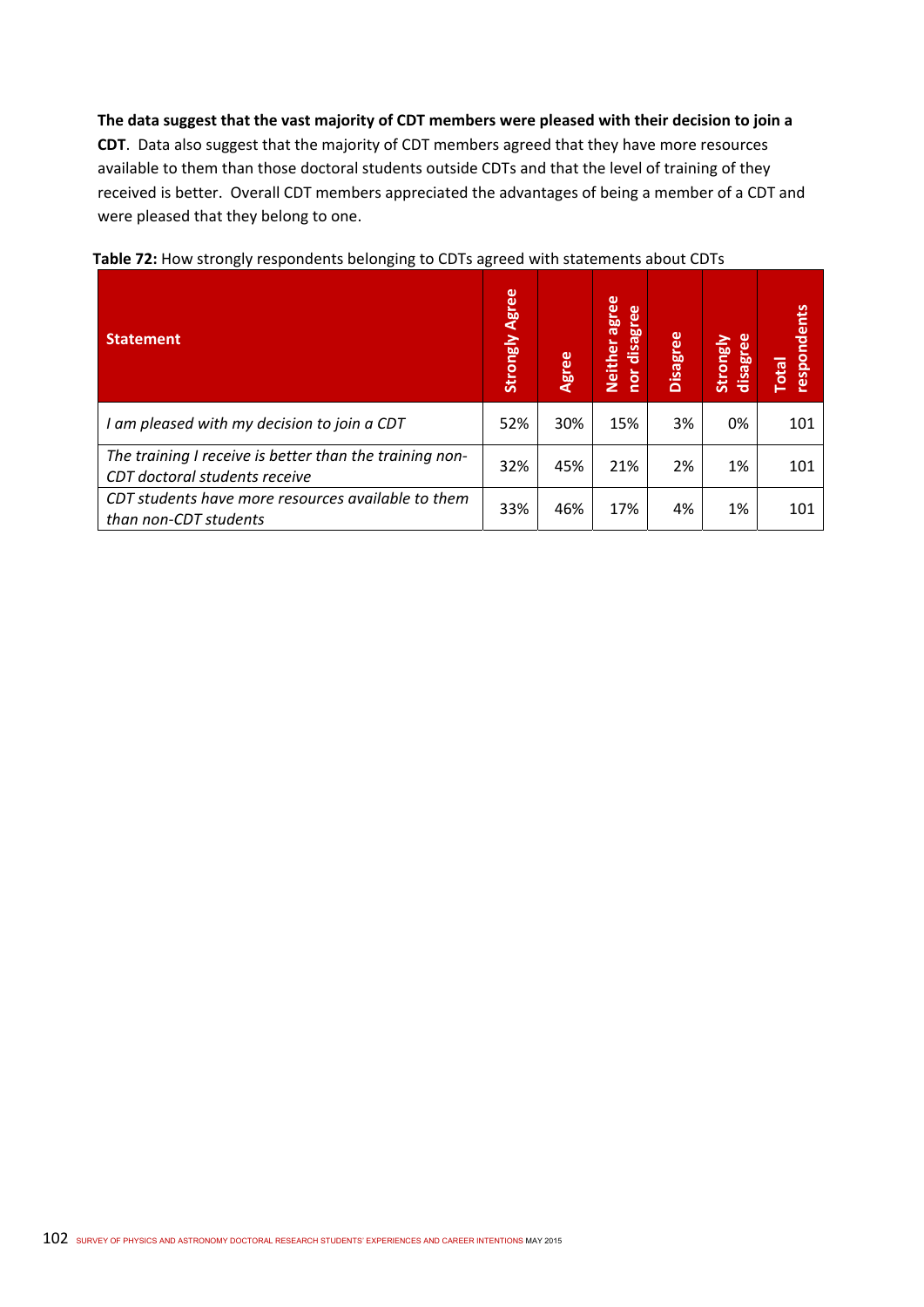**The data suggest that the vast majority of CDT members were pleased with their decision to join a CDT**. Data also suggest that the majority of CDT members agreed that they have more resources available to them than those doctoral students outside CDTs and that the level of training of they received is better. Overall CDT members appreciated the advantages of being a member of a CDT and were pleased that they belong to one.

**Table 72:** How strongly respondents belonging to CDTs agreed with statements about CDTs

| Statement | Strongly Agree | Agree | Neither agree nor disagree | Disagree | Strongly disagree | Total respondents |
|---|---|---|---|---|---|---|
| *I am pleased with my decision to join a CDT* | 52% | 30% | 15% | 3% | 0% | 101 |
| *The training I receive is better than the training non-CDT doctoral students receive* | 32% | 45% | 21% | 2% | 1% | 101 |
| *CDT students have more resources available to them than non-CDT students* | 33% | 46% | 17% | 4% | 1% | 101 |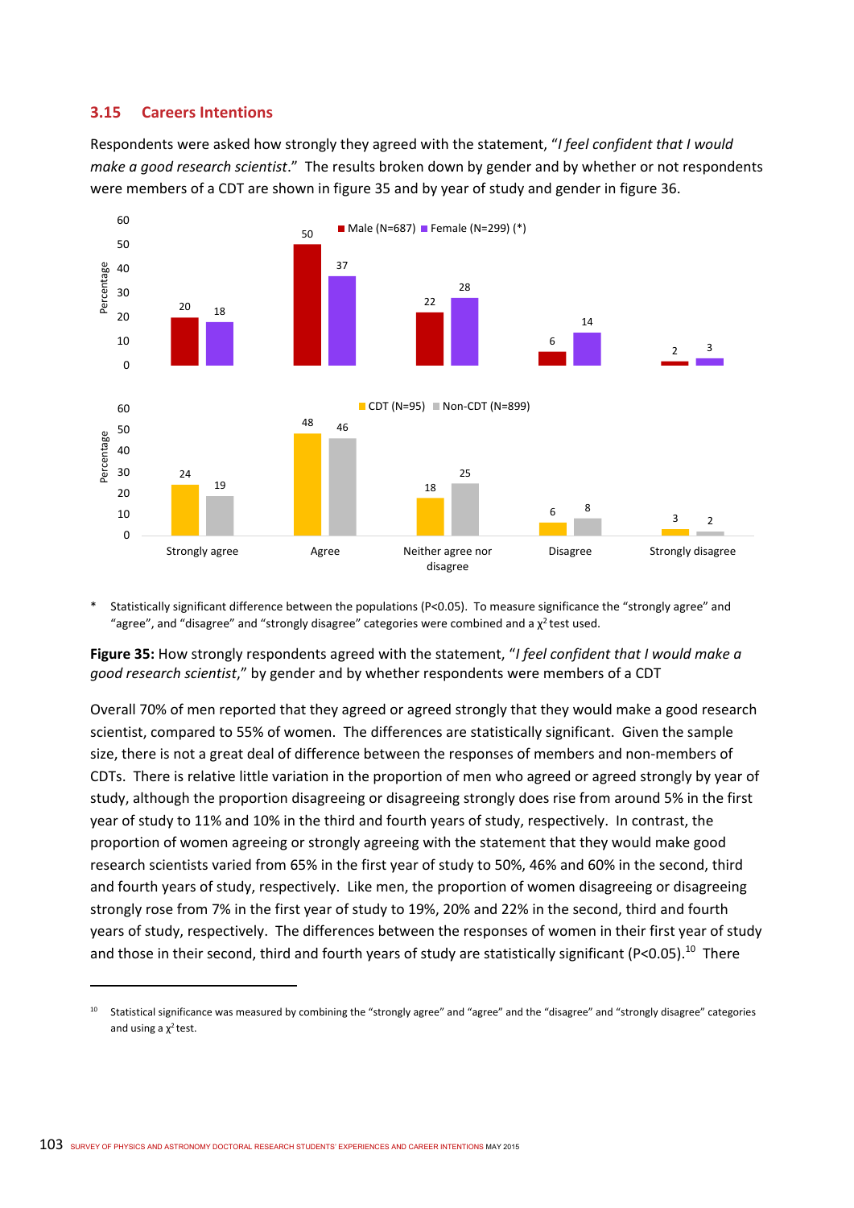## 3.15 Careers Intentions

Respondents were asked how strongly they agreed with the statement, "*I feel confident that I would make a good research scientist*." The results broken down by gender and by whether or not respondents were members of a CDT are shown in figure 35 and by year of study and gender in figure 36.

| | Strongly agree | Agree | Neither agree nor disagree | Disagree | Strongly disagree |
|---|---|---|---|---|---|
| Male (N=687) | 20 | 50 | 22 | 6 | 2 |
| Female (N=299) (*) | 18 | 37 | 28 | 14 | 3 |
| CDT (N=95) | 24 | 48 | 18 | 6 | 3 |
| Non-CDT (N=899) | 19 | 46 | 25 | 8 | 2 |

\* Statistically significant difference between the populations (P<0.05). To measure significance the "strongly agree" and "agree", and "disagree" and "strongly disagree" categories were combined and a $\chi^2$ test used.

**Figure 35:** How strongly respondents agreed with the statement, "*I feel confident that I would make a good research scientist*," by gender and by whether respondents were members of a CDT

Overall 70% of men reported that they agreed or agreed strongly that they would make a good research scientist, compared to 55% of women. The differences are statistically significant. Given the sample size, there is not a great deal of difference between the responses of members and non-members of CDTs. There is relative little variation in the proportion of men who agreed or agreed strongly by year of study, although the proportion disagreeing or disagreeing strongly does rise from around 5% in the first year of study to 11% and 10% in the third and fourth years of study, respectively. In contrast, the proportion of women agreeing or strongly agreeing with the statement that they would make good research scientists varied from 65% in the first year of study to 50%, 46% and 60% in the second, third and fourth years of study, respectively. Like men, the proportion of women disagreeing or disagreeing strongly rose from 7% in the first year of study to 19%, 20% and 22% in the second, third and fourth years of study, respectively. The differences between the responses of women in their first year of study and those in their second, third and fourth years of study are statistically significant (P<0.05).[10] There

[10] Statistical significance was measured by combining the "strongly agree" and "agree" and the "disagree" and "strongly disagree" categories and using a $\chi^2$ test.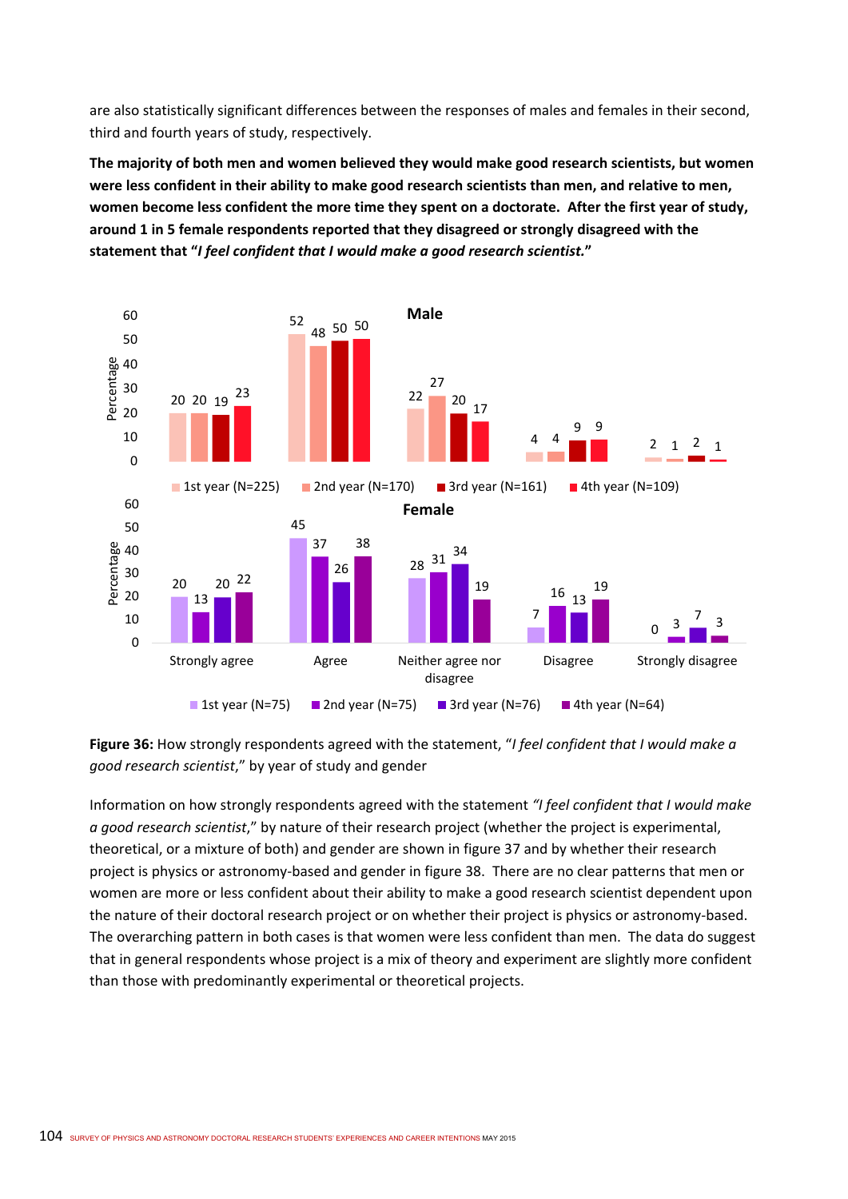are also statistically significant differences between the responses of males and females in their second, third and fourth years of study, respectively.

**The majority of both men and women believed they would make good research scientists, but women were less confident in their ability to make good research scientists than men, and relative to men, women become less confident the more time they spent on a doctorate. After the first year of study, around 1 in 5 female respondents reported that they disagreed or strongly disagreed with the statement that "*I feel confident that I would make a good research scientist.*"**

**Male** (Percentage)

| | 1st year (N=225) | 2nd year (N=170) | 3rd year (N=161) | 4th year (N=109) |
|---|---|---|---|---|
| Strongly agree | 20 | 20 | 19 | 23 |
| Agree | 52 | 48 | 50 | 50 |
| Neither agree nor disagree | 22 | 27 | 20 | 17 |
| Disagree | 4 | 4 | 9 | 9 |
| Strongly disagree | 2 | 1 | 2 | 1 |

**Female** (Percentage)

| | 1st year (N=75) | 2nd year (N=75) | 3rd year (N=76) | 4th year (N=64) |
|---|---|---|---|---|
| Strongly agree | 20 | 13 | 20 | 22 |
| Agree | 45 | 37 | 26 | 38 |
| Neither agree nor disagree | 28 | 31 | 34 | 19 |
| Disagree | 7 | 16 | 13 | 19 |
| Strongly disagree | 0 | 3 | 7 | 3 |

**Figure 36:** How strongly respondents agreed with the statement, "*I feel confident that I would make a good research scientist*," by year of study and gender

Information on how strongly respondents agreed with the statement *"I feel confident that I would make a good research scientist*," by nature of their research project (whether the project is experimental, theoretical, or a mixture of both) and gender are shown in figure 37 and by whether their research project is physics or astronomy-based and gender in figure 38. There are no clear patterns that men or women are more or less confident about their ability to make a good research scientist dependent upon the nature of their doctoral research project or on whether their project is physics or astronomy-based. The overarching pattern in both cases is that women were less confident than men. The data do suggest that in general respondents whose project is a mix of theory and experiment are slightly more confident than those with predominantly experimental or theoretical projects.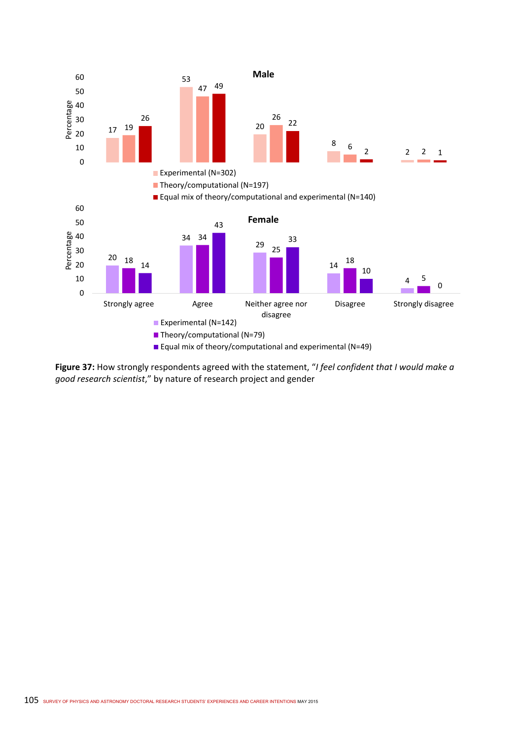**Male**

| | Strongly agree | Agree | Neither agree nor disagree | Disagree | Strongly disagree |
|---|---|---|---|---|---|
| Experimental (N=302) | 17 | 53 | 20 | 8 | 2 |
| Theory/computational (N=197) | 19 | 47 | 26 | 6 | 2 |
| Equal mix of theory/computational and experimental (N=140) | 26 | 49 | 22 | 2 | 1 |

**Female**

| | Strongly agree | Agree | Neither agree nor disagree | Disagree | Strongly disagree |
|---|---|---|---|---|---|
| Experimental (N=142) | 20 | 34 | 29 | 14 | 4 |
| Theory/computational (N=79) | 18 | 34 | 25 | 18 | 5 |
| Equal mix of theory/computational and experimental (N=49) | 14 | 43 | 33 | 10 | 0 |

**Figure 37:** How strongly respondents agreed with the statement, "*I feel confident that I would make a good research scientist*," by nature of research project and gender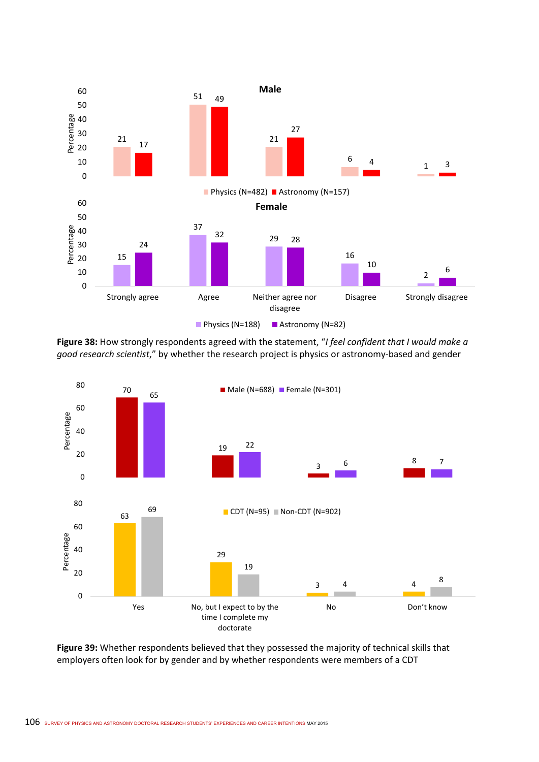**Figure 38:** How strongly respondents agreed with the statement, "*I feel confident that I would make a good research scientist*," by whether the research project is physics or astronomy-based and gender

**Figure 39:** Whether respondents believed that they possessed the majority of technical skills that employers often look for by gender and by whether respondents were members of a CDT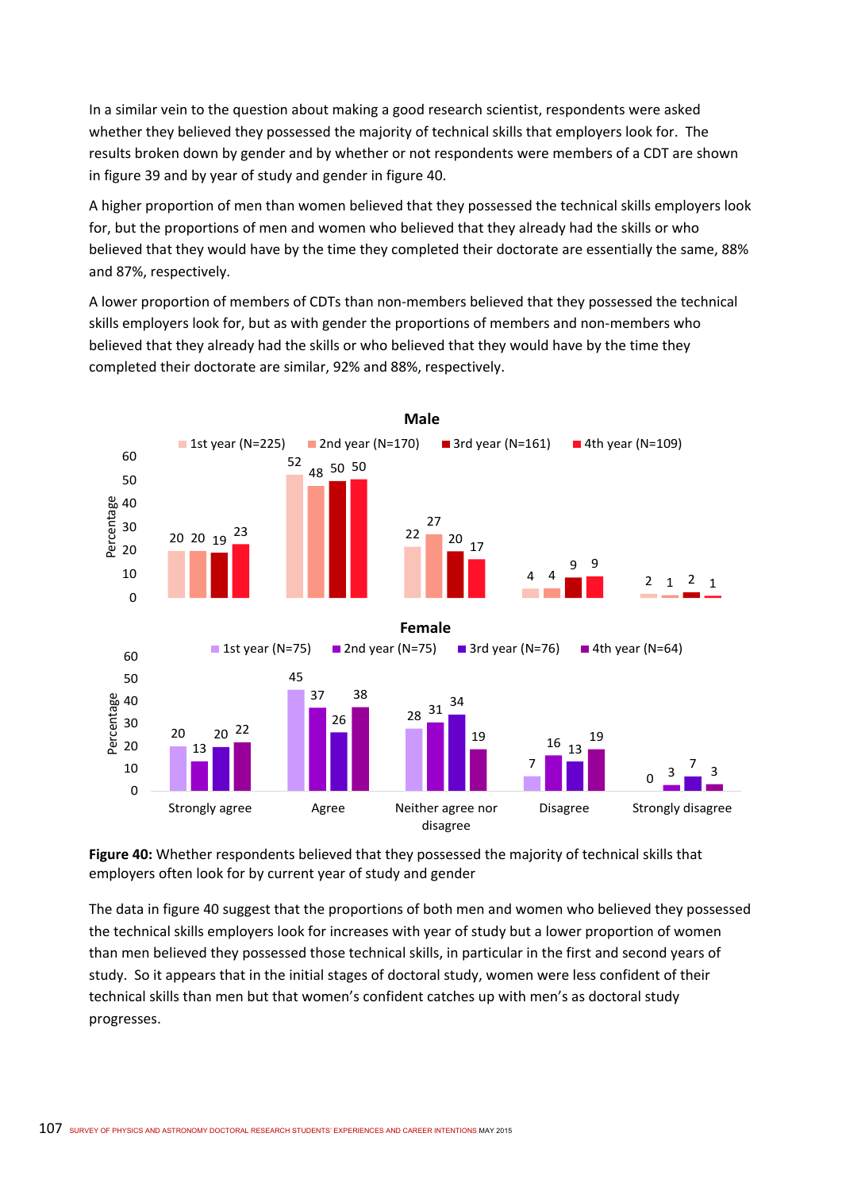In a similar vein to the question about making a good research scientist, respondents were asked whether they believed they possessed the majority of technical skills that employers look for. The results broken down by gender and by whether or not respondents were members of a CDT are shown in figure 39 and by year of study and gender in figure 40.

A higher proportion of men than women believed that they possessed the technical skills employers look for, but the proportions of men and women who believed that they already had the skills or who believed that they would have by the time they completed their doctorate are essentially the same, 88% and 87%, respectively.

A lower proportion of members of CDTs than non-members believed that they possessed the technical skills employers look for, but as with gender the proportions of members and non-members who believed that they already had the skills or who believed that they would have by the time they completed their doctorate are similar, 92% and 88%, respectively.

**Male**

| Response | 1st year (N=225) | 2nd year (N=170) | 3rd year (N=161) | 4th year (N=109) |
|---|---|---|---|---|
| Strongly agree | 20 | 20 | 19 | 23 |
| Agree | 52 | 48 | 50 | 50 |
| Neither agree nor disagree | 22 | 27 | 20 | 17 |
| Disagree | 4 | 4 | 9 | 9 |
| Strongly disagree | 2 | 1 | 2 | 1 |

**Female**

| Response | 1st year (N=75) | 2nd year (N=75) | 3rd year (N=76) | 4th year (N=64) |
|---|---|---|---|---|
| Strongly agree | 20 | 13 | 20 | 22 |
| Agree | 45 | 37 | 26 | 38 |
| Neither agree nor disagree | 28 | 31 | 34 | 19 |
| Disagree | 7 | 16 | 13 | 19 |
| Strongly disagree | 0 | 3 | 7 | 3 |

**Figure 40:** Whether respondents believed that they possessed the majority of technical skills that employers often look for by current year of study and gender

The data in figure 40 suggest that the proportions of both men and women who believed they possessed the technical skills employers look for increases with year of study but a lower proportion of women than men believed they possessed those technical skills, in particular in the first and second years of study. So it appears that in the initial stages of doctoral study, women were less confident of their technical skills than men but that women's confident catches up with men's as doctoral study progresses.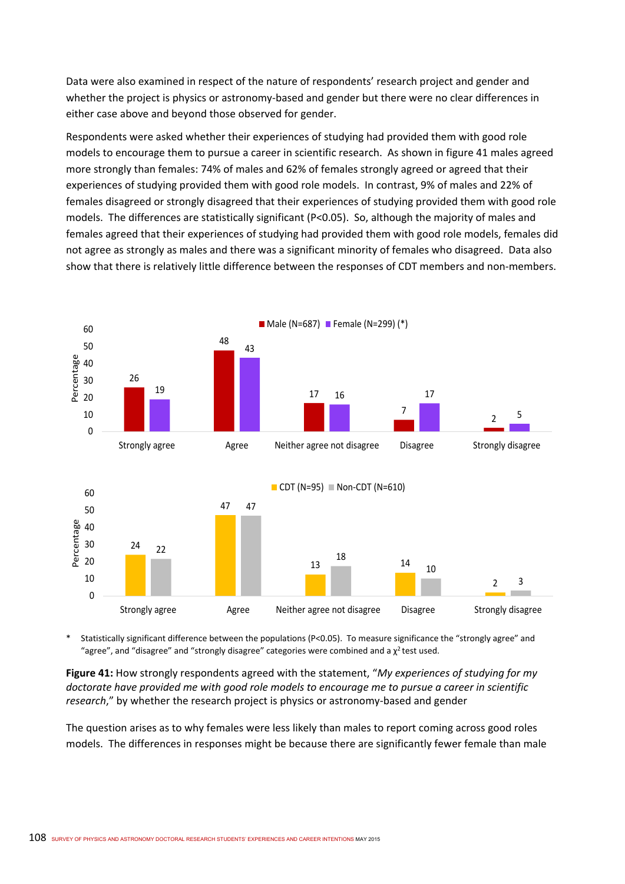Data were also examined in respect of the nature of respondents' research project and gender and whether the project is physics or astronomy-based and gender but there were no clear differences in either case above and beyond those observed for gender.

Respondents were asked whether their experiences of studying had provided them with good role models to encourage them to pursue a career in scientific research. As shown in figure 41 males agreed more strongly than females: 74% of males and 62% of females strongly agreed or agreed that their experiences of studying provided them with good role models. In contrast, 9% of males and 22% of females disagreed or strongly disagreed that their experiences of studying provided them with good role models. The differences are statistically significant (P<0.05). So, although the majority of males and females agreed that their experiences of studying had provided them with good role models, females did not agree as strongly as males and there was a significant minority of females who disagreed. Data also show that there is relatively little difference between the responses of CDT members and non-members.

| Percentage | Strongly agree | Agree | Neither agree not disagree | Disagree | Strongly disagree |
|---|---|---|---|---|---|
| Male (N=687) | 26 | 48 | 17 | 7 | 2 |
| Female (N=299) (*) | 19 | 43 | 16 | 17 | 5 |

| Percentage | Strongly agree | Agree | Neither agree not disagree | Disagree | Strongly disagree |
|---|---|---|---|---|---|
| CDT (N=95) | 24 | 47 | 13 | 14 | 2 |
| Non-CDT (N=610) | 22 | 47 | 18 | 10 | 3 |

\* Statistically significant difference between the populations (P<0.05). To measure significance the "strongly agree" and "agree", and "disagree" and "strongly disagree" categories were combined and a $\chi^2$ test used.

**Figure 41:** How strongly respondents agreed with the statement, "*My experiences of studying for my doctorate have provided me with good role models to encourage me to pursue a career in scientific research*," by whether the research project is physics or astronomy-based and gender

The question arises as to why females were less likely than males to report coming across good roles models. The differences in responses might be because there are significantly fewer female than male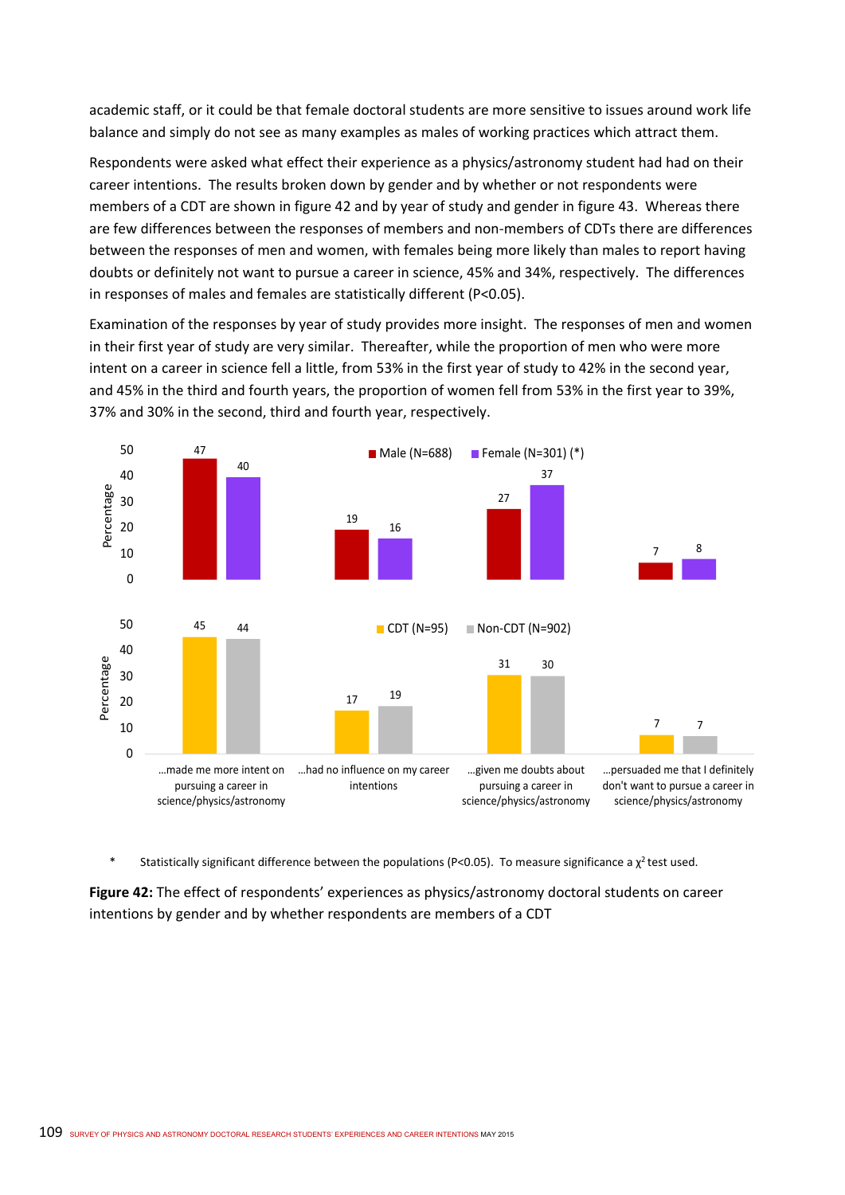academic staff, or it could be that female doctoral students are more sensitive to issues around work life balance and simply do not see as many examples as males of working practices which attract them.

Respondents were asked what effect their experience as a physics/astronomy student had had on their career intentions. The results broken down by gender and by whether or not respondents were members of a CDT are shown in figure 42 and by year of study and gender in figure 43. Whereas there are few differences between the responses of members and non-members of CDTs there are differences between the responses of men and women, with females being more likely than males to report having doubts or definitely not want to pursue a career in science, 45% and 34%, respectively. The differences in responses of males and females are statistically different (P<0.05).

Examination of the responses by year of study provides more insight. The responses of men and women in their first year of study are very similar. Thereafter, while the proportion of men who were more intent on a career in science fell a little, from 53% in the first year of study to 42% in the second year, and 45% in the third and fourth years, the proportion of women fell from 53% in the first year to 39%, 37% and 30% in the second, third and fourth year, respectively.

| Percentage | ...made me more intent on pursuing a career in science/physics/astronomy | ...had no influence on my career intentions | ...given me doubts about pursuing a career in science/physics/astronomy | ...persuaded me that I definitely don't want to pursue a career in science/physics/astronomy |
|---|---|---|---|---|
| Male (N=688) | 47 | 19 | 27 | 7 |
| Female (N=301) (*) | 40 | 16 | 37 | 8 |
| CDT (N=95) | 45 | 17 | 31 | 7 |
| Non-CDT (N=902) | 44 | 19 | 30 | 7 |

\* Statistically significant difference between the populations (P<0.05). To measure significance a $\chi^2$ test used.

**Figure 42:** The effect of respondents' experiences as physics/astronomy doctoral students on career intentions by gender and by whether respondents are members of a CDT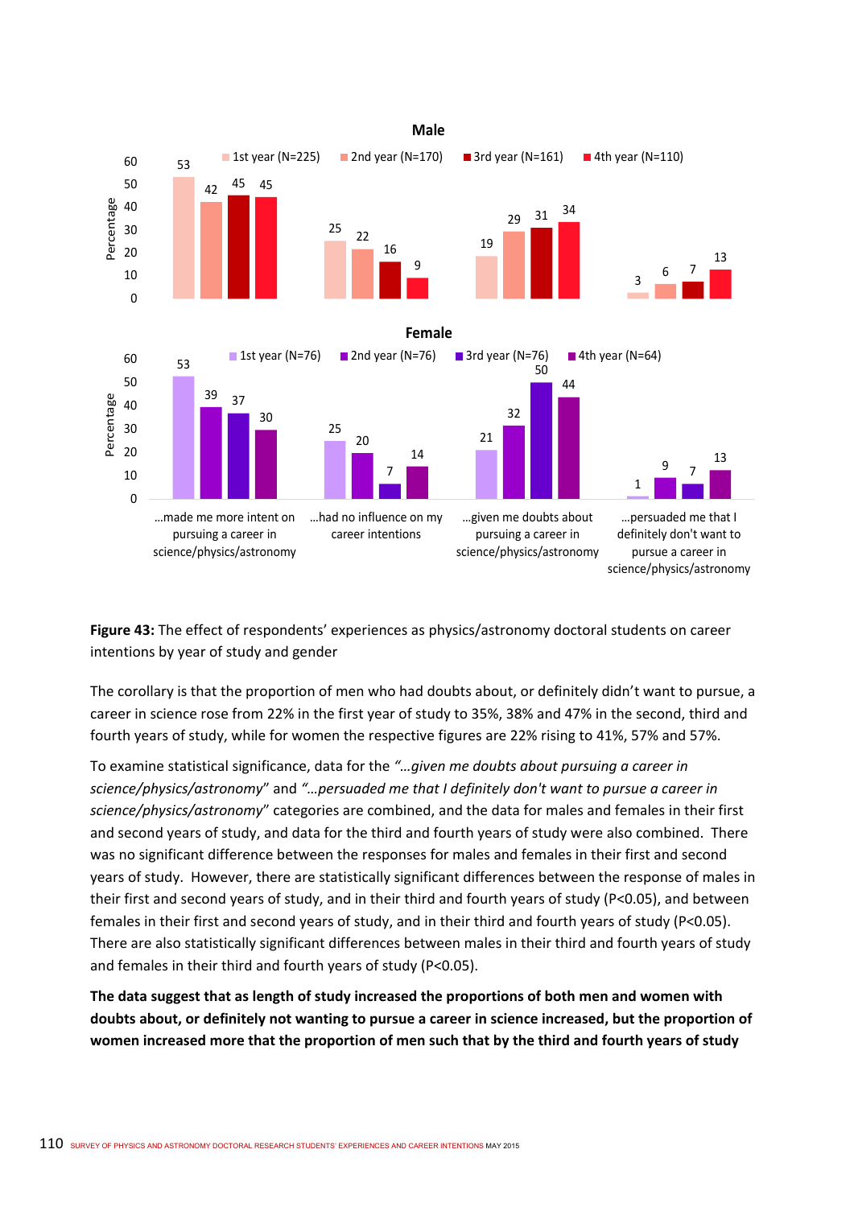**Figure 43:** The effect of respondents' experiences as physics/astronomy doctoral students on career intentions by year of study and gender

The corollary is that the proportion of men who had doubts about, or definitely didn't want to pursue, a career in science rose from 22% in the first year of study to 35%, 38% and 47% in the second, third and fourth years of study, while for women the respective figures are 22% rising to 41%, 57% and 57%.

To examine statistical significance, data for the *"…given me doubts about pursuing a career in science/physics/astronomy*" and *"…persuaded me that I definitely don't want to pursue a career in science/physics/astronomy*" categories are combined, and the data for males and females in their first and second years of study, and data for the third and fourth years of study were also combined. There was no significant difference between the responses for males and females in their first and second years of study. However, there are statistically significant differences between the response of males in their first and second years of study, and in their third and fourth years of study ($P<0.05$), and between females in their first and second years of study, and in their third and fourth years of study ($P<0.05$). There are also statistically significant differences between males in their third and fourth years of study and females in their third and fourth years of study ($P<0.05$).

**The data suggest that as length of study increased the proportions of both men and women with doubts about, or definitely not wanting to pursue a career in science increased, but the proportion of women increased more that the proportion of men such that by the third and fourth years of study**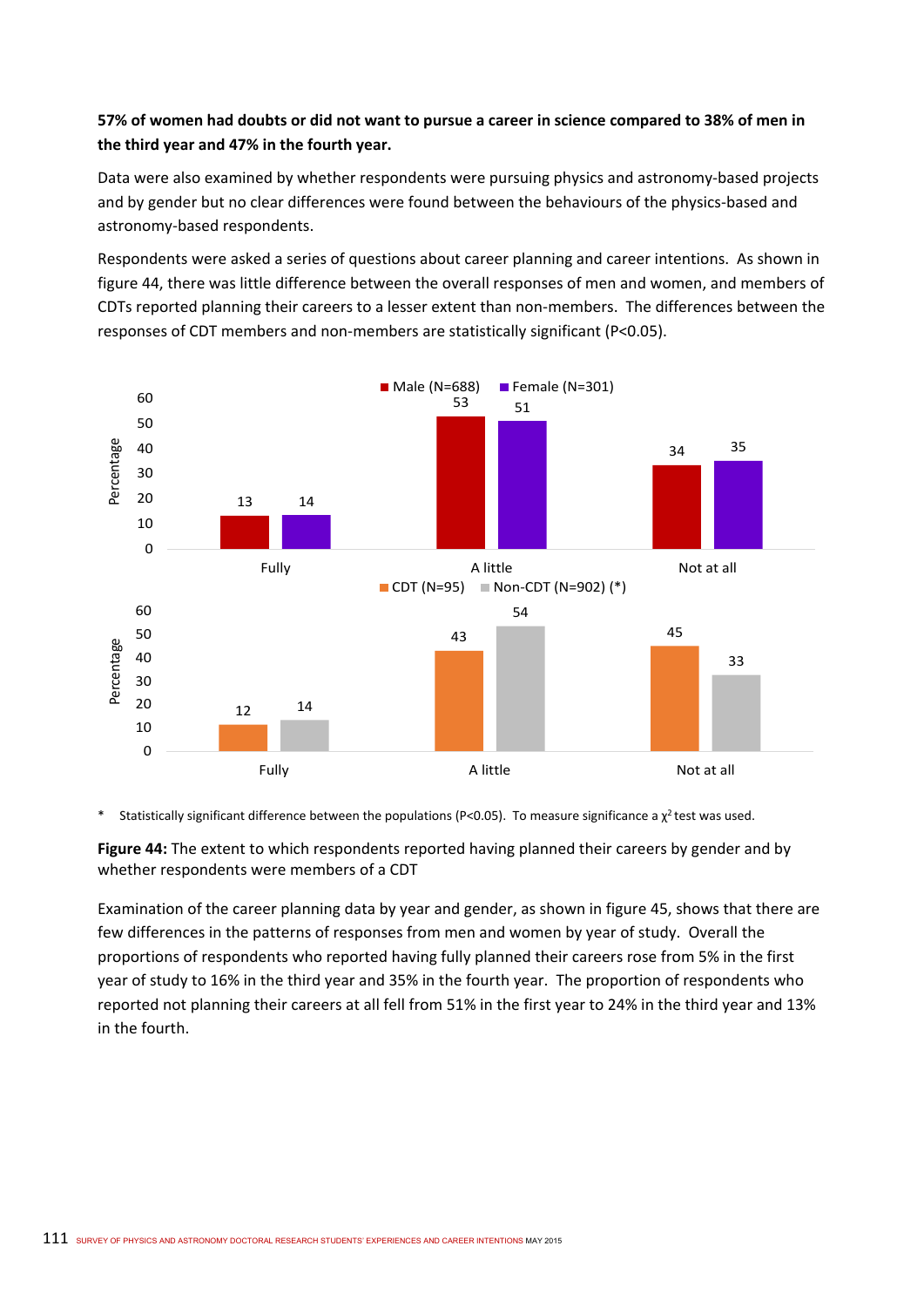**57% of women had doubts or did not want to pursue a career in science compared to 38% of men in the third year and 47% in the fourth year.**

Data were also examined by whether respondents were pursuing physics and astronomy-based projects and by gender but no clear differences were found between the behaviours of the physics-based and astronomy-based respondents.

Respondents were asked a series of questions about career planning and career intentions. As shown in figure 44, there was little difference between the overall responses of men and women, and members of CDTs reported planning their careers to a lesser extent than non-members. The differences between the responses of CDT members and non-members are statistically significant (P<0.05).

| Percentage | Male (N=688) | Female (N=301) |
|---|---|---|
| Fully | 13 | 14 |
| A little | 53 | 51 |
| Not at all | 34 | 35 |

| Percentage | CDT (N=95) | Non-CDT (N=902) (*) |
|---|---|---|
| Fully | 12 | 14 |
| A little | 43 | 54 |
| Not at all | 45 | 33 |

\* Statistically significant difference between the populations (P<0.05). To measure significance a $\chi^2$ test was used.

**Figure 44:** The extent to which respondents reported having planned their careers by gender and by whether respondents were members of a CDT

Examination of the career planning data by year and gender, as shown in figure 45, shows that there are few differences in the patterns of responses from men and women by year of study. Overall the proportions of respondents who reported having fully planned their careers rose from 5% in the first year of study to 16% in the third year and 35% in the fourth year. The proportion of respondents who reported not planning their careers at all fell from 51% in the first year to 24% in the third year and 13% in the fourth.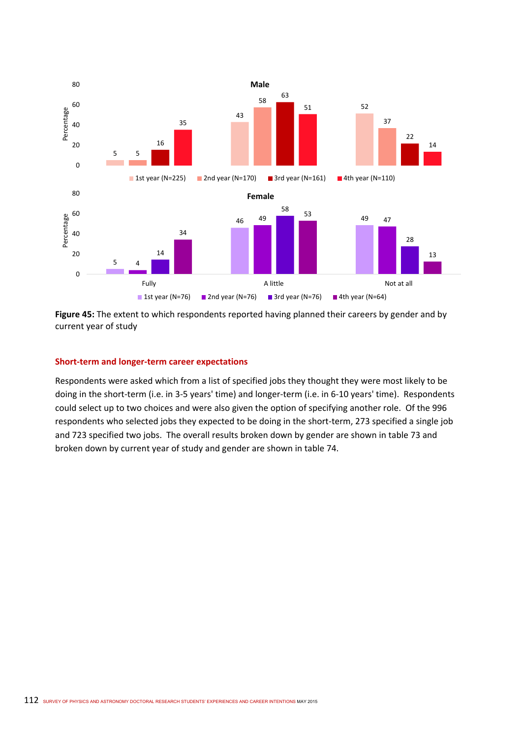**Figure 45:** The extent to which respondents reported having planned their careers by gender and by current year of study

### Short-term and longer-term career expectations

Respondents were asked which from a list of specified jobs they thought they were most likely to be doing in the short-term (i.e. in 3-5 years' time) and longer-term (i.e. in 6-10 years' time). Respondents could select up to two choices and were also given the option of specifying another role. Of the 996 respondents who selected jobs they expected to be doing in the short-term, 273 specified a single job and 723 specified two jobs. The overall results broken down by gender are shown in table 73 and broken down by current year of study and gender are shown in table 74.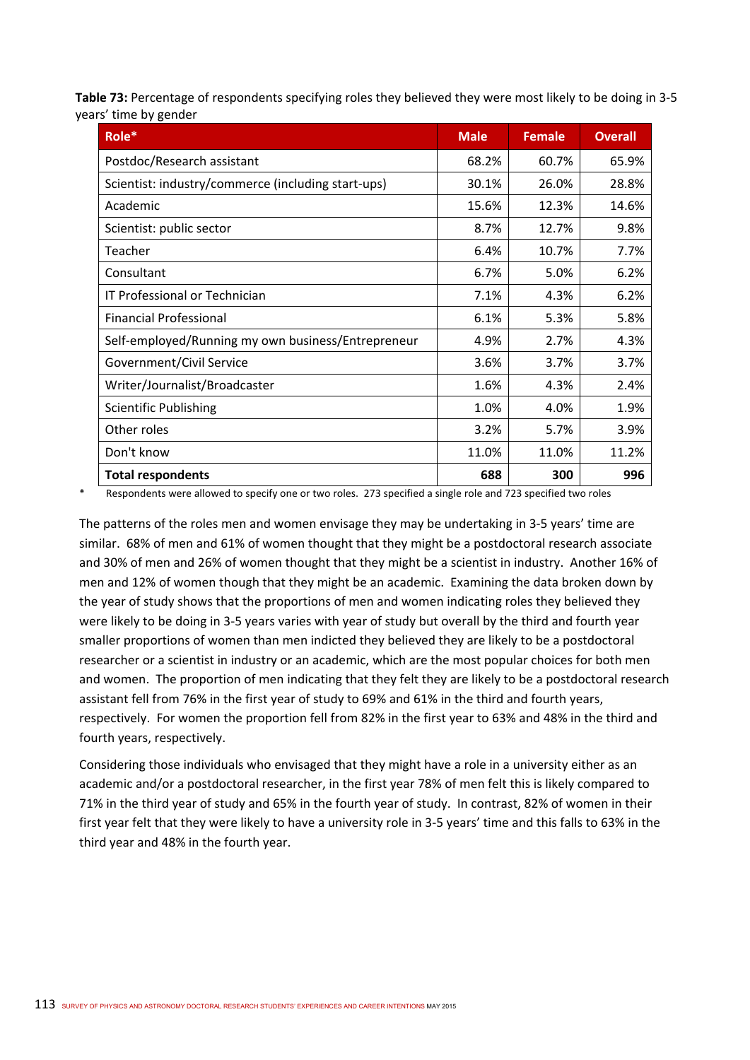**Table 73:** Percentage of respondents specifying roles they believed they were most likely to be doing in 3-5 years' time by gender

| Role* | Male | Female | Overall |
|---|---|---|---|
| Postdoc/Research assistant | 68.2% | 60.7% | 65.9% |
| Scientist: industry/commerce (including start-ups) | 30.1% | 26.0% | 28.8% |
| Academic | 15.6% | 12.3% | 14.6% |
| Scientist: public sector | 8.7% | 12.7% | 9.8% |
| Teacher | 6.4% | 10.7% | 7.7% |
| Consultant | 6.7% | 5.0% | 6.2% |
| IT Professional or Technician | 7.1% | 4.3% | 6.2% |
| Financial Professional | 6.1% | 5.3% | 5.8% |
| Self-employed/Running my own business/Entrepreneur | 4.9% | 2.7% | 4.3% |
| Government/Civil Service | 3.6% | 3.7% | 3.7% |
| Writer/Journalist/Broadcaster | 1.6% | 4.3% | 2.4% |
| Scientific Publishing | 1.0% | 4.0% | 1.9% |
| Other roles | 3.2% | 5.7% | 3.9% |
| Don't know | 11.0% | 11.0% | 11.2% |
| **Total respondents** | **688** | **300** | **996** |

\* Respondents were allowed to specify one or two roles. 273 specified a single role and 723 specified two roles

The patterns of the roles men and women envisage they may be undertaking in 3-5 years' time are similar. 68% of men and 61% of women thought that they might be a postdoctoral research associate and 30% of men and 26% of women thought that they might be a scientist in industry. Another 16% of men and 12% of women though that they might be an academic. Examining the data broken down by the year of study shows that the proportions of men and women indicating roles they believed they were likely to be doing in 3-5 years varies with year of study but overall by the third and fourth year smaller proportions of women than men indicted they believed they are likely to be a postdoctoral researcher or a scientist in industry or an academic, which are the most popular choices for both men and women. The proportion of men indicating that they felt they are likely to be a postdoctoral research assistant fell from 76% in the first year of study to 69% and 61% in the third and fourth years, respectively. For women the proportion fell from 82% in the first year to 63% and 48% in the third and fourth years, respectively.

Considering those individuals who envisaged that they might have a role in a university either as an academic and/or a postdoctoral researcher, in the first year 78% of men felt this is likely compared to 71% in the third year of study and 65% in the fourth year of study. In contrast, 82% of women in their first year felt that they were likely to have a university role in 3-5 years' time and this falls to 63% in the third year and 48% in the fourth year.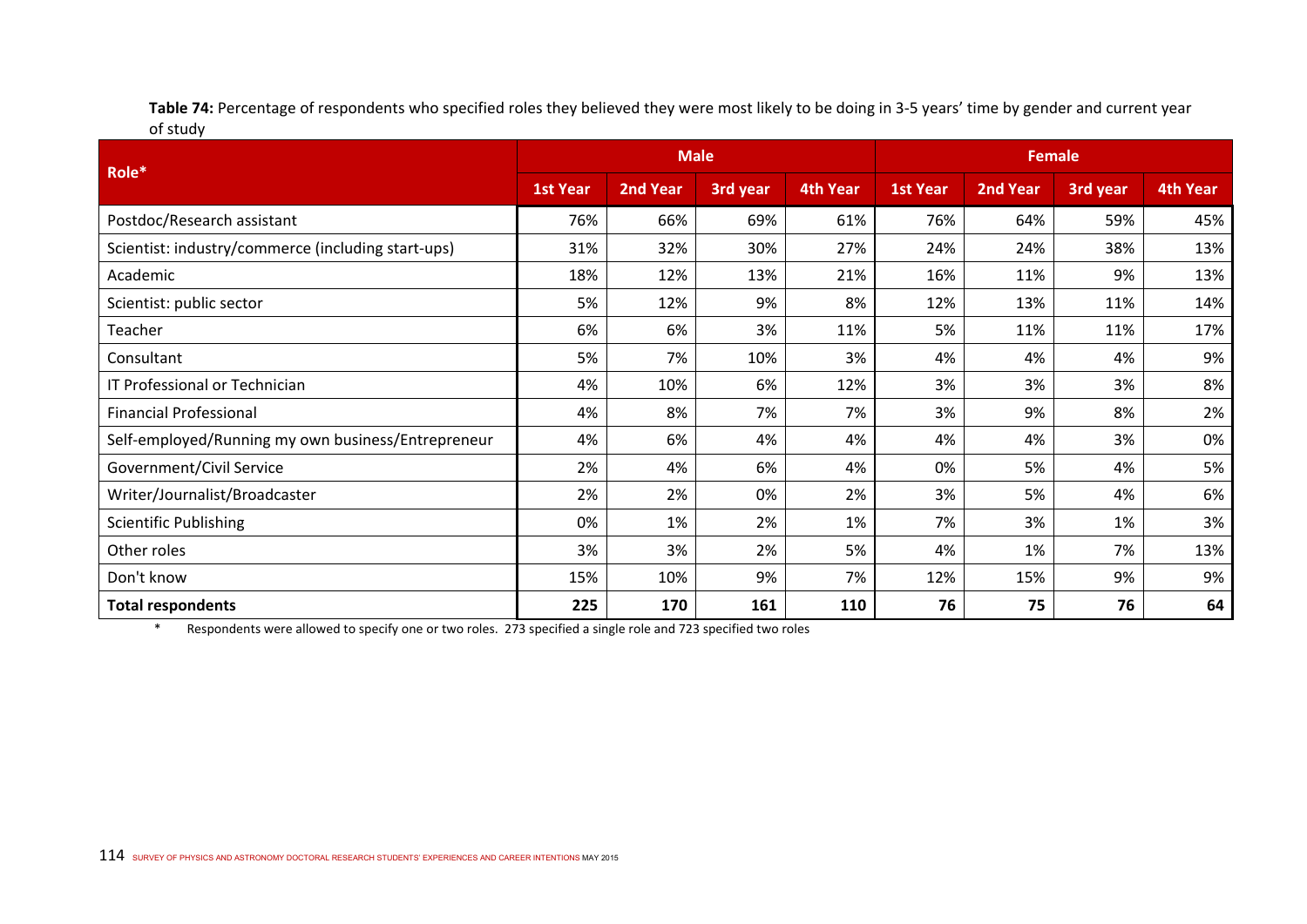**Table 74:** Percentage of respondents who specified roles they believed they were most likely to be doing in 3-5 years' time by gender and current year of study

| Role* | Male | | | | Female | | | |
|---|---|---|---|---|---|---|---|---|
| | 1st Year | 2nd Year | 3rd year | 4th Year | 1st Year | 2nd Year | 3rd year | 4th Year |
| Postdoc/Research assistant | 76% | 66% | 69% | 61% | 76% | 64% | 59% | 45% |
| Scientist: industry/commerce (including start-ups) | 31% | 32% | 30% | 27% | 24% | 24% | 38% | 13% |
| Academic | 18% | 12% | 13% | 21% | 16% | 11% | 9% | 13% |
| Scientist: public sector | 5% | 12% | 9% | 8% | 12% | 13% | 11% | 14% |
| Teacher | 6% | 6% | 3% | 11% | 5% | 11% | 11% | 17% |
| Consultant | 5% | 7% | 10% | 3% | 4% | 4% | 4% | 9% |
| IT Professional or Technician | 4% | 10% | 6% | 12% | 3% | 3% | 3% | 8% |
| Financial Professional | 4% | 8% | 7% | 7% | 3% | 9% | 8% | 2% |
| Self-employed/Running my own business/Entrepreneur | 4% | 6% | 4% | 4% | 4% | 4% | 3% | 0% |
| Government/Civil Service | 2% | 4% | 6% | 4% | 0% | 5% | 4% | 5% |
| Writer/Journalist/Broadcaster | 2% | 2% | 0% | 2% | 3% | 5% | 4% | 6% |
| Scientific Publishing | 0% | 1% | 2% | 1% | 7% | 3% | 1% | 3% |
| Other roles | 3% | 3% | 2% | 5% | 4% | 1% | 7% | 13% |
| Don't know | 15% | 10% | 9% | 7% | 12% | 15% | 9% | 9% |
| **Total respondents** | **225** | **170** | **161** | **110** | **76** | **75** | **76** | **64** |

* Respondents were allowed to specify one or two roles. 273 specified a single role and 723 specified two roles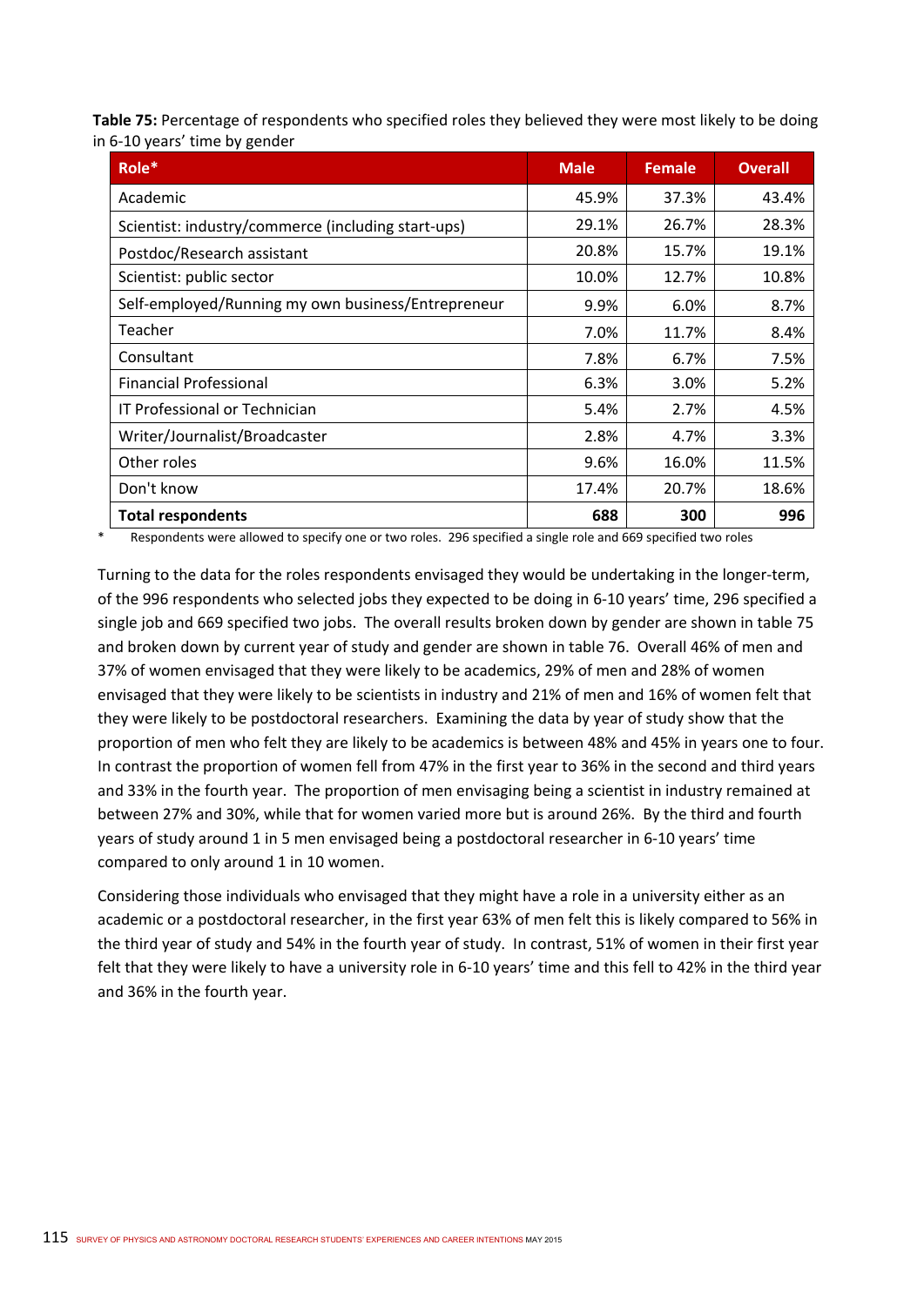**Table 75:** Percentage of respondents who specified roles they believed they were most likely to be doing in 6-10 years' time by gender

| Role* | Male | Female | Overall |
|---|---|---|---|
| Academic | 45.9% | 37.3% | 43.4% |
| Scientist: industry/commerce (including start-ups) | 29.1% | 26.7% | 28.3% |
| Postdoc/Research assistant | 20.8% | 15.7% | 19.1% |
| Scientist: public sector | 10.0% | 12.7% | 10.8% |
| Self-employed/Running my own business/Entrepreneur | 9.9% | 6.0% | 8.7% |
| Teacher | 7.0% | 11.7% | 8.4% |
| Consultant | 7.8% | 6.7% | 7.5% |
| Financial Professional | 6.3% | 3.0% | 5.2% |
| IT Professional or Technician | 5.4% | 2.7% | 4.5% |
| Writer/Journalist/Broadcaster | 2.8% | 4.7% | 3.3% |
| Other roles | 9.6% | 16.0% | 11.5% |
| Don't know | 17.4% | 20.7% | 18.6% |
| **Total respondents** | **688** | **300** | **996** |

\* Respondents were allowed to specify one or two roles. 296 specified a single role and 669 specified two roles

Turning to the data for the roles respondents envisaged they would be undertaking in the longer-term, of the 996 respondents who selected jobs they expected to be doing in 6-10 years' time, 296 specified a single job and 669 specified two jobs. The overall results broken down by gender are shown in table 75 and broken down by current year of study and gender are shown in table 76. Overall 46% of men and 37% of women envisaged that they were likely to be academics, 29% of men and 28% of women envisaged that they were likely to be scientists in industry and 21% of men and 16% of women felt that they were likely to be postdoctoral researchers. Examining the data by year of study show that the proportion of men who felt they are likely to be academics is between 48% and 45% in years one to four. In contrast the proportion of women fell from 47% in the first year to 36% in the second and third years and 33% in the fourth year. The proportion of men envisaging being a scientist in industry remained at between 27% and 30%, while that for women varied more but is around 26%. By the third and fourth years of study around 1 in 5 men envisaged being a postdoctoral researcher in 6-10 years' time compared to only around 1 in 10 women.

Considering those individuals who envisaged that they might have a role in a university either as an academic or a postdoctoral researcher, in the first year 63% of men felt this is likely compared to 56% in the third year of study and 54% in the fourth year of study. In contrast, 51% of women in their first year felt that they were likely to have a university role in 6-10 years' time and this fell to 42% in the third year and 36% in the fourth year.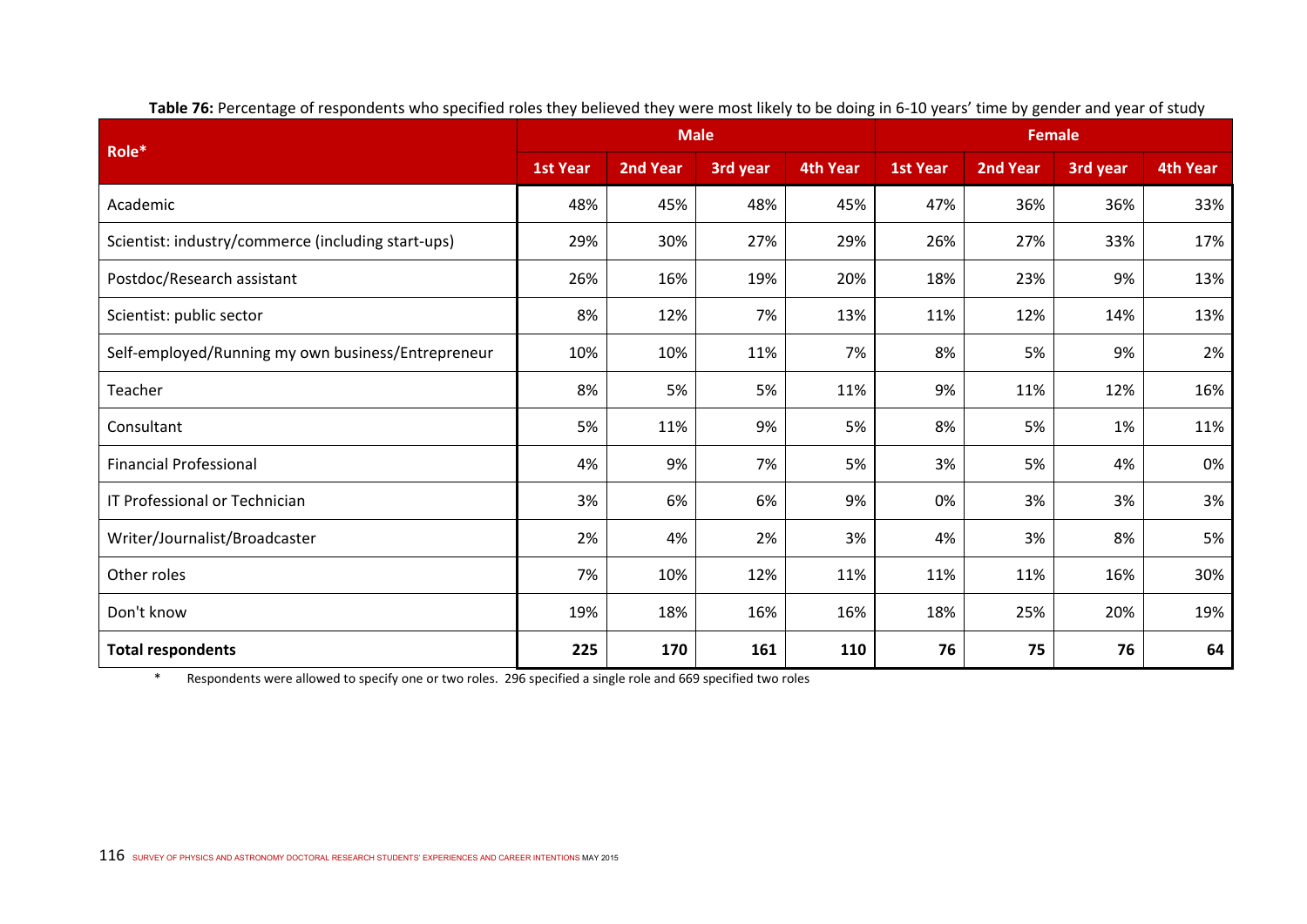**Table 76:** Percentage of respondents who specified roles they believed they were most likely to be doing in 6-10 years' time by gender and year of study

| Role* | Male | | | | Female | | | |
|---|---|---|---|---|---|---|---|---|
| | 1st Year | 2nd Year | 3rd year | 4th Year | 1st Year | 2nd Year | 3rd year | 4th Year |
| Academic | 48% | 45% | 48% | 45% | 47% | 36% | 36% | 33% |
| Scientist: industry/commerce (including start-ups) | 29% | 30% | 27% | 29% | 26% | 27% | 33% | 17% |
| Postdoc/Research assistant | 26% | 16% | 19% | 20% | 18% | 23% | 9% | 13% |
| Scientist: public sector | 8% | 12% | 7% | 13% | 11% | 12% | 14% | 13% |
| Self-employed/Running my own business/Entrepreneur | 10% | 10% | 11% | 7% | 8% | 5% | 9% | 2% |
| Teacher | 8% | 5% | 5% | 11% | 9% | 11% | 12% | 16% |
| Consultant | 5% | 11% | 9% | 5% | 8% | 5% | 1% | 11% |
| Financial Professional | 4% | 9% | 7% | 5% | 3% | 5% | 4% | 0% |
| IT Professional or Technician | 3% | 6% | 6% | 9% | 0% | 3% | 3% | 3% |
| Writer/Journalist/Broadcaster | 2% | 4% | 2% | 3% | 4% | 3% | 8% | 5% |
| Other roles | 7% | 10% | 12% | 11% | 11% | 11% | 16% | 30% |
| Don't know | 19% | 18% | 16% | 16% | 18% | 25% | 20% | 19% |
| **Total respondents** | **225** | **170** | **161** | **110** | **76** | **75** | **76** | **64** |

\* Respondents were allowed to specify one or two roles. 296 specified a single role and 669 specified two roles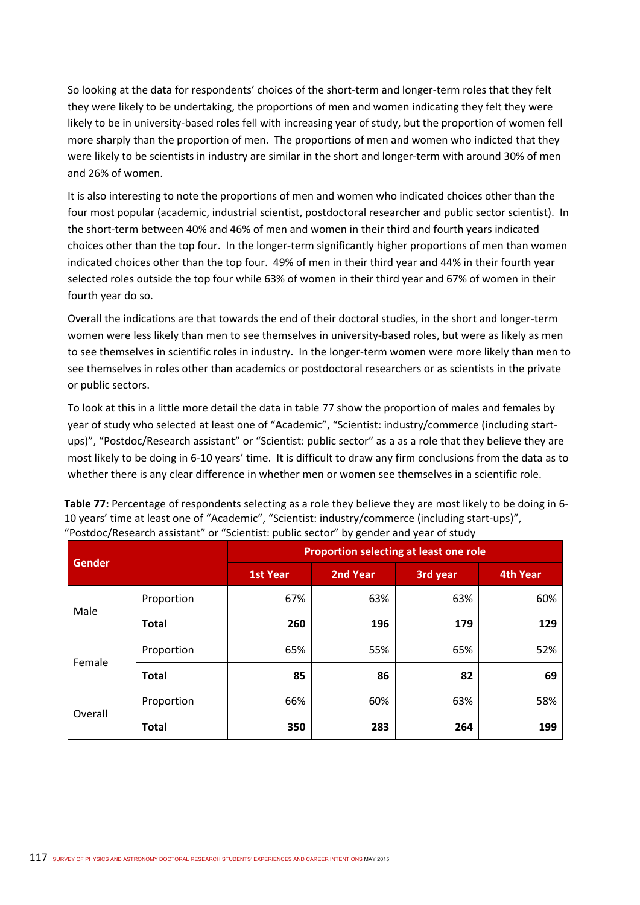So looking at the data for respondents' choices of the short-term and longer-term roles that they felt they were likely to be undertaking, the proportions of men and women indicating they felt they were likely to be in university-based roles fell with increasing year of study, but the proportion of women fell more sharply than the proportion of men. The proportions of men and women who indicted that they were likely to be scientists in industry are similar in the short and longer-term with around 30% of men and 26% of women.

It is also interesting to note the proportions of men and women who indicated choices other than the four most popular (academic, industrial scientist, postdoctoral researcher and public sector scientist). In the short-term between 40% and 46% of men and women in their third and fourth years indicated choices other than the top four. In the longer-term significantly higher proportions of men than women indicated choices other than the top four. 49% of men in their third year and 44% in their fourth year selected roles outside the top four while 63% of women in their third year and 67% of women in their fourth year do so.

Overall the indications are that towards the end of their doctoral studies, in the short and longer-term women were less likely than men to see themselves in university-based roles, but were as likely as men to see themselves in scientific roles in industry. In the longer-term women were more likely than men to see themselves in roles other than academics or postdoctoral researchers or as scientists in the private or public sectors.

To look at this in a little more detail the data in table 77 show the proportion of males and females by year of study who selected at least one of "Academic", "Scientist: industry/commerce (including start-ups)", "Postdoc/Research assistant" or "Scientist: public sector" as a as a role that they believe they are most likely to be doing in 6-10 years' time. It is difficult to draw any firm conclusions from the data as to whether there is any clear difference in whether men or women see themselves in a scientific role.

**Table 77:** Percentage of respondents selecting as a role they believe they are most likely to be doing in 6-10 years' time at least one of "Academic", "Scientist: industry/commerce (including start-ups)", "Postdoc/Research assistant" or "Scientist: public sector" by gender and year of study

| Gender | | Proportion selecting at least one role | | | |
|---|---|---|---|---|---|
| | | 1st Year | 2nd Year | 3rd year | 4th Year |
| Male | Proportion | 67% | 63% | 63% | 60% |
| | **Total** | **260** | **196** | **179** | **129** |
| Female | Proportion | 65% | 55% | 65% | 52% |
| | **Total** | **85** | **86** | **82** | **69** |
| Overall | Proportion | 66% | 60% | 63% | 58% |
| | **Total** | **350** | **283** | **264** | **199** |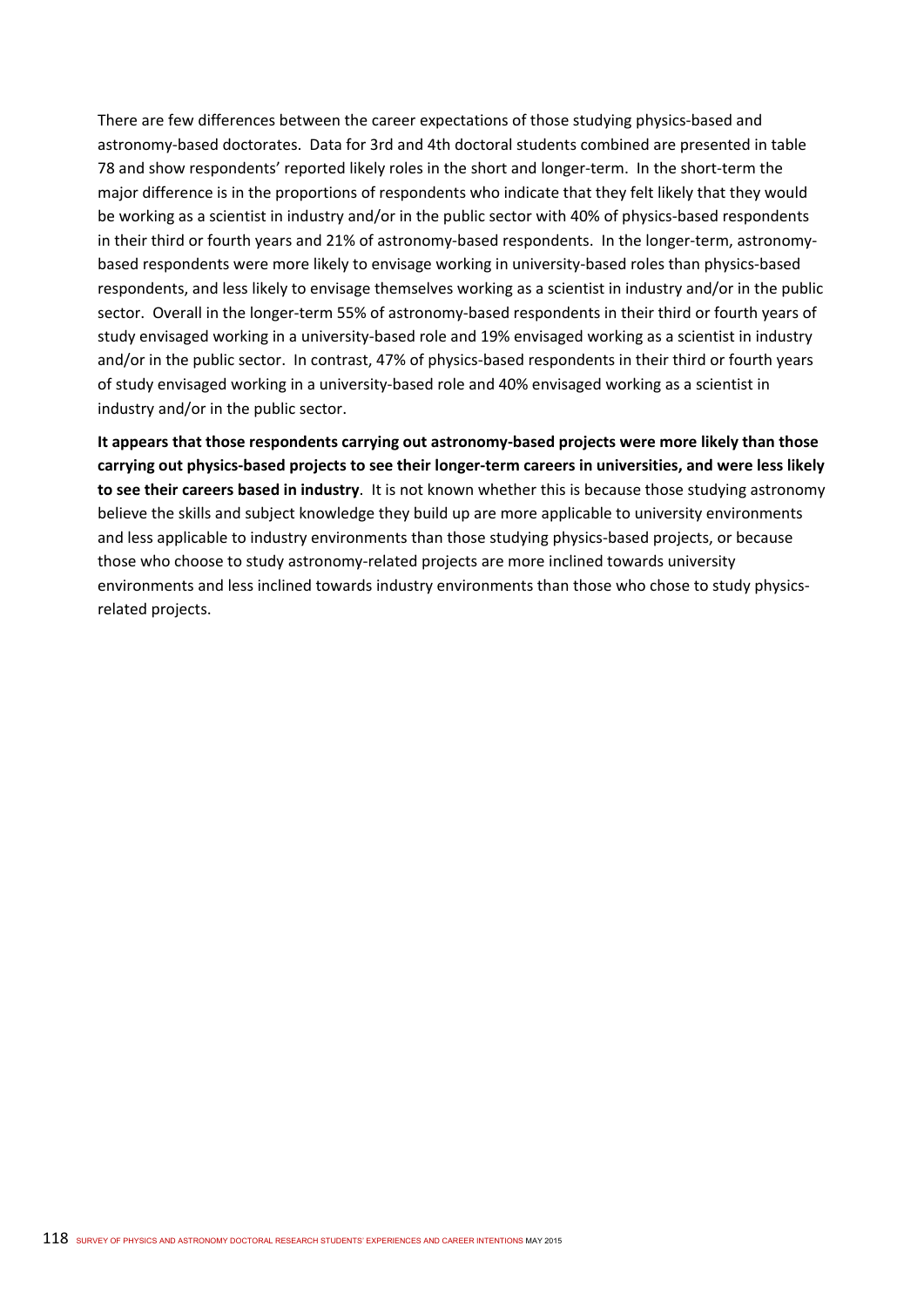There are few differences between the career expectations of those studying physics-based and astronomy-based doctorates. Data for 3rd and 4th doctoral students combined are presented in table 78 and show respondents' reported likely roles in the short and longer-term. In the short-term the major difference is in the proportions of respondents who indicate that they felt likely that they would be working as a scientist in industry and/or in the public sector with 40% of physics-based respondents in their third or fourth years and 21% of astronomy-based respondents. In the longer-term, astronomy-based respondents were more likely to envisage working in university-based roles than physics-based respondents, and less likely to envisage themselves working as a scientist in industry and/or in the public sector. Overall in the longer-term 55% of astronomy-based respondents in their third or fourth years of study envisaged working in a university-based role and 19% envisaged working as a scientist in industry and/or in the public sector. In contrast, 47% of physics-based respondents in their third or fourth years of study envisaged working in a university-based role and 40% envisaged working as a scientist in industry and/or in the public sector.

**It appears that those respondents carrying out astronomy-based projects were more likely than those carrying out physics-based projects to see their longer-term careers in universities, and were less likely to see their careers based in industry**. It is not known whether this is because those studying astronomy believe the skills and subject knowledge they build up are more applicable to university environments and less applicable to industry environments than those studying physics-based projects, or because those who choose to study astronomy-related projects are more inclined towards university environments and less inclined towards industry environments than those who chose to study physics-related projects.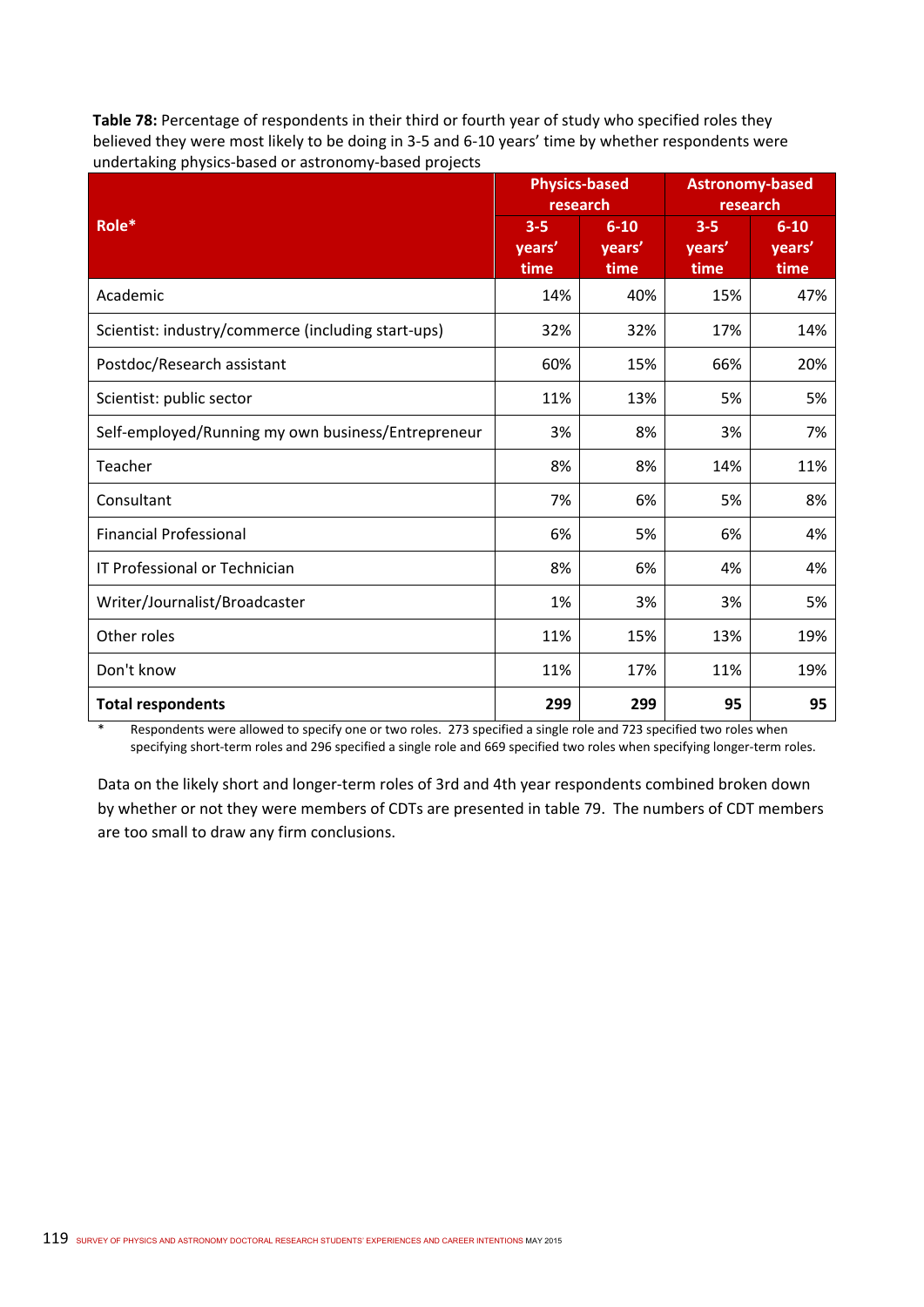**Table 78:** Percentage of respondents in their third or fourth year of study who specified roles they believed they were most likely to be doing in 3-5 and 6-10 years' time by whether respondents were undertaking physics-based or astronomy-based projects

| Role* | Physics-based research | | Astronomy-based research | |
|---|---|---|---|---|
| | 3-5 years' time | 6-10 years' time | 3-5 years' time | 6-10 years' time |
| Academic | 14% | 40% | 15% | 47% |
| Scientist: industry/commerce (including start-ups) | 32% | 32% | 17% | 14% |
| Postdoc/Research assistant | 60% | 15% | 66% | 20% |
| Scientist: public sector | 11% | 13% | 5% | 5% |
| Self-employed/Running my own business/Entrepreneur | 3% | 8% | 3% | 7% |
| Teacher | 8% | 8% | 14% | 11% |
| Consultant | 7% | 6% | 5% | 8% |
| Financial Professional | 6% | 5% | 6% | 4% |
| IT Professional or Technician | 8% | 6% | 4% | 4% |
| Writer/Journalist/Broadcaster | 1% | 3% | 3% | 5% |
| Other roles | 11% | 15% | 13% | 19% |
| Don't know | 11% | 17% | 11% | 19% |
| **Total respondents** | **299** | **299** | **95** | **95** |

\* Respondents were allowed to specify one or two roles. 273 specified a single role and 723 specified two roles when specifying short-term roles and 296 specified a single role and 669 specified two roles when specifying longer-term roles.

Data on the likely short and longer-term roles of 3rd and 4th year respondents combined broken down by whether or not they were members of CDTs are presented in table 79. The numbers of CDT members are too small to draw any firm conclusions.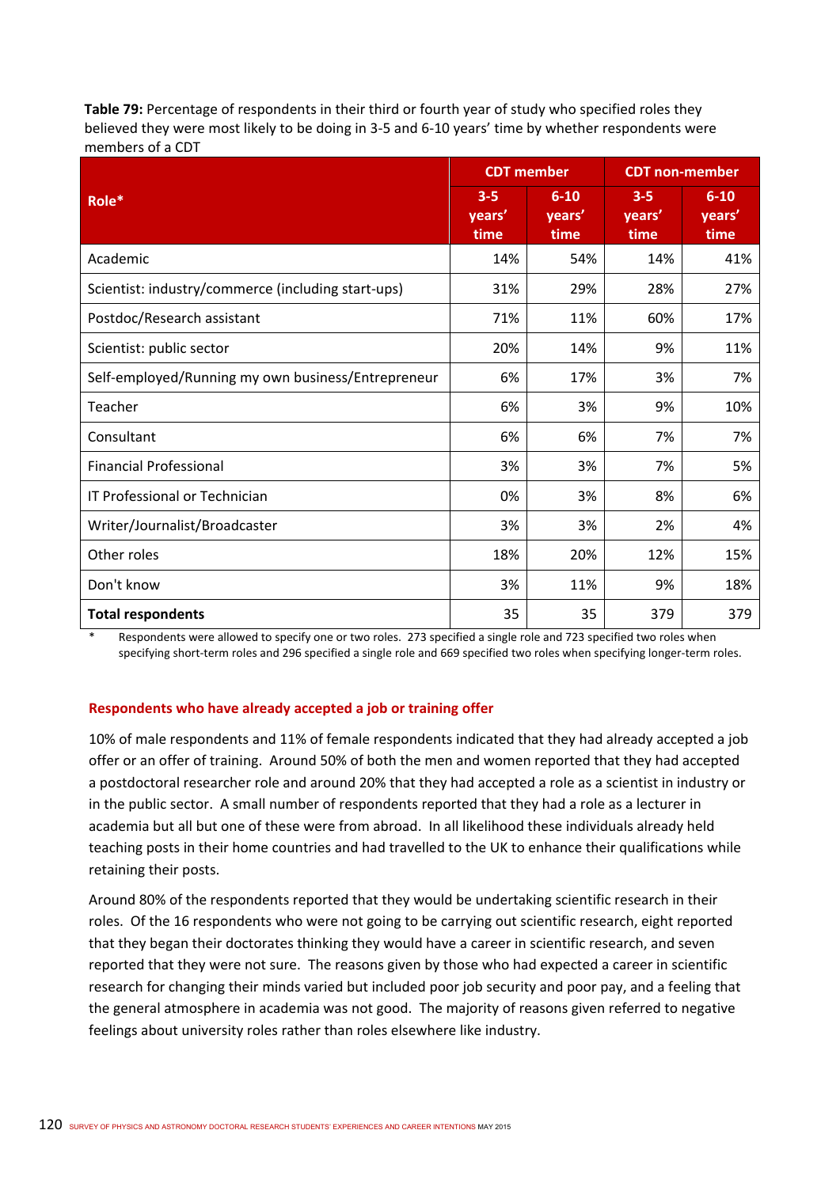**Table 79:** Percentage of respondents in their third or fourth year of study who specified roles they believed they were most likely to be doing in 3-5 and 6-10 years' time by whether respondents were members of a CDT

| Role* | CDT member | | CDT non-member | |
|---|---|---|---|---|
| | 3-5 years' time | 6-10 years' time | 3-5 years' time | 6-10 years' time |
| Academic | 14% | 54% | 14% | 41% |
| Scientist: industry/commerce (including start-ups) | 31% | 29% | 28% | 27% |
| Postdoc/Research assistant | 71% | 11% | 60% | 17% |
| Scientist: public sector | 20% | 14% | 9% | 11% |
| Self-employed/Running my own business/Entrepreneur | 6% | 17% | 3% | 7% |
| Teacher | 6% | 3% | 9% | 10% |
| Consultant | 6% | 6% | 7% | 7% |
| Financial Professional | 3% | 3% | 7% | 5% |
| IT Professional or Technician | 0% | 3% | 8% | 6% |
| Writer/Journalist/Broadcaster | 3% | 3% | 2% | 4% |
| Other roles | 18% | 20% | 12% | 15% |
| Don't know | 3% | 11% | 9% | 18% |
| **Total respondents** | 35 | 35 | 379 | 379 |

\* Respondents were allowed to specify one or two roles. 273 specified a single role and 723 specified two roles when specifying short-term roles and 296 specified a single role and 669 specified two roles when specifying longer-term roles.

### Respondents who have already accepted a job or training offer

10% of male respondents and 11% of female respondents indicated that they had already accepted a job offer or an offer of training. Around 50% of both the men and women reported that they had accepted a postdoctoral researcher role and around 20% that they had accepted a role as a scientist in industry or in the public sector. A small number of respondents reported that they had a role as a lecturer in academia but all but one of these were from abroad. In all likelihood these individuals already held teaching posts in their home countries and had travelled to the UK to enhance their qualifications while retaining their posts.

Around 80% of the respondents reported that they would be undertaking scientific research in their roles. Of the 16 respondents who were not going to be carrying out scientific research, eight reported that they began their doctorates thinking they would have a career in scientific research, and seven reported that they were not sure. The reasons given by those who had expected a career in scientific research for changing their minds varied but included poor job security and poor pay, and a feeling that the general atmosphere in academia was not good. The majority of reasons given referred to negative feelings about university roles rather than roles elsewhere like industry.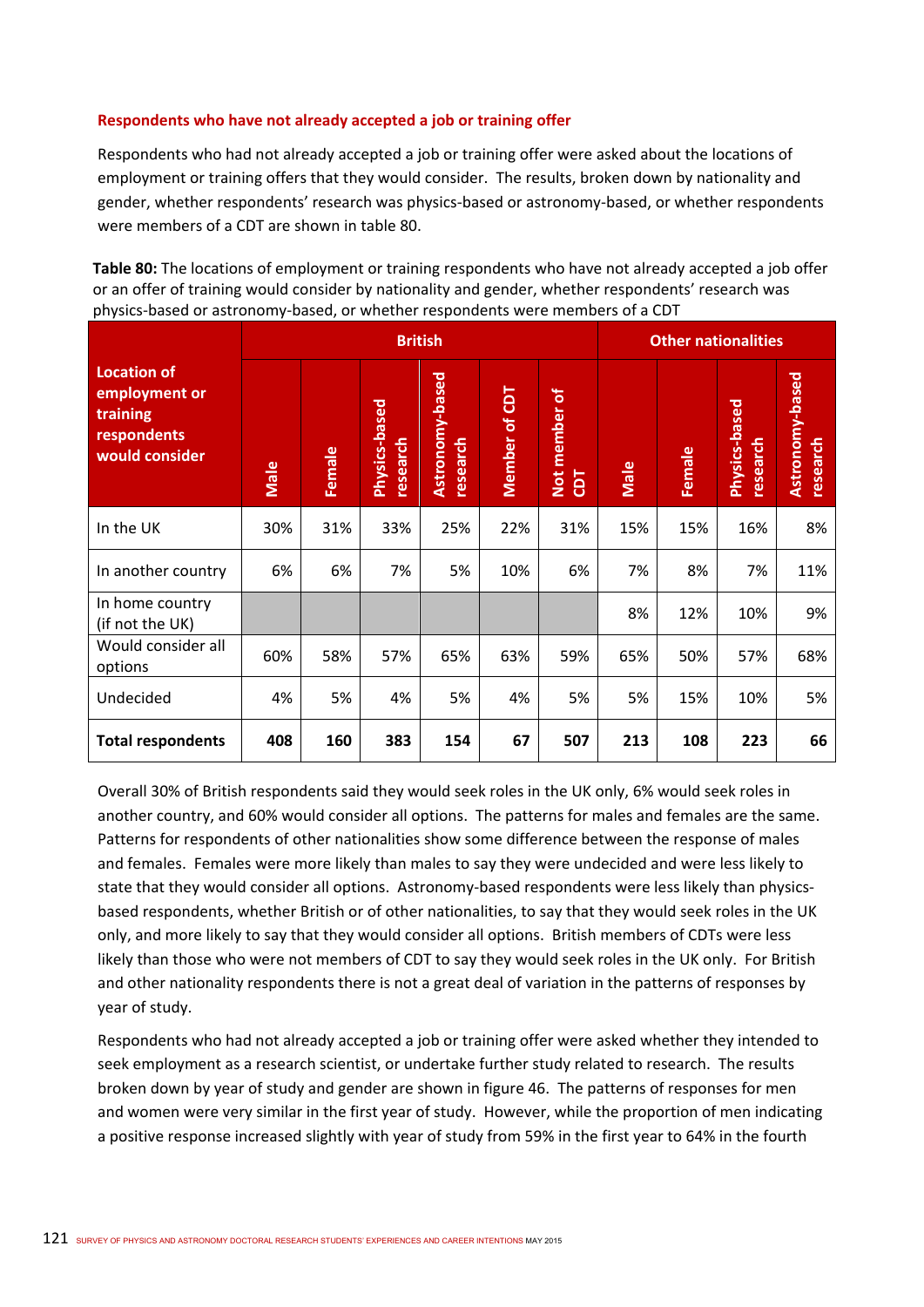### Respondents who have not already accepted a job or training offer

Respondents who had not already accepted a job or training offer were asked about the locations of employment or training offers that they would consider. The results, broken down by nationality and gender, whether respondents' research was physics-based or astronomy-based, or whether respondents were members of a CDT are shown in table 80.

**Table 80:** The locations of employment or training respondents who have not already accepted a job offer or an offer of training would consider by nationality and gender, whether respondents' research was physics-based or astronomy-based, or whether respondents were members of a CDT

| Location of employment or training respondents would consider | British | | | | | | Other nationalities | | | |
|---|---|---|---|---|---|---|---|---|---|---|
| | Male | Female | Physics-based research | Astronomy-based research | Member of CDT | Not member of CDT | Male | Female | Physics-based research | Astronomy-based research |
| In the UK | 30% | 31% | 33% | 25% | 22% | 31% | 15% | 15% | 16% | 8% |
| In another country | 6% | 6% | 7% | 5% | 10% | 6% | 7% | 8% | 7% | 11% |
| In home country (if not the UK) | | | | | | | 8% | 12% | 10% | 9% |
| Would consider all options | 60% | 58% | 57% | 65% | 63% | 59% | 65% | 50% | 57% | 68% |
| Undecided | 4% | 5% | 4% | 5% | 4% | 5% | 5% | 15% | 10% | 5% |
| **Total respondents** | **408** | **160** | **383** | **154** | **67** | **507** | **213** | **108** | **223** | **66** |

Overall 30% of British respondents said they would seek roles in the UK only, 6% would seek roles in another country, and 60% would consider all options. The patterns for males and females are the same. Patterns for respondents of other nationalities show some difference between the response of males and females. Females were more likely than males to say they were undecided and were less likely to state that they would consider all options. Astronomy-based respondents were less likely than physics-based respondents, whether British or of other nationalities, to say that they would seek roles in the UK only, and more likely to say that they would consider all options. British members of CDTs were less likely than those who were not members of CDT to say they would seek roles in the UK only. For British and other nationality respondents there is not a great deal of variation in the patterns of responses by year of study.

Respondents who had not already accepted a job or training offer were asked whether they intended to seek employment as a research scientist, or undertake further study related to research. The results broken down by year of study and gender are shown in figure 46. The patterns of responses for men and women were very similar in the first year of study. However, while the proportion of men indicating a positive response increased slightly with year of study from 59% in the first year to 64% in the fourth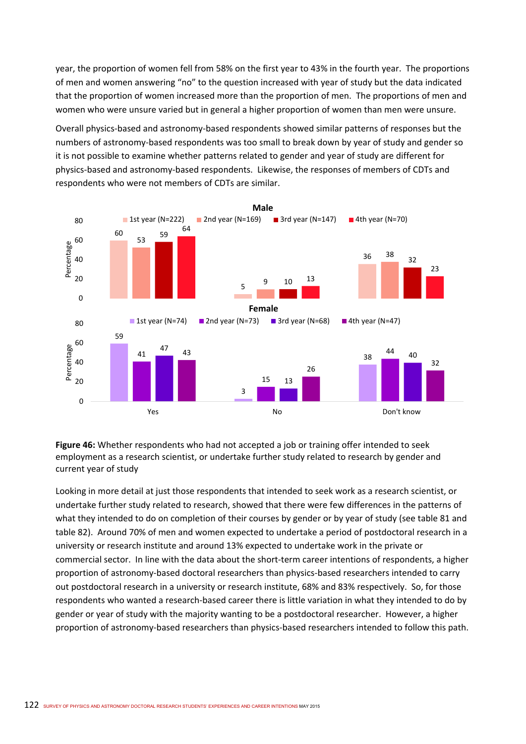year, the proportion of women fell from 58% on the first year to 43% in the fourth year. The proportions of men and women answering "no" to the question increased with year of study but the data indicated that the proportion of women increased more than the proportion of men. The proportions of men and women who were unsure varied but in general a higher proportion of women than men were unsure.

Overall physics-based and astronomy-based respondents showed similar patterns of responses but the numbers of astronomy-based respondents was too small to break down by year of study and gender so it is not possible to examine whether patterns related to gender and year of study are different for physics-based and astronomy-based respondents. Likewise, the responses of members of CDTs and respondents who were not members of CDTs are similar.

**Male**

| | 1st year (N=222) | 2nd year (N=169) | 3rd year (N=147) | 4th year (N=70) |
|---|---|---|---|---|
| Yes | 60 | 53 | 59 | 64 |
| No | 5 | 9 | 10 | 13 |
| Don't know | 36 | 38 | 32 | 23 |

**Female**

| | 1st year (N=74) | 2nd year (N=73) | 3rd year (N=68) | 4th year (N=47) |
|---|---|---|---|---|
| Yes | 59 | 41 | 47 | 43 |
| No | 3 | 15 | 13 | 26 |
| Don't know | 38 | 44 | 40 | 32 |

**Figure 46:** Whether respondents who had not accepted a job or training offer intended to seek employment as a research scientist, or undertake further study related to research by gender and current year of study

Looking in more detail at just those respondents that intended to seek work as a research scientist, or undertake further study related to research, showed that there were few differences in the patterns of what they intended to do on completion of their courses by gender or by year of study (see table 81 and table 82). Around 70% of men and women expected to undertake a period of postdoctoral research in a university or research institute and around 13% expected to undertake work in the private or commercial sector. In line with the data about the short-term career intentions of respondents, a higher proportion of astronomy-based doctoral researchers than physics-based researchers intended to carry out postdoctoral research in a university or research institute, 68% and 83% respectively. So, for those respondents who wanted a research-based career there is little variation in what they intended to do by gender or year of study with the majority wanting to be a postdoctoral researcher. However, a higher proportion of astronomy-based researchers than physics-based researchers intended to follow this path.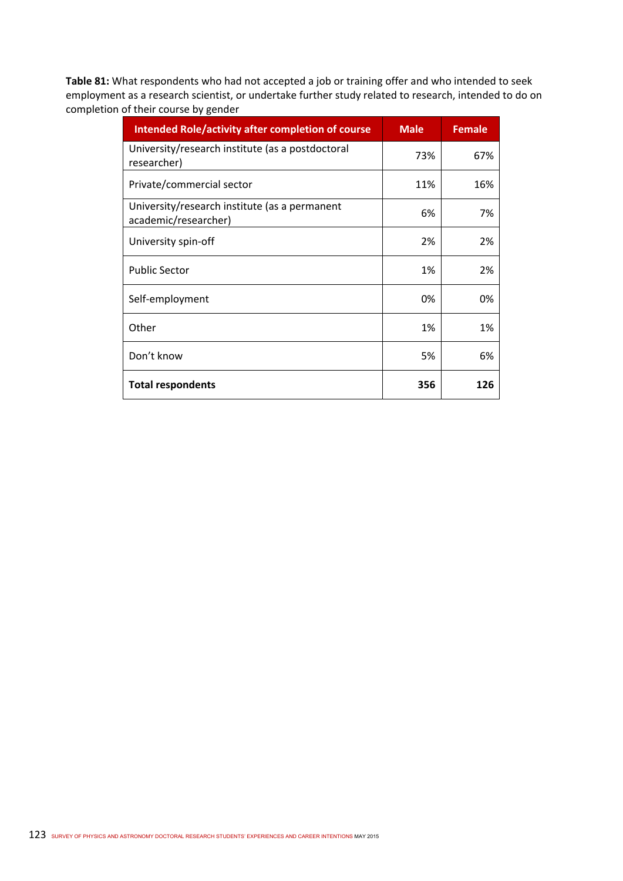**Table 81:** What respondents who had not accepted a job or training offer and who intended to seek employment as a research scientist, or undertake further study related to research, intended to do on completion of their course by gender

| Intended Role/activity after completion of course | Male | Female |
| --- | --- | --- |
| University/research institute (as a postdoctoral researcher) | 73% | 67% |
| Private/commercial sector | 11% | 16% |
| University/research institute (as a permanent academic/researcher) | 6% | 7% |
| University spin-off | 2% | 2% |
| Public Sector | 1% | 2% |
| Self-employment | 0% | 0% |
| Other | 1% | 1% |
| Don't know | 5% | 6% |
| **Total respondents** | **356** | **126** |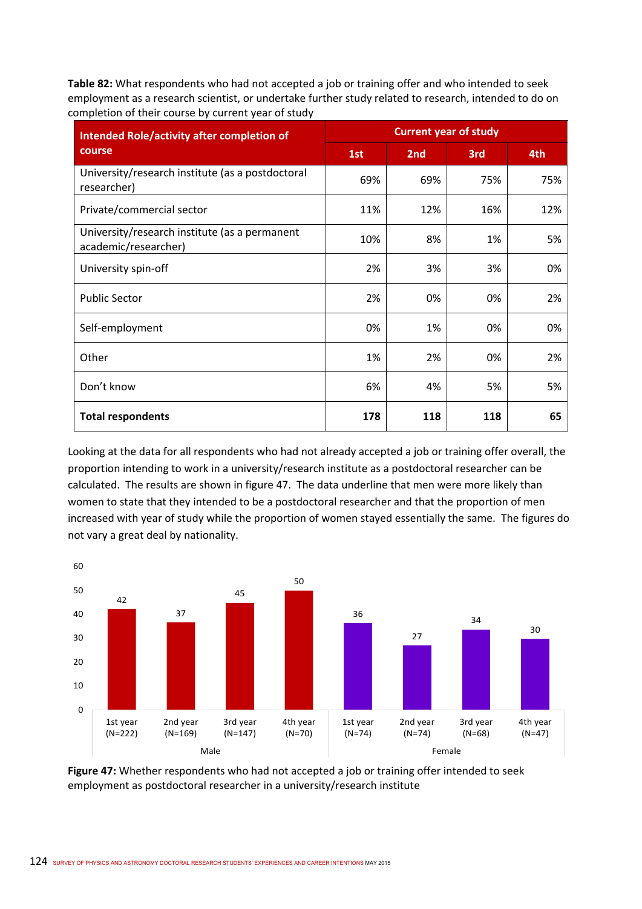**Table 82:** What respondents who had not accepted a job or training offer and who intended to seek employment as a research scientist, or undertake further study related to research, intended to do on completion of their course by current year of study

| Intended Role/activity after completion of course | Current year of study | | | |
|---|---|---|---|---|
| | 1st | 2nd | 3rd | 4th |
| University/research institute (as a postdoctoral researcher) | 69% | 69% | 75% | 75% |
| Private/commercial sector | 11% | 12% | 16% | 12% |
| University/research institute (as a permanent academic/researcher) | 10% | 8% | 1% | 5% |
| University spin-off | 2% | 3% | 3% | 0% |
| Public Sector | 2% | 0% | 0% | 2% |
| Self-employment | 0% | 1% | 0% | 0% |
| Other | 1% | 2% | 0% | 2% |
| Don't know | 6% | 4% | 5% | 5% |
| **Total respondents** | **178** | **118** | **118** | **65** |

Looking at the data for all respondents who had not already accepted a job or training offer overall, the proportion intending to work in a university/research institute as a postdoctoral researcher can be calculated. The results are shown in figure 47. The data underline that men were more likely than women to state that they intended to be a postdoctoral researcher and that the proportion of men increased with year of study while the proportion of women stayed essentially the same. The figures do not vary a great deal by nationality.

| | Male | | | | Female | | | |
|---|---|---|---|---|---|---|---|---|
| | 1st year (N=222) | 2nd year (N=169) | 3rd year (N=147) | 4th year (N=70) | 1st year (N=74) | 2nd year (N=74) | 3rd year (N=68) | 4th year (N=47) |
| % | 42 | 37 | 45 | 50 | 36 | 27 | 34 | 30 |

**Figure 47:** Whether respondents who had not accepted a job or training offer intended to seek employment as postdoctoral researcher in a university/research institute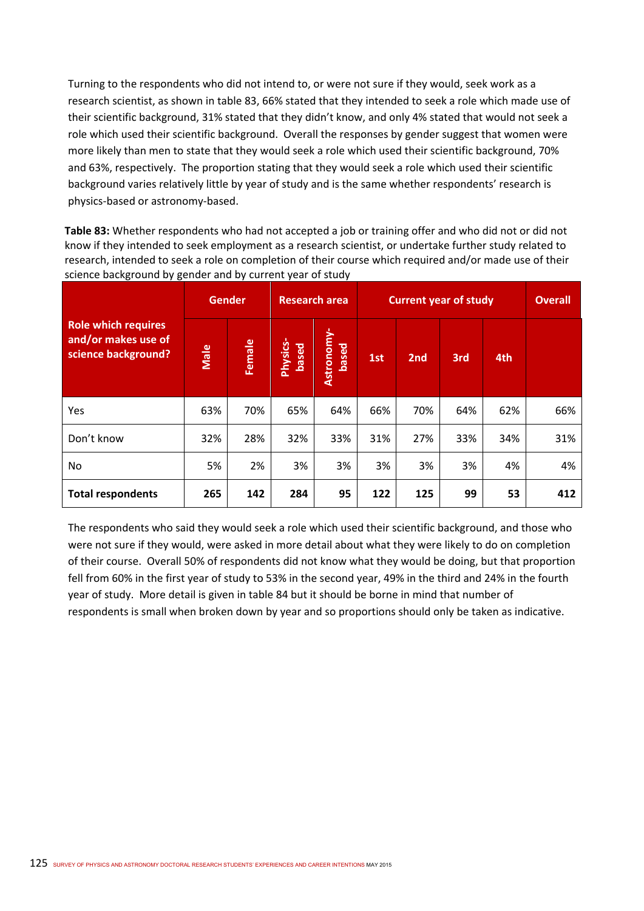Turning to the respondents who did not intend to, or were not sure if they would, seek work as a research scientist, as shown in table 83, 66% stated that they intended to seek a role which made use of their scientific background, 31% stated that they didn't know, and only 4% stated that would not seek a role which used their scientific background. Overall the responses by gender suggest that women were more likely than men to state that they would seek a role which used their scientific background, 70% and 63%, respectively. The proportion stating that they would seek a role which used their scientific background varies relatively little by year of study and is the same whether respondents' research is physics-based or astronomy-based.

**Table 83:** Whether respondents who had not accepted a job or training offer and who did not or did not know if they intended to seek employment as a research scientist, or undertake further study related to research, intended to seek a role on completion of their course which required and/or made use of their science background by gender and by current year of study

| Role which requires and/or makes use of science background? | Gender | | Research area | | Current year of study | | | | Overall |
|---|---|---|---|---|---|---|---|---|---|
| | Male | Female | Physics-based | Astronomy-based | 1st | 2nd | 3rd | 4th | |
| Yes | 63% | 70% | 65% | 64% | 66% | 70% | 64% | 62% | 66% |
| Don't know | 32% | 28% | 32% | 33% | 31% | 27% | 33% | 34% | 31% |
| No | 5% | 2% | 3% | 3% | 3% | 3% | 3% | 4% | 4% |
| **Total respondents** | **265** | **142** | **284** | **95** | **122** | **125** | **99** | **53** | **412** |

The respondents who said they would seek a role which used their scientific background, and those who were not sure if they would, were asked in more detail about what they were likely to do on completion of their course. Overall 50% of respondents did not know what they would be doing, but that proportion fell from 60% in the first year of study to 53% in the second year, 49% in the third and 24% in the fourth year of study. More detail is given in table 84 but it should be borne in mind that number of respondents is small when broken down by year and so proportions should only be taken as indicative.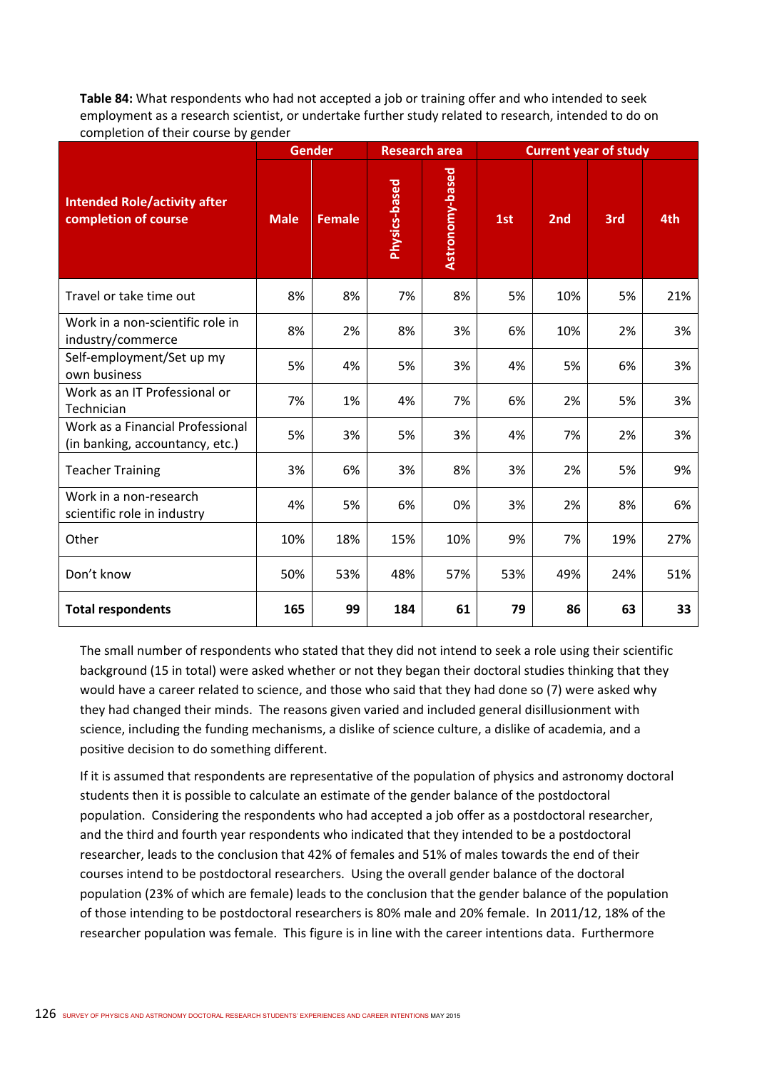**Table 84:** What respondents who had not accepted a job or training offer and who intended to seek employment as a research scientist, or undertake further study related to research, intended to do on completion of their course by gender

| Intended Role/activity after completion of course | Gender | | Research area | | Current year of study | | | |
|---|---|---|---|---|---|---|---|---|
| | Male | Female | Physics-based | Astronomy-based | 1st | 2nd | 3rd | 4th |
| Travel or take time out | 8% | 8% | 7% | 8% | 5% | 10% | 5% | 21% |
| Work in a non-scientific role in industry/commerce | 8% | 2% | 8% | 3% | 6% | 10% | 2% | 3% |
| Self-employment/Set up my own business | 5% | 4% | 5% | 3% | 4% | 5% | 6% | 3% |
| Work as an IT Professional or Technician | 7% | 1% | 4% | 7% | 6% | 2% | 5% | 3% |
| Work as a Financial Professional (in banking, accountancy, etc.) | 5% | 3% | 5% | 3% | 4% | 7% | 2% | 3% |
| Teacher Training | 3% | 6% | 3% | 8% | 3% | 2% | 5% | 9% |
| Work in a non-research scientific role in industry | 4% | 5% | 6% | 0% | 3% | 2% | 8% | 6% |
| Other | 10% | 18% | 15% | 10% | 9% | 7% | 19% | 27% |
| Don't know | 50% | 53% | 48% | 57% | 53% | 49% | 24% | 51% |
| **Total respondents** | **165** | **99** | **184** | **61** | **79** | **86** | **63** | **33** |

The small number of respondents who stated that they did not intend to seek a role using their scientific background (15 in total) were asked whether or not they began their doctoral studies thinking that they would have a career related to science, and those who said that they had done so (7) were asked why they had changed their minds. The reasons given varied and included general disillusionment with science, including the funding mechanisms, a dislike of science culture, a dislike of academia, and a positive decision to do something different.

If it is assumed that respondents are representative of the population of physics and astronomy doctoral students then it is possible to calculate an estimate of the gender balance of the postdoctoral population. Considering the respondents who had accepted a job offer as a postdoctoral researcher, and the third and fourth year respondents who indicated that they intended to be a postdoctoral researcher, leads to the conclusion that 42% of females and 51% of males towards the end of their courses intend to be postdoctoral researchers. Using the overall gender balance of the doctoral population (23% of which are female) leads to the conclusion that the gender balance of the population of those intending to be postdoctoral researchers is 80% male and 20% female. In 2011/12, 18% of the researcher population was female. This figure is in line with the career intentions data. Furthermore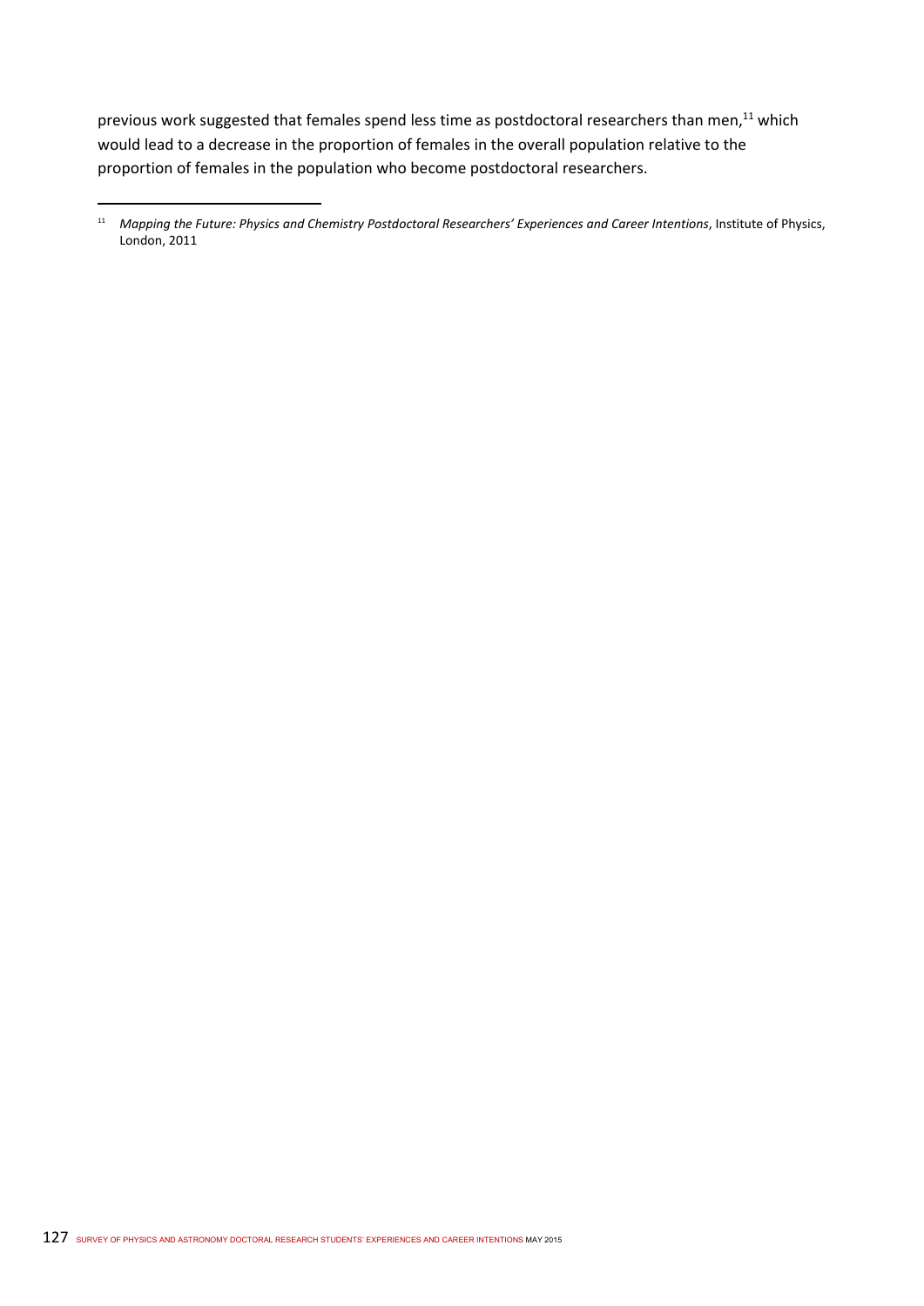previous work suggested that females spend less time as postdoctoral researchers than men,[11] which would lead to a decrease in the proportion of females in the overall population relative to the proportion of females in the population who become postdoctoral researchers.

[11] *Mapping the Future: Physics and Chemistry Postdoctoral Researchers' Experiences and Career Intentions*, Institute of Physics, London, 2011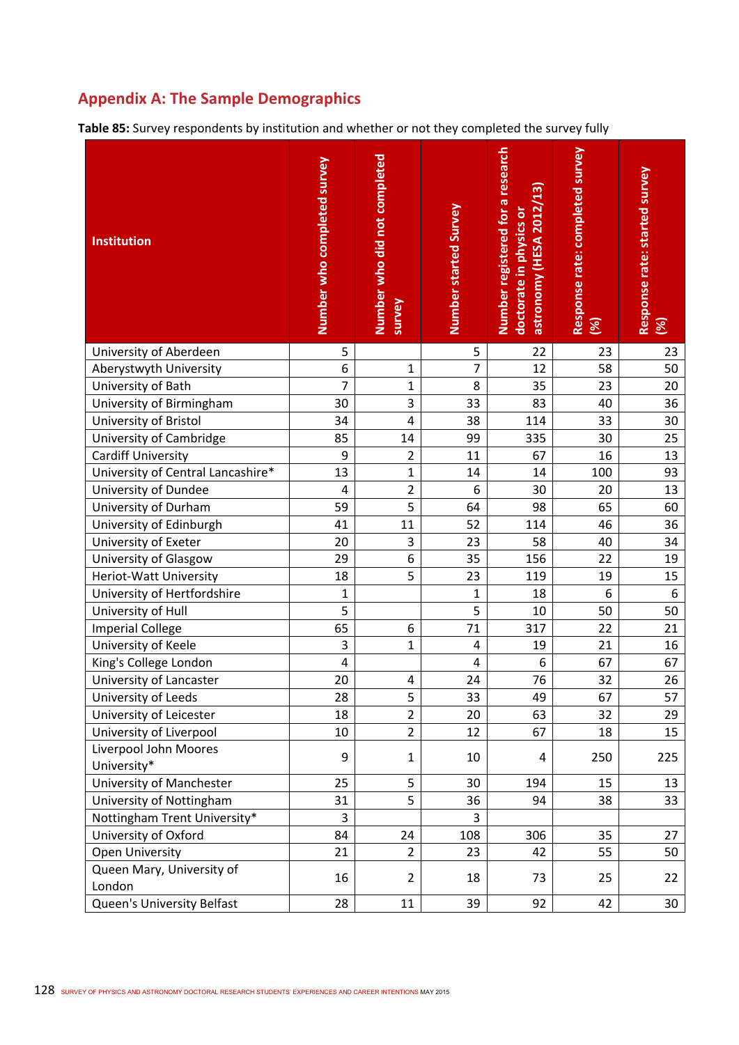## Appendix A: The Sample Demographics

**Table 85:** Survey respondents by institution and whether or not they completed the survey fully

| Institution | Number who completed survey | Number who did not completed survey | Number started Survey | Number registered for a research doctorate in physics or astronomy (HESA 2012/13) | Response rate: completed survey (%) | Response rate: started survey (%) |
|---|---|---|---|---|---|---|
| University of Aberdeen | 5 | | 5 | 22 | 23 | 23 |
| Aberystwyth University | 6 | 1 | 7 | 12 | 58 | 50 |
| University of Bath | 7 | 1 | 8 | 35 | 23 | 20 |
| University of Birmingham | 30 | 3 | 33 | 83 | 40 | 36 |
| University of Bristol | 34 | 4 | 38 | 114 | 33 | 30 |
| University of Cambridge | 85 | 14 | 99 | 335 | 30 | 25 |
| Cardiff University | 9 | 2 | 11 | 67 | 16 | 13 |
| University of Central Lancashire* | 13 | 1 | 14 | 14 | 100 | 93 |
| University of Dundee | 4 | 2 | 6 | 30 | 20 | 13 |
| University of Durham | 59 | 5 | 64 | 98 | 65 | 60 |
| University of Edinburgh | 41 | 11 | 52 | 114 | 46 | 36 |
| University of Exeter | 20 | 3 | 23 | 58 | 40 | 34 |
| University of Glasgow | 29 | 6 | 35 | 156 | 22 | 19 |
| Heriot-Watt University | 18 | 5 | 23 | 119 | 19 | 15 |
| University of Hertfordshire | 1 | | 1 | 18 | 6 | 6 |
| University of Hull | 5 | | 5 | 10 | 50 | 50 |
| Imperial College | 65 | 6 | 71 | 317 | 22 | 21 |
| University of Keele | 3 | 1 | 4 | 19 | 21 | 16 |
| King's College London | 4 | | 4 | 6 | 67 | 67 |
| University of Lancaster | 20 | 4 | 24 | 76 | 32 | 26 |
| University of Leeds | 28 | 5 | 33 | 49 | 67 | 57 |
| University of Leicester | 18 | 2 | 20 | 63 | 32 | 29 |
| University of Liverpool | 10 | 2 | 12 | 67 | 18 | 15 |
| Liverpool John Moores University* | 9 | 1 | 10 | 4 | 250 | 225 |
| University of Manchester | 25 | 5 | 30 | 194 | 15 | 13 |
| University of Nottingham | 31 | 5 | 36 | 94 | 38 | 33 |
| Nottingham Trent University* | 3 | | 3 | | | |
| University of Oxford | 84 | 24 | 108 | 306 | 35 | 27 |
| Open University | 21 | 2 | 23 | 42 | 55 | 50 |
| Queen Mary, University of London | 16 | 2 | 18 | 73 | 25 | 22 |
| Queen's University Belfast | 28 | 11 | 39 | 92 | 42 | 30 |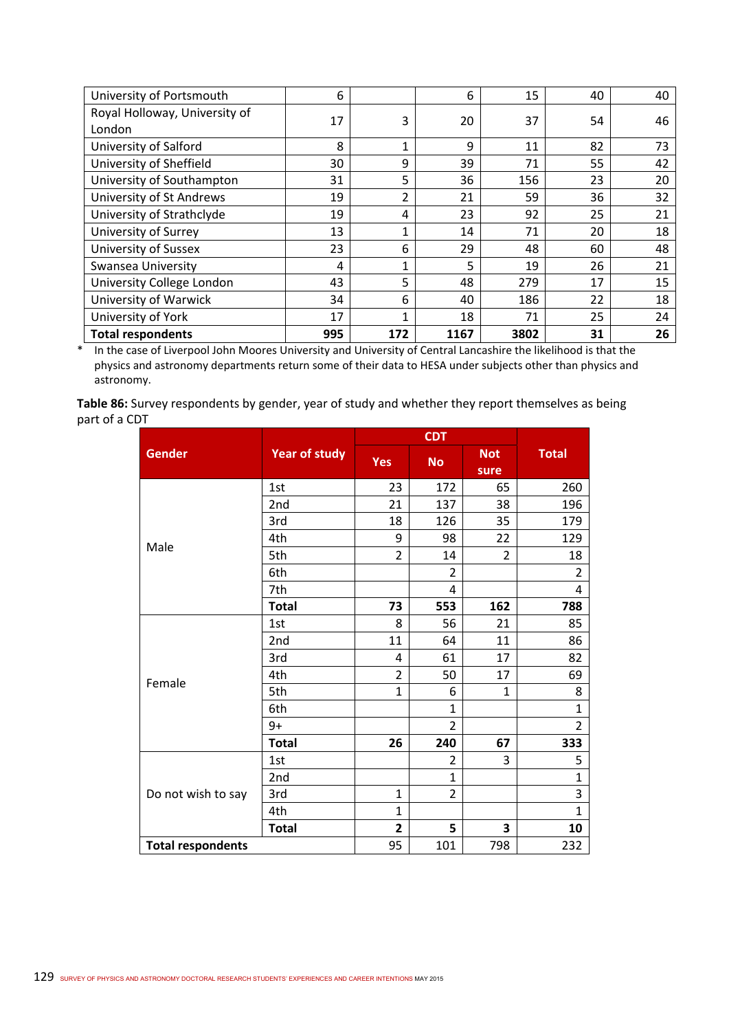| | | | | | | |
|---|---|---|---|---|---|---|
| University of Portsmouth | 6 | | 6 | 15 | 40 | 40 |
| Royal Holloway, University of London | 17 | 3 | 20 | 37 | 54 | 46 |
| University of Salford | 8 | 1 | 9 | 11 | 82 | 73 |
| University of Sheffield | 30 | 9 | 39 | 71 | 55 | 42 |
| University of Southampton | 31 | 5 | 36 | 156 | 23 | 20 |
| University of St Andrews | 19 | 2 | 21 | 59 | 36 | 32 |
| University of Strathclyde | 19 | 4 | 23 | 92 | 25 | 21 |
| University of Surrey | 13 | 1 | 14 | 71 | 20 | 18 |
| University of Sussex | 23 | 6 | 29 | 48 | 60 | 48 |
| Swansea University | 4 | 1 | 5 | 19 | 26 | 21 |
| University College London | 43 | 5 | 48 | 279 | 17 | 15 |
| University of Warwick | 34 | 6 | 40 | 186 | 22 | 18 |
| University of York | 17 | 1 | 18 | 71 | 25 | 24 |
| **Total respondents** | **995** | **172** | **1167** | **3802** | **31** | **26** |

\* In the case of Liverpool John Moores University and University of Central Lancashire the likelihood is that the physics and astronomy departments return some of their data to HESA under subjects other than physics and astronomy.

**Table 86:** Survey respondents by gender, year of study and whether they report themselves as being part of a CDT

| Gender | Year of study | CDT | | | Total |
|---|---|---|---|---|---|
| | | Yes | No | Not sure | |
| Male | 1st | 23 | 172 | 65 | 260 |
| | 2nd | 21 | 137 | 38 | 196 |
| | 3rd | 18 | 126 | 35 | 179 |
| | 4th | 9 | 98 | 22 | 129 |
| | 5th | 2 | 14 | 2 | 18 |
| | 6th | | 2 | | 2 |
| | 7th | | 4 | | 4 |
| | **Total** | **73** | **553** | **162** | **788** |
| Female | 1st | 8 | 56 | 21 | 85 |
| | 2nd | 11 | 64 | 11 | 86 |
| | 3rd | 4 | 61 | 17 | 82 |
| | 4th | 2 | 50 | 17 | 69 |
| | 5th | 1 | 6 | 1 | 8 |
| | 6th | | 1 | | 1 |
| | 9+ | | 2 | | 2 |
| | **Total** | **26** | **240** | **67** | **333** |
| Do not wish to say | 1st | | 2 | 3 | 5 |
| | 2nd | | 1 | | 1 |
| | 3rd | 1 | 2 | | 3 |
| | 4th | 1 | | | 1 |
| | **Total** | **2** | **5** | **3** | **10** |
| **Total respondents** | | 95 | 101 | 798 | 232 |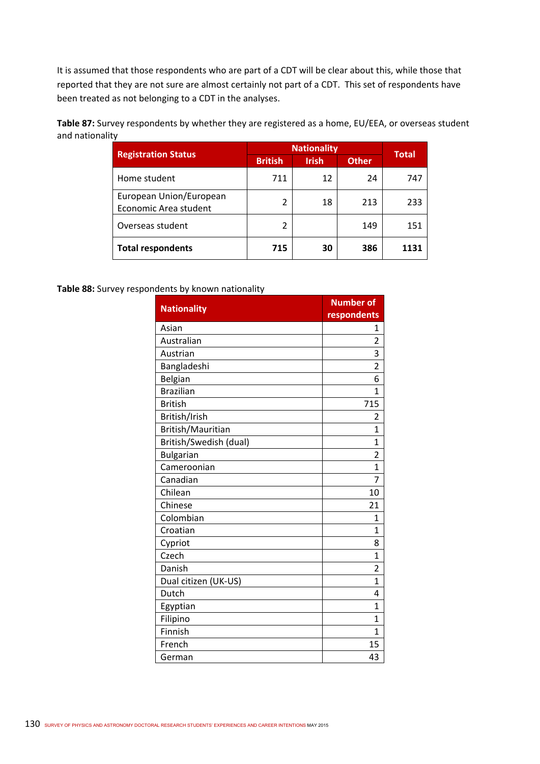It is assumed that those respondents who are part of a CDT will be clear about this, while those that reported that they are not sure are almost certainly not part of a CDT. This set of respondents have been treated as not belonging to a CDT in the analyses.

**Table 87:** Survey respondents by whether they are registered as a home, EU/EEA, or overseas student and nationality

| Registration Status | Nationality | | | Total |
|---|---|---|---|---|
| | British | Irish | Other | |
| Home student | 711 | 12 | 24 | 747 |
| European Union/European Economic Area student | 2 | 18 | 213 | 233 |
| Overseas student | 2 | | 149 | 151 |
| **Total respondents** | **715** | **30** | **386** | **1131** |

**Table 88:** Survey respondents by known nationality

| Nationality | Number of respondents |
|---|---|
| Asian | 1 |
| Australian | 2 |
| Austrian | 3 |
| Bangladeshi | 2 |
| Belgian | 6 |
| Brazilian | 1 |
| British | 715 |
| British/Irish | 2 |
| British/Mauritian | 1 |
| British/Swedish (dual) | 1 |
| Bulgarian | 2 |
| Cameroonian | 1 |
| Canadian | 7 |
| Chilean | 10 |
| Chinese | 21 |
| Colombian | 1 |
| Croatian | 1 |
| Cypriot | 8 |
| Czech | 1 |
| Danish | 2 |
| Dual citizen (UK-US) | 1 |
| Dutch | 4 |
| Egyptian | 1 |
| Filipino | 1 |
| Finnish | 1 |
| French | 15 |
| German | 43 |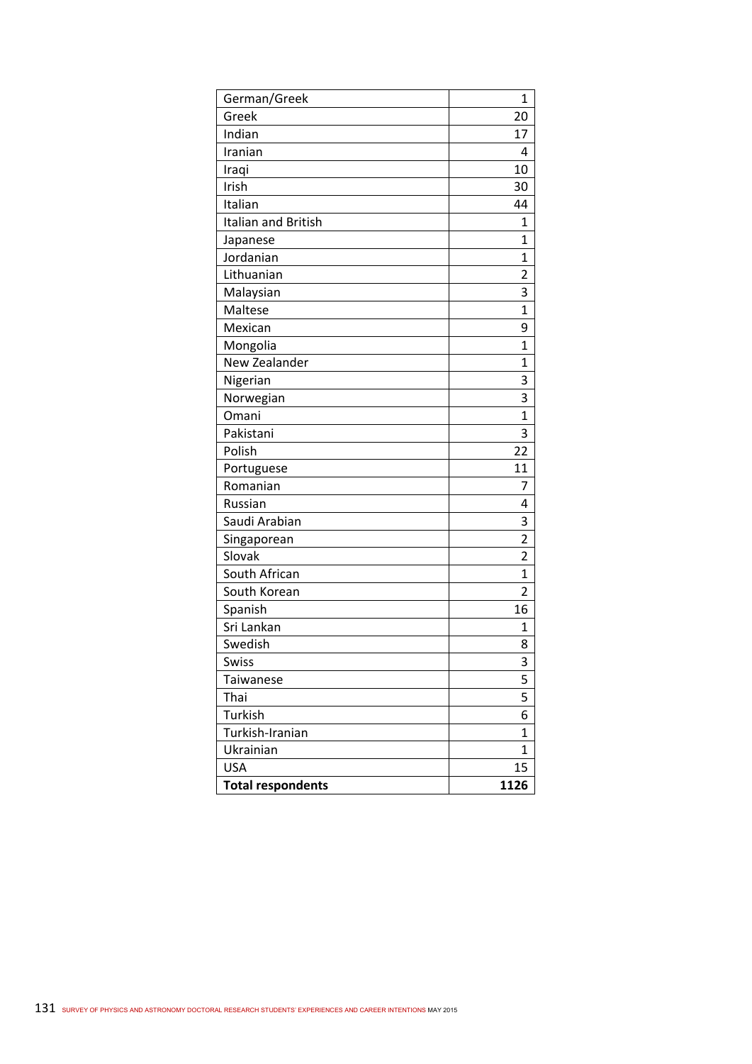| German/Greek | 1 |
|---|---|
| Greek | 20 |
| Indian | 17 |
| Iranian | 4 |
| Iraqi | 10 |
| Irish | 30 |
| Italian | 44 |
| Italian and British | 1 |
| Japanese | 1 |
| Jordanian | 1 |
| Lithuanian | 2 |
| Malaysian | 3 |
| Maltese | 1 |
| Mexican | 9 |
| Mongolia | 1 |
| New Zealander | 1 |
| Nigerian | 3 |
| Norwegian | 3 |
| Omani | 1 |
| Pakistani | 3 |
| Polish | 22 |
| Portuguese | 11 |
| Romanian | 7 |
| Russian | 4 |
| Saudi Arabian | 3 |
| Singaporean | 2 |
| Slovak | 2 |
| South African | 1 |
| South Korean | 2 |
| Spanish | 16 |
| Sri Lankan | 1 |
| Swedish | 8 |
| Swiss | 3 |
| Taiwanese | 5 |
| Thai | 5 |
| Turkish | 6 |
| Turkish-Iranian | 1 |
| Ukrainian | 1 |
| USA | 15 |
| **Total respondents** | **1126** |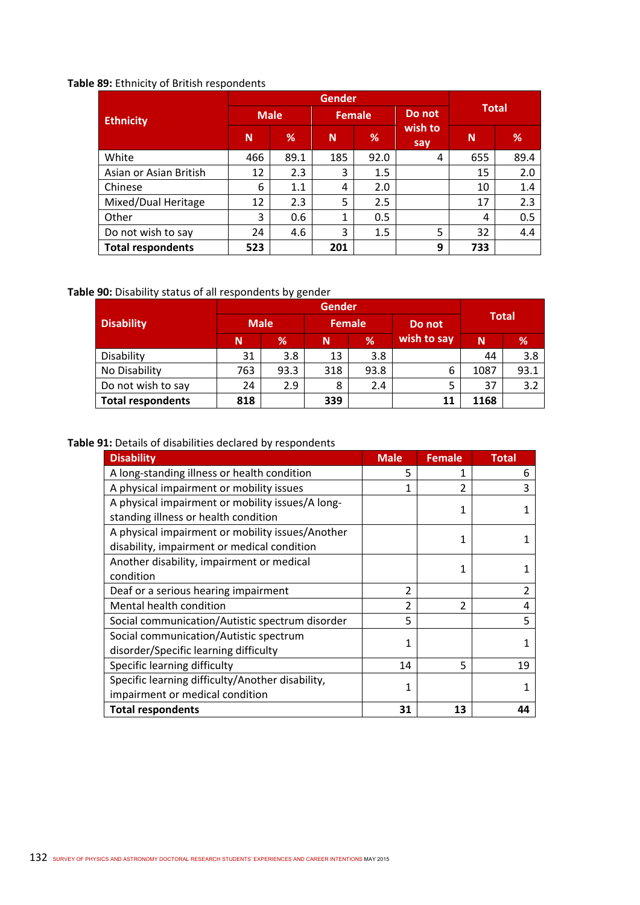**Table 89:** Ethnicity of British respondents

| Ethnicity | Gender | | | | | Total | |
|---|---|---|---|---|---|---|---|
| | Male | | Female | | Do not wish to say | | |
| | N | % | N | % | | N | % |
| White | 466 | 89.1 | 185 | 92.0 | 4 | 655 | 89.4 |
| Asian or Asian British | 12 | 2.3 | 3 | 1.5 | | 15 | 2.0 |
| Chinese | 6 | 1.1 | 4 | 2.0 | | 10 | 1.4 |
| Mixed/Dual Heritage | 12 | 2.3 | 5 | 2.5 | | 17 | 2.3 |
| Other | 3 | 0.6 | 1 | 0.5 | | 4 | 0.5 |
| Do not wish to say | 24 | 4.6 | 3 | 1.5 | 5 | 32 | 4.4 |
| **Total respondents** | **523** | | **201** | | **9** | **733** | |

**Table 90:** Disability status of all respondents by gender

| Disability | Gender | | | | | Total | |
|---|---|---|---|---|---|---|---|
| | Male | | Female | | Do not wish to say | | |
| | N | % | N | % | | N | % |
| Disability | 31 | 3.8 | 13 | 3.8 | | 44 | 3.8 |
| No Disability | 763 | 93.3 | 318 | 93.8 | 6 | 1087 | 93.1 |
| Do not wish to say | 24 | 2.9 | 8 | 2.4 | 5 | 37 | 3.2 |
| **Total respondents** | **818** | | **339** | | **11** | **1168** | |

**Table 91:** Details of disabilities declared by respondents

| Disability | Male | Female | Total |
|---|---|---|---|
| A long-standing illness or health condition | 5 | 1 | 6 |
| A physical impairment or mobility issues | 1 | 2 | 3 |
| A physical impairment or mobility issues/A long-standing illness or health condition | | 1 | 1 |
| A physical impairment or mobility issues/Another disability, impairment or medical condition | | 1 | 1 |
| Another disability, impairment or medical condition | | 1 | 1 |
| Deaf or a serious hearing impairment | 2 | | 2 |
| Mental health condition | 2 | 2 | 4 |
| Social communication/Autistic spectrum disorder | 5 | | 5 |
| Social communication/Autistic spectrum disorder/Specific learning difficulty | 1 | | 1 |
| Specific learning difficulty | 14 | 5 | 19 |
| Specific learning difficulty/Another disability, impairment or medical condition | 1 | | 1 |
| **Total respondents** | **31** | **13** | **44** |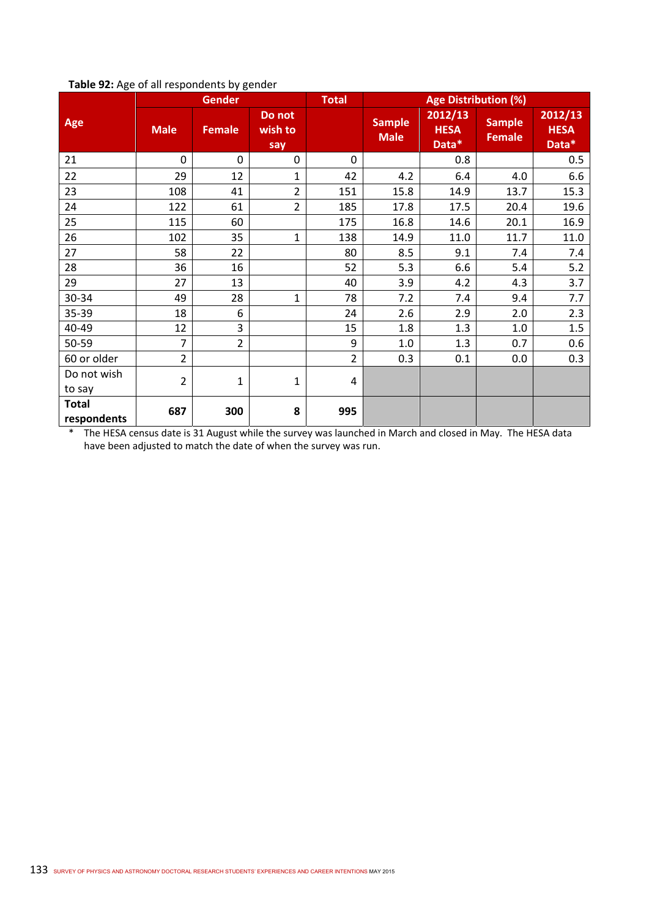**Table 92:** Age of all respondents by gender

| Age | Gender | | | Total | Age Distribution (%) | | | |
|---|---|---|---|---|---|---|---|---|
| | Male | Female | Do not wish to say | | Sample Male | 2012/13 HESA Data* | Sample Female | 2012/13 HESA Data* |
| 21 | 0 | 0 | 0 | 0 | | 0.8 | | 0.5 |
| 22 | 29 | 12 | 1 | 42 | 4.2 | 6.4 | 4.0 | 6.6 |
| 23 | 108 | 41 | 2 | 151 | 15.8 | 14.9 | 13.7 | 15.3 |
| 24 | 122 | 61 | 2 | 185 | 17.8 | 17.5 | 20.4 | 19.6 |
| 25 | 115 | 60 | | 175 | 16.8 | 14.6 | 20.1 | 16.9 |
| 26 | 102 | 35 | 1 | 138 | 14.9 | 11.0 | 11.7 | 11.0 |
| 27 | 58 | 22 | | 80 | 8.5 | 9.1 | 7.4 | 7.4 |
| 28 | 36 | 16 | | 52 | 5.3 | 6.6 | 5.4 | 5.2 |
| 29 | 27 | 13 | | 40 | 3.9 | 4.2 | 4.3 | 3.7 |
| 30-34 | 49 | 28 | 1 | 78 | 7.2 | 7.4 | 9.4 | 7.7 |
| 35-39 | 18 | 6 | | 24 | 2.6 | 2.9 | 2.0 | 2.3 |
| 40-49 | 12 | 3 | | 15 | 1.8 | 1.3 | 1.0 | 1.5 |
| 50-59 | 7 | 2 | | 9 | 1.0 | 1.3 | 0.7 | 0.6 |
| 60 or older | 2 | | | 2 | 0.3 | 0.1 | 0.0 | 0.3 |
| Do not wish to say | 2 | 1 | 1 | 4 | | | | |
| **Total respondents** | **687** | **300** | **8** | **995** | | | | |

\* The HESA census date is 31 August while the survey was launched in March and closed in May. The HESA data have been adjusted to match the date of when the survey was run.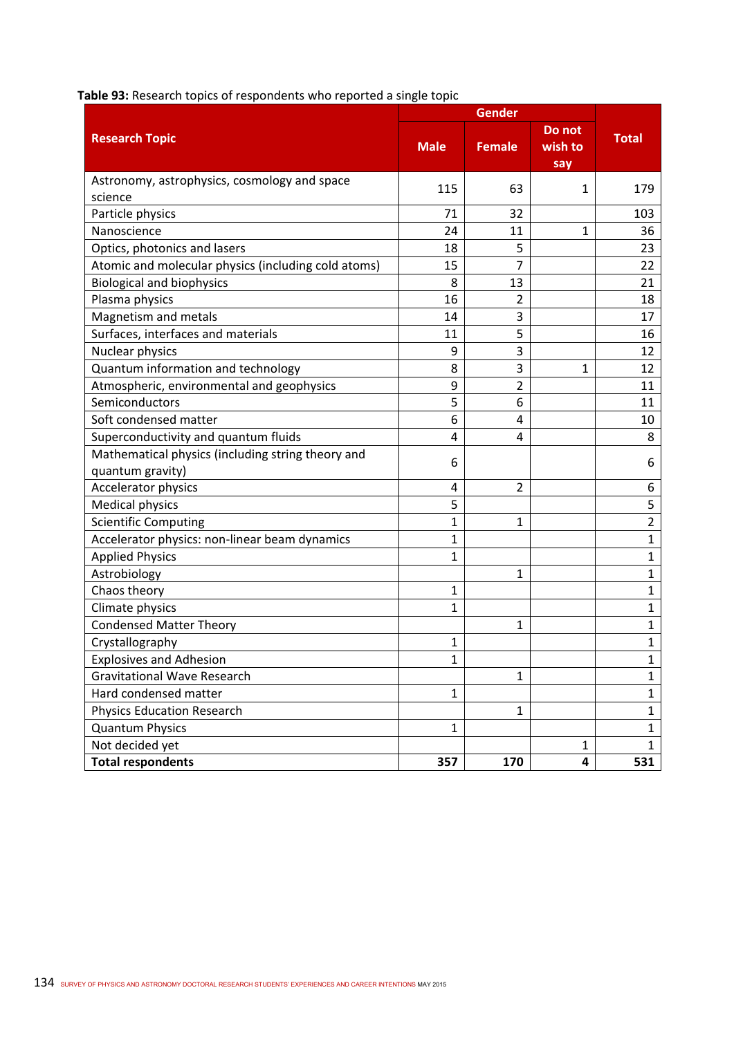**Table 93:** Research topics of respondents who reported a single topic

| Research Topic | Gender | | | Total |
|---|---|---|---|---|
| | Male | Female | Do not wish to say | |
| Astronomy, astrophysics, cosmology and space science | 115 | 63 | 1 | 179 |
| Particle physics | 71 | 32 | | 103 |
| Nanoscience | 24 | 11 | 1 | 36 |
| Optics, photonics and lasers | 18 | 5 | | 23 |
| Atomic and molecular physics (including cold atoms) | 15 | 7 | | 22 |
| Biological and biophysics | 8 | 13 | | 21 |
| Plasma physics | 16 | 2 | | 18 |
| Magnetism and metals | 14 | 3 | | 17 |
| Surfaces, interfaces and materials | 11 | 5 | | 16 |
| Nuclear physics | 9 | 3 | | 12 |
| Quantum information and technology | 8 | 3 | 1 | 12 |
| Atmospheric, environmental and geophysics | 9 | 2 | | 11 |
| Semiconductors | 5 | 6 | | 11 |
| Soft condensed matter | 6 | 4 | | 10 |
| Superconductivity and quantum fluids | 4 | 4 | | 8 |
| Mathematical physics (including string theory and quantum gravity) | 6 | | | 6 |
| Accelerator physics | 4 | 2 | | 6 |
| Medical physics | 5 | | | 5 |
| Scientific Computing | 1 | 1 | | 2 |
| Accelerator physics: non-linear beam dynamics | 1 | | | 1 |
| Applied Physics | 1 | | | 1 |
| Astrobiology | | 1 | | 1 |
| Chaos theory | 1 | | | 1 |
| Climate physics | 1 | | | 1 |
| Condensed Matter Theory | | 1 | | 1 |
| Crystallography | 1 | | | 1 |
| Explosives and Adhesion | 1 | | | 1 |
| Gravitational Wave Research | | 1 | | 1 |
| Hard condensed matter | 1 | | | 1 |
| Physics Education Research | | 1 | | 1 |
| Quantum Physics | 1 | | | 1 |
| Not decided yet | | | 1 | 1 |
| **Total respondents** | **357** | **170** | **4** | **531** |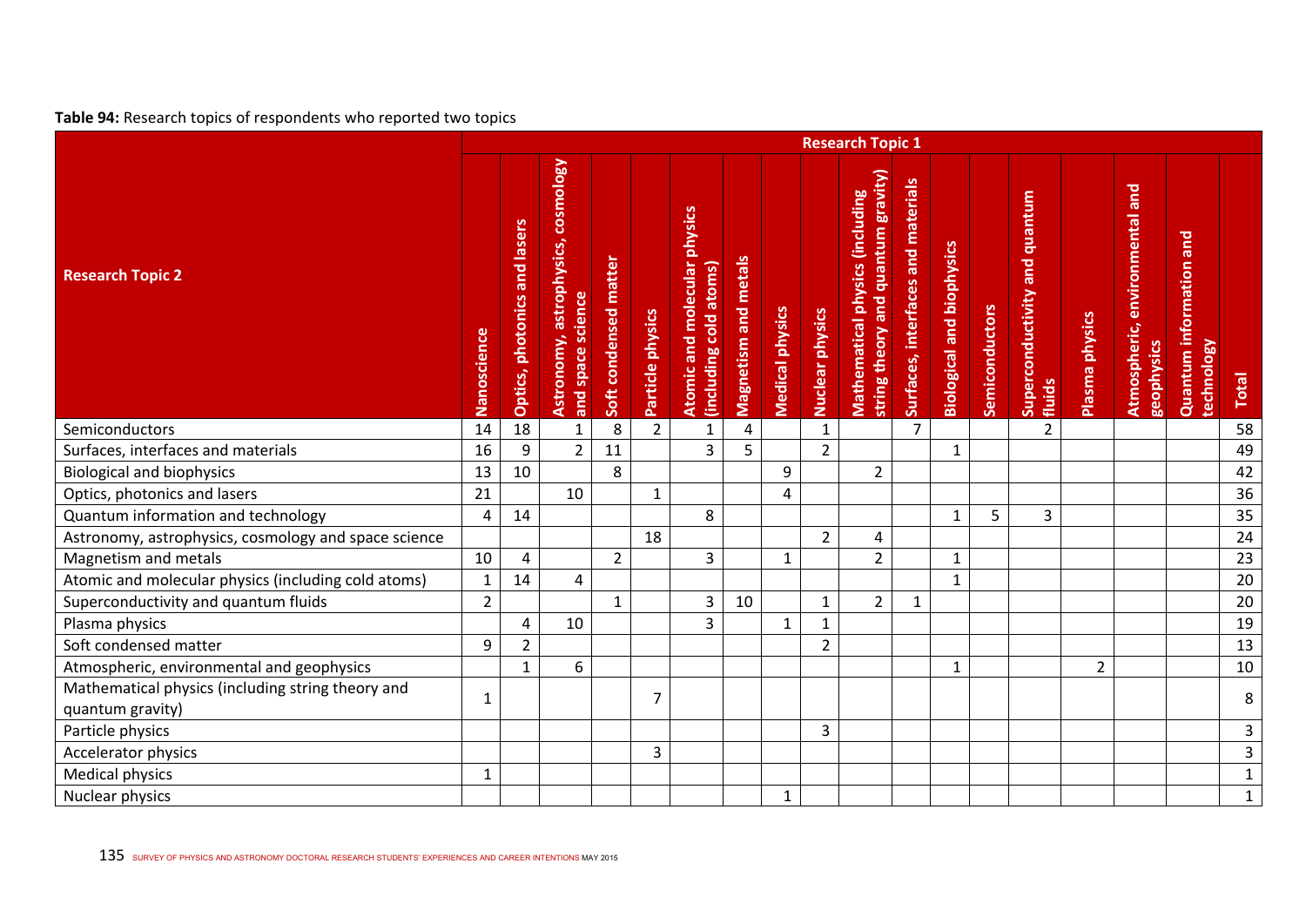**Table 94:** Research topics of respondents who reported two topics

| Research Topic 2 | Research Topic 1 | | | | | | | | | | | | | | | | | |
|---|---|---|---|---|---|---|---|---|---|---|---|---|---|---|---|---|---|---|
| | Nanoscience | Optics, photonics and lasers | Astronomy, astrophysics, cosmology and space science | Soft condensed matter | Particle physics | Atomic and molecular physics (including cold atoms) | Magnetism and metals | Medical physics | Nuclear physics | Mathematical physics (including string theory and quantum gravity) | Surfaces, interfaces and materials | Biological and biophysics | Semiconductors | Superconductivity and quantum fluids | Plasma physics | Atmospheric, environmental and geophysics | Quantum information and technology | Total |
| Semiconductors | 14 | 18 | 1 | 8 | 2 | 1 | 4 | | 1 | | 7 | | | 2 | | | | 58 |
| Surfaces, interfaces and materials | 16 | 9 | 2 | 11 | | 3 | 5 | | 2 | | | 1 | | | | | | 49 |
| Biological and biophysics | 13 | 10 | | 8 | | | | 9 | | 2 | | | | | | | | 42 |
| Optics, photonics and lasers | 21 | | 10 | | 1 | | | 4 | | | | | | | | | | 36 |
| Quantum information and technology | 4 | 14 | | | | 8 | | | | | | 1 | 5 | 3 | | | | 35 |
| Astronomy, astrophysics, cosmology and space science | | | | | 18 | | | | 2 | 4 | | | | | | | | 24 |
| Magnetism and metals | 10 | 4 | | 2 | | 3 | | 1 | | 2 | | 1 | | | | | | 23 |
| Atomic and molecular physics (including cold atoms) | 1 | 14 | 4 | | | | | | | | | 1 | | | | | | 20 |
| Superconductivity and quantum fluids | 2 | | | 1 | | 3 | 10 | | 1 | 2 | 1 | | | | | | | 20 |
| Plasma physics | | 4 | 10 | | | 3 | | 1 | 1 | | | | | | | | | 19 |
| Soft condensed matter | 9 | 2 | | | | | | | 2 | | | | | | | | | 13 |
| Atmospheric, environmental and geophysics | | 1 | 6 | | | | | | | | | 1 | | | 2 | | | 10 |
| Mathematical physics (including string theory and quantum gravity) | 1 | | | | 7 | | | | | | | | | | | | | 8 |
| Particle physics | | | | | | | | | 3 | | | | | | | | | 3 |
| Accelerator physics | | | | | 3 | | | | | | | | | | | | | 3 |
| Medical physics | 1 | | | | | | | | | | | | | | | | | 1 |
| Nuclear physics | | | | | | | | 1 | | | | | | | | | | 1 |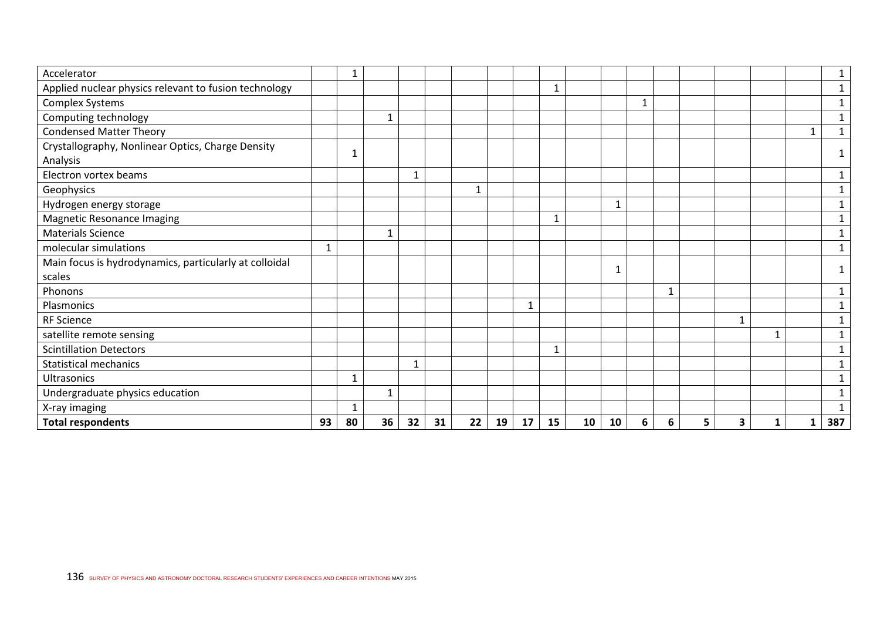| | | | | | | | | | | | | | | | | | | |
|---|---|---|---|---|---|---|---|---|---|---|---|---|---|---|---|---|---|---|
| Accelerator | | 1 | | | | | | | | | | | | | | | | 1 |
| Applied nuclear physics relevant to fusion technology | | | | | | | | | 1 | | | | | | | | | 1 |
| Complex Systems | | | | | | | | | | | | 1 | | | | | | 1 |
| Computing technology | | | 1 | | | | | | | | | | | | | | | 1 |
| Condensed Matter Theory | | | | | | | | | | | | | | | | | 1 | 1 |
| Crystallography, Nonlinear Optics, Charge Density Analysis | | 1 | | | | | | | | | | | | | | | | 1 |
| Electron vortex beams | | | | 1 | | | | | | | | | | | | | | 1 |
| Geophysics | | | | | | 1 | | | | | | | | | | | | 1 |
| Hydrogen energy storage | | | | | | | | | | | 1 | | | | | | | 1 |
| Magnetic Resonance Imaging | | | | | | | | | 1 | | | | | | | | | 1 |
| Materials Science | | | 1 | | | | | | | | | | | | | | | 1 |
| molecular simulations | 1 | | | | | | | | | | | | | | | | | 1 |
| Main focus is hydrodynamics, particularly at colloidal scales | | | | | | | | | | | 1 | | | | | | | 1 |
| Phonons | | | | | | | | | | | | | 1 | | | | | 1 |
| Plasmonics | | | | | | | | 1 | | | | | | | | | | 1 |
| RF Science | | | | | | | | | | | | | | | 1 | | | 1 |
| satellite remote sensing | | | | | | | | | | | | | | | | 1 | | 1 |
| Scintillation Detectors | | | | | | | | | 1 | | | | | | | | | 1 |
| Statistical mechanics | | | | 1 | | | | | | | | | | | | | | 1 |
| Ultrasonics | | 1 | | | | | | | | | | | | | | | | 1 |
| Undergraduate physics education | | | 1 | | | | | | | | | | | | | | | 1 |
| X-ray imaging | | 1 | | | | | | | | | | | | | | | | 1 |
| **Total respondents** | **93** | **80** | **36** | **32** | **31** | **22** | **19** | **17** | **15** | **10** | **10** | **6** | **6** | **5** | **3** | **1** | **1** | **387** |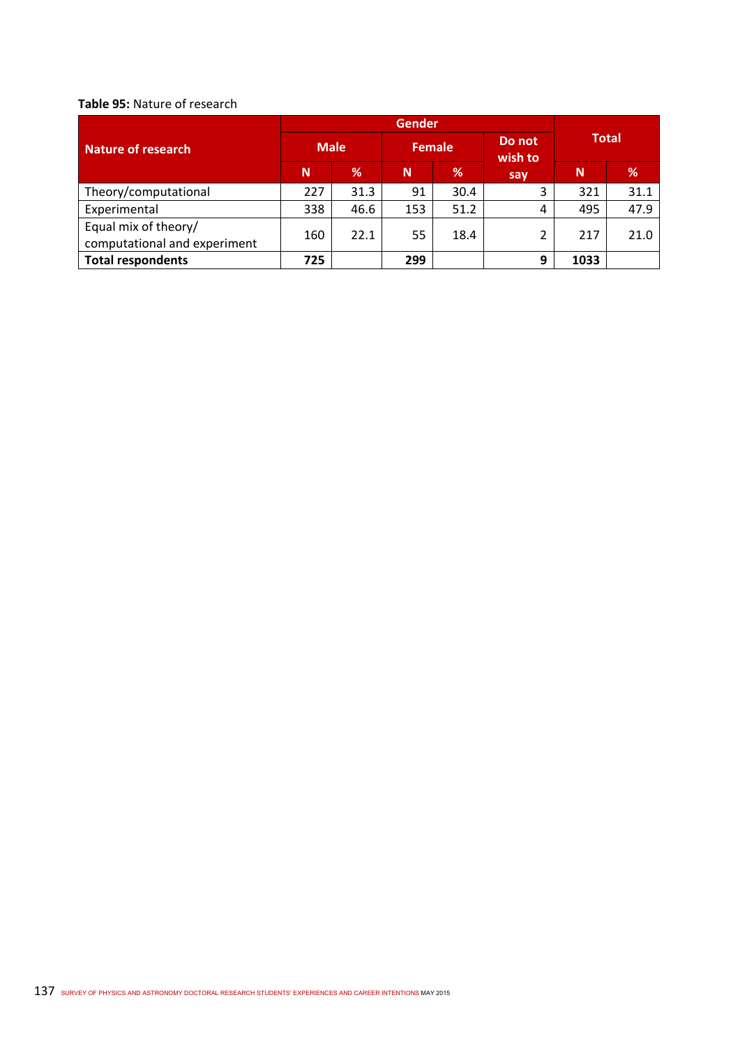**Table 95:** Nature of research

| Nature of research | Gender | | | | | Total | |
|---|---|---|---|---|---|---|---|
| | Male | | Female | | Do not wish to say | | |
| | N | % | N | % | | N | % |
| Theory/computational | 227 | 31.3 | 91 | 30.4 | 3 | 321 | 31.1 |
| Experimental | 338 | 46.6 | 153 | 51.2 | 4 | 495 | 47.9 |
| Equal mix of theory/ computational and experiment | 160 | 22.1 | 55 | 18.4 | 2 | 217 | 21.0 |
| **Total respondents** | **725** | | **299** | | **9** | **1033** | |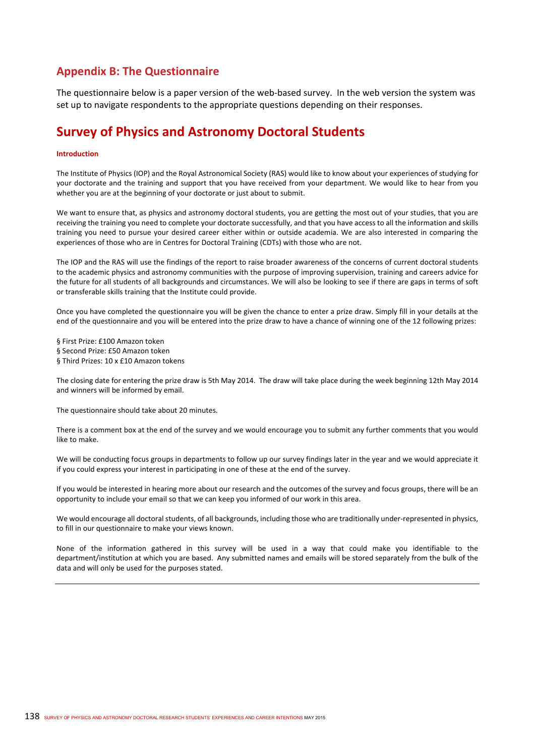## Appendix B: The Questionnaire

The questionnaire below is a paper version of the web-based survey. In the web version the system was set up to navigate respondents to the appropriate questions depending on their responses.

# Survey of Physics and Astronomy Doctoral Students

**Introduction**

The Institute of Physics (IOP) and the Royal Astronomical Society (RAS) would like to know about your experiences of studying for your doctorate and the training and support that you have received from your department. We would like to hear from you whether you are at the beginning of your doctorate or just about to submit.

We want to ensure that, as physics and astronomy doctoral students, you are getting the most out of your studies, that you are receiving the training you need to complete your doctorate successfully, and that you have access to all the information and skills training you need to pursue your desired career either within or outside academia. We are also interested in comparing the experiences of those who are in Centres for Doctoral Training (CDTs) with those who are not.

The IOP and the RAS will use the findings of the report to raise broader awareness of the concerns of current doctoral students to the academic physics and astronomy communities with the purpose of improving supervision, training and careers advice for the future for all students of all backgrounds and circumstances. We will also be looking to see if there are gaps in terms of soft or transferable skills training that the Institute could provide.

Once you have completed the questionnaire you will be given the chance to enter a prize draw. Simply fill in your details at the end of the questionnaire and you will be entered into the prize draw to have a chance of winning one of the 12 following prizes:

§ First Prize: £100 Amazon token
§ Second Prize: £50 Amazon token
§ Third Prizes: 10 x £10 Amazon tokens

The closing date for entering the prize draw is 5th May 2014. The draw will take place during the week beginning 12th May 2014 and winners will be informed by email.

The questionnaire should take about 20 minutes.

There is a comment box at the end of the survey and we would encourage you to submit any further comments that you would like to make.

We will be conducting focus groups in departments to follow up our survey findings later in the year and we would appreciate it if you could express your interest in participating in one of these at the end of the survey.

If you would be interested in hearing more about our research and the outcomes of the survey and focus groups, there will be an opportunity to include your email so that we can keep you informed of our work in this area.

We would encourage all doctoral students, of all backgrounds, including those who are traditionally under-represented in physics, to fill in our questionnaire to make your views known.

None of the information gathered in this survey will be used in a way that could make you identifiable to the department/institution at which you are based. Any submitted names and emails will be stored separately from the bulk of the data and will only be used for the purposes stated.

---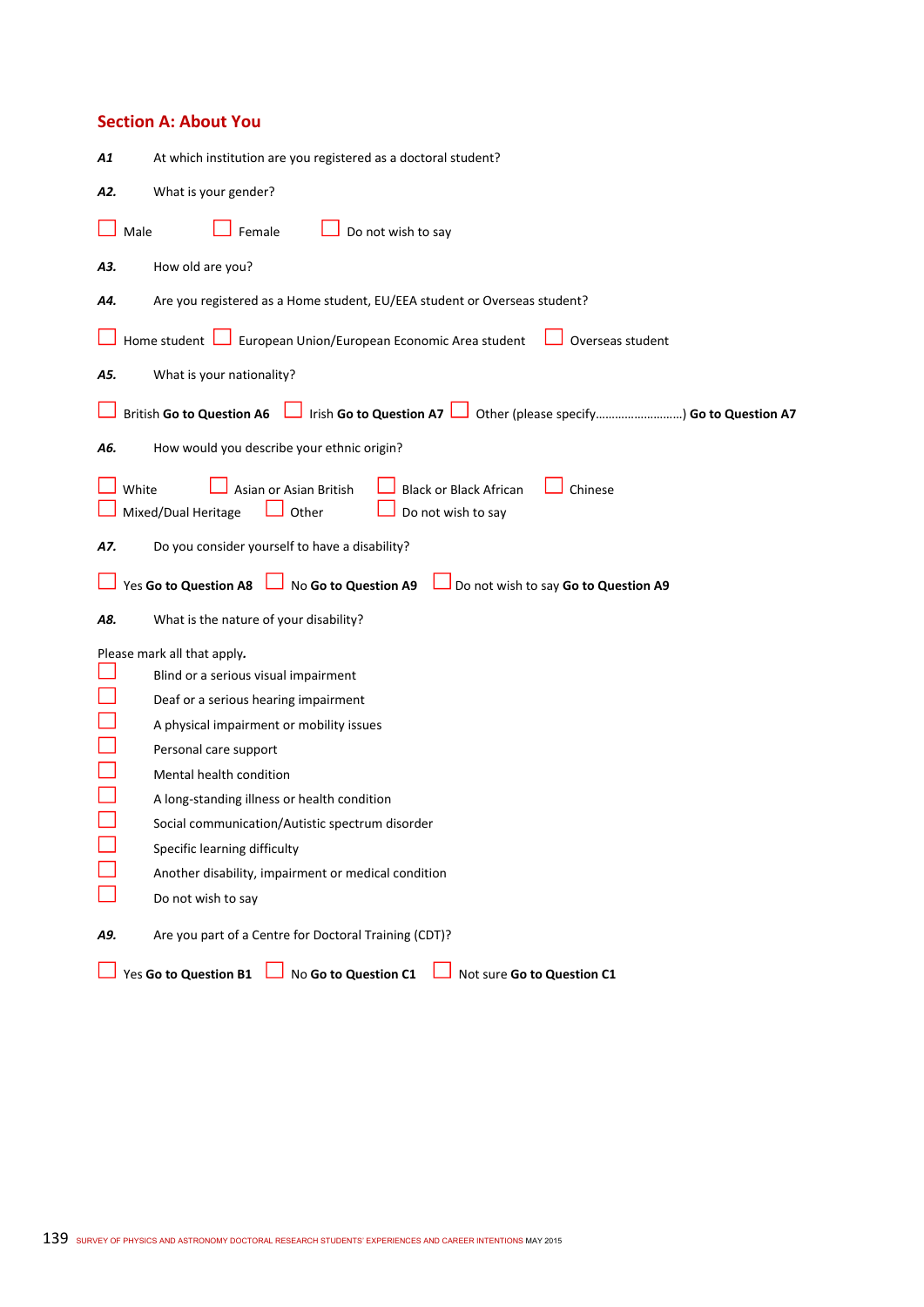## Section A: About You

***A1*** At which institution are you registered as a doctoral student?

***A2.*** What is your gender?

☐ Male ☐ Female ☐ Do not wish to say

***A3.*** How old are you?

***A4.*** Are you registered as a Home student, EU/EEA student or Overseas student?

☐ Home student ☐ European Union/European Economic Area student ☐ Overseas student

***A5.*** What is your nationality?

☐ British **Go to Question A6** ☐ Irish **Go to Question A7** ☐ Other (please specify……………………….) **Go to Question A7**

***A6.*** How would you describe your ethnic origin?

☐ White ☐ Asian or Asian British ☐ Black or Black African ☐ Chinese
☐ Mixed/Dual Heritage ☐ Other ☐ Do not wish to say

***A7.*** Do you consider yourself to have a disability?

☐ Yes **Go to Question A8** ☐ No **Go to Question A9** ☐ Do not wish to say **Go to Question A9**

***A8.*** What is the nature of your disability?

Please mark all that apply**.**

- ☐ Blind or a serious visual impairment
- ☐ Deaf or a serious hearing impairment
- ☐ A physical impairment or mobility issues
- ☐ Personal care support
- ☐ Mental health condition
- ☐ A long-standing illness or health condition
- ☐ Social communication/Autistic spectrum disorder
- ☐ Specific learning difficulty
- ☐ Another disability, impairment or medical condition
- ☐ Do not wish to say

***A9.*** Are you part of a Centre for Doctoral Training (CDT)?

☐ Yes **Go to Question B1** ☐ No **Go to Question C1** ☐ Not sure **Go to Question C1**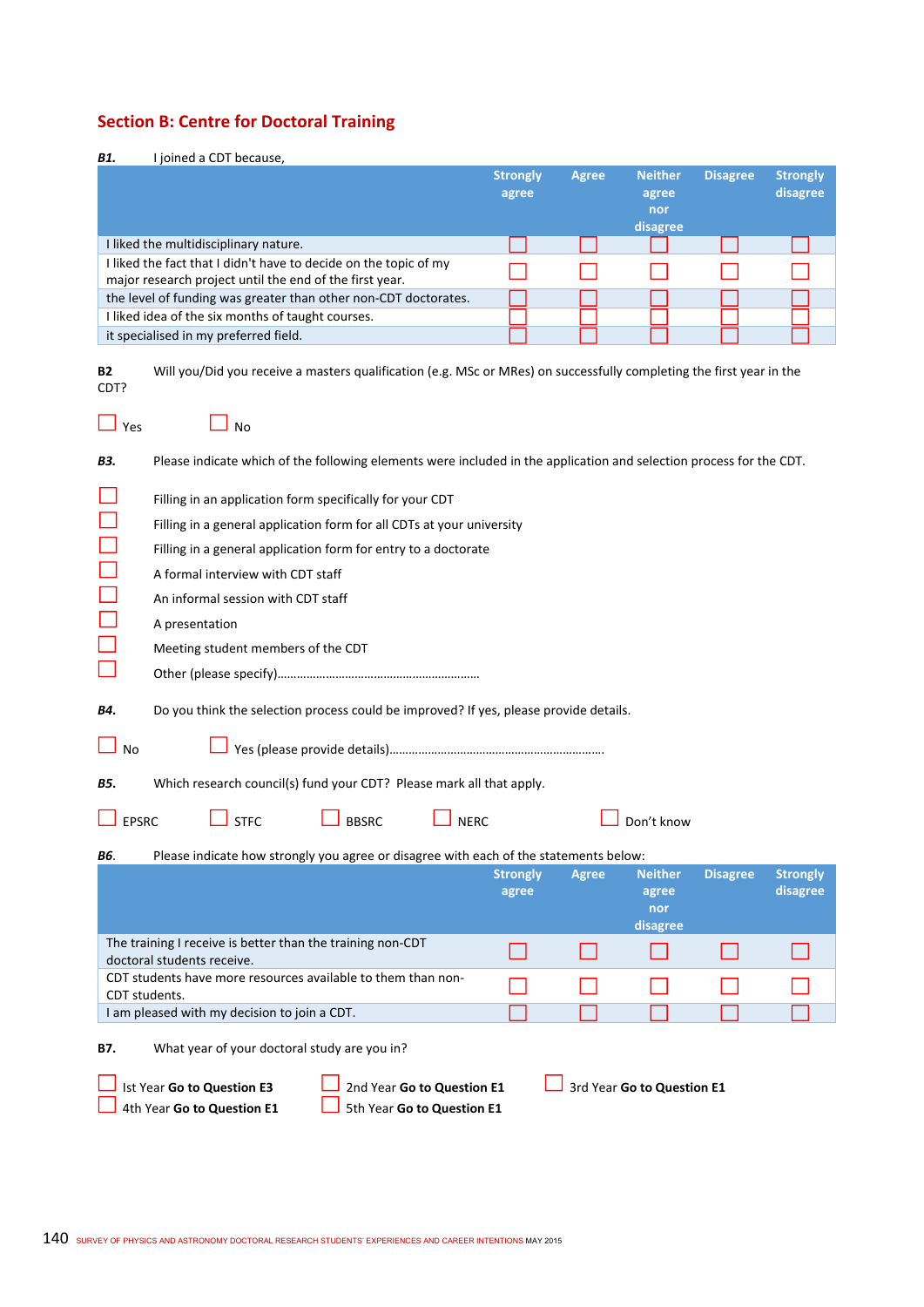## Section B: Centre for Doctoral Training

***B1.*** I joined a CDT because,

| | Strongly agree | Agree | Neither agree nor disagree | Disagree | Strongly disagree |
|---|---|---|---|---|---|
| I liked the multidisciplinary nature. | ☐ | ☐ | ☐ | ☐ | ☐ |
| I liked the fact that I didn't have to decide on the topic of my major research project until the end of the first year. | ☐ | ☐ | ☐ | ☐ | ☐ |
| the level of funding was greater than other non-CDT doctorates. | ☐ | ☐ | ☐ | ☐ | ☐ |
| I liked idea of the six months of taught courses. | ☐ | ☐ | ☐ | ☐ | ☐ |
| it specialised in my preferred field. | ☐ | ☐ | ☐ | ☐ | ☐ |

**B2** Will you/Did you receive a masters qualification (e.g. MSc or MRes) on successfully completing the first year in the CDT?

☐ Yes ☐ No

***B3.*** Please indicate which of the following elements were included in the application and selection process for the CDT.

☐ Filling in an application form specifically for your CDT
☐ Filling in a general application form for all CDTs at your university
☐ Filling in a general application form for entry to a doctorate
☐ A formal interview with CDT staff
☐ An informal session with CDT staff
☐ A presentation
☐ Meeting student members of the CDT
☐ Other (please specify)……………………………………………………..

***B4.*** Do you think the selection process could be improved? If yes, please provide details.

☐ No ☐ Yes (please provide details)…………………………………………………………

***B5.*** Which research council(s) fund your CDT? Please mark all that apply.

☐ EPSRC ☐ STFC ☐ BBSRC ☐ NERC ☐ Don't know

***B6.*** Please indicate how strongly you agree or disagree with each of the statements below:

| | Strongly agree | Agree | Neither agree nor disagree | Disagree | Strongly disagree |
|---|---|---|---|---|---|
| The training I receive is better than the training non-CDT doctoral students receive. | ☐ | ☐ | ☐ | ☐ | ☐ |
| CDT students have more resources available to them than non-CDT students. | ☐ | ☐ | ☐ | ☐ | ☐ |
| I am pleased with my decision to join a CDT. | ☐ | ☐ | ☐ | ☐ | ☐ |

**B7.** What year of your doctoral study are you in?

☐ Ist Year **Go to Question E3** ☐ 2nd Year **Go to Question E1** ☐ 3rd Year **Go to Question E1**
☐ 4th Year **Go to Question E1** ☐ 5th Year **Go to Question E1**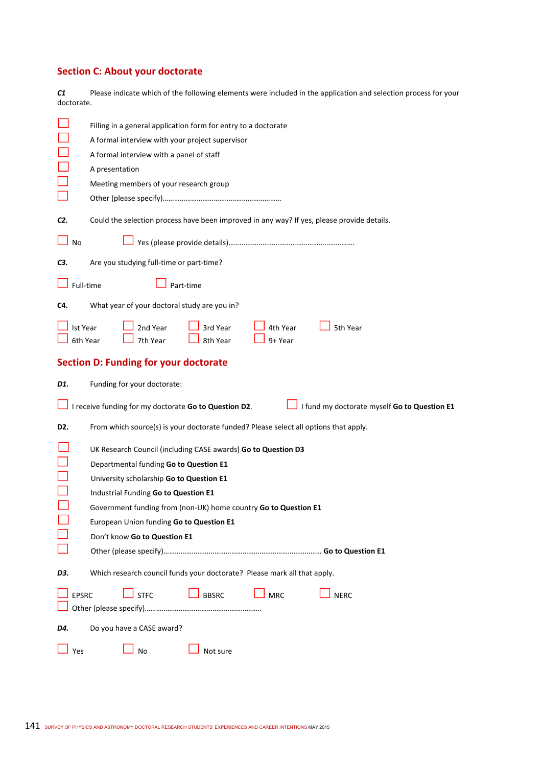## Section C: About your doctorate

***C1*** Please indicate which of the following elements were included in the application and selection process for your doctorate.

- ☐ Filling in a general application form for entry to a doctorate
- ☐ A formal interview with your project supervisor
- ☐ A formal interview with a panel of staff
- ☐ A presentation
- ☐ Meeting members of your research group
- ☐ Other (please specify)……………………………………………………….

***C2.*** Could the selection process have been improved in any way? If yes, please provide details.

☐ No ☐ Yes (please provide details)………………………………………………………….

***C3.*** Are you studying full-time or part-time?

☐ Full-time ☐ Part-time

**C4.** What year of your doctoral study are you in?

☐ Ist Year ☐ 2nd Year ☐ 3rd Year ☐ 4th Year ☐ 5th Year
☐ 6th Year ☐ 7th Year ☐ 8th Year ☐ 9+ Year

## Section D: Funding for your doctorate

***D1.*** Funding for your doctorate:

☐ I receive funding for my doctorate **Go to Question D2**. ☐ I fund my doctorate myself **Go to Question E1**

**D2.** From which source(s) is your doctorate funded? Please select all options that apply.

- ☐ UK Research Council (including CASE awards) **Go to Question D3**
- ☐ Departmental funding **Go to Question E1**
- ☐ University scholarship **Go to Question E1**
- ☐ Industrial Funding **Go to Question E1**
- ☐ Government funding from (non-UK) home country **Go to Question E1**
- ☐ European Union funding **Go to Question E1**
- ☐ Don't know **Go to Question E1**
- ☐ Other (please specify)………………………………………………………………………. **Go to Question E1**

***D3.*** Which research council funds your doctorate? Please mark all that apply.

☐ EPSRC ☐ STFC ☐ BBSRC ☐ MRC ☐ NERC
☐ Other (please specify)……………………………………………………..

***D4.*** Do you have a CASE award?

☐ Yes ☐ No ☐ Not sure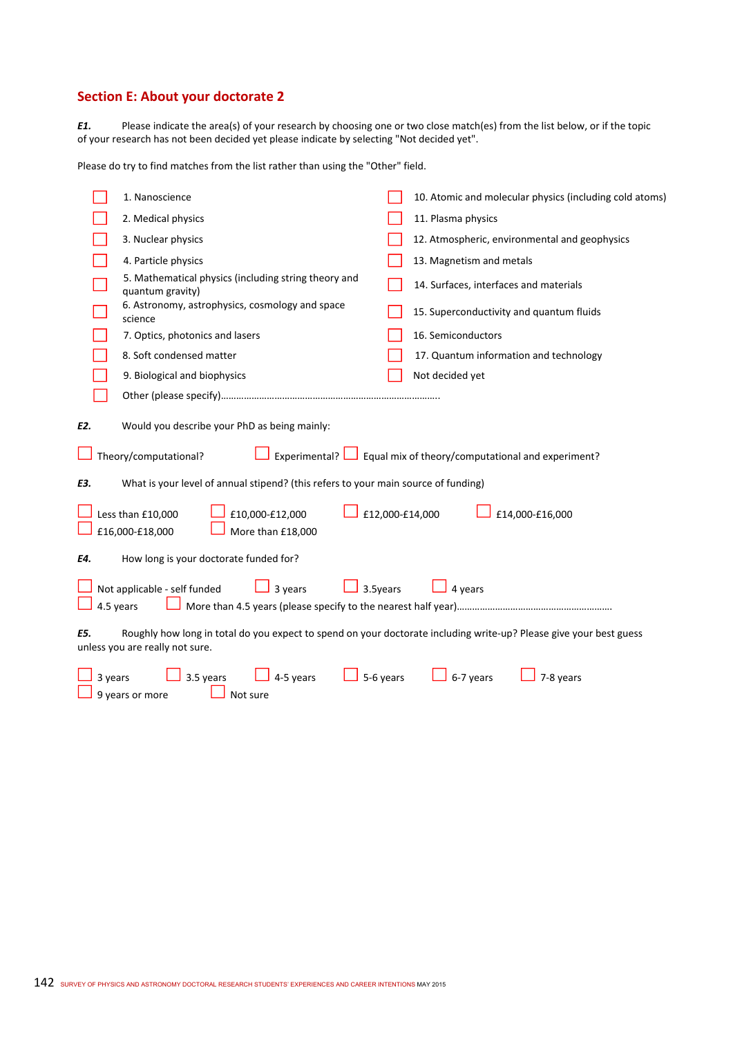## Section E: About your doctorate 2

***E1.*** Please indicate the area(s) of your research by choosing one or two close match(es) from the list below, or if the topic of your research has not been decided yet please indicate by selecting "Not decided yet".

Please do try to find matches from the list rather than using the "Other" field.

- ☐ 1. Nanoscience
- ☐ 2. Medical physics
- ☐ 3. Nuclear physics
- ☐ 4. Particle physics
- ☐ 5. Mathematical physics (including string theory and quantum gravity)
- ☐ 6. Astronomy, astrophysics, cosmology and space science
- ☐ 7. Optics, photonics and lasers
- ☐ 8. Soft condensed matter
- ☐ 9. Biological and biophysics
- ☐ 10. Atomic and molecular physics (including cold atoms)
- ☐ 11. Plasma physics
- ☐ 12. Atmospheric, environmental and geophysics
- ☐ 13. Magnetism and metals
- ☐ 14. Surfaces, interfaces and materials
- ☐ 15. Superconductivity and quantum fluids
- ☐ 16. Semiconductors
- ☐ 17. Quantum information and technology
- ☐ Not decided yet
- ☐ Other (please specify)…………………………………………………………………………..

***E2.*** Would you describe your PhD as being mainly:

☐ Theory/computational? ☐ Experimental? ☐ Equal mix of theory/computational and experiment?

***E3.*** What is your level of annual stipend? (this refers to your main source of funding)

☐ Less than £10,000 ☐ £10,000-£12,000 ☐ £12,000-£14,000 ☐ £14,000-£16,000
☐ £16,000-£18,000 ☐ More than £18,000

***E4.*** How long is your doctorate funded for?

☐ Not applicable - self funded ☐ 3 years ☐ 3.5years ☐ 4 years
☐ 4.5 years ☐ More than 4.5 years (please specify to the nearest half year)……………………………………………………

***E5.*** Roughly how long in total do you expect to spend on your doctorate including write-up? Please give your best guess unless you are really not sure.

☐ 3 years ☐ 3.5 years ☐ 4-5 years ☐ 5-6 years ☐ 6-7 years ☐ 7-8 years
☐ 9 years or more ☐ Not sure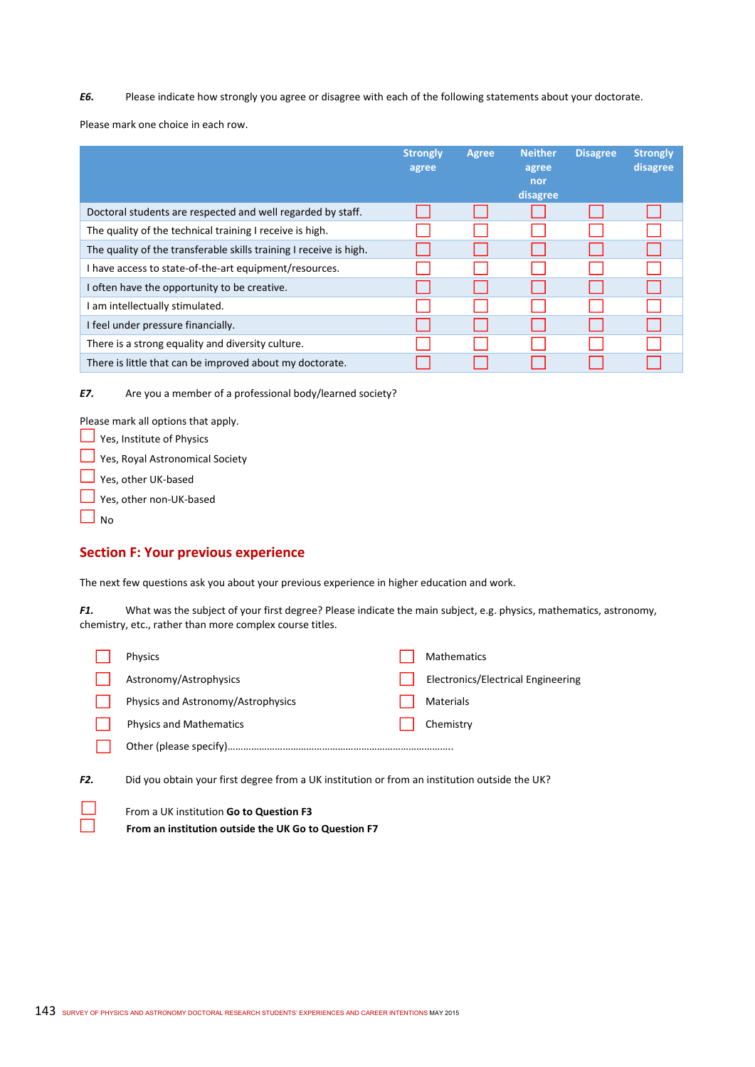***E6.*** Please indicate how strongly you agree or disagree with each of the following statements about your doctorate.

Please mark one choice in each row.

| | Strongly agree | Agree | Neither agree nor disagree | Disagree | Strongly disagree |
|---|---|---|---|---|---|
| Doctoral students are respected and well regarded by staff. | ☐ | ☐ | ☐ | ☐ | ☐ |
| The quality of the technical training I receive is high. | ☐ | ☐ | ☐ | ☐ | ☐ |
| The quality of the transferable skills training I receive is high. | ☐ | ☐ | ☐ | ☐ | ☐ |
| I have access to state-of-the-art equipment/resources. | ☐ | ☐ | ☐ | ☐ | ☐ |
| I often have the opportunity to be creative. | ☐ | ☐ | ☐ | ☐ | ☐ |
| I am intellectually stimulated. | ☐ | ☐ | ☐ | ☐ | ☐ |
| I feel under pressure financially. | ☐ | ☐ | ☐ | ☐ | ☐ |
| There is a strong equality and diversity culture. | ☐ | ☐ | ☐ | ☐ | ☐ |
| There is little that can be improved about my doctorate. | ☐ | ☐ | ☐ | ☐ | ☐ |

***E7.*** Are you a member of a professional body/learned society?

Please mark all options that apply.

☐ Yes, Institute of Physics
☐ Yes, Royal Astronomical Society
☐ Yes, other UK-based
☐ Yes, other non-UK-based
☐ No

## Section F: Your previous experience

The next few questions ask you about your previous experience in higher education and work.

***F1.*** What was the subject of your first degree? Please indicate the main subject, e.g. physics, mathematics, astronomy, chemistry, etc., rather than more complex course titles.

☐ Physics
☐ Astronomy/Astrophysics
☐ Physics and Astronomy/Astrophysics
☐ Physics and Mathematics
☐ Mathematics
☐ Electronics/Electrical Engineering
☐ Materials
☐ Chemistry
☐ Other (please specify)…………………………………………………………………………

***F2.*** Did you obtain your first degree from a UK institution or from an institution outside the UK?

☐ From a UK institution **Go to Question F3**
☐ **From an institution outside the UK Go to Question F7**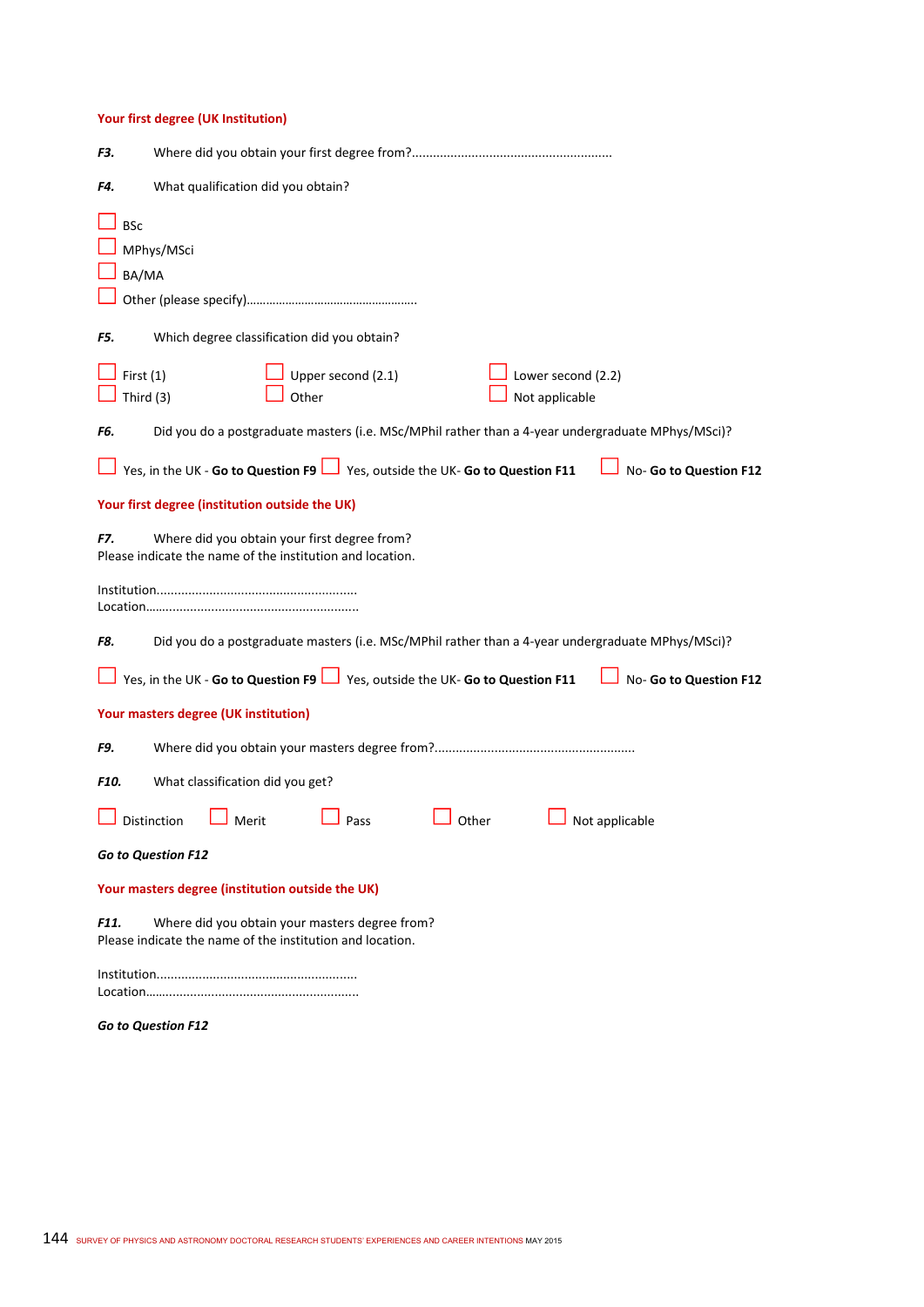## Your first degree (UK Institution)

***F3.*** Where did you obtain your first degree from?..........................................................

***F4.*** What qualification did you obtain?

- ☐ BSc
- ☐ MPhys/MSci
- ☐ BA/MA
- ☐ Other (please specify)…………………………………………….

***F5.*** Which degree classification did you obtain?

☐ First (1) ☐ Upper second (2.1) ☐ Lower second (2.2)
☐ Third (3) ☐ Other ☐ Not applicable

***F6.*** Did you do a postgraduate masters (i.e. MSc/MPhil rather than a 4-year undergraduate MPhys/MSci)?

☐ Yes, in the UK - **Go to Question F9** ☐ Yes, outside the UK- **Go to Question F11** ☐ No- **Go to Question F12**

## Your first degree (institution outside the UK)

***F7.*** Where did you obtain your first degree from?
Please indicate the name of the institution and location.

Institution.........................................................
Location…………………………………………………….

***F8.*** Did you do a postgraduate masters (i.e. MSc/MPhil rather than a 4-year undergraduate MPhys/MSci)?

☐ Yes, in the UK - **Go to Question F9** ☐ Yes, outside the UK- **Go to Question F11** ☐ No- **Go to Question F12**

## Your masters degree (UK institution)

***F9.*** Where did you obtain your masters degree from?..........................................................

***F10.*** What classification did you get?

☐ Distinction ☐ Merit ☐ Pass ☐ Other ☐ Not applicable

***Go to Question F12***

## Your masters degree (institution outside the UK)

***F11.*** Where did you obtain your masters degree from?
Please indicate the name of the institution and location.

Institution.........................................................
Location…………………………………………………….

***Go to Question F12***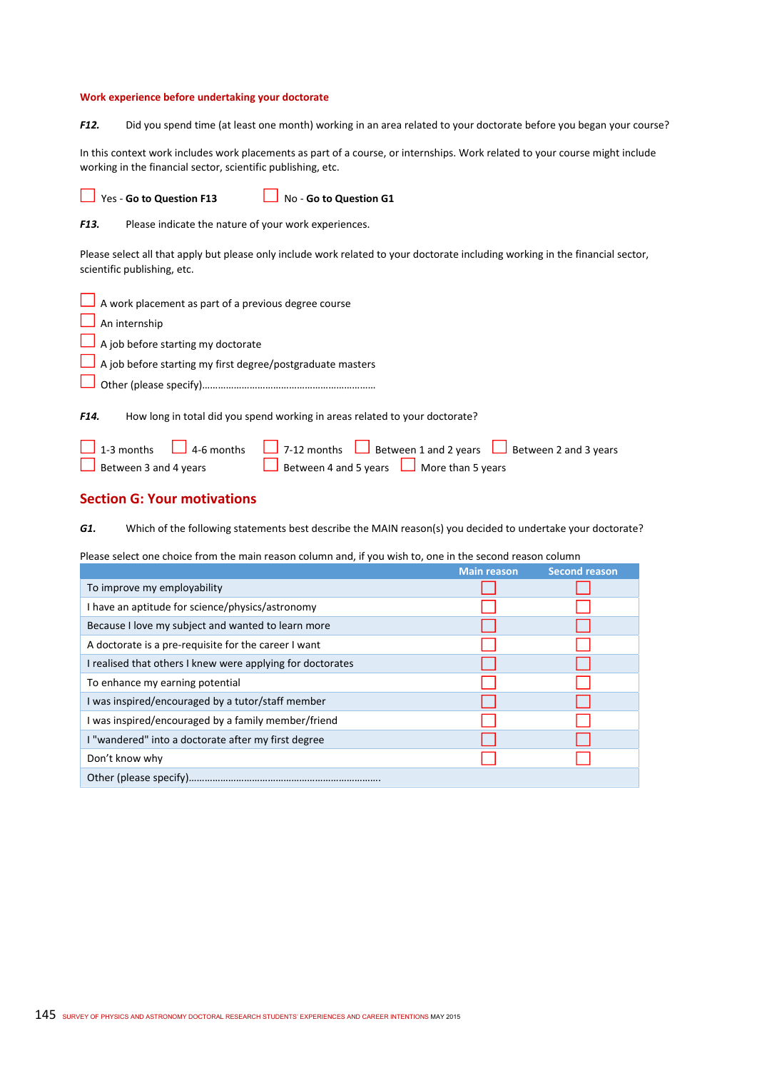**Work experience before undertaking your doctorate**

***F12.*** Did you spend time (at least one month) working in an area related to your doctorate before you began your course?

In this context work includes work placements as part of a course, or internships. Work related to your course might include working in the financial sector, scientific publishing, etc.

☐ Yes - **Go to Question F13**  ☐ No - **Go to Question G1**

***F13.*** Please indicate the nature of your work experiences.

Please select all that apply but please only include work related to your doctorate including working in the financial sector, scientific publishing, etc.

☐ A work placement as part of a previous degree course
☐ An internship
☐ A job before starting my doctorate
☐ A job before starting my first degree/postgraduate masters
☐ Other (please specify)………………………………………………………

***F14.*** How long in total did you spend working in areas related to your doctorate?

☐ 1-3 months ☐ 4-6 months ☐ 7-12 months ☐ Between 1 and 2 years ☐ Between 2 and 3 years
☐ Between 3 and 4 years ☐ Between 4 and 5 years ☐ More than 5 years

## Section G: Your motivations

***G1.*** Which of the following statements best describe the MAIN reason(s) you decided to undertake your doctorate?

Please select one choice from the main reason column and, if you wish to, one in the second reason column

| | Main reason | Second reason |
|---|---|---|
| To improve my employability | ☐ | ☐ |
| I have an aptitude for science/physics/astronomy | ☐ | ☐ |
| Because I love my subject and wanted to learn more | ☐ | ☐ |
| A doctorate is a pre-requisite for the career I want | ☐ | ☐ |
| I realised that others I knew were applying for doctorates | ☐ | ☐ |
| To enhance my earning potential | ☐ | ☐ |
| I was inspired/encouraged by a tutor/staff member | ☐ | ☐ |
| I was inspired/encouraged by a family member/friend | ☐ | ☐ |
| I "wandered" into a doctorate after my first degree | ☐ | ☐ |
| Don't know why | ☐ | ☐ |
| Other (please specify)……………………………………………………………… | | |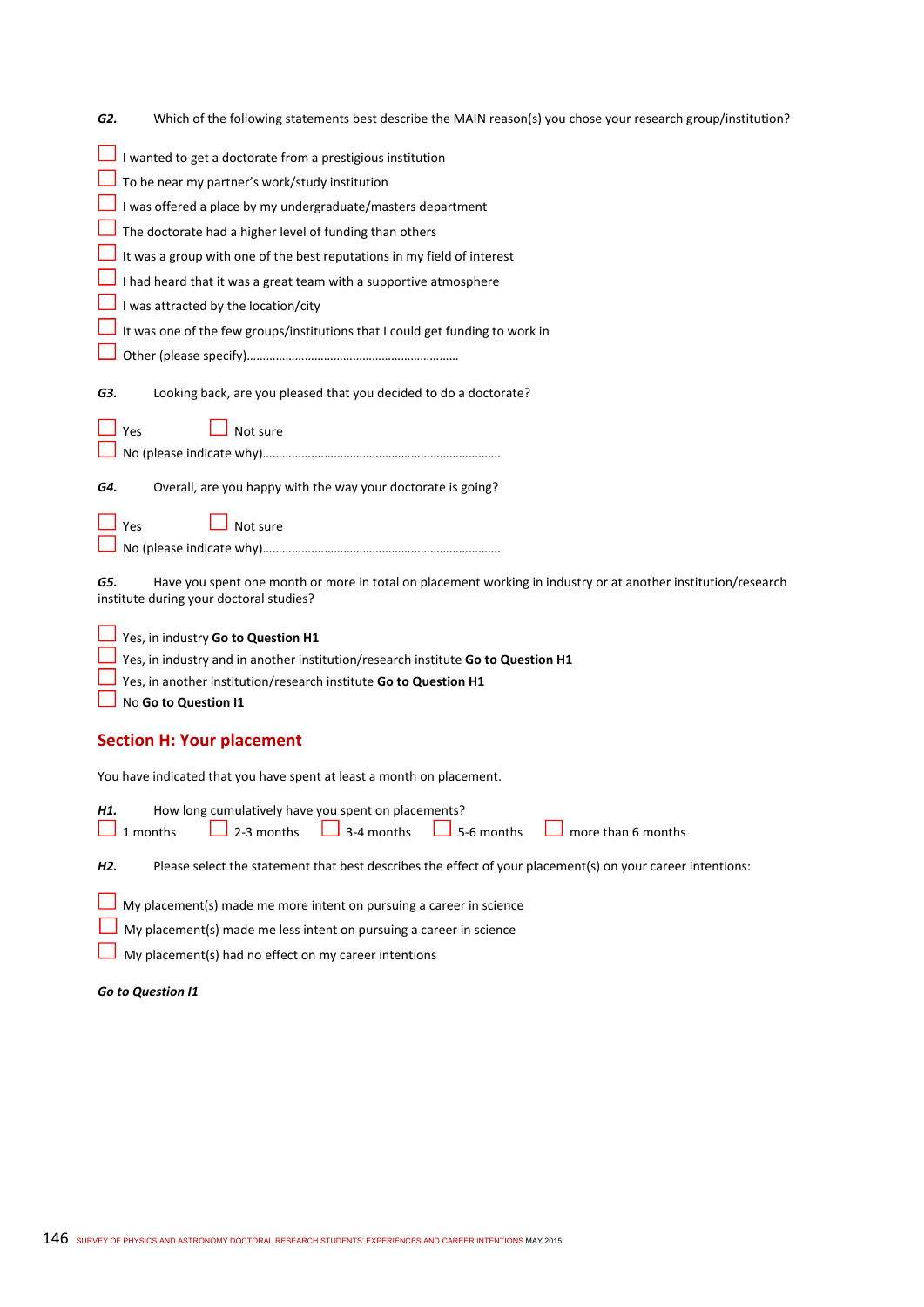***G2.*** Which of the following statements best describe the MAIN reason(s) you chose your research group/institution?

- ☐ I wanted to get a doctorate from a prestigious institution
- ☐ To be near my partner's work/study institution
- ☐ I was offered a place by my undergraduate/masters department
- ☐ The doctorate had a higher level of funding than others
- ☐ It was a group with one of the best reputations in my field of interest
- ☐ I had heard that it was a great team with a supportive atmosphere
- ☐ I was attracted by the location/city
- ☐ It was one of the few groups/institutions that I could get funding to work in
- ☐ Other (please specify)…………………………………………………………

***G3.*** Looking back, are you pleased that you decided to do a doctorate?

☐ Yes ☐ Not sure
☐ No (please indicate why)……………………………………………………………….

***G4.*** Overall, are you happy with the way your doctorate is going?

☐ Yes ☐ Not sure
☐ No (please indicate why)……………………………………………………………….

***G5.*** Have you spent one month or more in total on placement working in industry or at another institution/research institute during your doctoral studies?

- ☐ Yes, in industry **Go to Question H1**
- ☐ Yes, in industry and in another institution/research institute **Go to Question H1**
- ☐ Yes, in another institution/research institute **Go to Question H1**
- ☐ No **Go to Question I1**

## Section H: Your placement

You have indicated that you have spent at least a month on placement.

***H1.*** How long cumulatively have you spent on placements?
☐ 1 months ☐ 2-3 months ☐ 3-4 months ☐ 5-6 months ☐ more than 6 months

***H2.*** Please select the statement that best describes the effect of your placement(s) on your career intentions:

- ☐ My placement(s) made me more intent on pursuing a career in science
- ☐ My placement(s) made me less intent on pursuing a career in science
- ☐ My placement(s) had no effect on my career intentions

***Go to Question I1***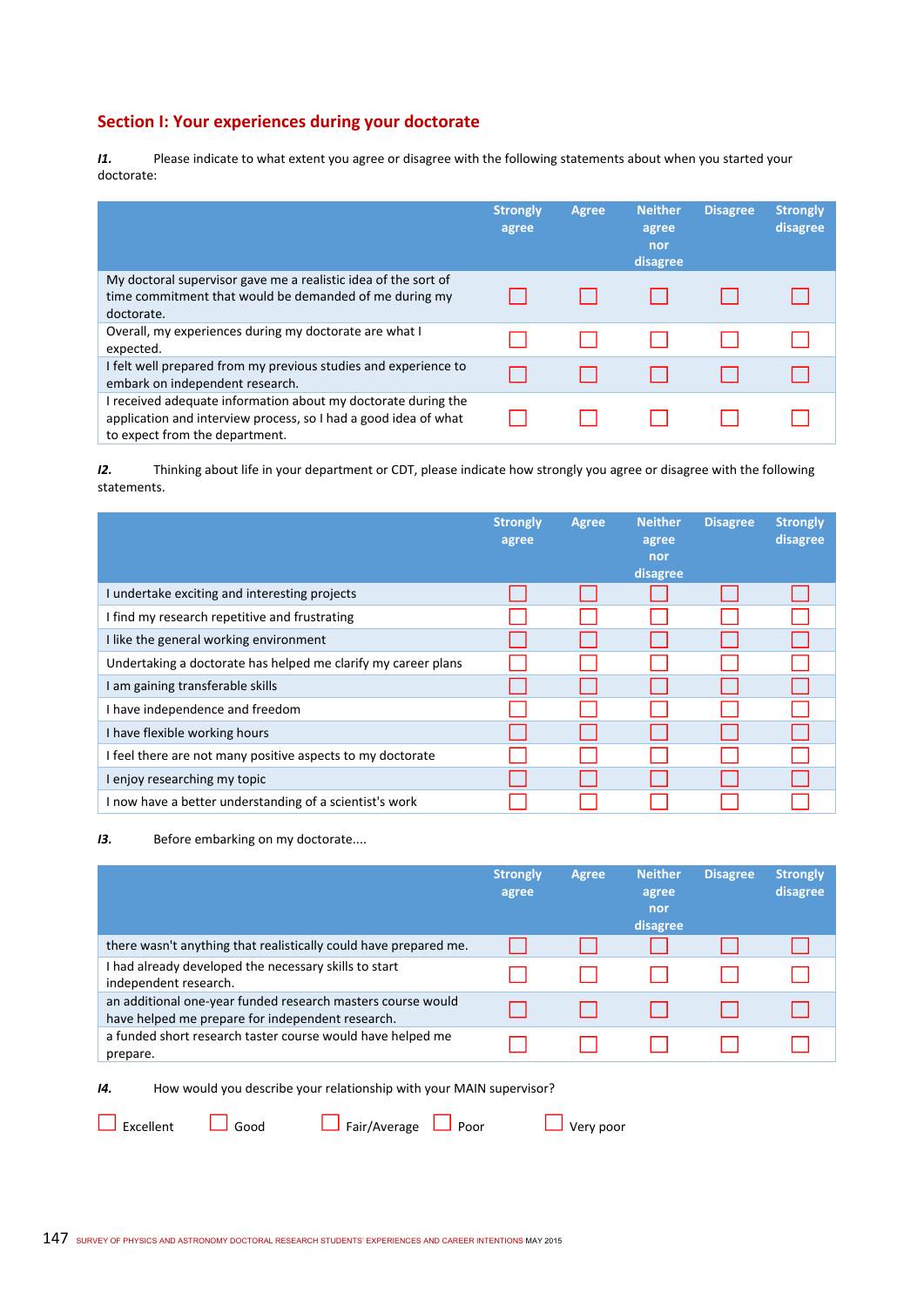## Section I: Your experiences during your doctorate

***I1.*** Please indicate to what extent you agree or disagree with the following statements about when you started your doctorate:

| | Strongly agree | Agree | Neither agree nor disagree | Disagree | Strongly disagree |
|---|---|---|---|---|---|
| My doctoral supervisor gave me a realistic idea of the sort of time commitment that would be demanded of me during my doctorate. | ☐ | ☐ | ☐ | ☐ | ☐ |
| Overall, my experiences during my doctorate are what I expected. | ☐ | ☐ | ☐ | ☐ | ☐ |
| I felt well prepared from my previous studies and experience to embark on independent research. | ☐ | ☐ | ☐ | ☐ | ☐ |
| I received adequate information about my doctorate during the application and interview process, so I had a good idea of what to expect from the department. | ☐ | ☐ | ☐ | ☐ | ☐ |

***I2.*** Thinking about life in your department or CDT, please indicate how strongly you agree or disagree with the following statements.

| | Strongly agree | Agree | Neither agree nor disagree | Disagree | Strongly disagree |
|---|---|---|---|---|---|
| I undertake exciting and interesting projects | ☐ | ☐ | ☐ | ☐ | ☐ |
| I find my research repetitive and frustrating | ☐ | ☐ | ☐ | ☐ | ☐ |
| I like the general working environment | ☐ | ☐ | ☐ | ☐ | ☐ |
| Undertaking a doctorate has helped me clarify my career plans | ☐ | ☐ | ☐ | ☐ | ☐ |
| I am gaining transferable skills | ☐ | ☐ | ☐ | ☐ | ☐ |
| I have independence and freedom | ☐ | ☐ | ☐ | ☐ | ☐ |
| I have flexible working hours | ☐ | ☐ | ☐ | ☐ | ☐ |
| I feel there are not many positive aspects to my doctorate | ☐ | ☐ | ☐ | ☐ | ☐ |
| I enjoy researching my topic | ☐ | ☐ | ☐ | ☐ | ☐ |
| I now have a better understanding of a scientist's work | ☐ | ☐ | ☐ | ☐ | ☐ |

***I3.*** Before embarking on my doctorate....

| | Strongly agree | Agree | Neither agree nor disagree | Disagree | Strongly disagree |
|---|---|---|---|---|---|
| there wasn't anything that realistically could have prepared me. | ☐ | ☐ | ☐ | ☐ | ☐ |
| I had already developed the necessary skills to start independent research. | ☐ | ☐ | ☐ | ☐ | ☐ |
| an additional one-year funded research masters course would have helped me prepare for independent research. | ☐ | ☐ | ☐ | ☐ | ☐ |
| a funded short research taster course would have helped me prepare. | ☐ | ☐ | ☐ | ☐ | ☐ |

***I4.*** How would you describe your relationship with your MAIN supervisor?

☐ Excellent ☐ Good ☐ Fair/Average ☐ Poor ☐ Very poor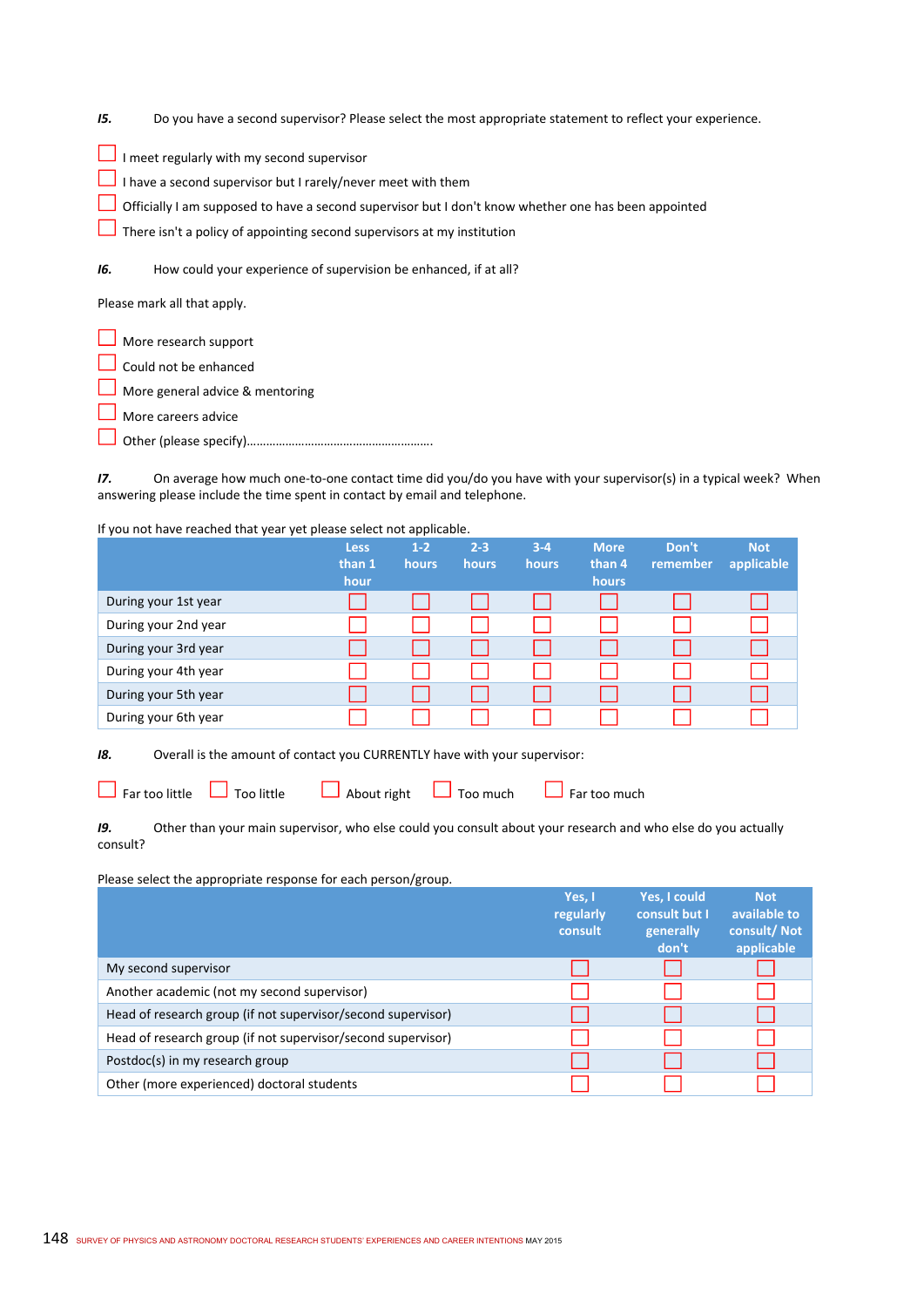***I5.*** Do you have a second supervisor? Please select the most appropriate statement to reflect your experience.

- ☐ I meet regularly with my second supervisor
- ☐ I have a second supervisor but I rarely/never meet with them
- ☐ Officially I am supposed to have a second supervisor but I don't know whether one has been appointed
- ☐ There isn't a policy of appointing second supervisors at my institution

***I6.*** How could your experience of supervision be enhanced, if at all?

Please mark all that apply.

- ☐ More research support
- ☐ Could not be enhanced
- ☐ More general advice & mentoring
- ☐ More careers advice
- ☐ Other (please specify)………………………………………………….

***I7.*** On average how much one-to-one contact time did you/do you have with your supervisor(s) in a typical week? When answering please include the time spent in contact by email and telephone.

If you not have reached that year yet please select not applicable.

| | Less than 1 hour | 1-2 hours | 2-3 hours | 3-4 hours | More than 4 hours | Don't remember | Not applicable |
|---|---|---|---|---|---|---|---|
| During your 1st year | ☐ | ☐ | ☐ | ☐ | ☐ | ☐ | ☐ |
| During your 2nd year | ☐ | ☐ | ☐ | ☐ | ☐ | ☐ | ☐ |
| During your 3rd year | ☐ | ☐ | ☐ | ☐ | ☐ | ☐ | ☐ |
| During your 4th year | ☐ | ☐ | ☐ | ☐ | ☐ | ☐ | ☐ |
| During your 5th year | ☐ | ☐ | ☐ | ☐ | ☐ | ☐ | ☐ |
| During your 6th year | ☐ | ☐ | ☐ | ☐ | ☐ | ☐ | ☐ |

***I8.*** Overall is the amount of contact you CURRENTLY have with your supervisor:

☐ Far too little ☐ Too little ☐ About right ☐ Too much ☐ Far too much

***I9.*** Other than your main supervisor, who else could you consult about your research and who else do you actually consult?

Please select the appropriate response for each person/group.

| | Yes, I regularly consult | Yes, I could consult but I generally don't | Not available to consult/ Not applicable |
|---|---|---|---|
| My second supervisor | ☐ | ☐ | ☐ |
| Another academic (not my second supervisor) | ☐ | ☐ | ☐ |
| Head of research group (if not supervisor/second supervisor) | ☐ | ☐ | ☐ |
| Head of research group (if not supervisor/second supervisor) | ☐ | ☐ | ☐ |
| Postdoc(s) in my research group | ☐ | ☐ | ☐ |
| Other (more experienced) doctoral students | ☐ | ☐ | ☐ |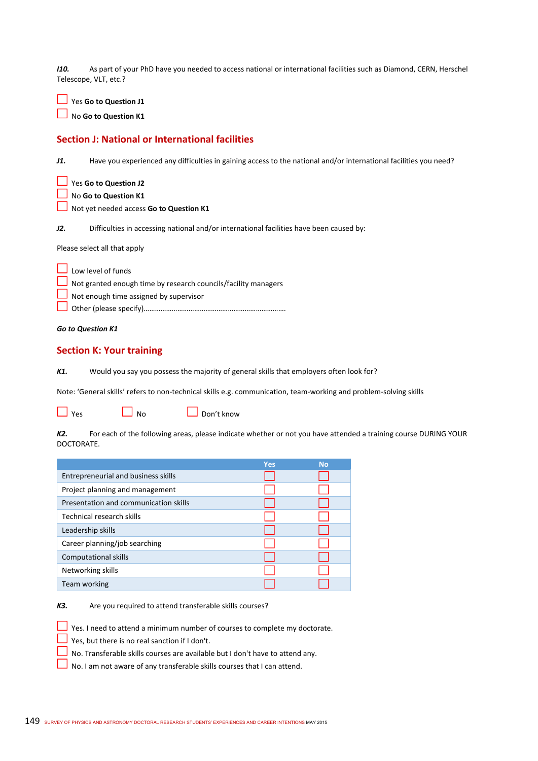***I10.*** As part of your PhD have you needed to access national or international facilities such as Diamond, CERN, Herschel Telescope, VLT, etc.?

☐ Yes **Go to Question J1**
☐ No **Go to Question K1**

## Section J: National or International facilities

***J1.*** Have you experienced any difficulties in gaining access to the national and/or international facilities you need?

☐ Yes **Go to Question J2**
☐ No **Go to Question K1**
☐ Not yet needed access **Go to Question K1**

***J2.*** Difficulties in accessing national and/or international facilities have been caused by:

Please select all that apply

☐ Low level of funds
☐ Not granted enough time by research councils/facility managers
☐ Not enough time assigned by supervisor
☐ Other (please specify)…………………………………………………………………

***Go to Question K1***

## Section K: Your training

***K1.*** Would you say you possess the majority of general skills that employers often look for?

Note: 'General skills' refers to non-technical skills e.g. communication, team-working and problem-solving skills

☐ Yes ☐ No ☐ Don't know

***K2.*** For each of the following areas, please indicate whether or not you have attended a training course DURING YOUR DOCTORATE.

| | Yes | No |
|---|---|---|
| Entrepreneurial and business skills | ☐ | ☐ |
| Project planning and management | ☐ | ☐ |
| Presentation and communication skills | ☐ | ☐ |
| Technical research skills | ☐ | ☐ |
| Leadership skills | ☐ | ☐ |
| Career planning/job searching | ☐ | ☐ |
| Computational skills | ☐ | ☐ |
| Networking skills | ☐ | ☐ |
| Team working | ☐ | ☐ |

***K3.*** Are you required to attend transferable skills courses?

☐ Yes. I need to attend a minimum number of courses to complete my doctorate.
☐ Yes, but there is no real sanction if I don't.
☐ No. Transferable skills courses are available but I don't have to attend any.
☐ No. I am not aware of any transferable skills courses that I can attend.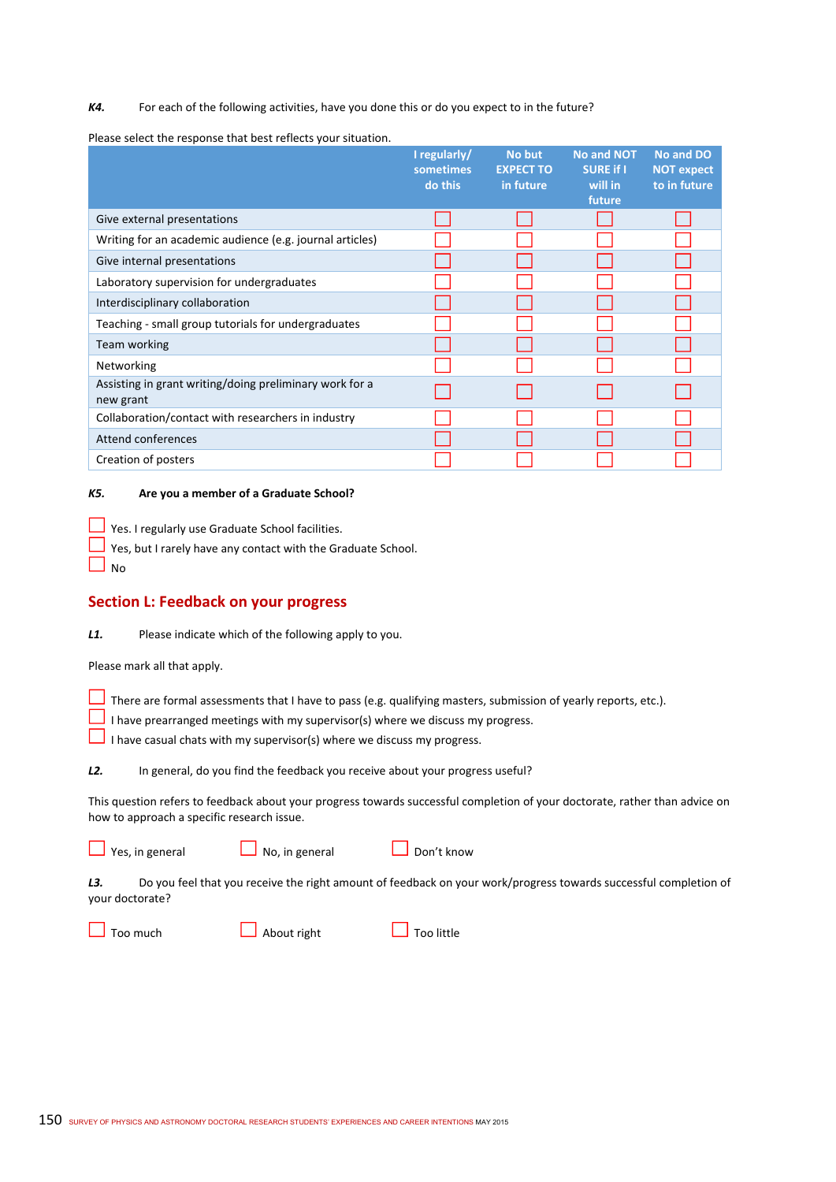**K4.** For each of the following activities, have you done this or do you expect to in the future?

Please select the response that best reflects your situation.

| | I regularly/ sometimes do this | No but EXPECT TO in future | No and NOT SURE if I will in future | No and DO NOT expect to in future |
|---|---|---|---|---|
| Give external presentations | ☐ | ☐ | ☐ | ☐ |
| Writing for an academic audience (e.g. journal articles) | ☐ | ☐ | ☐ | ☐ |
| Give internal presentations | ☐ | ☐ | ☐ | ☐ |
| Laboratory supervision for undergraduates | ☐ | ☐ | ☐ | ☐ |
| Interdisciplinary collaboration | ☐ | ☐ | ☐ | ☐ |
| Teaching - small group tutorials for undergraduates | ☐ | ☐ | ☐ | ☐ |
| Team working | ☐ | ☐ | ☐ | ☐ |
| Networking | ☐ | ☐ | ☐ | ☐ |
| Assisting in grant writing/doing preliminary work for a new grant | ☐ | ☐ | ☐ | ☐ |
| Collaboration/contact with researchers in industry | ☐ | ☐ | ☐ | ☐ |
| Attend conferences | ☐ | ☐ | ☐ | ☐ |
| Creation of posters | ☐ | ☐ | ☐ | ☐ |

**K5.** **Are you a member of a Graduate School?**

☐ Yes. I regularly use Graduate School facilities.
☐ Yes, but I rarely have any contact with the Graduate School.
☐ No

## Section L: Feedback on your progress

**L1.** Please indicate which of the following apply to you.

Please mark all that apply.

☐ There are formal assessments that I have to pass (e.g. qualifying masters, submission of yearly reports, etc.).
☐ I have prearranged meetings with my supervisor(s) where we discuss my progress.
☐ I have casual chats with my supervisor(s) where we discuss my progress.

**L2.** In general, do you find the feedback you receive about your progress useful?

This question refers to feedback about your progress towards successful completion of your doctorate, rather than advice on how to approach a specific research issue.

☐ Yes, in general ☐ No, in general ☐ Don't know

**L3.** Do you feel that you receive the right amount of feedback on your work/progress towards successful completion of your doctorate?

☐ Too much ☐ About right ☐ Too little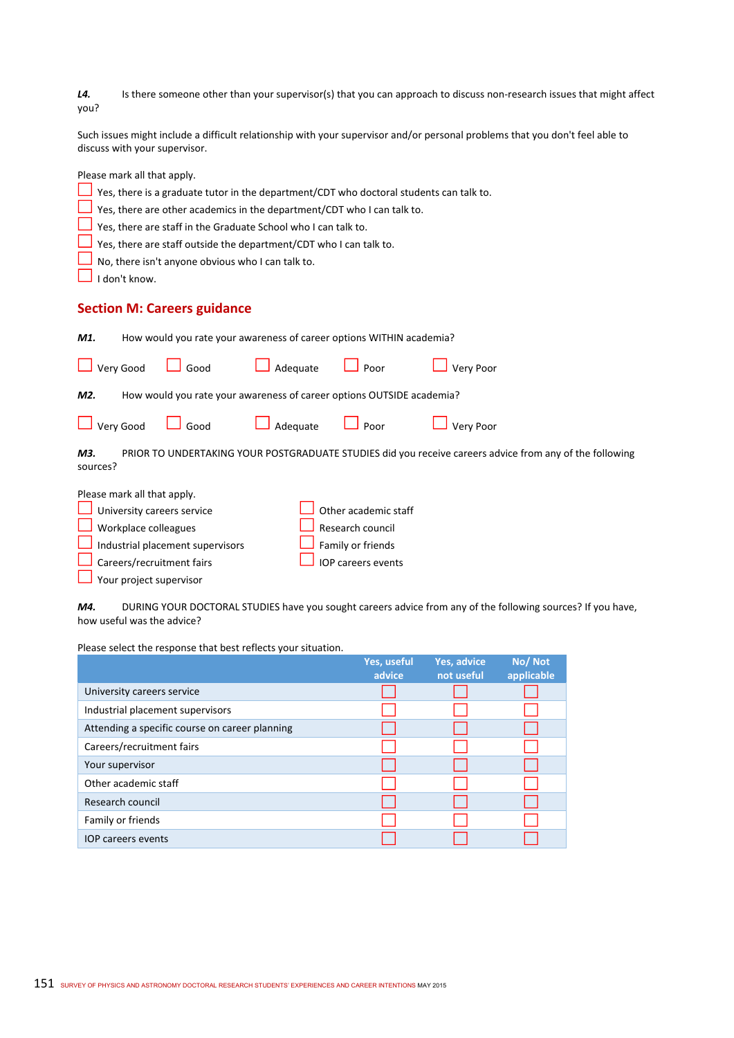***L4.*** Is there someone other than your supervisor(s) that you can approach to discuss non-research issues that might affect you?

Such issues might include a difficult relationship with your supervisor and/or personal problems that you don't feel able to discuss with your supervisor.

Please mark all that apply.

- ☐ Yes, there is a graduate tutor in the department/CDT who doctoral students can talk to.
- ☐ Yes, there are other academics in the department/CDT who I can talk to.
- ☐ Yes, there are staff in the Graduate School who I can talk to.
- ☐ Yes, there are staff outside the department/CDT who I can talk to.
- ☐ No, there isn't anyone obvious who I can talk to.
- ☐ I don't know.

## Section M: Careers guidance

***M1.*** How would you rate your awareness of career options WITHIN academia?

☐ Very Good ☐ Good ☐ Adequate ☐ Poor ☐ Very Poor

***M2.*** How would you rate your awareness of career options OUTSIDE academia?

☐ Very Good ☐ Good ☐ Adequate ☐ Poor ☐ Very Poor

***M3.*** PRIOR TO UNDERTAKING YOUR POSTGRADUATE STUDIES did you receive careers advice from any of the following sources?

Please mark all that apply.

- ☐ University careers service
- ☐ Workplace colleagues
- ☐ Industrial placement supervisors
- ☐ Careers/recruitment fairs
- ☐ Your project supervisor
- ☐ Other academic staff
- ☐ Research council
- ☐ Family or friends
- ☐ IOP careers events

***M4.*** DURING YOUR DOCTORAL STUDIES have you sought careers advice from any of the following sources? If you have, how useful was the advice?

Please select the response that best reflects your situation.

| | Yes, useful advice | Yes, advice not useful | No/ Not applicable |
|---|---|---|---|
| University careers service | ☐ | ☐ | ☐ |
| Industrial placement supervisors | ☐ | ☐ | ☐ |
| Attending a specific course on career planning | ☐ | ☐ | ☐ |
| Careers/recruitment fairs | ☐ | ☐ | ☐ |
| Your supervisor | ☐ | ☐ | ☐ |
| Other academic staff | ☐ | ☐ | ☐ |
| Research council | ☐ | ☐ | ☐ |
| Family or friends | ☐ | ☐ | ☐ |
| IOP careers events | ☐ | ☐ | ☐ |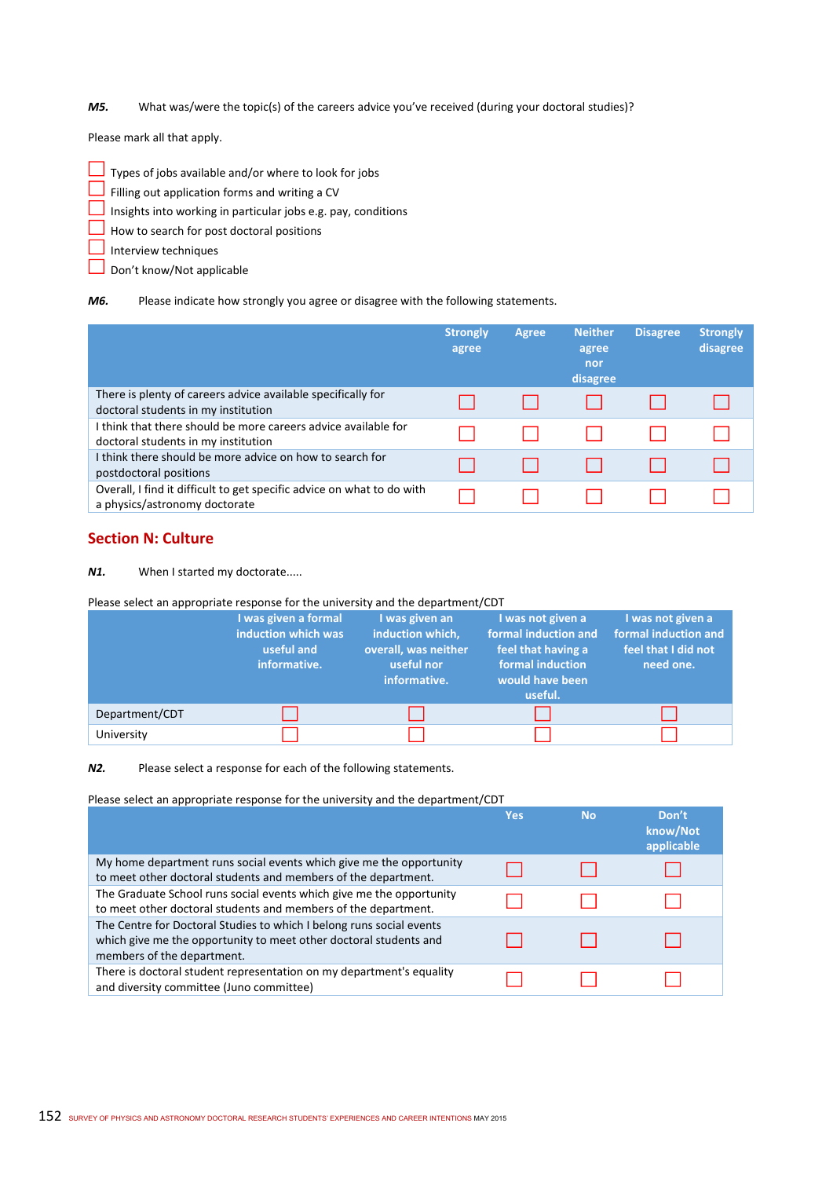*M5.* What was/were the topic(s) of the careers advice you've received (during your doctoral studies)?

Please mark all that apply.

- ☐ Types of jobs available and/or where to look for jobs
- ☐ Filling out application forms and writing a CV
- ☐ Insights into working in particular jobs e.g. pay, conditions
- ☐ How to search for post doctoral positions
- ☐ Interview techniques
- ☐ Don't know/Not applicable

*M6.* Please indicate how strongly you agree or disagree with the following statements.

| | Strongly agree | Agree | Neither agree nor disagree | Disagree | Strongly disagree |
|---|---|---|---|---|---|
| There is plenty of careers advice available specifically for doctoral students in my institution | ☐ | ☐ | ☐ | ☐ | ☐ |
| I think that there should be more careers advice available for doctoral students in my institution | ☐ | ☐ | ☐ | ☐ | ☐ |
| I think there should be more advice on how to search for postdoctoral positions | ☐ | ☐ | ☐ | ☐ | ☐ |
| Overall, I find it difficult to get specific advice on what to do with a physics/astronomy doctorate | ☐ | ☐ | ☐ | ☐ | ☐ |

## Section N: Culture

*N1.* When I started my doctorate.....

Please select an appropriate response for the university and the department/CDT

| | I was given a formal induction which was useful and informative. | I was given an induction which, overall, was neither useful nor informative. | I was not given a formal induction and feel that having a formal induction would have been useful. | I was not given a formal induction and feel that I did not need one. |
|---|---|---|---|---|
| Department/CDT | ☐ | ☐ | ☐ | ☐ |
| University | ☐ | ☐ | ☐ | ☐ |

*N2.* Please select a response for each of the following statements.

Please select an appropriate response for the university and the department/CDT

| | Yes | No | Don't know/Not applicable |
|---|---|---|---|
| My home department runs social events which give me the opportunity to meet other doctoral students and members of the department. | ☐ | ☐ | ☐ |
| The Graduate School runs social events which give me the opportunity to meet other doctoral students and members of the department. | ☐ | ☐ | ☐ |
| The Centre for Doctoral Studies to which I belong runs social events which give me the opportunity to meet other doctoral students and members of the department. | ☐ | ☐ | ☐ |
| There is doctoral student representation on my department's equality and diversity committee (Juno committee) | ☐ | ☐ | ☐ |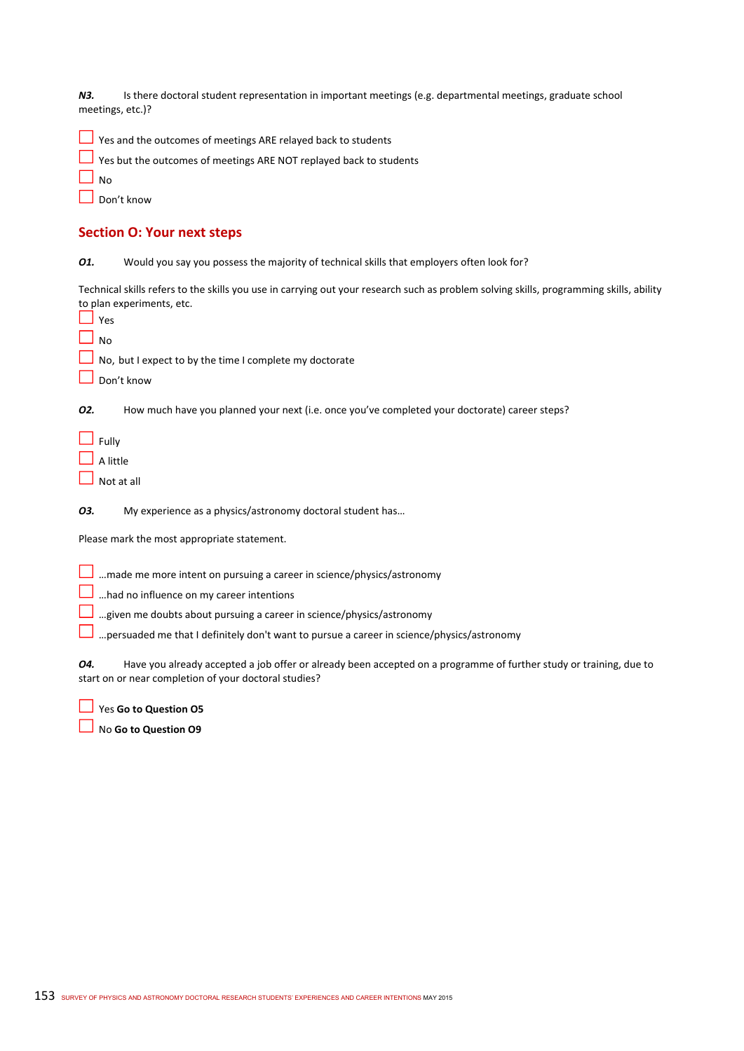***N3.*** Is there doctoral student representation in important meetings (e.g. departmental meetings, graduate school meetings, etc.)?

☐ Yes and the outcomes of meetings ARE relayed back to students

☐ Yes but the outcomes of meetings ARE NOT replayed back to students

☐ No

☐ Don't know

## Section O: Your next steps

***O1.*** Would you say you possess the majority of technical skills that employers often look for?

Technical skills refers to the skills you use in carrying out your research such as problem solving skills, programming skills, ability to plan experiments, etc.

☐ Yes

☐ No

☐ No, but I expect to by the time I complete my doctorate

☐ Don't know

***O2.*** How much have you planned your next (i.e. once you've completed your doctorate) career steps?

☐ Fully

☐ A little

☐ Not at all

***O3.*** My experience as a physics/astronomy doctoral student has…

Please mark the most appropriate statement.

☐ …made me more intent on pursuing a career in science/physics/astronomy

☐ …had no influence on my career intentions

☐ …given me doubts about pursuing a career in science/physics/astronomy

☐ …persuaded me that I definitely don't want to pursue a career in science/physics/astronomy

***O4.*** Have you already accepted a job offer or already been accepted on a programme of further study or training, due to start on or near completion of your doctoral studies?

☐ Yes **Go to Question O5**

☐ No **Go to Question O9**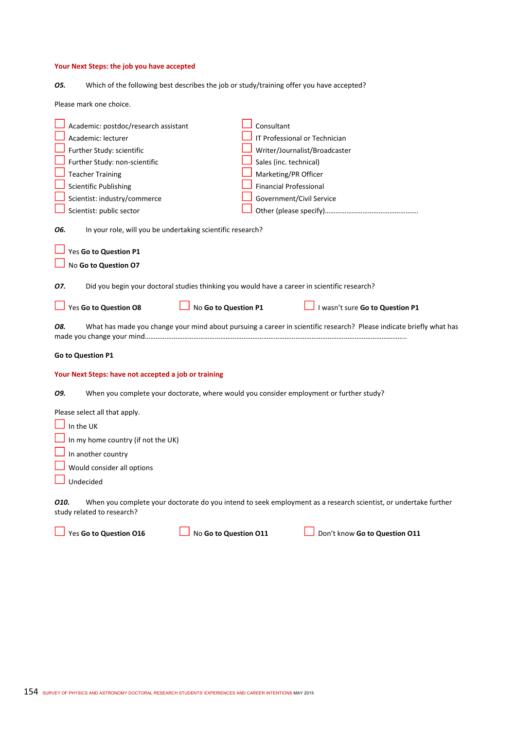## Your Next Steps: the job you have accepted

***O5.*** Which of the following best describes the job or study/training offer you have accepted?

Please mark one choice.

- ☐ Academic: postdoc/research assistant
- ☐ Academic: lecturer
- ☐ Further Study: scientific
- ☐ Further Study: non-scientific
- ☐ Teacher Training
- ☐ Scientific Publishing
- ☐ Scientist: industry/commerce
- ☐ Scientist: public sector
- ☐ Consultant
- ☐ IT Professional or Technician
- ☐ Writer/Journalist/Broadcaster
- ☐ Sales (inc. technical)
- ☐ Marketing/PR Officer
- ☐ Financial Professional
- ☐ Government/Civil Service
- ☐ Other (please specify)…………………………………………………

***O6.*** In your role, will you be undertaking scientific research?

- ☐ Yes **Go to Question P1**
- ☐ No **Go to Question O7**

***O7.*** Did you begin your doctoral studies thinking you would have a career in scientific research?

- ☐ Yes **Go to Question O8**
- ☐ No **Go to Question P1**
- ☐ I wasn't sure **Go to Question P1**

***O8.*** What has made you change your mind about pursuing a career in scientific research? Please indicate briefly what has made you change your mind……………………………………………………………………………………………………………………………………..

**Go to Question P1**

## Your Next Steps: have not accepted a job or training

***O9.*** When you complete your doctorate, where would you consider employment or further study?

Please select all that apply.

- ☐ In the UK
- ☐ In my home country (if not the UK)
- ☐ In another country
- ☐ Would consider all options
- ☐ Undecided

***O10.*** When you complete your doctorate do you intend to seek employment as a research scientist, or undertake further study related to research?

- ☐ Yes **Go to Question O16**
- ☐ No **Go to Question O11**
- ☐ Don't know **Go to Question O11**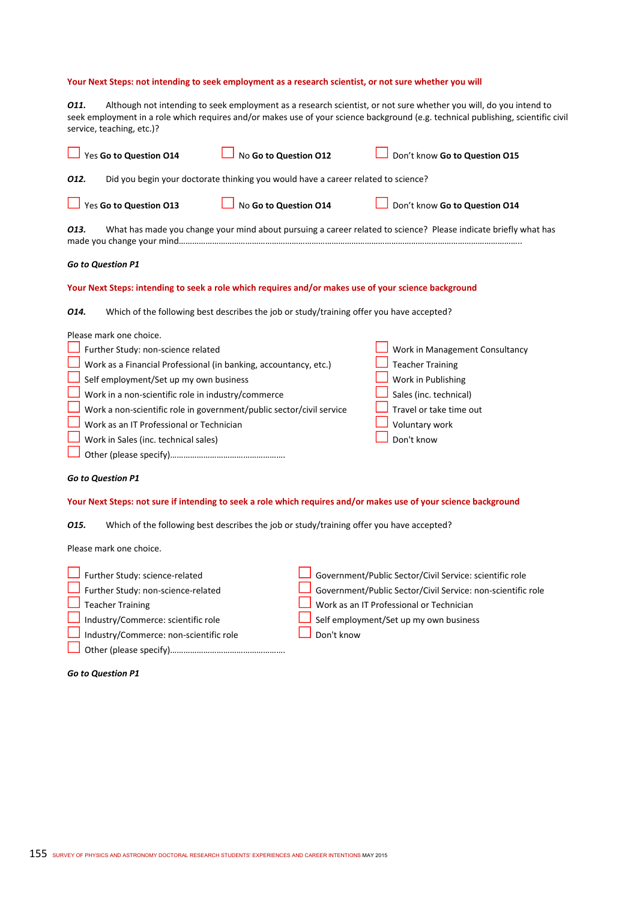### Your Next Steps: not intending to seek employment as a research scientist, or not sure whether you will

***O11.*** Although not intending to seek employment as a research scientist, or not sure whether you will, do you intend to seek employment in a role which requires and/or makes use of your science background (e.g. technical publishing, scientific civil service, teaching, etc.)?

☐ Yes **Go to Question O14** ☐ No **Go to Question O12** ☐ Don't know **Go to Question O15**

***O12.*** Did you begin your doctorate thinking you would have a career related to science?

☐ Yes **Go to Question O13** ☐ No **Go to Question O14** ☐ Don't know **Go to Question O14**

***O13.*** What has made you change your mind about pursuing a career related to science? Please indicate briefly what has made you change your mind……………………………………………………………………………………………………………………………………..

***Go to Question P1***

### Your Next Steps: intending to seek a role which requires and/or makes use of your science background

***O14.*** Which of the following best describes the job or study/training offer you have accepted?

Please mark one choice.

- ☐ Further Study: non-science related
- ☐ Work as a Financial Professional (in banking, accountancy, etc.)
- ☐ Self employment/Set up my own business
- ☐ Work in a non-scientific role in industry/commerce
- ☐ Work a non-scientific role in government/public sector/civil service
- ☐ Work as an IT Professional or Technician
- ☐ Work in Sales (inc. technical sales)
- ☐ Other (please specify)…………………………………………….
- ☐ Work in Management Consultancy
- ☐ Teacher Training
- ☐ Work in Publishing
- ☐ Sales (inc. technical)
- ☐ Travel or take time out
- ☐ Voluntary work
- ☐ Don't know

***Go to Question P1***

### Your Next Steps: not sure if intending to seek a role which requires and/or makes use of your science background

***O15.*** Which of the following best describes the job or study/training offer you have accepted?

Please mark one choice.

- ☐ Further Study: science-related
- ☐ Further Study: non-science-related
- ☐ Teacher Training
- ☐ Industry/Commerce: scientific role
- ☐ Industry/Commerce: non-scientific role
- ☐ Other (please specify)…………………………………………….
- ☐ Government/Public Sector/Civil Service: scientific role
- ☐ Government/Public Sector/Civil Service: non-scientific role
- ☐ Work as an IT Professional or Technician
- ☐ Self employment/Set up my own business
- ☐ Don't know

***Go to Question P1***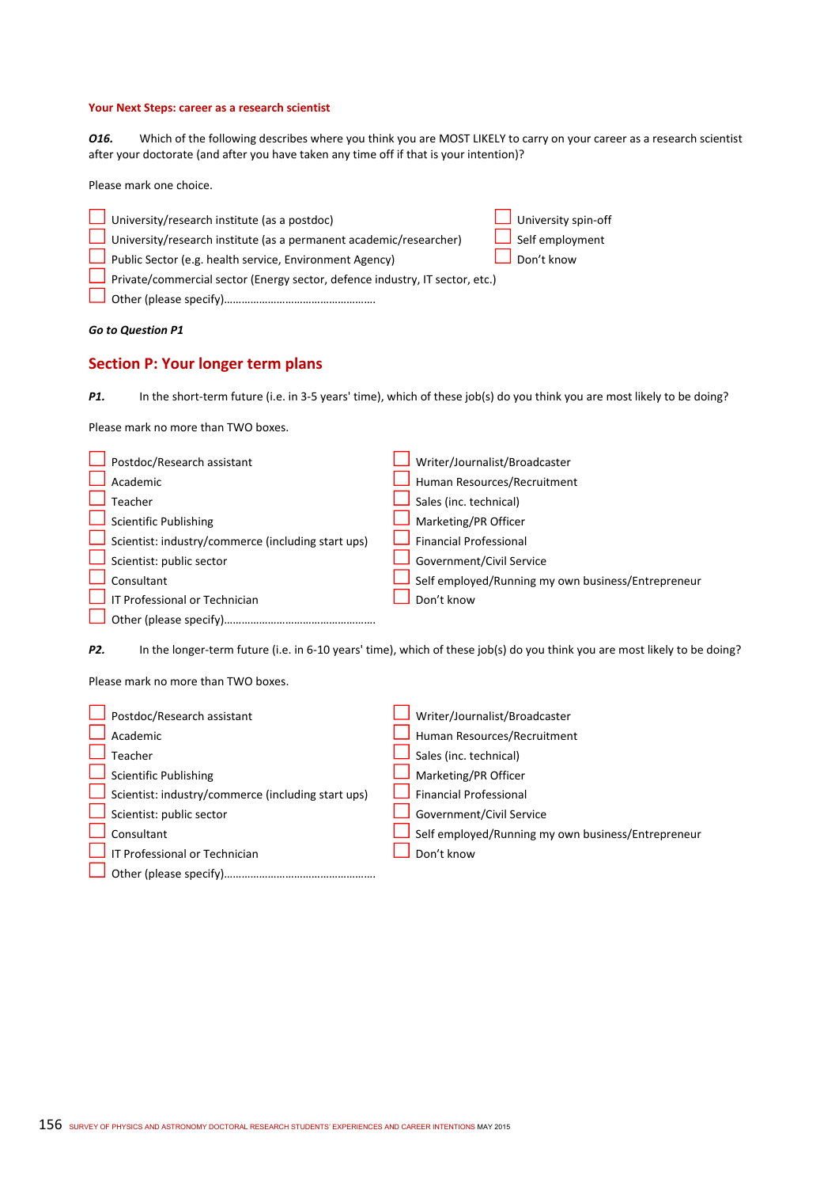**Your Next Steps: career as a research scientist**

***O16.*** Which of the following describes where you think you are MOST LIKELY to carry on your career as a research scientist after your doctorate (and after you have taken any time off if that is your intention)?

Please mark one choice.

- ☐ University/research institute (as a postdoc)
- ☐ University/research institute (as a permanent academic/researcher)
- ☐ Public Sector (e.g. health service, Environment Agency)
- ☐ Private/commercial sector (Energy sector, defence industry, IT sector, etc.)
- ☐ Other (please specify)…………………………………………….
- ☐ University spin-off
- ☐ Self employment
- ☐ Don't know

***Go to Question P1***

## Section P: Your longer term plans

***P1.*** In the short-term future (i.e. in 3-5 years' time), which of these job(s) do you think you are most likely to be doing?

Please mark no more than TWO boxes.

- ☐ Postdoc/Research assistant
- ☐ Academic
- ☐ Teacher
- ☐ Scientific Publishing
- ☐ Scientist: industry/commerce (including start ups)
- ☐ Scientist: public sector
- ☐ Consultant
- ☐ IT Professional or Technician
- ☐ Other (please specify)…………………………………………….
- ☐ Writer/Journalist/Broadcaster
- ☐ Human Resources/Recruitment
- ☐ Sales (inc. technical)
- ☐ Marketing/PR Officer
- ☐ Financial Professional
- ☐ Government/Civil Service
- ☐ Self employed/Running my own business/Entrepreneur
- ☐ Don't know

***P2.*** In the longer-term future (i.e. in 6-10 years' time), which of these job(s) do you think you are most likely to be doing?

Please mark no more than TWO boxes.

- ☐ Postdoc/Research assistant
- ☐ Academic
- ☐ Teacher
- ☐ Scientific Publishing
- ☐ Scientist: industry/commerce (including start ups)
- ☐ Scientist: public sector
- ☐ Consultant
- ☐ IT Professional or Technician
- ☐ Other (please specify)…………………………………………….
- ☐ Writer/Journalist/Broadcaster
- ☐ Human Resources/Recruitment
- ☐ Sales (inc. technical)
- ☐ Marketing/PR Officer
- ☐ Financial Professional
- ☐ Government/Civil Service
- ☐ Self employed/Running my own business/Entrepreneur
- ☐ Don't know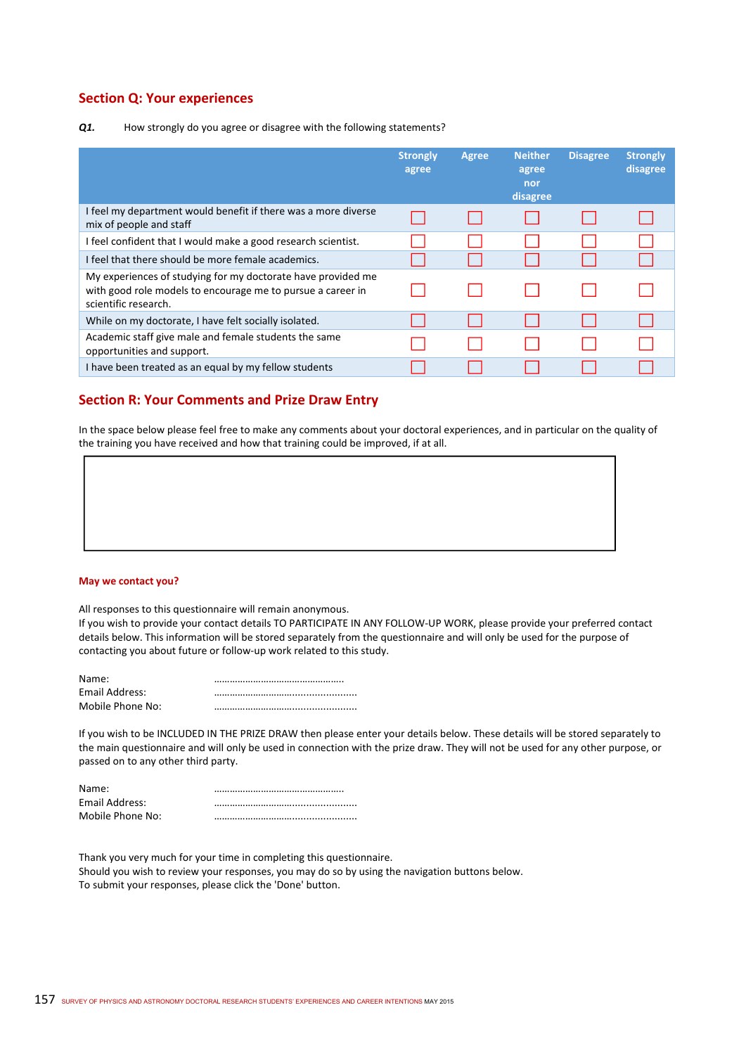## Section Q: Your experiences

***Q1.*** How strongly do you agree or disagree with the following statements?

| | Strongly agree | Agree | Neither agree nor disagree | Disagree | Strongly disagree |
|---|---|---|---|---|---|
| I feel my department would benefit if there was a more diverse mix of people and staff | ☐ | ☐ | ☐ | ☐ | ☐ |
| I feel confident that I would make a good research scientist. | ☐ | ☐ | ☐ | ☐ | ☐ |
| I feel that there should be more female academics. | ☐ | ☐ | ☐ | ☐ | ☐ |
| My experiences of studying for my doctorate have provided me with good role models to encourage me to pursue a career in scientific research. | ☐ | ☐ | ☐ | ☐ | ☐ |
| While on my doctorate, I have felt socially isolated. | ☐ | ☐ | ☐ | ☐ | ☐ |
| Academic staff give male and female students the same opportunities and support. | ☐ | ☐ | ☐ | ☐ | ☐ |
| I have been treated as an equal by my fellow students | ☐ | ☐ | ☐ | ☐ | ☐ |

## Section R: Your Comments and Prize Draw Entry

In the space below please feel free to make any comments about your doctoral experiences, and in particular on the quality of the training you have received and how that training could be improved, if at all.

**May we contact you?**

All responses to this questionnaire will remain anonymous.
If you wish to provide your contact details TO PARTICIPATE IN ANY FOLLOW-UP WORK, please provide your preferred contact details below. This information will be stored separately from the questionnaire and will only be used for the purpose of contacting you about future or follow-up work related to this study.

Name: ………………………………………….
Email Address: ……………………………………………
Mobile Phone No: ……………………………………………

If you wish to be INCLUDED IN THE PRIZE DRAW then please enter your details below. These details will be stored separately to the main questionnaire and will only be used in connection with the prize draw. They will not be used for any other purpose, or passed on to any other third party.

Name: ………………………………………….
Email Address: ……………………………………………
Mobile Phone No: ……………………………………………

Thank you very much for your time in completing this questionnaire.
Should you wish to review your responses, you may do so by using the navigation buttons below.
To submit your responses, please click the 'Done' button.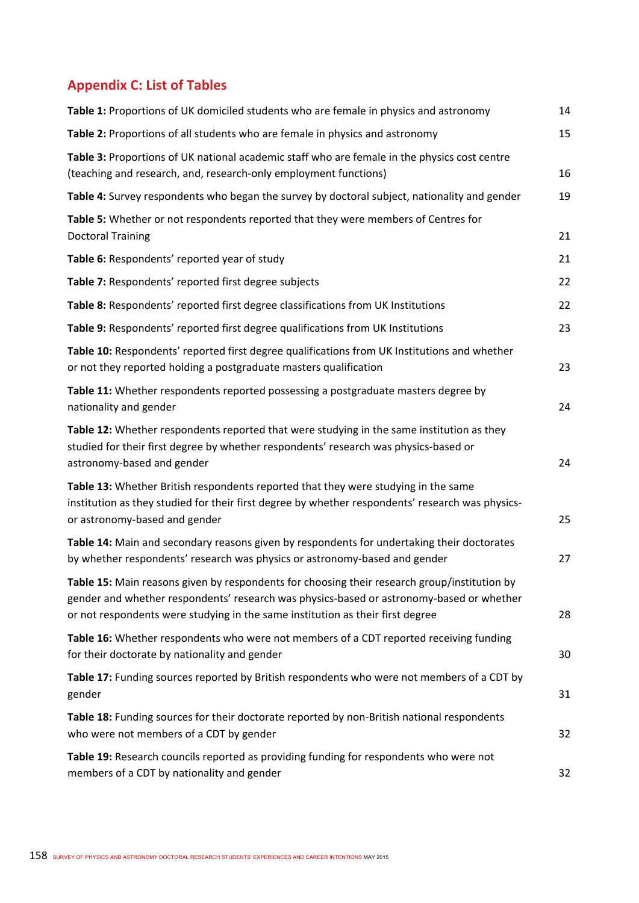## Appendix C: List of Tables

**Table 1:** Proportions of UK domiciled students who are female in physics and astronomy 14

**Table 2:** Proportions of all students who are female in physics and astronomy 15

**Table 3:** Proportions of UK national academic staff who are female in the physics cost centre (teaching and research, and, research-only employment functions) 16

**Table 4:** Survey respondents who began the survey by doctoral subject, nationality and gender 19

**Table 5:** Whether or not respondents reported that they were members of Centres for Doctoral Training 21

**Table 6:** Respondents' reported year of study 21

**Table 7:** Respondents' reported first degree subjects 22

**Table 8:** Respondents' reported first degree classifications from UK Institutions 22

**Table 9:** Respondents' reported first degree qualifications from UK Institutions 23

**Table 10:** Respondents' reported first degree qualifications from UK Institutions and whether or not they reported holding a postgraduate masters qualification 23

**Table 11:** Whether respondents reported possessing a postgraduate masters degree by nationality and gender 24

**Table 12:** Whether respondents reported that were studying in the same institution as they studied for their first degree by whether respondents' research was physics-based or astronomy-based and gender 24

**Table 13:** Whether British respondents reported that they were studying in the same institution as they studied for their first degree by whether respondents' research was physics- or astronomy-based and gender 25

**Table 14:** Main and secondary reasons given by respondents for undertaking their doctorates by whether respondents' research was physics or astronomy-based and gender 27

**Table 15:** Main reasons given by respondents for choosing their research group/institution by gender and whether respondents' research was physics-based or astronomy-based or whether or not respondents were studying in the same institution as their first degree 28

**Table 16:** Whether respondents who were not members of a CDT reported receiving funding for their doctorate by nationality and gender 30

**Table 17:** Funding sources reported by British respondents who were not members of a CDT by gender 31

**Table 18:** Funding sources for their doctorate reported by non-British national respondents who were not members of a CDT by gender 32

**Table 19:** Research councils reported as providing funding for respondents who were not members of a CDT by nationality and gender 32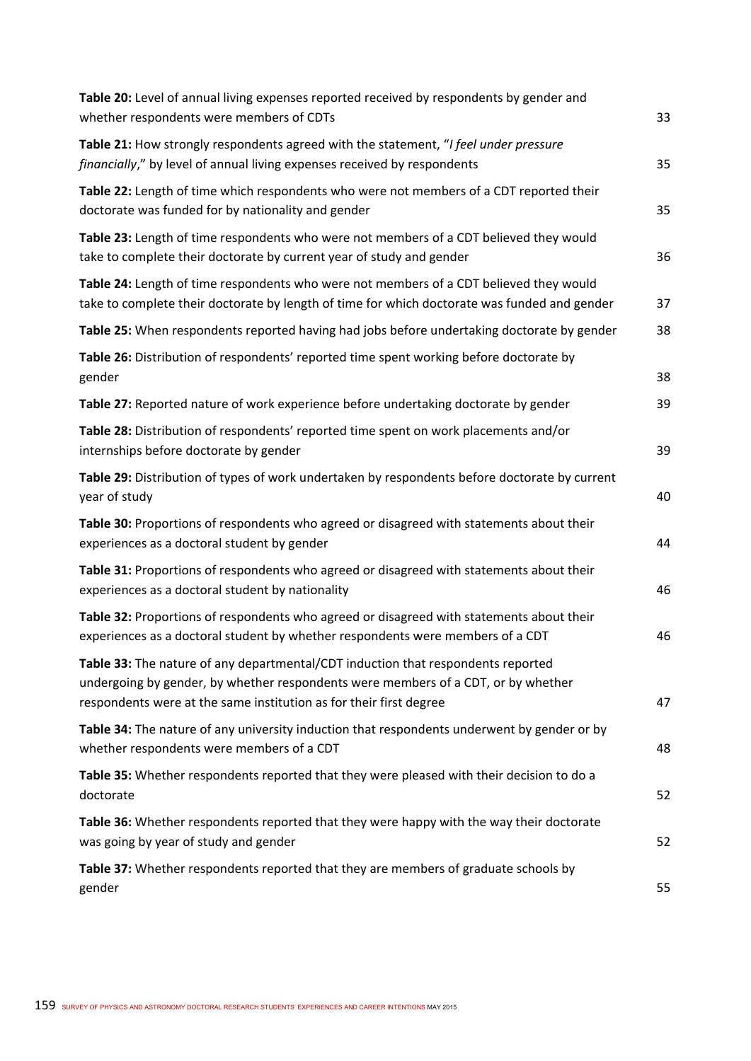**Table 20:** Level of annual living expenses reported received by respondents by gender and whether respondents were members of CDTs 33

**Table 21:** How strongly respondents agreed with the statement, "*I feel under pressure financially*," by level of annual living expenses received by respondents 35

**Table 22:** Length of time which respondents who were not members of a CDT reported their doctorate was funded for by nationality and gender 35

**Table 23:** Length of time respondents who were not members of a CDT believed they would take to complete their doctorate by current year of study and gender 36

**Table 24:** Length of time respondents who were not members of a CDT believed they would take to complete their doctorate by length of time for which doctorate was funded and gender 37

**Table 25:** When respondents reported having had jobs before undertaking doctorate by gender 38

**Table 26:** Distribution of respondents' reported time spent working before doctorate by gender 38

**Table 27:** Reported nature of work experience before undertaking doctorate by gender 39

**Table 28:** Distribution of respondents' reported time spent on work placements and/or internships before doctorate by gender 39

**Table 29:** Distribution of types of work undertaken by respondents before doctorate by current year of study 40

**Table 30:** Proportions of respondents who agreed or disagreed with statements about their experiences as a doctoral student by gender 44

**Table 31:** Proportions of respondents who agreed or disagreed with statements about their experiences as a doctoral student by nationality 46

**Table 32:** Proportions of respondents who agreed or disagreed with statements about their experiences as a doctoral student by whether respondents were members of a CDT 46

**Table 33:** The nature of any departmental/CDT induction that respondents reported undergoing by gender, by whether respondents were members of a CDT, or by whether respondents were at the same institution as for their first degree 47

**Table 34:** The nature of any university induction that respondents underwent by gender or by whether respondents were members of a CDT 48

**Table 35:** Whether respondents reported that they were pleased with their decision to do a doctorate 52

**Table 36:** Whether respondents reported that they were happy with the way their doctorate was going by year of study and gender 52

**Table 37:** Whether respondents reported that they are members of graduate schools by gender 55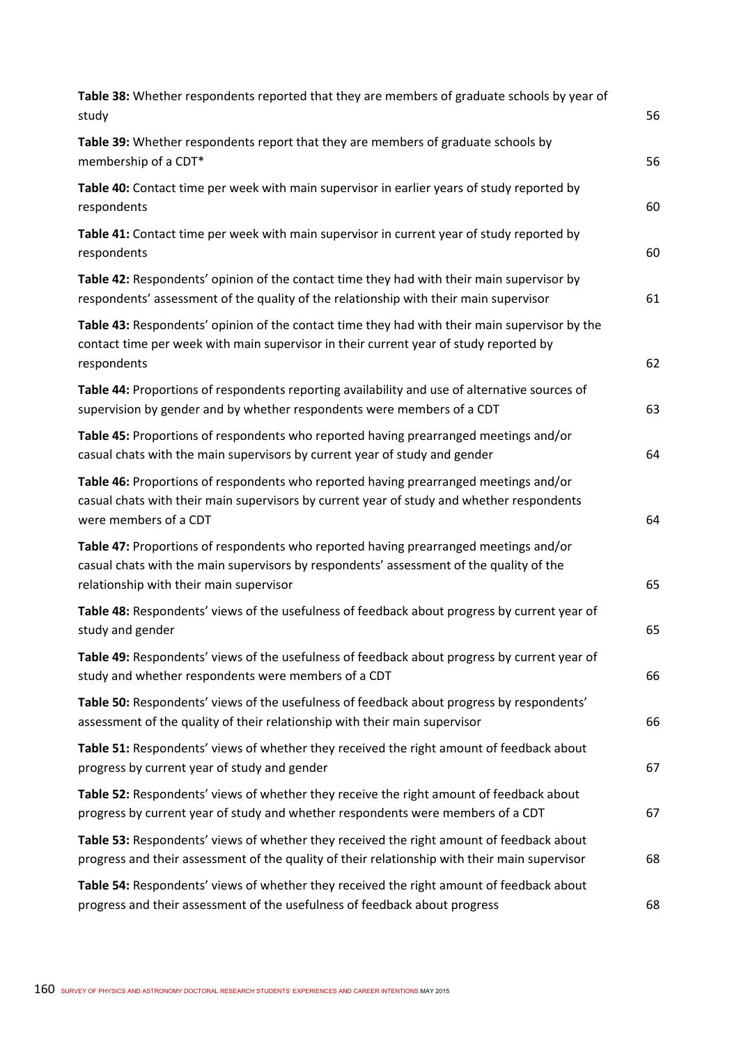| | |
|---|---|
| **Table 38:** Whether respondents reported that they are members of graduate schools by year of study | 56 |
| **Table 39:** Whether respondents report that they are members of graduate schools by membership of a CDT* | 56 |
| **Table 40:** Contact time per week with main supervisor in earlier years of study reported by respondents | 60 |
| **Table 41:** Contact time per week with main supervisor in current year of study reported by respondents | 60 |
| **Table 42:** Respondents' opinion of the contact time they had with their main supervisor by respondents' assessment of the quality of the relationship with their main supervisor | 61 |
| **Table 43:** Respondents' opinion of the contact time they had with their main supervisor by the contact time per week with main supervisor in their current year of study reported by respondents | 62 |
| **Table 44:** Proportions of respondents reporting availability and use of alternative sources of supervision by gender and by whether respondents were members of a CDT | 63 |
| **Table 45:** Proportions of respondents who reported having prearranged meetings and/or casual chats with the main supervisors by current year of study and gender | 64 |
| **Table 46:** Proportions of respondents who reported having prearranged meetings and/or casual chats with their main supervisors by current year of study and whether respondents were members of a CDT | 64 |
| **Table 47:** Proportions of respondents who reported having prearranged meetings and/or casual chats with the main supervisors by respondents' assessment of the quality of the relationship with their main supervisor | 65 |
| **Table 48:** Respondents' views of the usefulness of feedback about progress by current year of study and gender | 65 |
| **Table 49:** Respondents' views of the usefulness of feedback about progress by current year of study and whether respondents were members of a CDT | 66 |
| **Table 50:** Respondents' views of the usefulness of feedback about progress by respondents' assessment of the quality of their relationship with their main supervisor | 66 |
| **Table 51:** Respondents' views of whether they received the right amount of feedback about progress by current year of study and gender | 67 |
| **Table 52:** Respondents' views of whether they receive the right amount of feedback about progress by current year of study and whether respondents were members of a CDT | 67 |
| **Table 53:** Respondents' views of whether they received the right amount of feedback about progress and their assessment of the quality of their relationship with their main supervisor | 68 |
| **Table 54:** Respondents' views of whether they received the right amount of feedback about progress and their assessment of the usefulness of feedback about progress | 68 |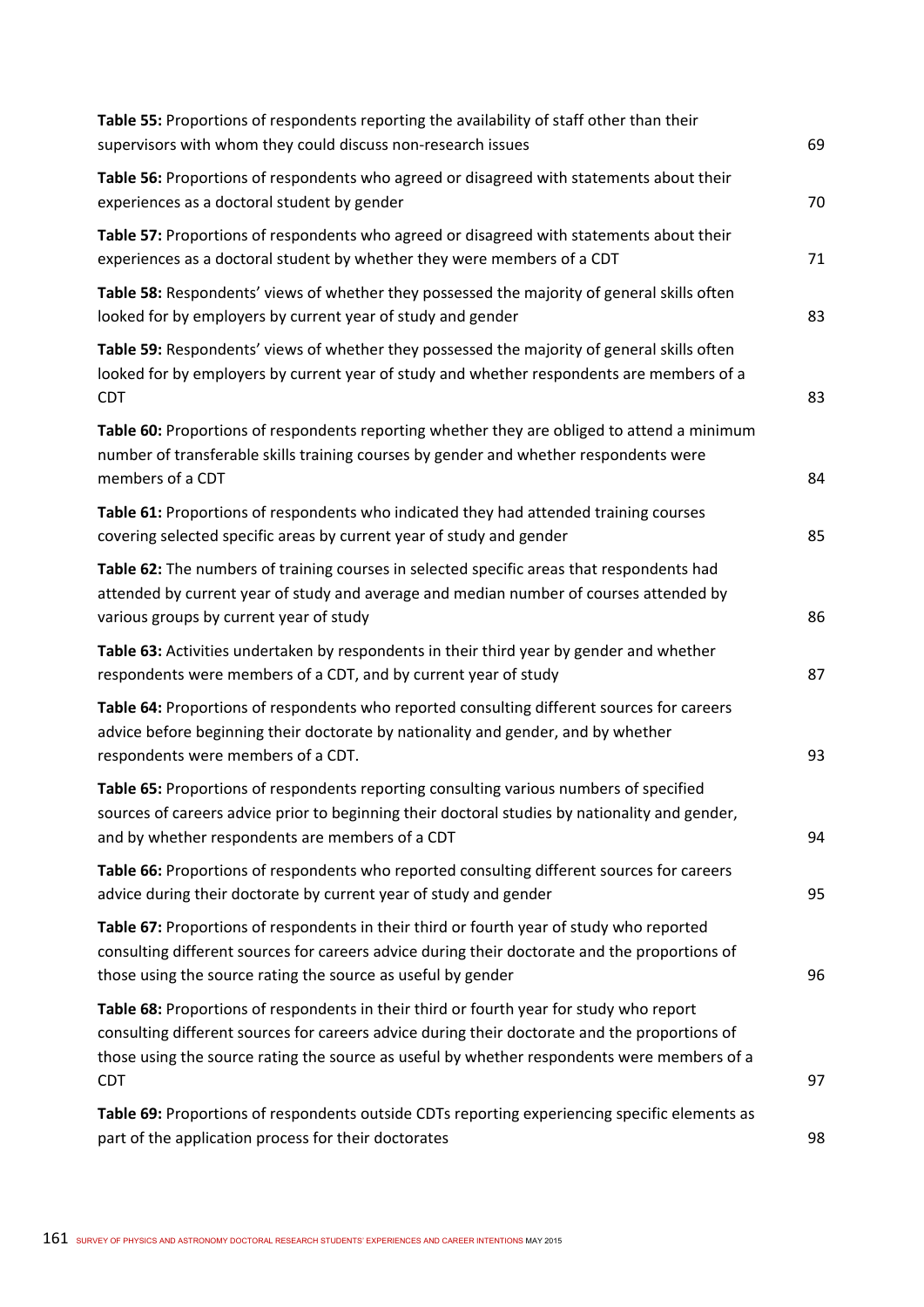| | |
|---|---|
| **Table 55:** Proportions of respondents reporting the availability of staff other than their supervisors with whom they could discuss non-research issues | 69 |
| **Table 56:** Proportions of respondents who agreed or disagreed with statements about their experiences as a doctoral student by gender | 70 |
| **Table 57:** Proportions of respondents who agreed or disagreed with statements about their experiences as a doctoral student by whether they were members of a CDT | 71 |
| **Table 58:** Respondents' views of whether they possessed the majority of general skills often looked for by employers by current year of study and gender | 83 |
| **Table 59:** Respondents' views of whether they possessed the majority of general skills often looked for by employers by current year of study and whether respondents are members of a CDT | 83 |
| **Table 60:** Proportions of respondents reporting whether they are obliged to attend a minimum number of transferable skills training courses by gender and whether respondents were members of a CDT | 84 |
| **Table 61:** Proportions of respondents who indicated they had attended training courses covering selected specific areas by current year of study and gender | 85 |
| **Table 62:** The numbers of training courses in selected specific areas that respondents had attended by current year of study and average and median number of courses attended by various groups by current year of study | 86 |
| **Table 63:** Activities undertaken by respondents in their third year by gender and whether respondents were members of a CDT, and by current year of study | 87 |
| **Table 64:** Proportions of respondents who reported consulting different sources for careers advice before beginning their doctorate by nationality and gender, and by whether respondents were members of a CDT. | 93 |
| **Table 65:** Proportions of respondents reporting consulting various numbers of specified sources of careers advice prior to beginning their doctoral studies by nationality and gender, and by whether respondents are members of a CDT | 94 |
| **Table 66:** Proportions of respondents who reported consulting different sources for careers advice during their doctorate by current year of study and gender | 95 |
| **Table 67:** Proportions of respondents in their third or fourth year of study who reported consulting different sources for careers advice during their doctorate and the proportions of those using the source rating the source as useful by gender | 96 |
| **Table 68:** Proportions of respondents in their third or fourth year for study who report consulting different sources for careers advice during their doctorate and the proportions of those using the source rating the source as useful by whether respondents were members of a CDT | 97 |
| **Table 69:** Proportions of respondents outside CDTs reporting experiencing specific elements as part of the application process for their doctorates | 98 |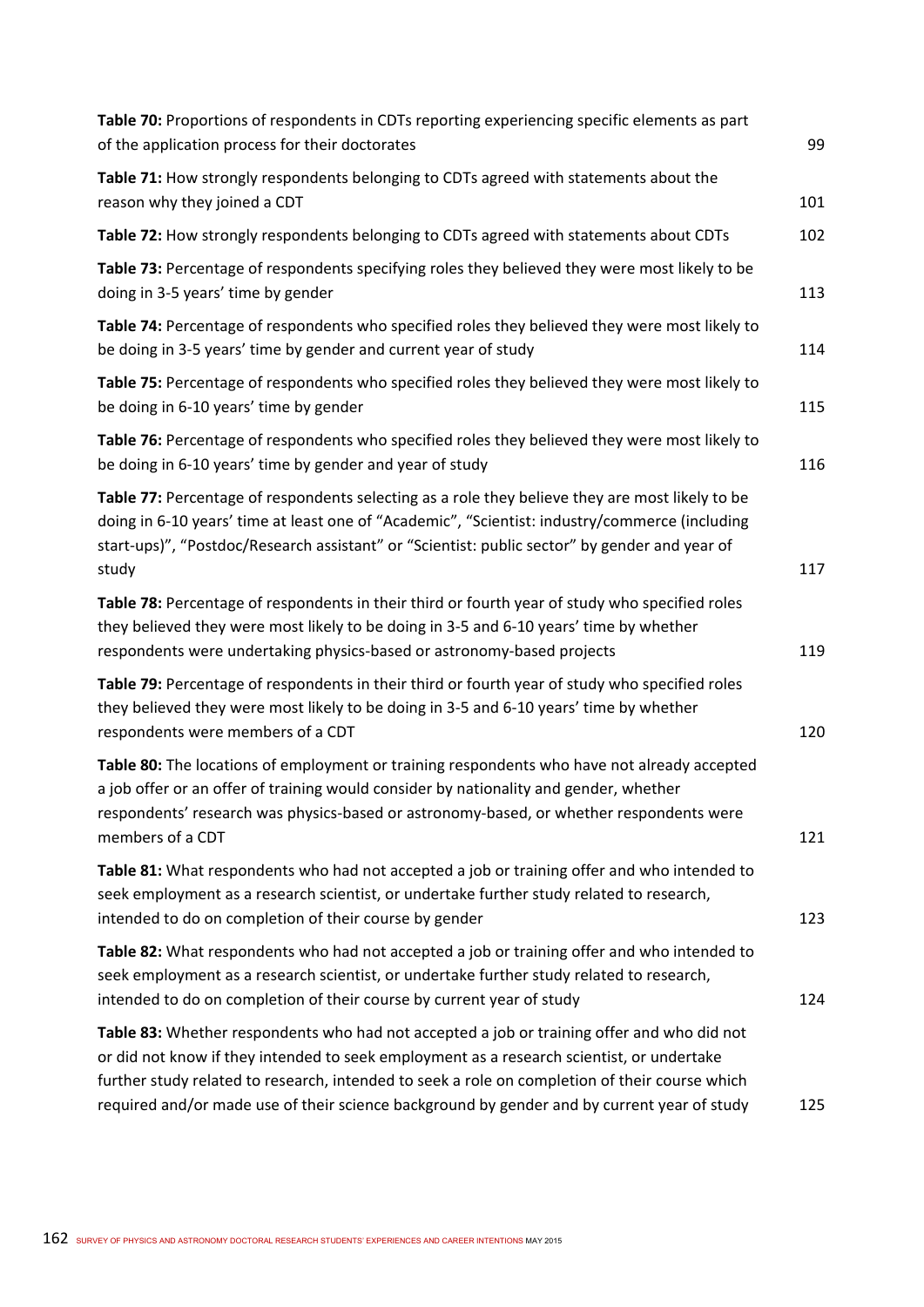**Table 70:** Proportions of respondents in CDTs reporting experiencing specific elements as part of the application process for their doctorates 99

**Table 71:** How strongly respondents belonging to CDTs agreed with statements about the reason why they joined a CDT 101

**Table 72:** How strongly respondents belonging to CDTs agreed with statements about CDTs 102

**Table 73:** Percentage of respondents specifying roles they believed they were most likely to be doing in 3-5 years' time by gender 113

**Table 74:** Percentage of respondents who specified roles they believed they were most likely to be doing in 3-5 years' time by gender and current year of study 114

**Table 75:** Percentage of respondents who specified roles they believed they were most likely to be doing in 6-10 years' time by gender 115

**Table 76:** Percentage of respondents who specified roles they believed they were most likely to be doing in 6-10 years' time by gender and year of study 116

**Table 77:** Percentage of respondents selecting as a role they believe they are most likely to be doing in 6-10 years' time at least one of "Academic", "Scientist: industry/commerce (including start-ups)", "Postdoc/Research assistant" or "Scientist: public sector" by gender and year of study 117

**Table 78:** Percentage of respondents in their third or fourth year of study who specified roles they believed they were most likely to be doing in 3-5 and 6-10 years' time by whether respondents were undertaking physics-based or astronomy-based projects 119

**Table 79:** Percentage of respondents in their third or fourth year of study who specified roles they believed they were most likely to be doing in 3-5 and 6-10 years' time by whether respondents were members of a CDT 120

**Table 80:** The locations of employment or training respondents who have not already accepted a job offer or an offer of training would consider by nationality and gender, whether respondents' research was physics-based or astronomy-based, or whether respondents were members of a CDT 121

**Table 81:** What respondents who had not accepted a job or training offer and who intended to seek employment as a research scientist, or undertake further study related to research, intended to do on completion of their course by gender 123

**Table 82:** What respondents who had not accepted a job or training offer and who intended to seek employment as a research scientist, or undertake further study related to research, intended to do on completion of their course by current year of study 124

**Table 83:** Whether respondents who had not accepted a job or training offer and who did not or did not know if they intended to seek employment as a research scientist, or undertake further study related to research, intended to seek a role on completion of their course which required and/or made use of their science background by gender and by current year of study 125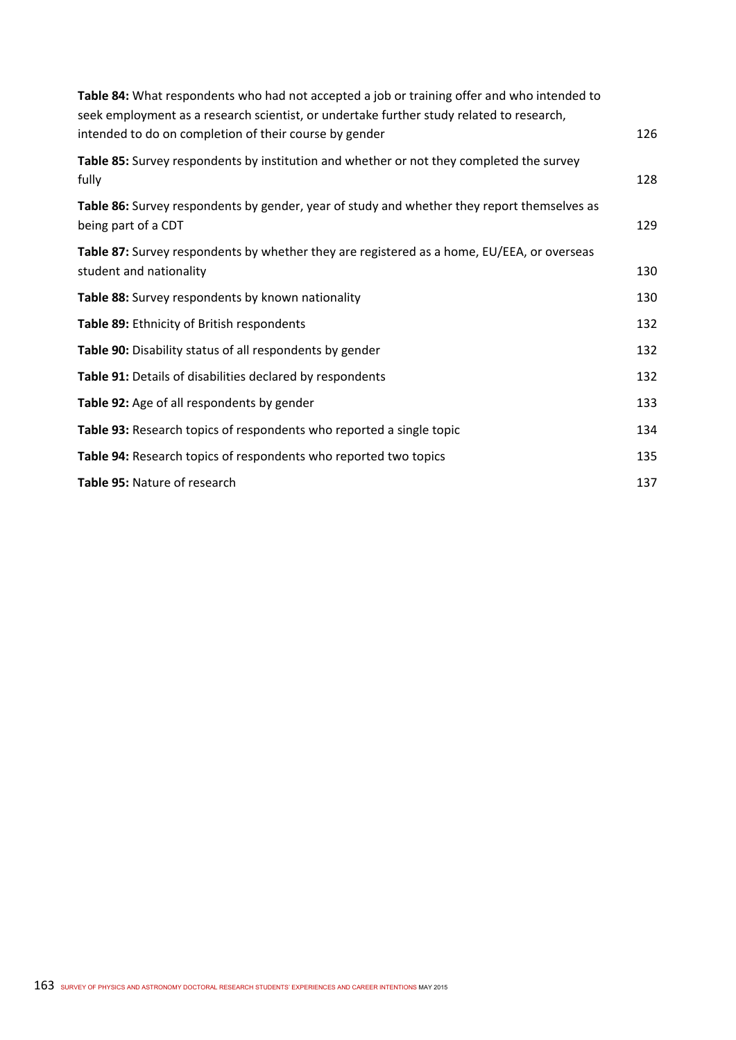**Table 84:** What respondents who had not accepted a job or training offer and who intended to seek employment as a research scientist, or undertake further study related to research, intended to do on completion of their course by gender 126

**Table 85:** Survey respondents by institution and whether or not they completed the survey fully 128

**Table 86:** Survey respondents by gender, year of study and whether they report themselves as being part of a CDT 129

**Table 87:** Survey respondents by whether they are registered as a home, EU/EEA, or overseas student and nationality 130

**Table 88:** Survey respondents by known nationality 130

**Table 89:** Ethnicity of British respondents 132

**Table 90:** Disability status of all respondents by gender 132

**Table 91:** Details of disabilities declared by respondents 132

**Table 92:** Age of all respondents by gender 133

**Table 93:** Research topics of respondents who reported a single topic 134

**Table 94:** Research topics of respondents who reported two topics 135

**Table 95:** Nature of research 137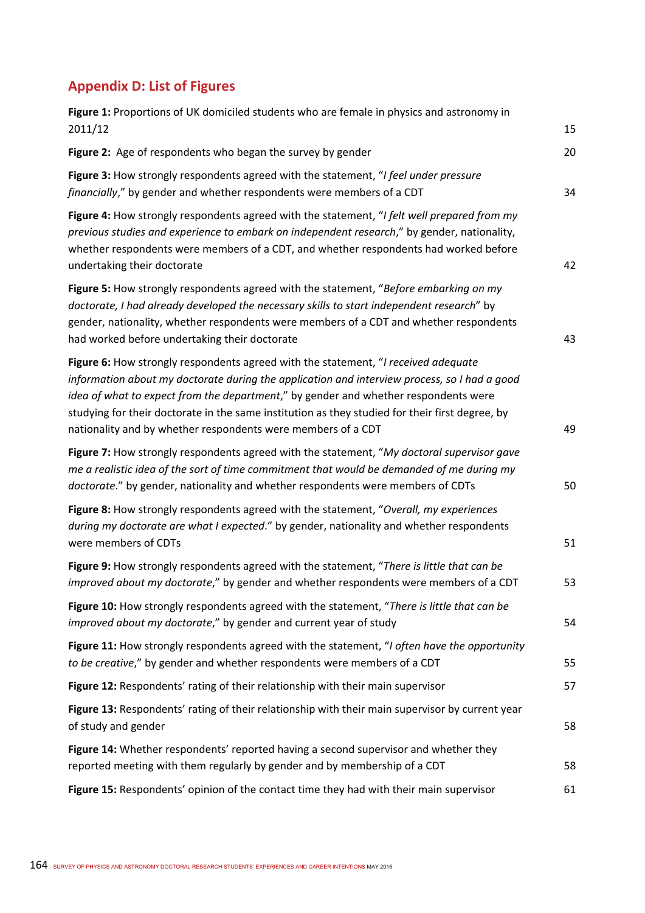## Appendix D: List of Figures

| | |
|---|---|
| **Figure 1:** Proportions of UK domiciled students who are female in physics and astronomy in 2011/12 | 15 |
| **Figure 2:** Age of respondents who began the survey by gender | 20 |
| **Figure 3:** How strongly respondents agreed with the statement, "*I feel under pressure financially*," by gender and whether respondents were members of a CDT | 34 |
| **Figure 4:** How strongly respondents agreed with the statement, "*I felt well prepared from my previous studies and experience to embark on independent research*," by gender, nationality, whether respondents were members of a CDT, and whether respondents had worked before undertaking their doctorate | 42 |
| **Figure 5:** How strongly respondents agreed with the statement, "*Before embarking on my doctorate, I had already developed the necessary skills to start independent research*" by gender, nationality, whether respondents were members of a CDT and whether respondents had worked before undertaking their doctorate | 43 |
| **Figure 6:** How strongly respondents agreed with the statement, "*I received adequate information about my doctorate during the application and interview process, so I had a good idea of what to expect from the department*," by gender and whether respondents were studying for their doctorate in the same institution as they studied for their first degree, by nationality and by whether respondents were members of a CDT | 49 |
| **Figure 7:** How strongly respondents agreed with the statement, "*My doctoral supervisor gave me a realistic idea of the sort of time commitment that would be demanded of me during my doctorate*." by gender, nationality and whether respondents were members of CDTs | 50 |
| **Figure 8:** How strongly respondents agreed with the statement, "*Overall, my experiences during my doctorate are what I expected*." by gender, nationality and whether respondents were members of CDTs | 51 |
| **Figure 9:** How strongly respondents agreed with the statement, "*There is little that can be improved about my doctorate*," by gender and whether respondents were members of a CDT | 53 |
| **Figure 10:** How strongly respondents agreed with the statement, "*There is little that can be improved about my doctorate*," by gender and current year of study | 54 |
| **Figure 11:** How strongly respondents agreed with the statement, "*I often have the opportunity to be creative*," by gender and whether respondents were members of a CDT | 55 |
| **Figure 12:** Respondents' rating of their relationship with their main supervisor | 57 |
| **Figure 13:** Respondents' rating of their relationship with their main supervisor by current year of study and gender | 58 |
| **Figure 14:** Whether respondents' reported having a second supervisor and whether they reported meeting with them regularly by gender and by membership of a CDT | 58 |
| **Figure 15:** Respondents' opinion of the contact time they had with their main supervisor | 61 |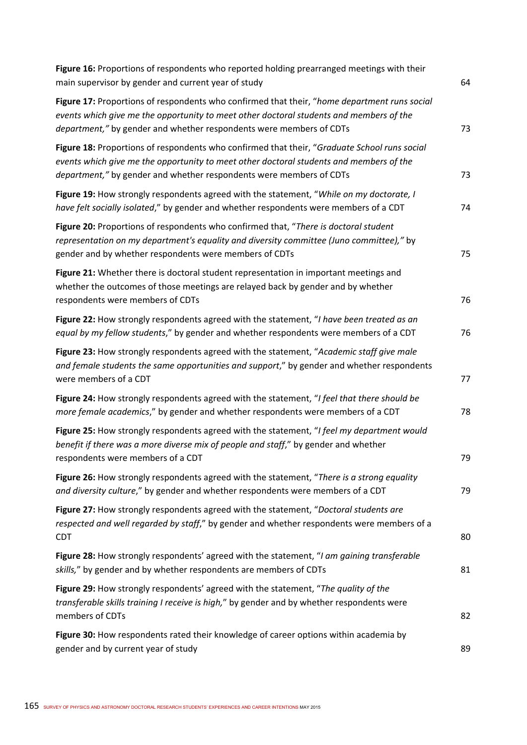**Figure 16:** Proportions of respondents who reported holding prearranged meetings with their main supervisor by gender and current year of study 64

**Figure 17:** Proportions of respondents who confirmed that their, "*home department runs social events which give me the opportunity to meet other doctoral students and members of the department,"* by gender and whether respondents were members of CDTs 73

**Figure 18:** Proportions of respondents who confirmed that their, "*Graduate School runs social events which give me the opportunity to meet other doctoral students and members of the department,"* by gender and whether respondents were members of CDTs 73

**Figure 19:** How strongly respondents agreed with the statement, "*While on my doctorate, I have felt socially isolated*," by gender and whether respondents were members of a CDT 74

**Figure 20:** Proportions of respondents who confirmed that, "*There is doctoral student representation on my department's equality and diversity committee (Juno committee),"* by gender and by whether respondents were members of CDTs 75

**Figure 21:** Whether there is doctoral student representation in important meetings and whether the outcomes of those meetings are relayed back by gender and by whether respondents were members of CDTs 76

**Figure 22:** How strongly respondents agreed with the statement, "*I have been treated as an equal by my fellow students*," by gender and whether respondents were members of a CDT 76

**Figure 23:** How strongly respondents agreed with the statement, "*Academic staff give male and female students the same opportunities and support*," by gender and whether respondents were members of a CDT 77

**Figure 24:** How strongly respondents agreed with the statement, "*I feel that there should be more female academics*," by gender and whether respondents were members of a CDT 78

**Figure 25:** How strongly respondents agreed with the statement, "*I feel my department would benefit if there was a more diverse mix of people and staff*," by gender and whether respondents were members of a CDT 79

**Figure 26:** How strongly respondents agreed with the statement, "*There is a strong equality and diversity culture*," by gender and whether respondents were members of a CDT 79

**Figure 27:** How strongly respondents agreed with the statement, "*Doctoral students are respected and well regarded by staff*," by gender and whether respondents were members of a CDT 80

**Figure 28:** How strongly respondents' agreed with the statement, "*I am gaining transferable skills,*" by gender and by whether respondents are members of CDTs 81

**Figure 29:** How strongly respondents' agreed with the statement, "*The quality of the transferable skills training I receive is high,*" by gender and by whether respondents were members of CDTs 82

**Figure 30:** How respondents rated their knowledge of career options within academia by gender and by current year of study 89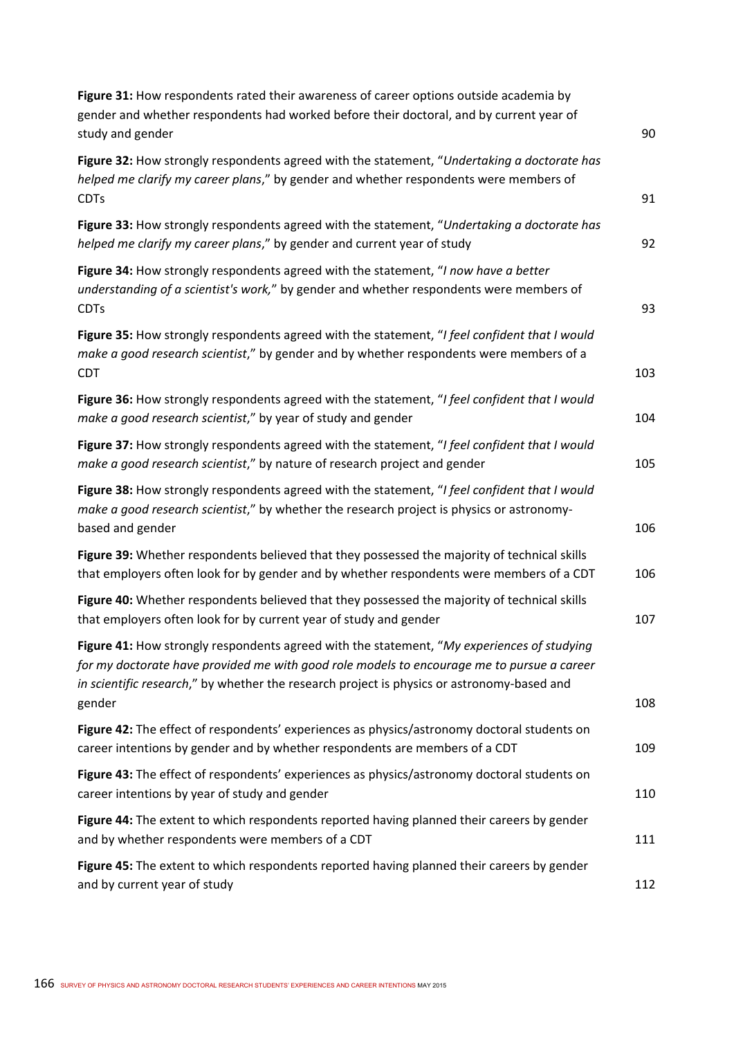**Figure 31:** How respondents rated their awareness of career options outside academia by gender and whether respondents had worked before their doctoral, and by current year of study and gender 90

**Figure 32:** How strongly respondents agreed with the statement, "*Undertaking a doctorate has helped me clarify my career plans*," by gender and whether respondents were members of CDTs 91

**Figure 33:** How strongly respondents agreed with the statement, "*Undertaking a doctorate has helped me clarify my career plans*," by gender and current year of study 92

**Figure 34:** How strongly respondents agreed with the statement, "*I now have a better understanding of a scientist's work,*" by gender and whether respondents were members of CDTs 93

**Figure 35:** How strongly respondents agreed with the statement, "*I feel confident that I would make a good research scientist*," by gender and by whether respondents were members of a CDT 103

**Figure 36:** How strongly respondents agreed with the statement, "*I feel confident that I would make a good research scientist*," by year of study and gender 104

**Figure 37:** How strongly respondents agreed with the statement, "*I feel confident that I would make a good research scientist*," by nature of research project and gender 105

**Figure 38:** How strongly respondents agreed with the statement, "*I feel confident that I would make a good research scientist*," by whether the research project is physics or astronomy-based and gender 106

**Figure 39:** Whether respondents believed that they possessed the majority of technical skills that employers often look for by gender and by whether respondents were members of a CDT 106

**Figure 40:** Whether respondents believed that they possessed the majority of technical skills that employers often look for by current year of study and gender 107

**Figure 41:** How strongly respondents agreed with the statement, "*My experiences of studying for my doctorate have provided me with good role models to encourage me to pursue a career in scientific research*," by whether the research project is physics or astronomy-based and gender 108

**Figure 42:** The effect of respondents' experiences as physics/astronomy doctoral students on career intentions by gender and by whether respondents are members of a CDT 109

**Figure 43:** The effect of respondents' experiences as physics/astronomy doctoral students on career intentions by year of study and gender 110

**Figure 44:** The extent to which respondents reported having planned their careers by gender and by whether respondents were members of a CDT 111

**Figure 45:** The extent to which respondents reported having planned their careers by gender and by current year of study 112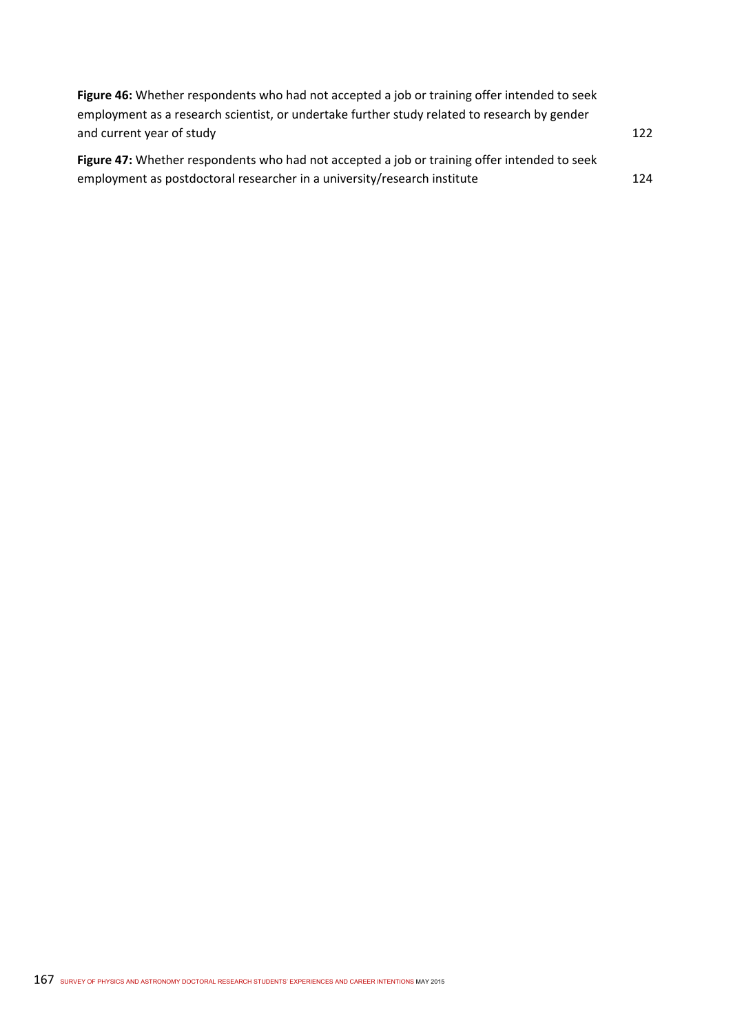**Figure 46:** Whether respondents who had not accepted a job or training offer intended to seek employment as a research scientist, or undertake further study related to research by gender and current year of study 122

**Figure 47:** Whether respondents who had not accepted a job or training offer intended to seek employment as postdoctoral researcher in a university/research institute 124